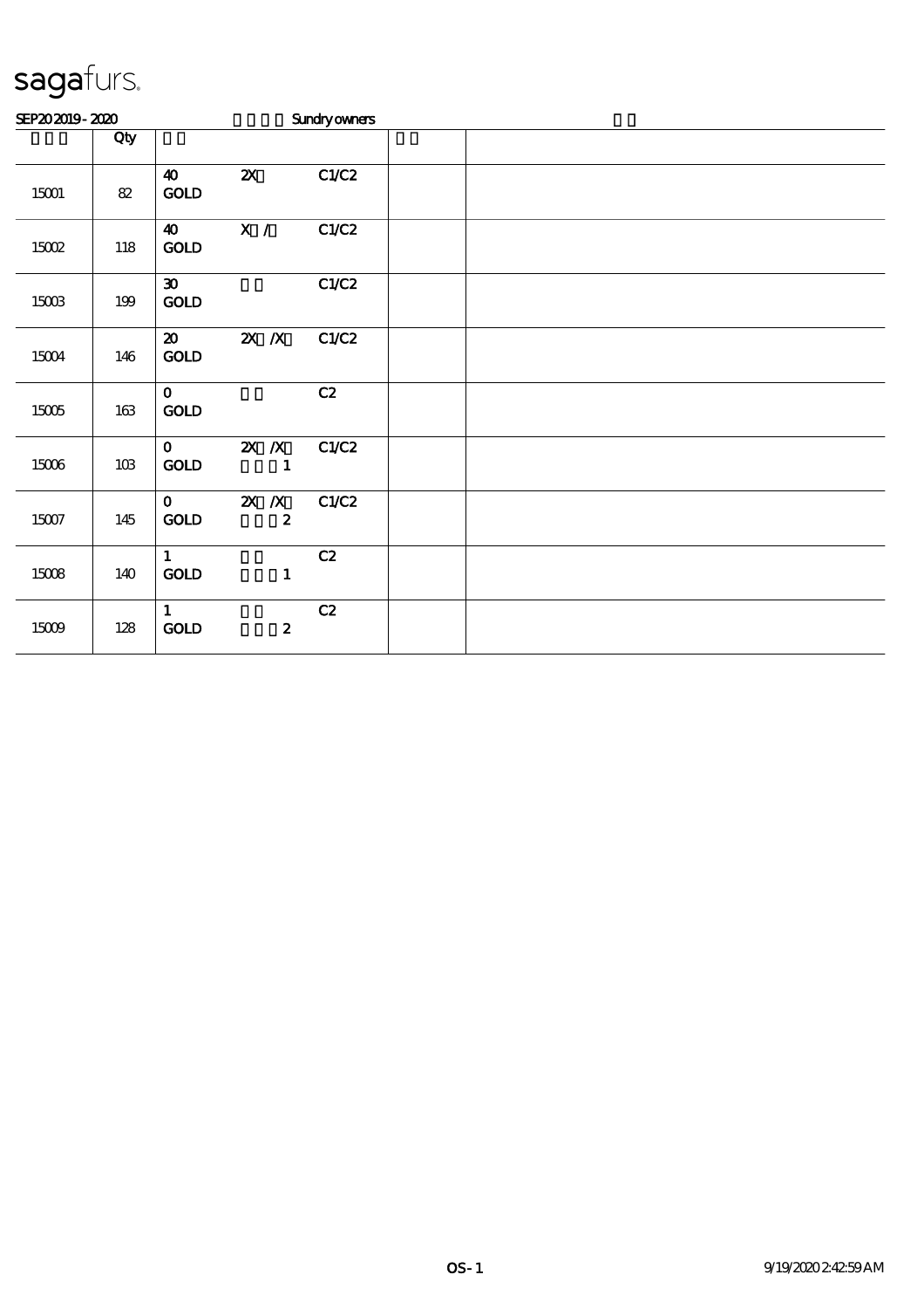# sagafurs.

SEP20 2019 - 2020 Sundry owners

| | Qty | | | | | |
|---|---|---|---|---|---|---|
| 15001 | 82 | 40 GOLD | 2X | C1/C2 | | |
| 15002 | 118 | 40 GOLD | X / | C1/C2 | | |
| 15003 | 199 | 30 GOLD | | C1/C2 | | |
| 15004 | 146 | 20 GOLD | 2X /X | C1/C2 | | |
| 15005 | 163 | 0 GOLD | | C2 | | |
| 15006 | 103 | 0 GOLD | 2X /X 1 | C1/C2 | | |
| 15007 | 145 | 0 GOLD | 2X /X 2 | C1/C2 | | |
| 15008 | 140 | 1 GOLD | 1 | C2 | | |
| 15009 | 128 | 1 GOLD | 2 | C2 | | |

OS-1 9/19/2020 2:42:59 AM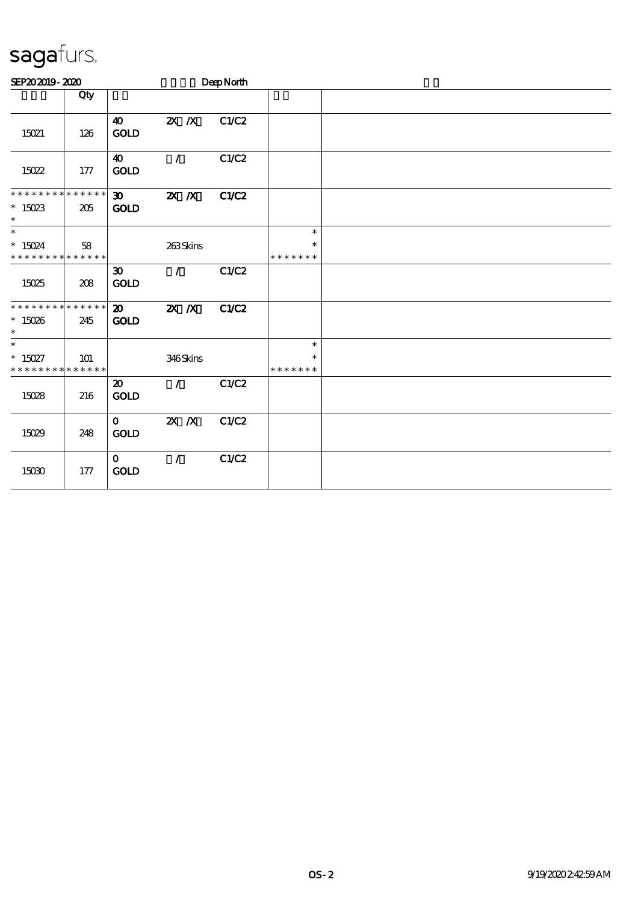# sagafurs.

SEP20 2019 - 2020 Deep North

| | Qty | | | | | |
|---|---|---|---|---|---|---|
| 15021 | 126 | 40 GOLD | 2X /X | C1/C2 | | |
| 15022 | 177 | 40 GOLD | / | C1/C2 | | |
| * * * * * * * * * * * * * * 15023 * | 205 | 30 GOLD | 2X /X | C1/C2 | | |
| * * 15024 * * * * * * * * * * * * * * | 58 | | 263 Skins | | * * * * * * * * * | |
| 15025 | 208 | 30 GOLD | / | C1/C2 | | |
| * * * * * * * * * * * * * * 15026 * | 245 | 20 GOLD | 2X /X | C1/C2 | | |
| * * 15027 * * * * * * * * * * * * * * | 101 | | 346 Skins | | * * * * * * * * * | |
| 15028 | 216 | 20 GOLD | / | C1/C2 | | |
| 15029 | 248 | 0 GOLD | 2X /X | C1/C2 | | |
| 15030 | 177 | 0 GOLD | / | C1/C2 | | |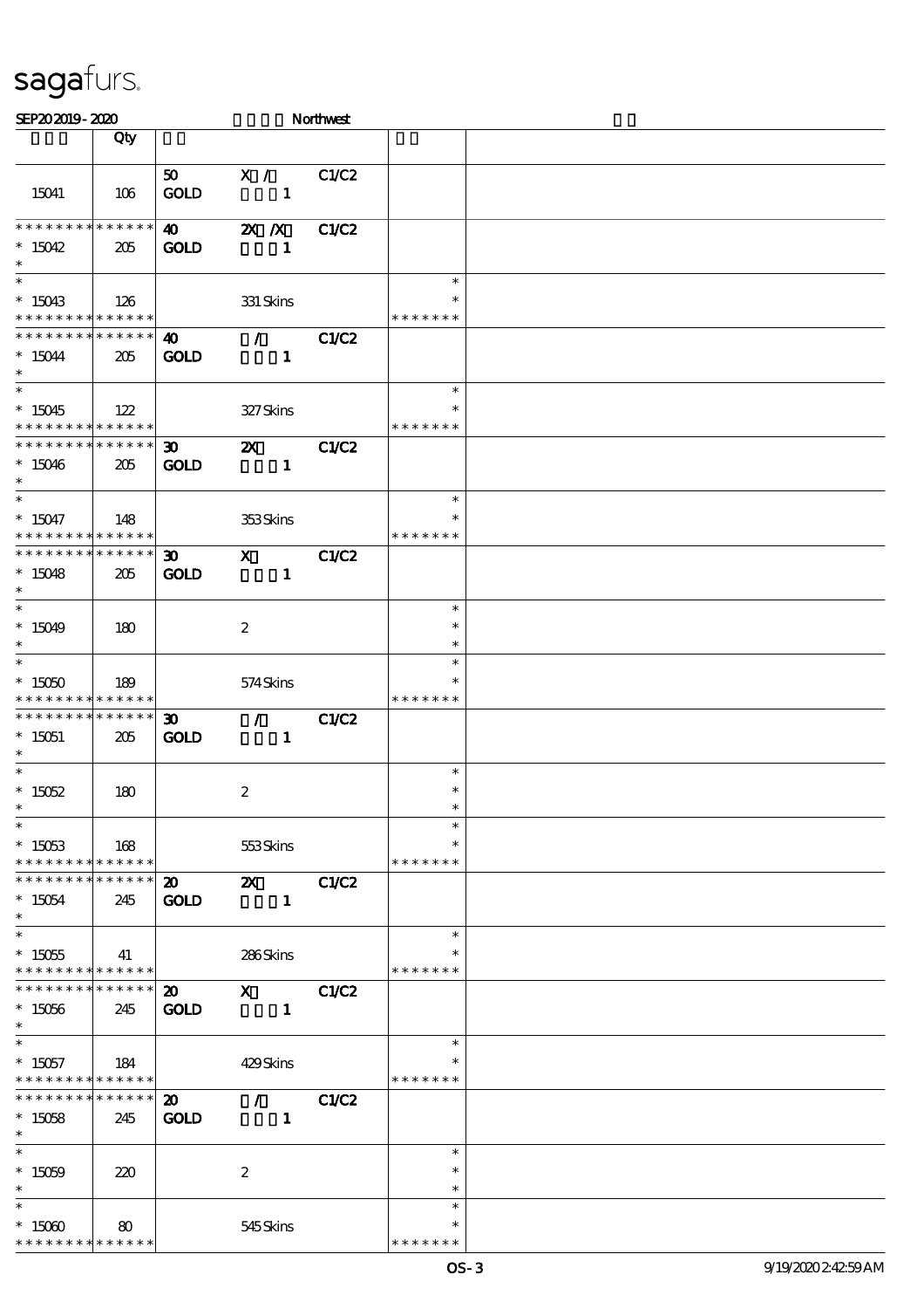# sagafurs.

SEP20 2019 - 2020 Northwest

| | Qty | | | | | |
|---|---|---|---|---|---|---|
| 15041 | 106 | 50 GOLD | X / 1 | C1/C2 | | |
| * * * * * * * * * * * * * * * 15042 * | 205 | 40 GOLD | 2X /X 1 | C1/C2 | | |
| * * 15043 * * * * * * * * * * * * * * | 126 | | 331 Skins | | * * * * * * * * * | |
| * * * * * * * * * * * * * * * 15044 * | 205 | 40 GOLD | / 1 | C1/C2 | | |
| * * 15045 * * * * * * * * * * * * * * | 122 | | 327 Skins | | * * * * * * * * * | |
| * * * * * * * * * * * * * * * 15046 * | 205 | 30 GOLD | 2X 1 | C1/C2 | | |
| * * 15047 * * * * * * * * * * * * * * | 148 | | 353 Skins | | * * * * * * * * * | |
| * * * * * * * * * * * * * * * 15048 * | 205 | 30 GOLD | X 1 | C1/C2 | | |
| * * 15049 * | 180 | | 2 | | * * * | |
| * * 15050 * * * * * * * * * * * * * * | 189 | | 574 Skins | | * * * * * * * * * | |
| * * * * * * * * * * * * * * * 15051 * | 205 | 30 GOLD | / 1 | C1/C2 | | |
| * * 15052 * | 180 | | 2 | | * * * | |
| * * 15053 * * * * * * * * * * * * * * | 168 | | 553 Skins | | * * * * * * * * * | |
| * * * * * * * * * * * * * * * 15054 * | 245 | 20 GOLD | 2X 1 | C1/C2 | | |
| * * 15055 * * * * * * * * * * * * * * | 41 | | 286 Skins | | * * * * * * * * * | |
| * * * * * * * * * * * * * * * 15056 * | 245 | 20 GOLD | X 1 | C1/C2 | | |
| * * 15057 * * * * * * * * * * * * * * | 184 | | 429 Skins | | * * * * * * * * * | |
| * * * * * * * * * * * * * * * 15058 * | 245 | 20 GOLD | / 1 | C1/C2 | | |
| * * 15059 * | 220 | | 2 | | * * * | |
| * * 15060 * * * * * * * * * * * * * * | 80 | | 545 Skins | | * * * * * * * * * | |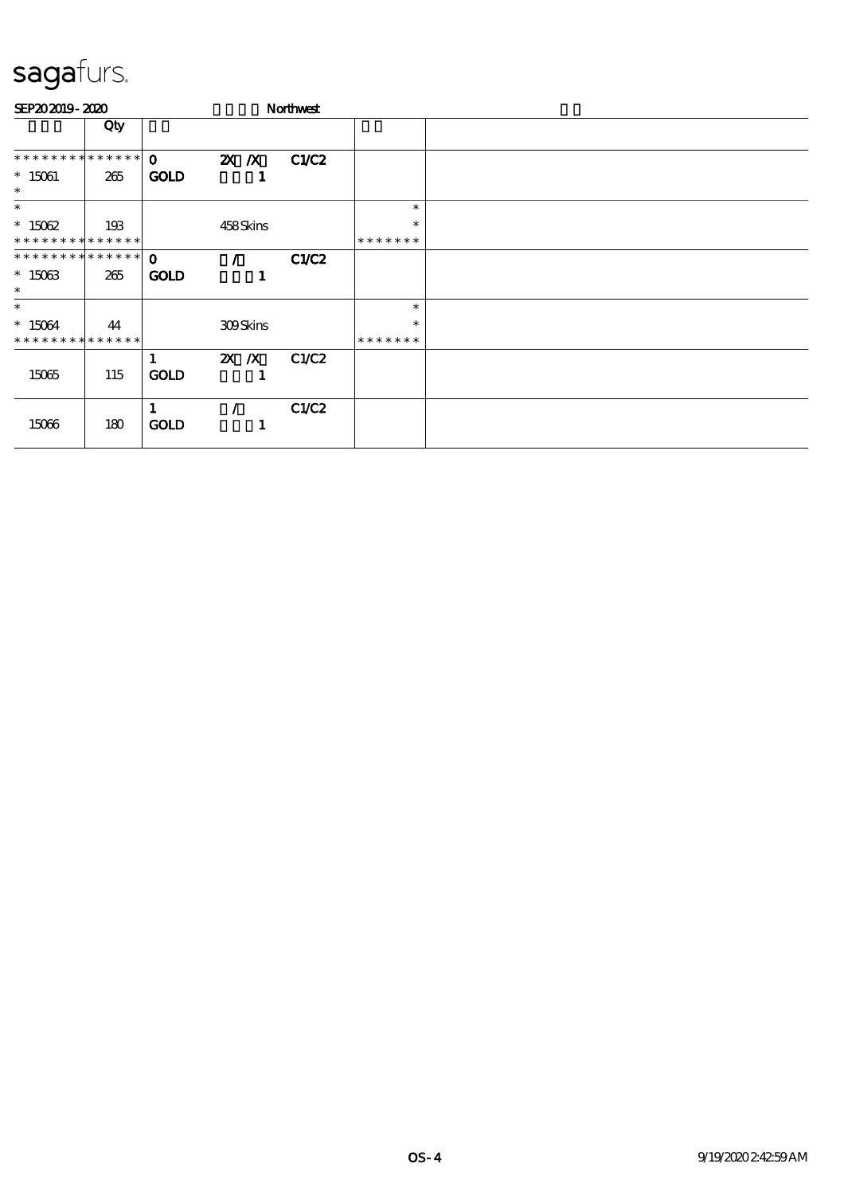sagafurs.

SEP20 2019 - 2020 Northwest

| | Qty | | | | | |
|---|---|---|---|---|---|---|
| * * * * * * * * * * * * * *<br>* 15061<br>* | 265 | 0<br>GOLD | 2X /X<br>1 | C1/C2 | | |
| *<br>* 15062<br>* * * * * * * * * * * * * * | 193 | | 458 Skins | | *<br>*<br>* * * * * * * | |
| * * * * * * * * * * * * * *<br>* 15063<br>* | 265 | 0<br>GOLD | /<br>1 | C1/C2 | | |
| *<br>* 15064<br>* * * * * * * * * * * * * * | 44 | | 309 Skins | | *<br>*<br>* * * * * * * | |
| 15065 | 115 | 1<br>GOLD | 2X /X<br>1 | C1/C2 | | |
| 15066 | 180 | 1<br>GOLD | /<br>1 | C1/C2 | | |

OS - 4 9/19/2020 2:42:59 AM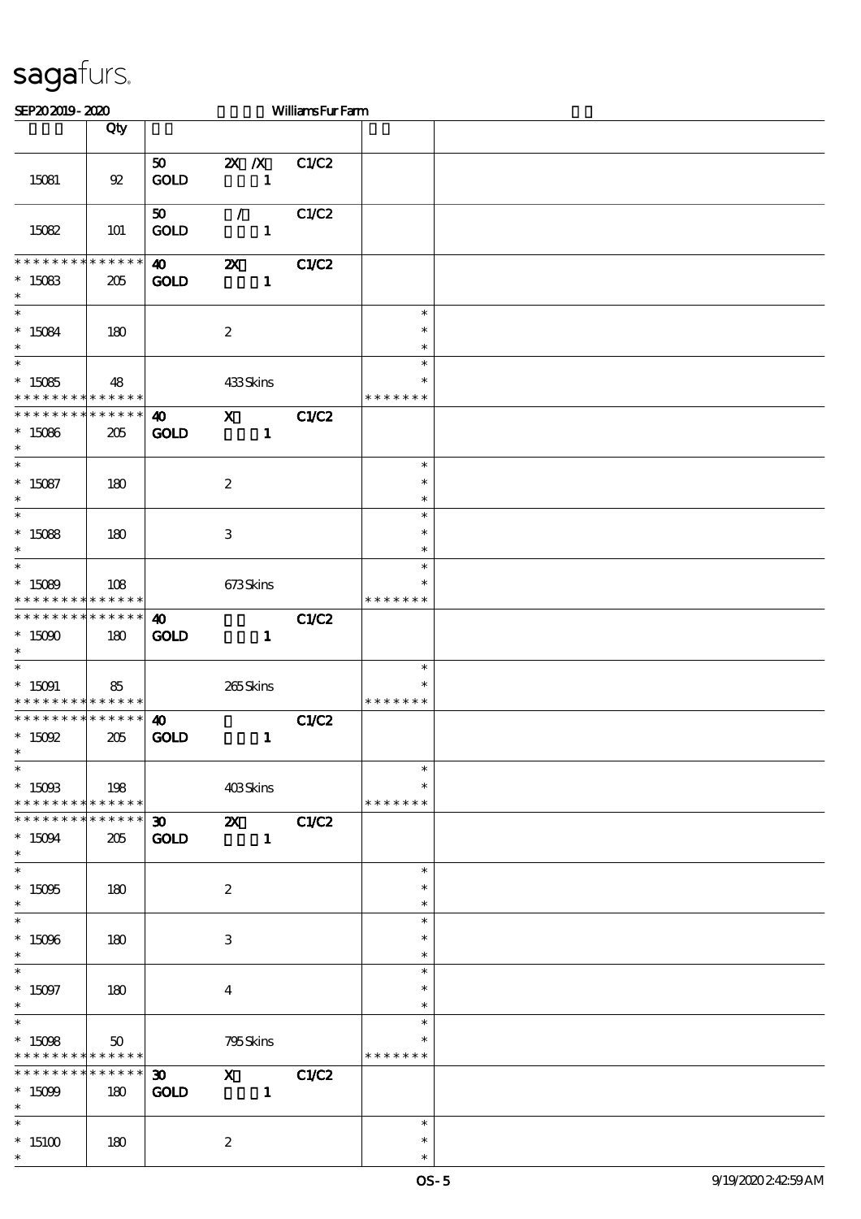SEP20 2019 - 2020 Williams Fur Farm

| | Qty | | | | | |
|---|---|---|---|---|---|---|
| 15081 | 92 | 50 GOLD | 2X /X 1 | C1/C2 | | |
| 15082 | 101 | 50 GOLD | / 1 | C1/C2 | | |
| * * * * * * * * * * * * * * 15083 * | 205 | 40 GOLD | 2X 1 | C1/C2 | | |
| * * 15084 * | 180 | | 2 | | * * * | |
| * * 15085 * * * * * * * * * * * * * | 48 | | 433 Skins | | * * * * * * * * * | |
| * * * * * * * * * * * * * * 15086 * | 205 | 40 GOLD | X 1 | C1/C2 | | |
| * * 15087 * | 180 | | 2 | | * * * | |
| * * 15088 * | 180 | | 3 | | * * * | |
| * * 15089 * * * * * * * * * * * * * | 108 | | 673 Skins | | * * * * * * * * * | |
| * * * * * * * * * * * * * * 15090 * | 180 | 40 GOLD | 1 | C1/C2 | | |
| * * 15091 * * * * * * * * * * * * * | 85 | | 265 Skins | | * * * * * * * * * | |
| * * * * * * * * * * * * * * 15092 * | 205 | 40 GOLD | 1 | C1/C2 | | |
| * * 15093 * * * * * * * * * * * * * | 198 | | 403 Skins | | * * * * * * * * * | |
| * * * * * * * * * * * * * * 15094 * | 205 | 30 GOLD | 2X 1 | C1/C2 | | |
| * * 15095 * | 180 | | 2 | | * * * | |
| * * 15096 * | 180 | | 3 | | * * * | |
| * * 15097 * | 180 | | 4 | | * * * | |
| * * 15098 * * * * * * * * * * * * * | 50 | | 795 Skins | | * * * * * * * * * | |
| * * * * * * * * * * * * * * 15099 * | 180 | 30 GOLD | X 1 | C1/C2 | | |
| * * 15100 * | 180 | | 2 | | * * * | |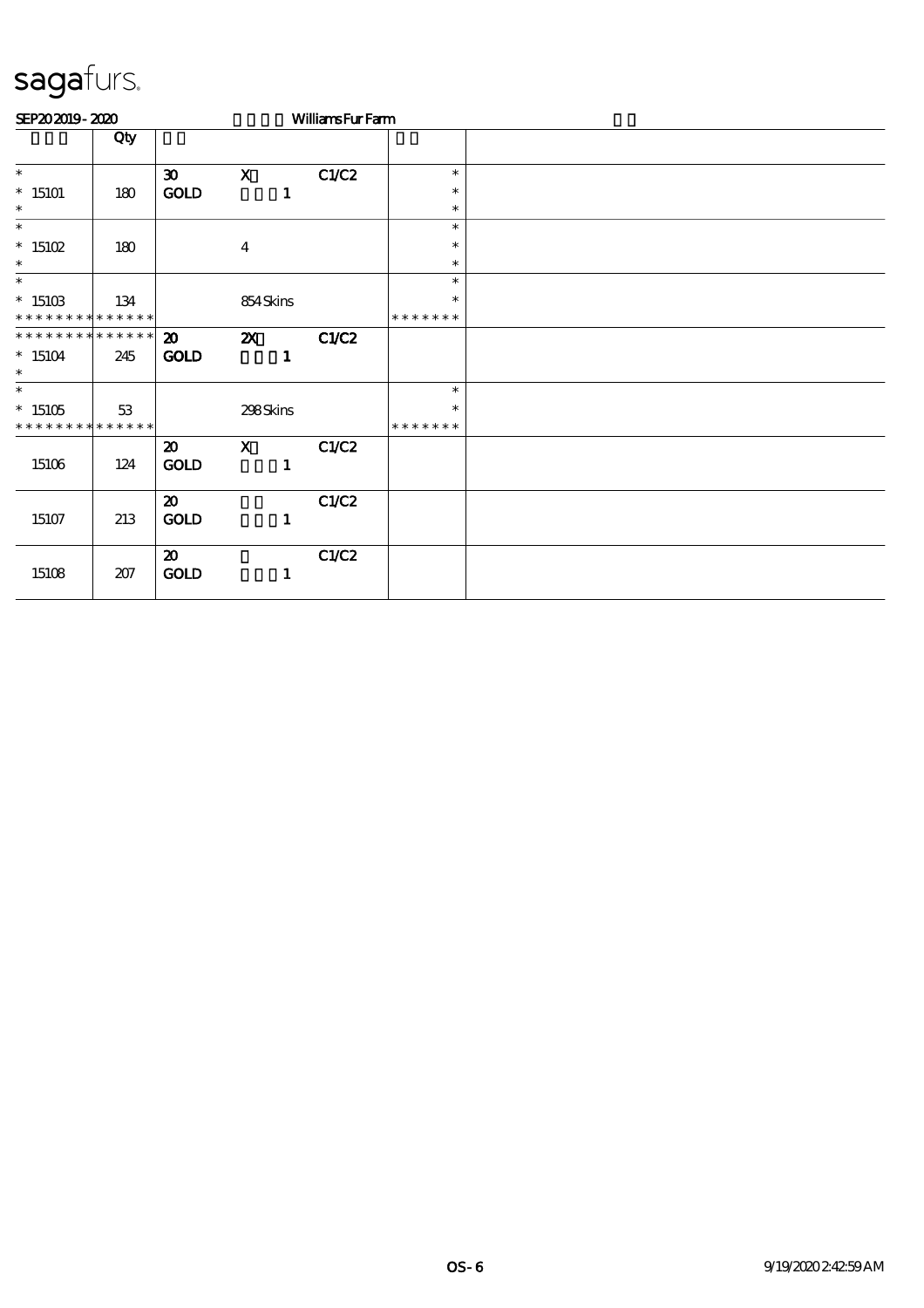sagafurs.

SEP20 2019 - 2020 Williams Fur Farm

| | Qty | | | | | |
|---|---|---|---|---|---|---|
| * <br> * 15101 <br> * | 180 | **30** <br> **GOLD** | **X** <br> **1** | **C1/C2** | * <br> * <br> * | |
| * <br> * 15102 <br> * | 180 | | 4 | | * <br> * <br> * | |
| * <br> * 15103 <br> * * * * * * * * * * * * * * | 134 | | 854 Skins | | * <br> * <br> * * * * * * * | |
| * * * * * * * * * * * * * * <br> * 15104 <br> * | 245 | **20** <br> **GOLD** | **2X** <br> **1** | **C1/C2** | | |
| * <br> * 15105 <br> * * * * * * * * * * * * * * | 53 | | 298 Skins | | * <br> * <br> * * * * * * * | |
| 15106 | 124 | **20** <br> **GOLD** | **X** <br> **1** | **C1/C2** | | |
| 15107 | 213 | **20** <br> **GOLD** | **1** | **C1/C2** | | |
| 15108 | 207 | **20** <br> **GOLD** | **1** | **C1/C2** | | |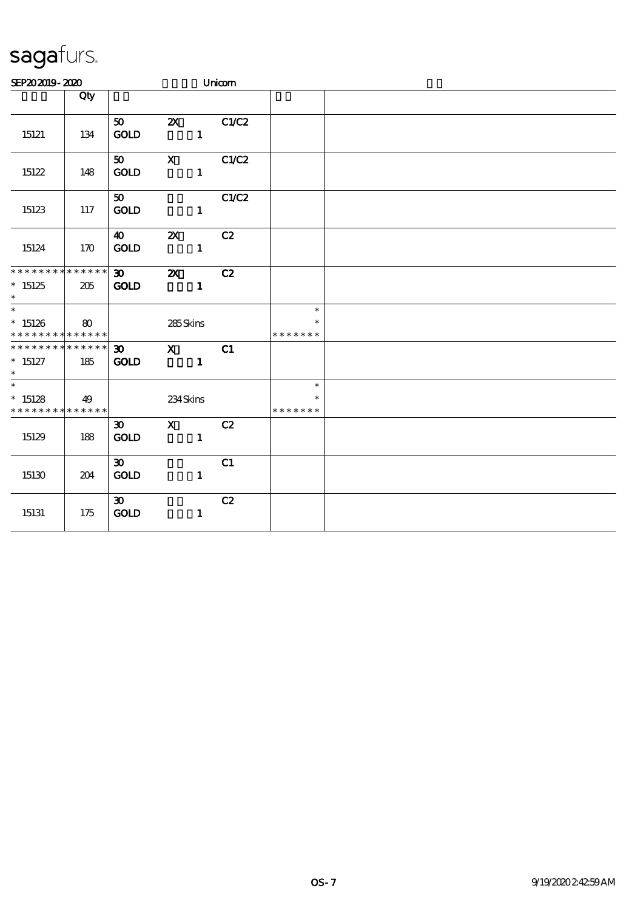# sagafurs.

SEP20 2019 - 2020 Unicorn

| | Qty | | | | | |
|---|---|---|---|---|---|---|
| 15121 | 134 | 50 GOLD | 2X 1 | C1/C2 | | |
| 15122 | 148 | 50 GOLD | X 1 | C1/C2 | | |
| 15123 | 117 | 50 GOLD | 1 | C1/C2 | | |
| 15124 | 170 | 40 GOLD | 2X 1 | C2 | | |
| * * * * * * * * * * * * * * <br>* 15125<br>* | 205 | 30 GOLD | 2X 1 | C2 | | |
| * <br>* 15126<br>* * * * * * * * * * * * * * | 80 | | 285 Skins | | *<br>*<br>* * * * * * * | |
| * * * * * * * * * * * * * * <br>* 15127<br>* | 185 | 30 GOLD | X 1 | C1 | | |
| * <br>* 15128<br>* * * * * * * * * * * * * * | 49 | | 234 Skins | | *<br>*<br>* * * * * * * | |
| 15129 | 188 | 30 GOLD | X 1 | C2 | | |
| 15130 | 204 | 30 GOLD | 1 | C1 | | |
| 15131 | 175 | 30 GOLD | 1 | C2 | | |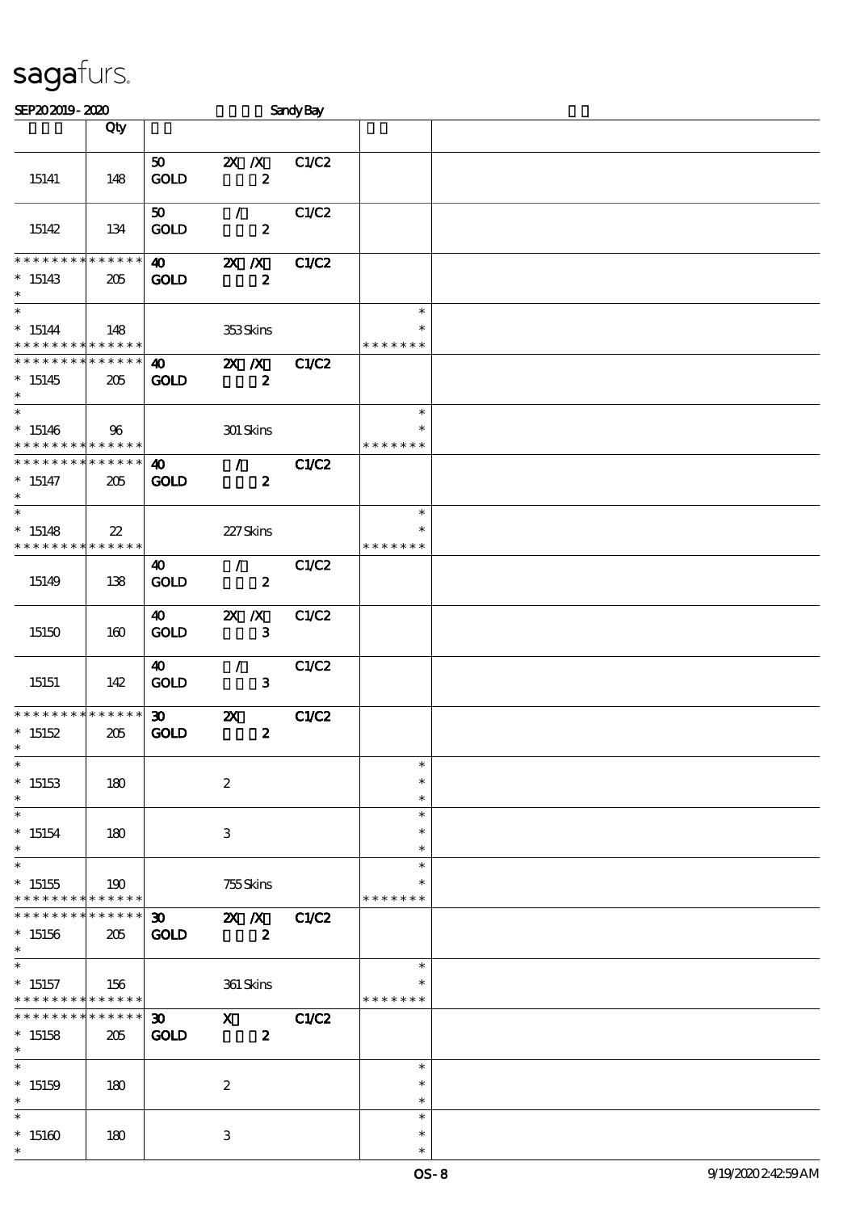# sagafurs.

SEP20 2019 - 2020 Sandy Bay

| | Qty | | | | | |
|---|---|---|---|---|---|---|
| 15141 | 148 | 50 GOLD | 2X /X 2 | C1/C2 | | |
| 15142 | 134 | 50 GOLD | / 2 | C1/C2 | | |
| * * * * * * * * * * * * * * 15143 * | 205 | 40 GOLD | 2X /X 2 | C1/C2 | | |
| * * 15144 * * * * * * * * * * * * * | 148 | | 353 Skins | | * * * * * * * * * | |
| * * * * * * * * * * * * * * 15145 * | 205 | 40 GOLD | 2X /X 2 | C1/C2 | | |
| * * 15146 * * * * * * * * * * * * * | 96 | | 301 Skins | | * * * * * * * * * | |
| * * * * * * * * * * * * * * 15147 * | 205 | 40 GOLD | / 2 | C1/C2 | | |
| * * 15148 * * * * * * * * * * * * * | 22 | | 227 Skins | | * * * * * * * * * | |
| 15149 | 138 | 40 GOLD | / 2 | C1/C2 | | |
| 15150 | 160 | 40 GOLD | 2X /X 3 | C1/C2 | | |
| 15151 | 142 | 40 GOLD | / 3 | C1/C2 | | |
| * * * * * * * * * * * * * * 15152 * | 205 | 30 GOLD | 2X 2 | C1/C2 | | |
| * * 15153 * | 180 | | 2 | | * * * | |
| * * 15154 * | 180 | | 3 | | * * * | |
| * * 15155 * * * * * * * * * * * * * | 190 | | 755 Skins | | * * * * * * * * * | |
| * * * * * * * * * * * * * * 15156 * | 205 | 30 GOLD | 2X /X 2 | C1/C2 | | |
| * * 15157 * * * * * * * * * * * * * | 156 | | 361 Skins | | * * * * * * * * * | |
| * * * * * * * * * * * * * * 15158 * | 205 | 30 GOLD | X 2 | C1/C2 | | |
| * * 15159 * | 180 | | 2 | | * * * | |
| * * 15160 * | 180 | | 3 | | * * * | |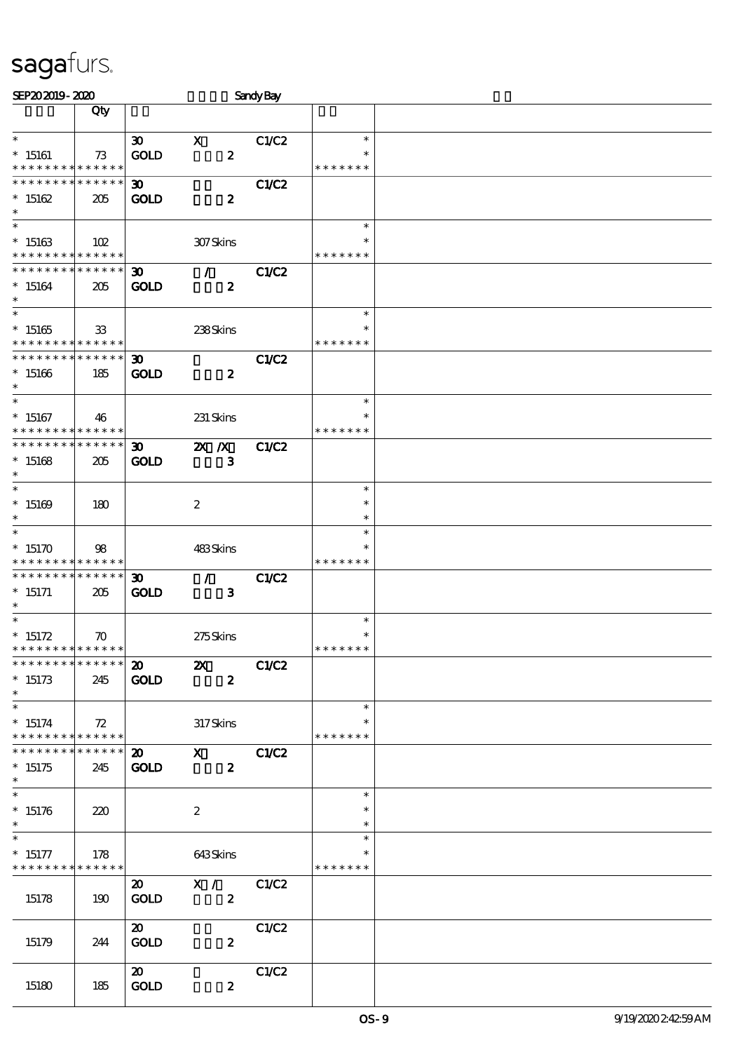sagafurs.

SEP20 2019 - 2020 Sandy Bay

| | Qty | | | | | |
|---|---|---|---|---|---|---|
| * <br> * 15161 <br> * * * * * * * * * * * * * * | 73 | 30 <br> GOLD | X <br> 2 | C1/C2 | * <br> * <br> * * * * * * * | |
| * * * * * * * * * * * * * * <br> * 15162 <br> * | 205 | 30 <br> GOLD | <br> 2 | C1/C2 | | |
| * <br> * 15163 <br> * * * * * * * * * * * * * * | 102 | | 307 Skins | | * <br> * <br> * * * * * * * | |
| * * * * * * * * * * * * * * <br> * 15164 <br> * | 205 | 30 <br> GOLD | / <br> 2 | C1/C2 | | |
| * <br> * 15165 <br> * * * * * * * * * * * * * * | 33 | | 238 Skins | | * <br> * <br> * * * * * * * | |
| * * * * * * * * * * * * * * <br> * 15166 <br> * | 185 | 30 <br> GOLD | <br> 2 | C1/C2 | | |
| * <br> * 15167 <br> * * * * * * * * * * * * * * | 46 | | 231 Skins | | * <br> * <br> * * * * * * * | |
| * * * * * * * * * * * * * * <br> * 15168 <br> * | 205 | 30 <br> GOLD | 2X /X <br> 3 | C1/C2 | | |
| * <br> * 15169 <br> * | 180 | | 2 | | * <br> * <br> * | |
| * <br> * 15170 <br> * * * * * * * * * * * * * * | 98 | | 483 Skins | | * <br> * <br> * * * * * * * | |
| * * * * * * * * * * * * * * <br> * 15171 <br> * | 205 | 30 <br> GOLD | / <br> 3 | C1/C2 | | |
| * <br> * 15172 <br> * * * * * * * * * * * * * * | 70 | | 275 Skins | | * <br> * <br> * * * * * * * | |
| * * * * * * * * * * * * * * <br> * 15173 <br> * | 245 | 20 <br> GOLD | 2X <br> 2 | C1/C2 | | |
| * <br> * 15174 <br> * * * * * * * * * * * * * * | 72 | | 317 Skins | | * <br> * <br> * * * * * * * | |
| * * * * * * * * * * * * * * <br> * 15175 <br> * | 245 | 20 <br> GOLD | X <br> 2 | C1/C2 | | |
| * <br> * 15176 <br> * | 220 | | 2 | | * <br> * <br> * | |
| * <br> * 15177 <br> * * * * * * * * * * * * * * | 178 | | 643 Skins | | * <br> * <br> * * * * * * * | |
| 15178 | 190 | 20 <br> GOLD | X / <br> 2 | C1/C2 | | |
| 15179 | 244 | 20 <br> GOLD | <br> 2 | C1/C2 | | |
| 15180 | 185 | 20 <br> GOLD | <br> 2 | C1/C2 | | |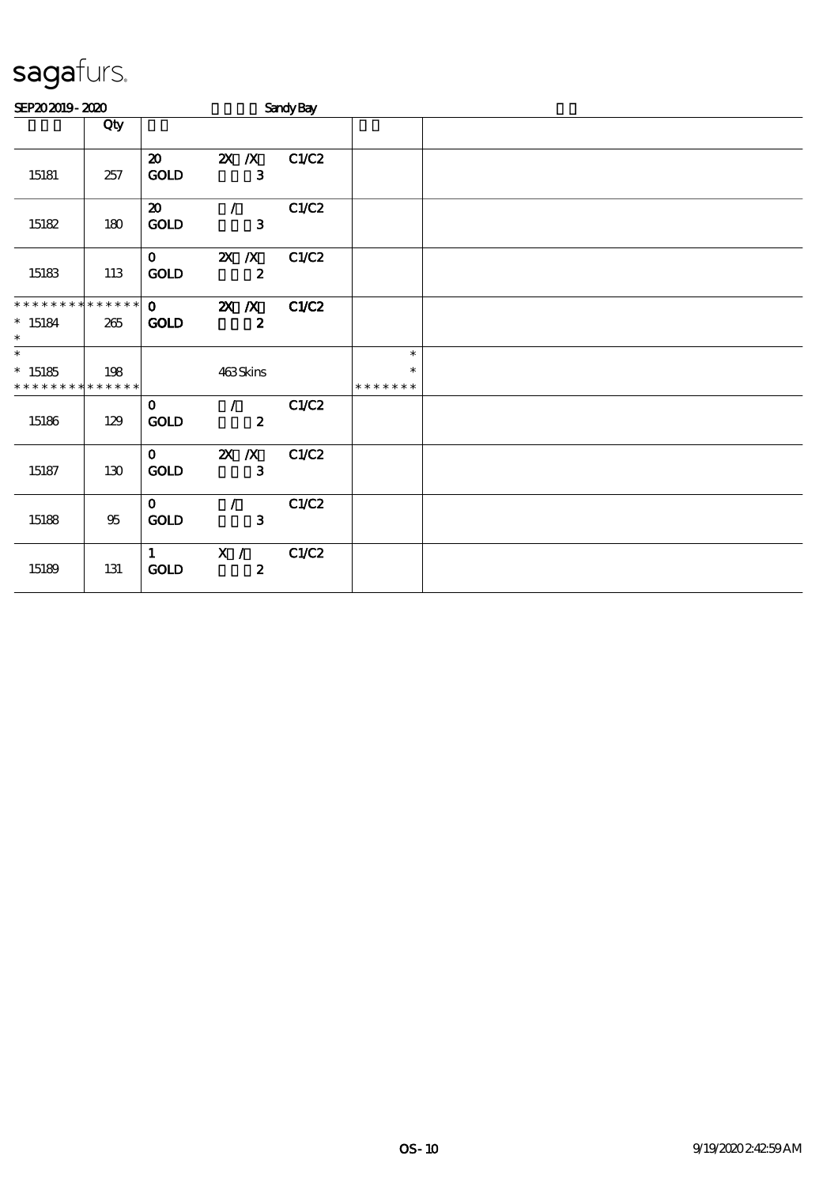# sagafurs.

SEP20 2019 - 2020 Sandy Bay

| | Qty | | | | | |
|---|---|---|---|---|---|---|
| 15181 | 257 | 20 GOLD | 2X /X 3 | C1/C2 | | |
| 15182 | 180 | 20 GOLD | / 3 | C1/C2 | | |
| 15183 | 113 | 0 GOLD | 2X /X 2 | C1/C2 | | |
| * * * * * * * * * * * * * * 15184 * | 265 | 0 GOLD | 2X /X 2 | C1/C2 | | |
| * * 15185 * * * * * * * * * * * * * | 198 | | 463 Skins | | * * * * * * * * * | |
| 15186 | 129 | 0 GOLD | / 2 | C1/C2 | | |
| 15187 | 130 | 0 GOLD | 2X /X 3 | C1/C2 | | |
| 15188 | 95 | 0 GOLD | / 3 | C1/C2 | | |
| 15189 | 131 | 1 GOLD | X / 2 | C1/C2 | | |

OS - 10 9/19/2020 2:42:59 AM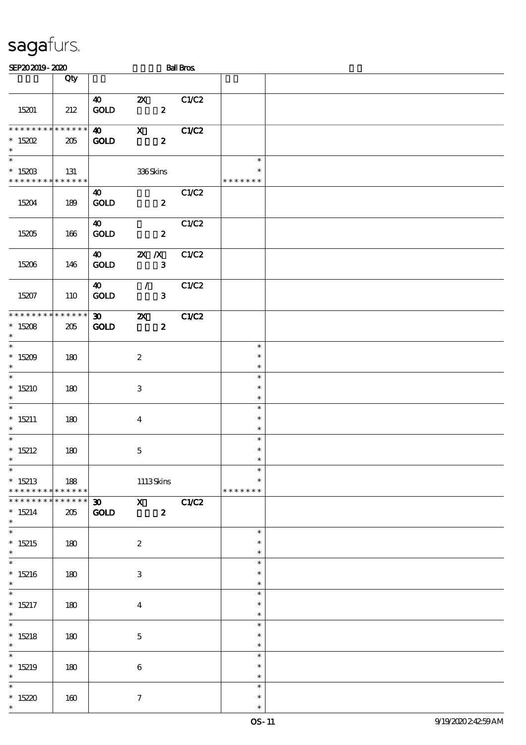sagafurs.

SEP20 2019 - 2020 Ball Bros.

| | Qty | | | |
|---|---|---|---|---|
| 15201 | 212 | 40 2X C1/C2<br>GOLD 2 | | |
| * * * * * * * * * * * * * *<br>* 15202<br>* | 205 | 40 X C1/C2<br>GOLD 2 | | |
| *<br>* 15203<br>* * * * * * * * * * * * * * | 131 | 336 Skins | *<br>*<br>* * * * * * * | |
| 15204 | 189 | 40 C1/C2<br>GOLD 2 | | |
| 15205 | 166 | 40 C1/C2<br>GOLD 2 | | |
| 15206 | 146 | 40 2X /X C1/C2<br>GOLD 3 | | |
| 15207 | 110 | 40 / C1/C2<br>GOLD 3 | | |
| * * * * * * * * * * * * * *<br>* 15208<br>* | 205 | 30 2X C1/C2<br>GOLD 2 | | |
| *<br>* 15209<br>* | 180 | 2 | *<br>*<br>* | |
| *<br>* 15210<br>* | 180 | 3 | *<br>*<br>* | |
| *<br>* 15211<br>* | 180 | 4 | *<br>*<br>* | |
| *<br>* 15212<br>* | 180 | 5 | *<br>*<br>* | |
| *<br>* 15213<br>* * * * * * * * * * * * * * | 188 | 1113 Skins | *<br>*<br>* * * * * * * | |
| * * * * * * * * * * * * * *<br>* 15214<br>* | 205 | 30 X C1/C2<br>GOLD 2 | | |
| *<br>* 15215<br>* | 180 | 2 | *<br>*<br>* | |
| *<br>* 15216<br>* | 180 | 3 | *<br>*<br>* | |
| *<br>* 15217<br>* | 180 | 4 | *<br>*<br>* | |
| *<br>* 15218<br>* | 180 | 5 | *<br>*<br>* | |
| *<br>* 15219<br>* | 180 | 6 | *<br>*<br>* | |
| *<br>* 15220<br>* | 160 | 7 | *<br>*<br>* | |

OS-11 9/19/2020 2:42:59 AM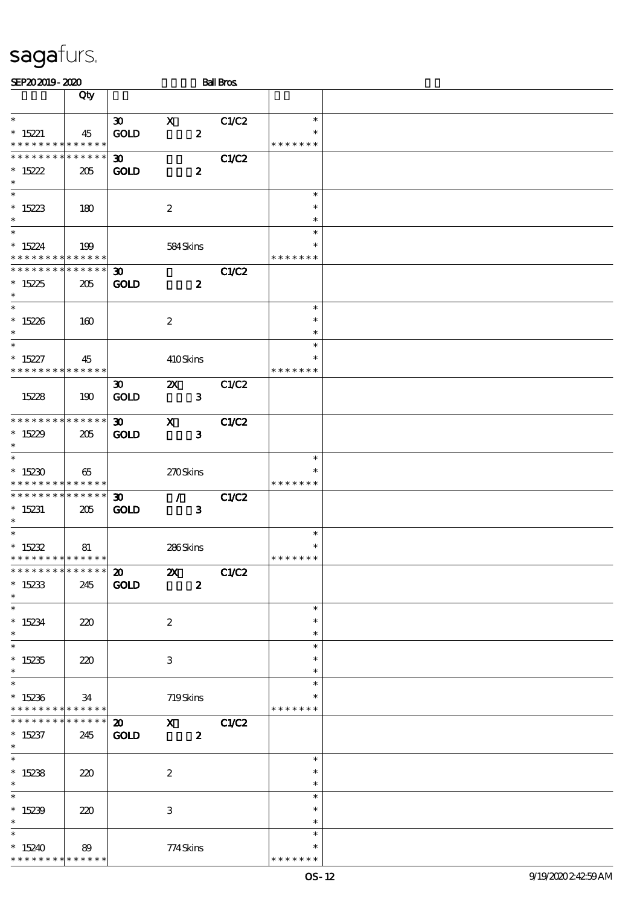sagafurs.

SEP20 2019 - 2020 Ball Bros.

| | Qty | | | | | |
|---|---|---|---|---|---|---|
| * | | 30 | X | C1/C2 | * | |
| * 15221 | 45 | GOLD | 2 | | * | |
| * * * * * * * * * * * * * * | | | | | * * * * * * * | |
| * * * * * * * * * * * * * * | | 30 | | C1/C2 | | |
| * 15222 | 205 | GOLD | 2 | | | |
| * | | | | | | |
| * | | | | | * | |
| * 15223 | 180 | | 2 | | * | |
| * | | | | | * | |
| * | | | | | * | |
| * 15224 | 199 | | 584 Skins | | * | |
| * * * * * * * * * * * * * * | | | | | * * * * * * * | |
| * * * * * * * * * * * * * * | | 30 | | C1/C2 | | |
| * 15225 | 205 | GOLD | 2 | | | |
| * | | | | | | |
| * | | | | | * | |
| * 15226 | 160 | | 2 | | * | |
| * | | | | | * | |
| * | | | | | * | |
| * 15227 | 45 | | 410 Skins | | * | |
| * * * * * * * * * * * * * * | | | | | * * * * * * * | |
| | | 30 | 2X | C1/C2 | | |
| 15228 | 190 | GOLD | 3 | | | |
| * * * * * * * * * * * * * * | | 30 | X | C1/C2 | | |
| * 15229 | 205 | GOLD | 3 | | | |
| * | | | | | | |
| * | | | | | * | |
| * 15230 | 65 | | 270 Skins | | * | |
| * * * * * * * * * * * * * * | | | | | * * * * * * * | |
| * * * * * * * * * * * * * * | | 30 | / | C1/C2 | | |
| * 15231 | 205 | GOLD | 3 | | | |
| * | | | | | | |
| * | | | | | * | |
| * 15232 | 81 | | 286 Skins | | * | |
| * * * * * * * * * * * * * * | | | | | * * * * * * * | |
| * * * * * * * * * * * * * * | | 20 | 2X | C1/C2 | | |
| * 15233 | 245 | GOLD | 2 | | | |
| * | | | | | | |
| * | | | | | * | |
| * 15234 | 220 | | 2 | | * | |
| * | | | | | * | |
| * | | | | | * | |
| * 15235 | 220 | | 3 | | * | |
| * | | | | | * | |
| * | | | | | * | |
| * 15236 | 34 | | 719 Skins | | * | |
| * * * * * * * * * * * * * * | | | | | * * * * * * * | |
| * * * * * * * * * * * * * * | | 20 | X | C1/C2 | | |
| * 15237 | 245 | GOLD | 2 | | | |
| * | | | | | | |
| * | | | | | * | |
| * 15238 | 220 | | 2 | | * | |
| * | | | | | * | |
| * | | | | | * | |
| * 15239 | 220 | | 3 | | * | |
| * | | | | | * | |
| * | | | | | * | |
| * 15240 | 89 | | 774 Skins | | * | |
| * * * * * * * * * * * * * * | | | | | * * * * * * * | |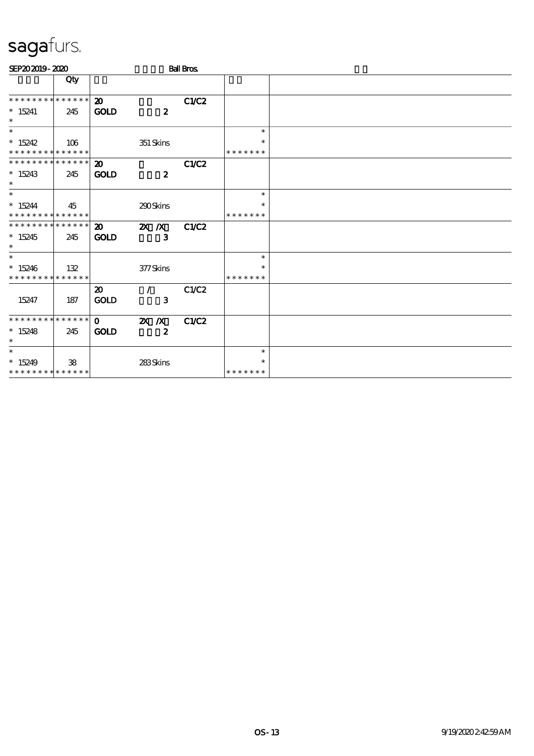# sagafurs.

SEP20 2019 - 2020 Ball Bros.

| | Qty | | | | | |
|---|---|---|---|---|---|---|
| * * * * * * * * * * * * * * | | 20 | | C1/C2 | | |
| * 15241 | 245 | GOLD | 2 | | | |
| * | | | | | | |
| * | | | | | * | |
| * 15242 | 106 | | 351 Skins | | * | |
| * * * * * * * * * * * * * * | | | | | * * * * * * * | |
| * * * * * * * * * * * * * * | | 20 | | C1/C2 | | |
| * 15243 | 245 | GOLD | 2 | | | |
| * | | | | | | |
| * | | | | | * | |
| * 15244 | 45 | | 290 Skins | | * | |
| * * * * * * * * * * * * * * | | | | | * * * * * * * | |
| * * * * * * * * * * * * * * | | 20 | 2X /X | C1/C2 | | |
| * 15245 | 245 | GOLD | 3 | | | |
| * | | | | | | |
| * | | | | | * | |
| * 15246 | 132 | | 377 Skins | | * | |
| * * * * * * * * * * * * * * | | | | | * * * * * * * | |
| | | 20 | / | C1/C2 | | |
| 15247 | 187 | GOLD | 3 | | | |
| * * * * * * * * * * * * * * | | 0 | 2X /X | C1/C2 | | |
| * 15248 | 245 | GOLD | 2 | | | |
| * | | | | | | |
| * | | | | | * | |
| * 15249 | 38 | | 283 Skins | | * | |
| * * * * * * * * * * * * * * | | | | | * * * * * * * | |

OS-13 9/19/2020 2:42:59 AM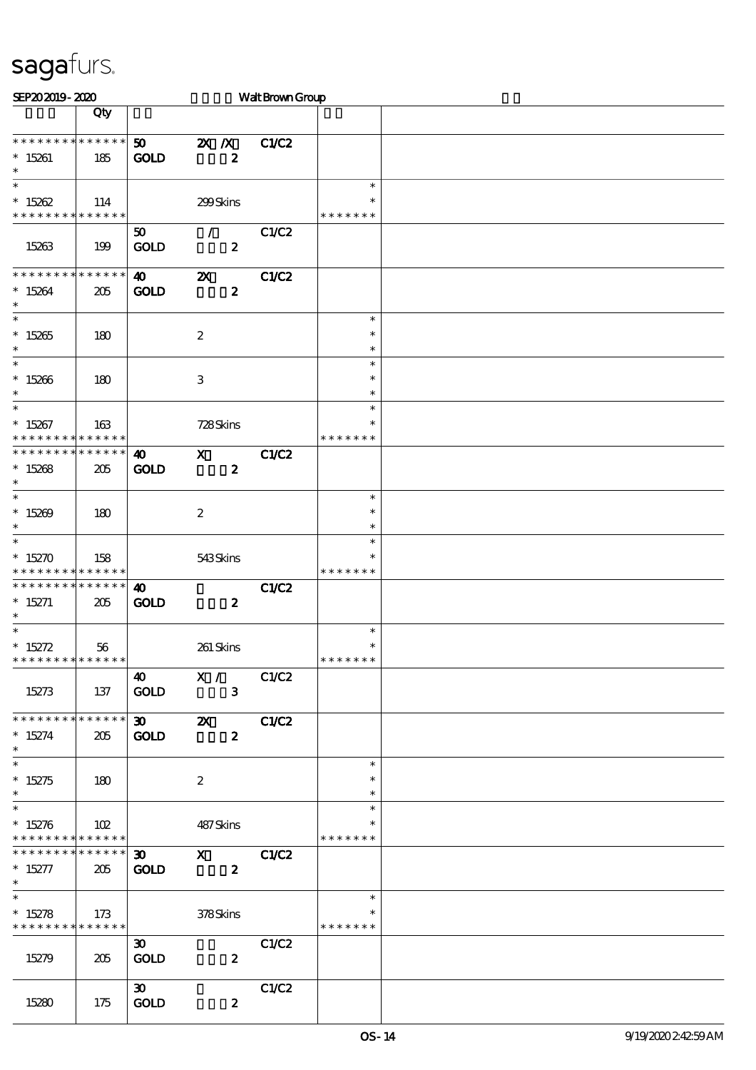sagafurs.

SEP20 2019 - 2020 Walt Brown Group

| | Qty | | | | | |
|---|---|---|---|---|---|---|
| * * * * * * * * * * * * * * | | 50 | 2X /X | C1/C2 | | |
| * 15261 | 185 | GOLD | 2 | | | |
| * | | | | | | |
| * | | | | | * | |
| * 15262 | 114 | | 299 Skins | | * | |
| * * * * * * * * * * * * * * | | | | | * * * * * * * | |
| | | 50 | / | C1/C2 | | |
| 15263 | 199 | GOLD | 2 | | | |
| * * * * * * * * * * * * * * | | 40 | 2X | C1/C2 | | |
| * 15264 | 205 | GOLD | 2 | | | |
| * | | | | | | |
| * | | | | | * | |
| * 15265 | 180 | | 2 | | * | |
| * | | | | | * | |
| * | | | | | * | |
| * 15266 | 180 | | 3 | | * | |
| * | | | | | * | |
| * | | | | | * | |
| * 15267 | 163 | | 728 Skins | | * | |
| * * * * * * * * * * * * * * | | | | | * * * * * * * | |
| * * * * * * * * * * * * * * | | 40 | X | C1/C2 | | |
| * 15268 | 205 | GOLD | 2 | | | |
| * | | | | | | |
| * | | | | | * | |
| * 15269 | 180 | | 2 | | * | |
| * | | | | | * | |
| * | | | | | * | |
| * 15270 | 158 | | 543 Skins | | * | |
| * * * * * * * * * * * * * * | | | | | * * * * * * * | |
| * * * * * * * * * * * * * * | | 40 | | C1/C2 | | |
| * 15271 | 205 | GOLD | 2 | | | |
| * | | | | | | |
| * | | | | | * | |
| * 15272 | 56 | | 261 Skins | | * | |
| * * * * * * * * * * * * * * | | | | | * * * * * * * | |
| | | 40 | X / | C1/C2 | | |
| 15273 | 137 | GOLD | 3 | | | |
| * * * * * * * * * * * * * * | | 30 | 2X | C1/C2 | | |
| * 15274 | 205 | GOLD | 2 | | | |
| * | | | | | | |
| * | | | | | * | |
| * 15275 | 180 | | 2 | | * | |
| * | | | | | * | |
| * | | | | | * | |
| * 15276 | 102 | | 487 Skins | | * | |
| * * * * * * * * * * * * * * | | | | | * * * * * * * | |
| * * * * * * * * * * * * * * | | 30 | X | C1/C2 | | |
| * 15277 | 205 | GOLD | 2 | | | |
| * | | | | | | |
| * | | | | | * | |
| * 15278 | 173 | | 378 Skins | | * | |
| * * * * * * * * * * * * * * | | | | | * * * * * * * | |
| | | 30 | | C1/C2 | | |
| 15279 | 205 | GOLD | 2 | | | |
| | | 30 | | C1/C2 | | |
| 15280 | 175 | GOLD | 2 | | | |

OS-14 9/19/2020 2:42:59 AM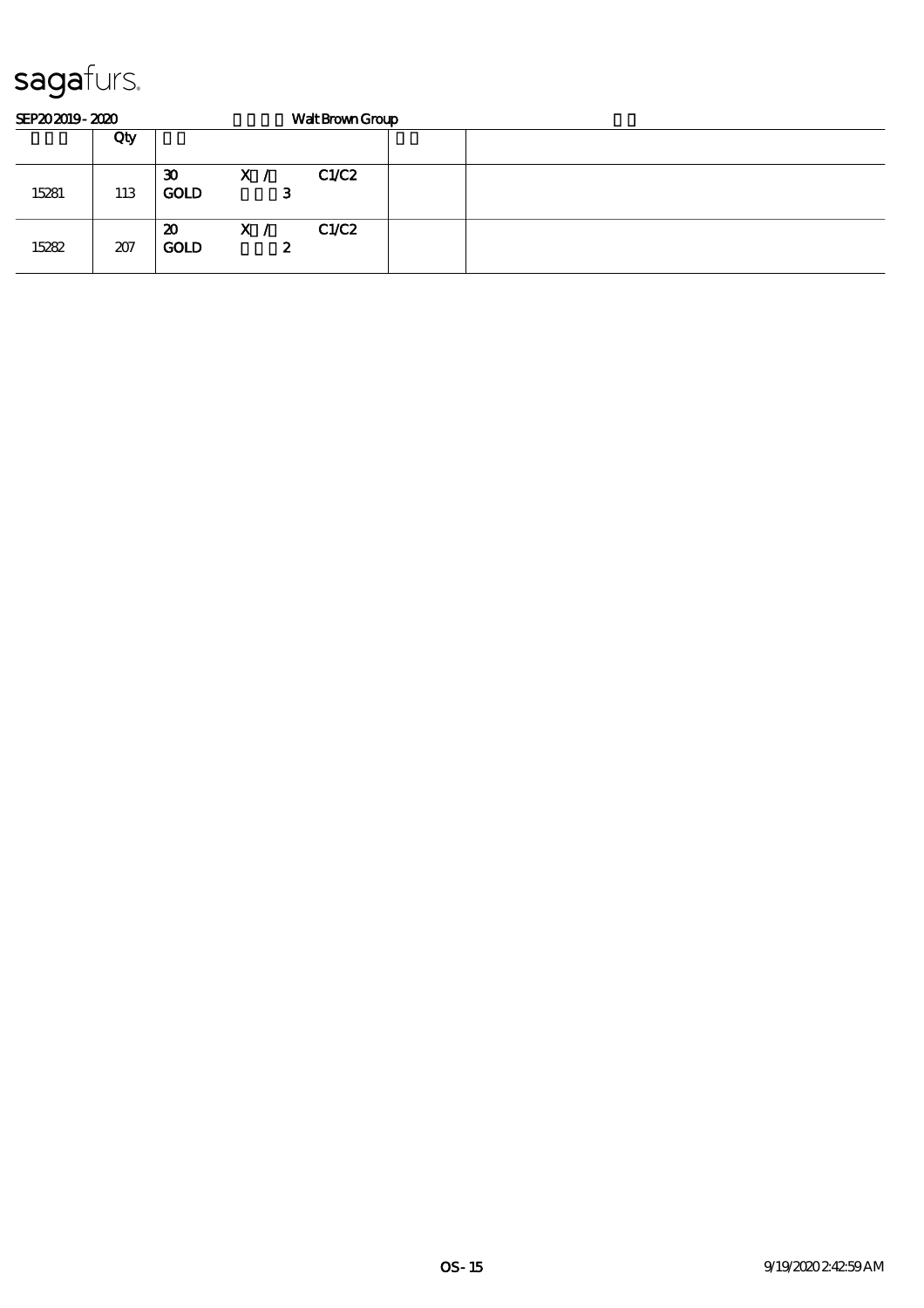# sagafurs.

SEP20 2019 - 2020 Walt Brown Group

| | Qty | | | | | |
|---|---|---|---|---|---|---|
| 15281 | 113 | 30<br>GOLD | X /<br>3 | C1/C2 | | |
| 15282 | 207 | 20<br>GOLD | X /<br>2 | C1/C2 | | |

OS - 15

9/19/2020 2:42:59 AM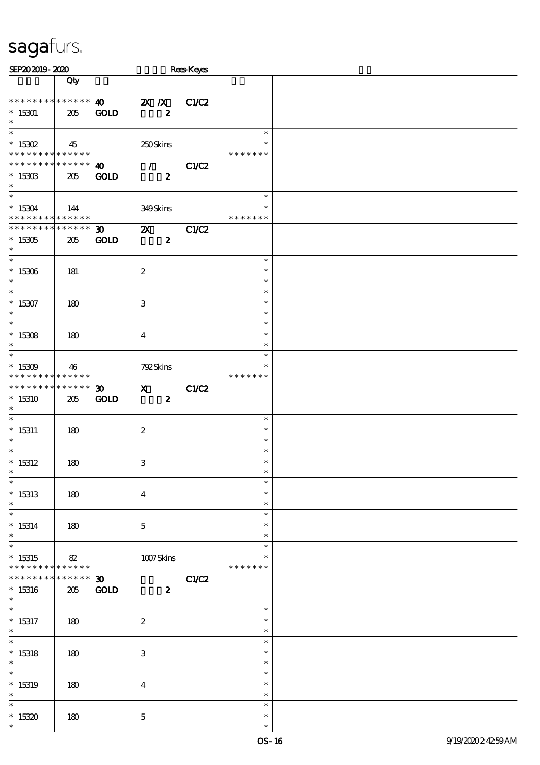sagafurs.

SEP20 2019 - 2020 Rees-Keyes

| | Qty | | | |
|---|---|---|---|---|
| * * * * * * * * * * * * * * | 40 | 2X /X | C1/C2 | |
| * 15301 | 205 | GOLD | 2 | |
| * | | | | |
| * | | | | * |
| * 15302 | 45 | 250 Skins | | * |
| * * * * * * * * * * * * * * | | | | * * * * * * * |
| * * * * * * * * * * * * * * | 40 | / | C1/C2 | |
| * 15303 | 205 | GOLD | 2 | |
| * | | | | |
| * | | | | * |
| * 15304 | 144 | 349 Skins | | * |
| * * * * * * * * * * * * * * | | | | * * * * * * * |
| * * * * * * * * * * * * * * | 30 | 2X | C1/C2 | |
| * 15305 | 205 | GOLD | 2 | |
| * | | | | |
| * | | | | * |
| * 15306 | 181 | 2 | | * |
| * | | | | * |
| * | | | | * |
| * 15307 | 180 | 3 | | * |
| * | | | | * |
| * | | | | * |
| * 15308 | 180 | 4 | | * |
| * | | | | * |
| * | | | | * |
| * 15309 | 46 | 792 Skins | | * |
| * * * * * * * * * * * * * * | | | | * * * * * * * |
| * * * * * * * * * * * * * * | 30 | X | C1/C2 | |
| * 15310 | 205 | GOLD | 2 | |
| * | | | | |
| * | | | | * |
| * 15311 | 180 | 2 | | * |
| * | | | | * |
| * | | | | * |
| * 15312 | 180 | 3 | | * |
| * | | | | * |
| * | | | | * |
| * 15313 | 180 | 4 | | * |
| * | | | | * |
| * | | | | * |
| * 15314 | 180 | 5 | | * |
| * | | | | * |
| * | | | | * |
| * 15315 | 82 | 1007 Skins | | * |
| * * * * * * * * * * * * * * | | | | * * * * * * * |
| * * * * * * * * * * * * * * | 30 | | C1/C2 | |
| * 15316 | 205 | GOLD | 2 | |
| * | | | | |
| * | | | | * |
| * 15317 | 180 | 2 | | * |
| * | | | | * |
| * | | | | * |
| * 15318 | 180 | 3 | | * |
| * | | | | * |
| * | | | | * |
| * 15319 | 180 | 4 | | * |
| * | | | | * |
| * | | | | * |
| * 15320 | 180 | 5 | | * |
| * | | | | * |

OS-16 9/19/2020 2:42:59 AM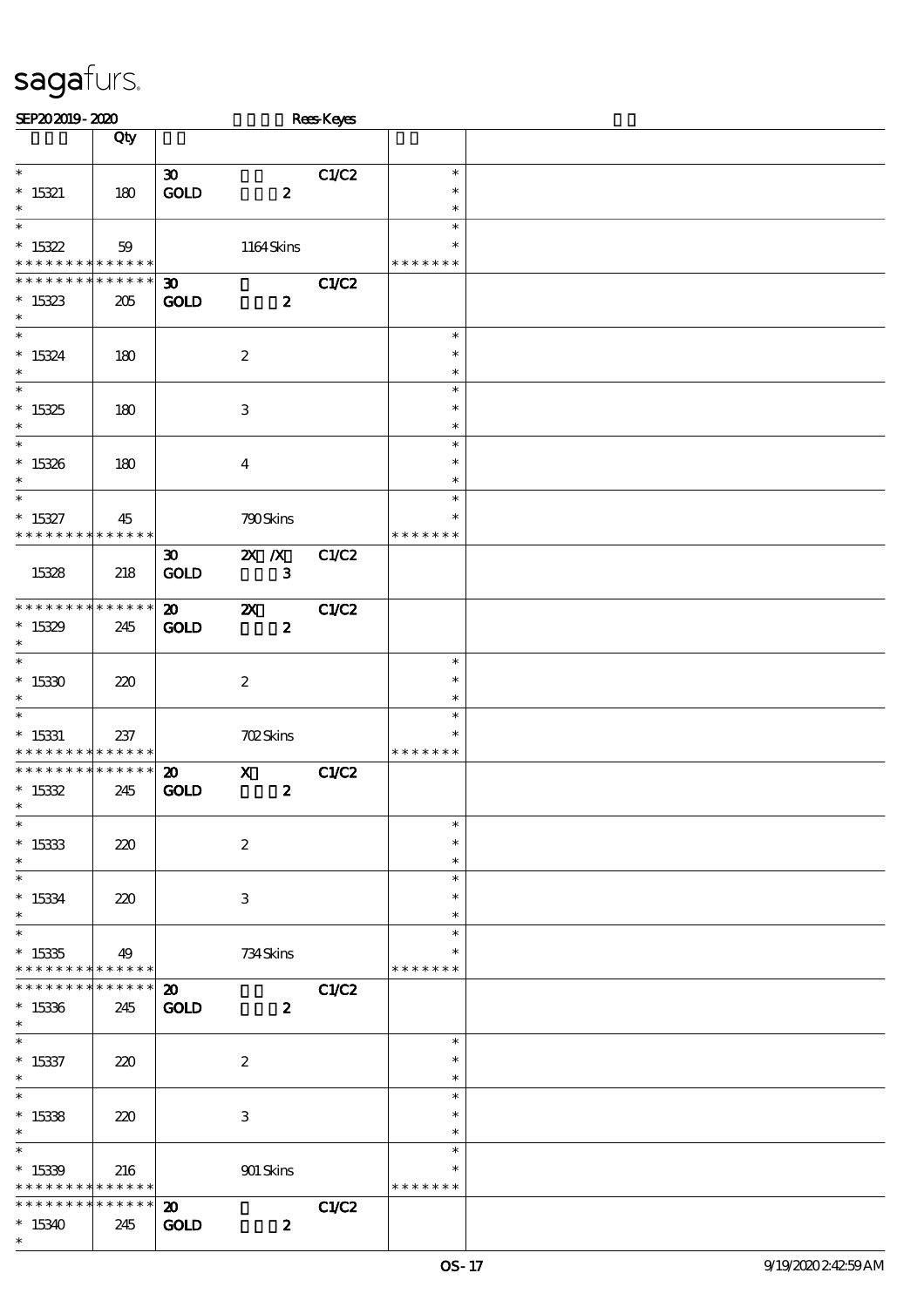# sagafurs.

SEP20 2019 - 2020　　　　　Rees-Keyes

| | Qty | | | |
|---|---|---|---|---|
| * <br> * 15321 <br> * | 180 | 30 <br> GOLD　　2 | C1/C2 | * <br> * <br> * |
| * <br> * 15322 <br> * * * * * * * * * * * * * * | 59 | 1164 Skins | | * <br> * <br> * * * * * * * |
| * * * * * * * * * * * * * * <br> * 15323 <br> * | 205 | 30 <br> GOLD　　2 | C1/C2 | |
| * <br> * 15324 <br> * | 180 | 2 | | * <br> * <br> * |
| * <br> * 15325 <br> * | 180 | 3 | | * <br> * <br> * |
| * <br> * 15326 <br> * | 180 | 4 | | * <br> * <br> * |
| * <br> * 15327 <br> * * * * * * * * * * * * * * | 45 | 790 Skins | | * <br> * <br> * * * * * * * |
| 15328 | 218 | 30　2X /X <br> GOLD　　3 | C1/C2 | |
| * * * * * * * * * * * * * * <br> * 15329 <br> * | 245 | 20　2X <br> GOLD　　2 | C1/C2 | |
| * <br> * 15330 <br> * | 220 | 2 | | * <br> * <br> * |
| * <br> * 15331 <br> * * * * * * * * * * * * * * | 237 | 702 Skins | | * <br> * <br> * * * * * * * |
| * * * * * * * * * * * * * * <br> * 15332 <br> * | 245 | 20　X <br> GOLD　　2 | C1/C2 | |
| * <br> * 15333 <br> * | 220 | 2 | | * <br> * <br> * |
| * <br> * 15334 <br> * | 220 | 3 | | * <br> * <br> * |
| * <br> * 15335 <br> * * * * * * * * * * * * * * | 49 | 734 Skins | | * <br> * <br> * * * * * * * |
| * * * * * * * * * * * * * * <br> * 15336 <br> * | 245 | 20 <br> GOLD　　2 | C1/C2 | |
| * <br> * 15337 <br> * | 220 | 2 | | * <br> * <br> * |
| * <br> * 15338 <br> * | 220 | 3 | | * <br> * <br> * |
| * <br> * 15339 <br> * * * * * * * * * * * * * * | 216 | 901 Skins | | * <br> * <br> * * * * * * * |
| * * * * * * * * * * * * * * <br> * 15340 <br> * | 245 | 20 <br> GOLD　　2 | C1/C2 | |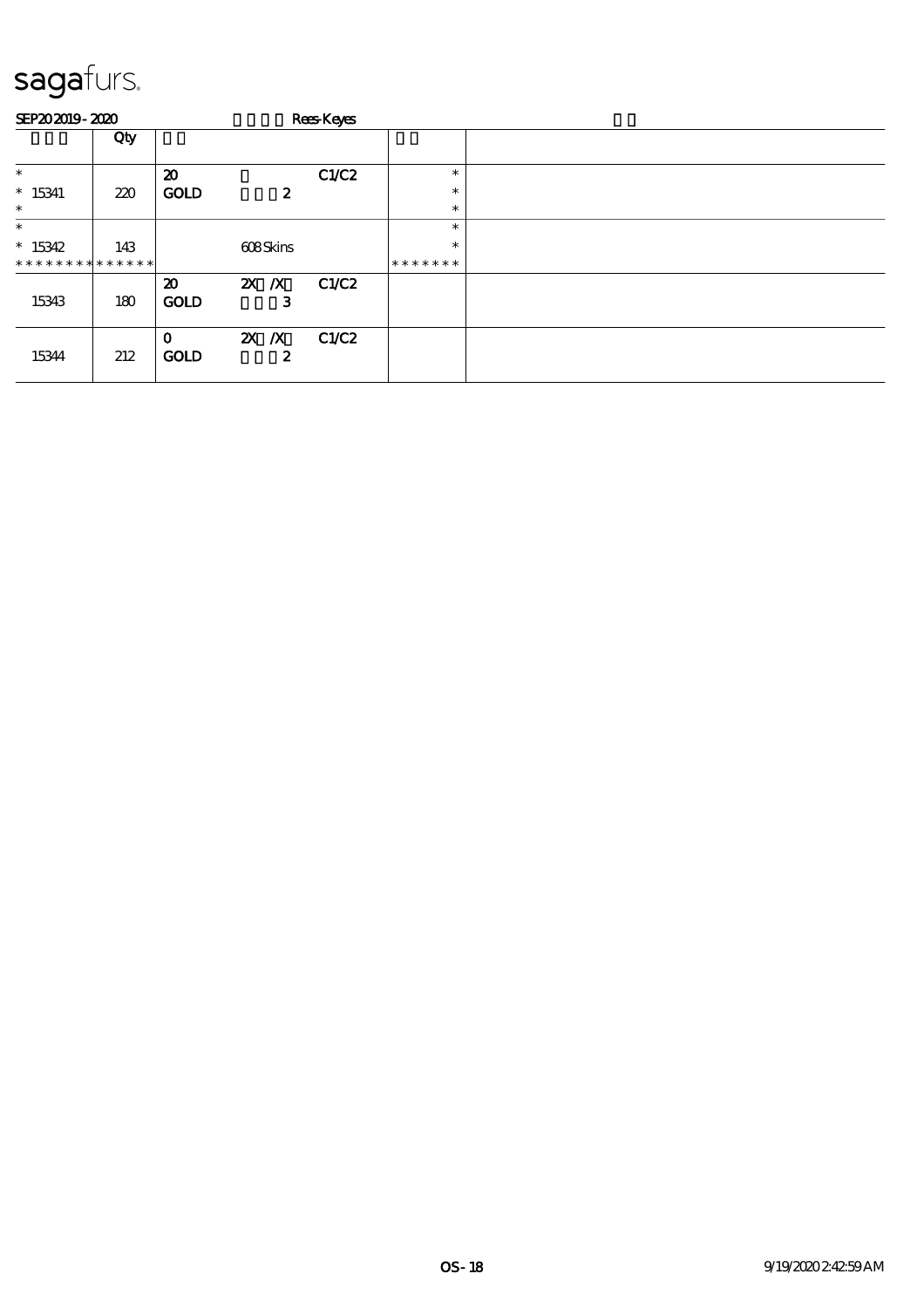# sagafurs.

SEP20 2019 - 2020 Rees-Keyes

| | Qty | | | | | |
|---|---|---|---|---|---|---|
| * <br> * 15341 <br> * | 220 | 20 <br> GOLD | 2 | C1/C2 | * <br> * <br> * | |
| * <br> * 15342 <br> * * * * * * * * * * * * * | 143 | | 608 Skins | | * <br> * <br> * * * * * * * | |
| 15343 | 180 | 20 <br> GOLD | 2X /X <br> 3 | C1/C2 | | |
| 15344 | 212 | 0 <br> GOLD | 2X /X <br> 2 | C1/C2 | | |

OS - 18 9/19/2020 2:42:59 AM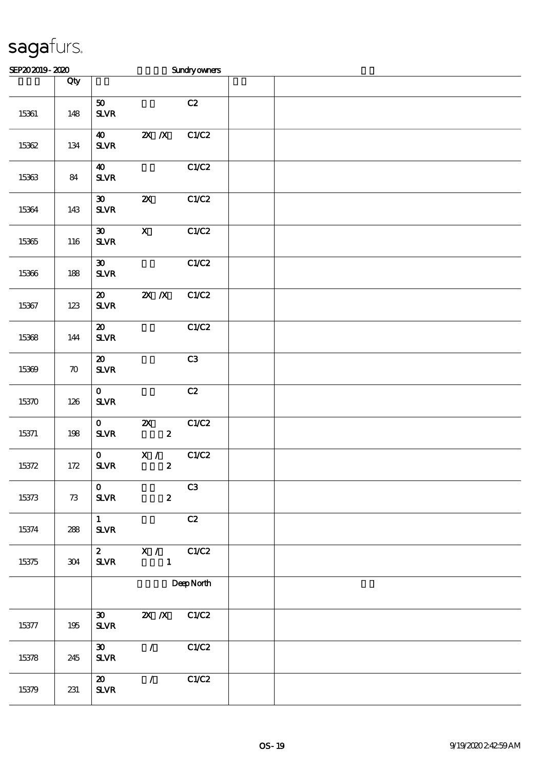# sagafurs.

SEP20 2019 - 2020 Sundry owners

| | Qty | | | | | |
|---|---|---|---|---|---|---|
| 15361 | 148 | 50 SLVR | | C2 | | |
| 15362 | 134 | 40 SLVR | 2X /X | C1/C2 | | |
| 15363 | 84 | 40 SLVR | | C1/C2 | | |
| 15364 | 143 | 30 SLVR | 2X | C1/C2 | | |
| 15365 | 116 | 30 SLVR | X | C1/C2 | | |
| 15366 | 188 | 30 SLVR | | C1/C2 | | |
| 15367 | 123 | 20 SLVR | 2X /X | C1/C2 | | |
| 15368 | 144 | 20 SLVR | | C1/C2 | | |
| 15369 | 70 | 20 SLVR | | C3 | | |
| 15370 | 126 | 0 SLVR | | C2 | | |
| 15371 | 198 | 0 SLVR | 2X 2 | C1/C2 | | |
| 15372 | 172 | 0 SLVR | X / 2 | C1/C2 | | |
| 15373 | 73 | 0 SLVR | 2 | C3 | | |
| 15374 | 288 | 1 SLVR | | C2 | | |
| 15375 | 304 | 2 SLVR | X / 1 | C1/C2 | | |
| | | | | Deep North | | |
| 15377 | 195 | 30 SLVR | 2X /X | C1/C2 | | |
| 15378 | 245 | 30 SLVR | / | C1/C2 | | |
| 15379 | 231 | 20 SLVR | / | C1/C2 | | |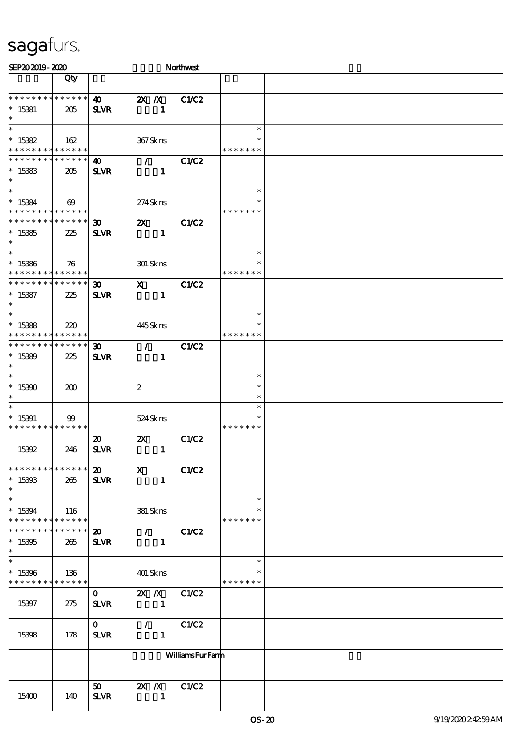sagafurs.

SEP202019 - 2020 Northwest

| | Qty | | | | | |
|---|---|---|---|---|---|---|
| * * * * * * * * * * * * * * | 40 | 2X /X | C1/C2 | | |
| * 15381 | 205 | SLVR | 1 | | | |
| * | | | | | | |
| * | | | | | * | |
| * 15382 | 162 | | 367 Skins | | * | |
| * * * * * * * * * * * * * * | | | | | * * * * * * * | |
| * * * * * * * * * * * * * * | | 40 | / | C1/C2 | | |
| * 15383 | 205 | SLVR | 1 | | | |
| * | | | | | | |
| * | | | | | * | |
| * 15384 | 69 | | 274 Skins | | * | |
| * * * * * * * * * * * * * * | | | | | * * * * * * * | |
| * * * * * * * * * * * * * * | | 30 | 2X | C1/C2 | | |
| * 15385 | 225 | SLVR | 1 | | | |
| * | | | | | | |
| * | | | | | * | |
| * 15386 | 76 | | 301 Skins | | * | |
| * * * * * * * * * * * * * * | | | | | * * * * * * * | |
| * * * * * * * * * * * * * * | | 30 | X | C1/C2 | | |
| * 15387 | 225 | SLVR | 1 | | | |
| * | | | | | | |
| * | | | | | * | |
| * 15388 | 220 | | 445 Skins | | * | |
| * * * * * * * * * * * * * * | | | | | * * * * * * * | |
| * * * * * * * * * * * * * * | | 30 | / | C1/C2 | | |
| * 15389 | 225 | SLVR | 1 | | | |
| * | | | | | | |
| * | | | | | * | |
| * 15390 | 200 | | 2 | | * | |
| * | | | | | * | |
| * | | | | | * | |
| * 15391 | 99 | | 524 Skins | | * | |
| * * * * * * * * * * * * * * | | | | | * * * * * * * | |
| | | 20 | 2X | C1/C2 | | |
| 15392 | 246 | SLVR | 1 | | | |
| * * * * * * * * * * * * * * | | 20 | X | C1/C2 | | |
| * 15393 | 265 | SLVR | 1 | | | |
| * | | | | | | |
| * | | | | | * | |
| * 15394 | 116 | | 381 Skins | | * | |
| * * * * * * * * * * * * * * | | | | | * * * * * * * | |
| * * * * * * * * * * * * * * | | 20 | / | C1/C2 | | |
| * 15395 | 265 | SLVR | 1 | | | |
| * | | | | | | |
| * | | | | | * | |
| * 15396 | 136 | | 401 Skins | | * | |
| * * * * * * * * * * * * * * | | | | | * * * * * * * | |
| | | 0 | 2X /X | C1/C2 | | |
| 15397 | 275 | SLVR | 1 | | | |
| | | 0 | / | C1/C2 | | |
| 15398 | 178 | SLVR | 1 | | | |
| | | | Williams Fur Farm | | | |
| | | 50 | 2X /X | C1/C2 | | |
| 15400 | 140 | SLVR | 1 | | | |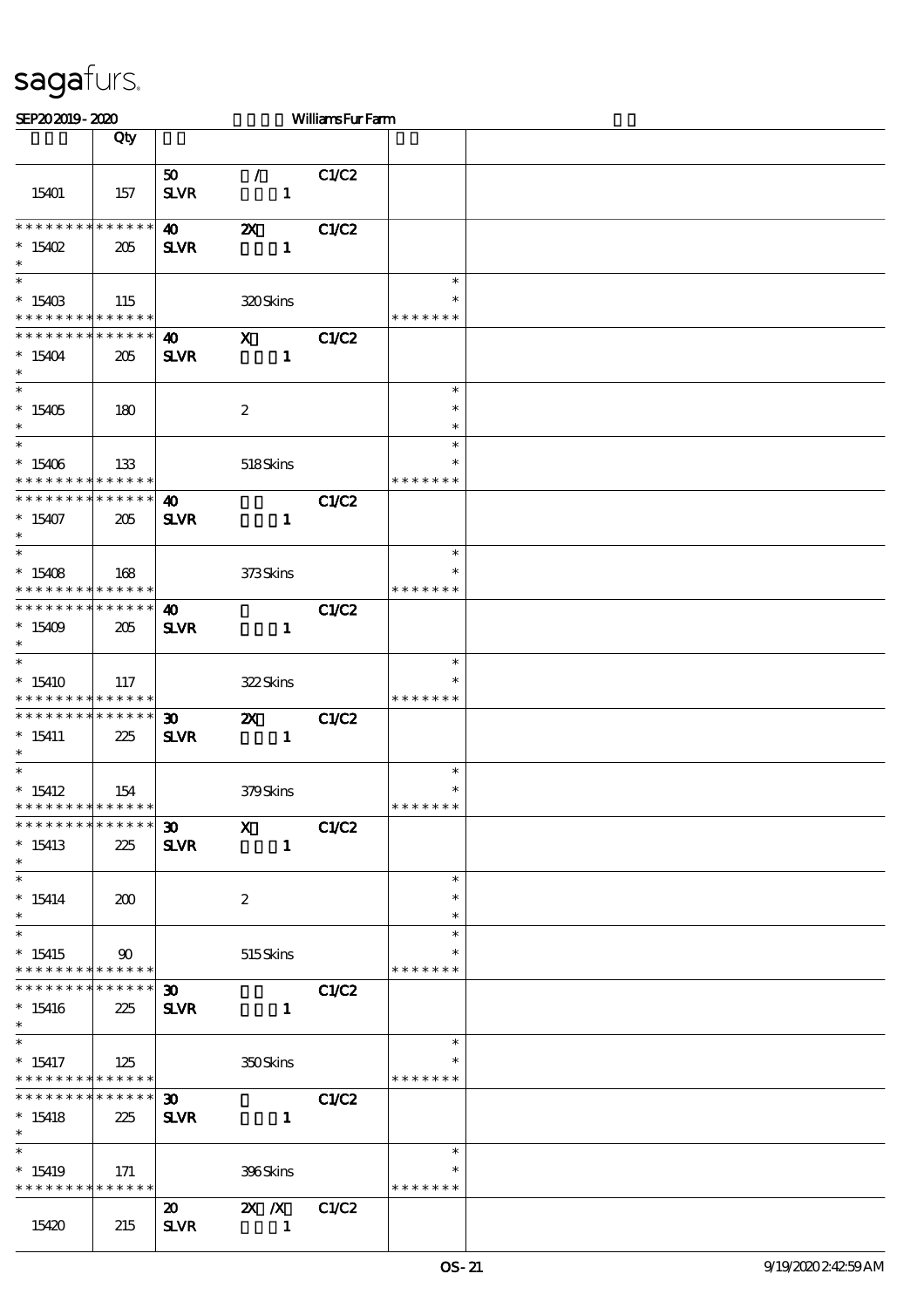# sagafurs.

SEP20 2019 - 2020 Williams Fur Farm

| | Qty | | | | | |
|---|---|---|---|---|---|---|
| 15401 | 157 | 50 SLVR | / 1 | C1/C2 | | |
| * * * * * * * * * * * * * * * 15402 * | 205 | 40 SLVR | 2X 1 | C1/C2 | | |
| * * 15403 * * * * * * * * * * * * * | 115 | | 320 Skins | | * * * * * * * * * | |
| * * * * * * * * * * * * * * * 15404 * | 205 | 40 SLVR | X 1 | C1/C2 | | |
| * * 15405 * | 180 | | 2 | | * * * | |
| * * 15406 * * * * * * * * * * * * * | 133 | | 518 Skins | | * * * * * * * * * | |
| * * * * * * * * * * * * * * * 15407 * | 205 | 40 SLVR | 1 | C1/C2 | | |
| * * 15408 * * * * * * * * * * * * * | 168 | | 373 Skins | | * * * * * * * * * | |
| * * * * * * * * * * * * * * * 15409 * | 205 | 40 SLVR | 1 | C1/C2 | | |
| * * 15410 * * * * * * * * * * * * * | 117 | | 322 Skins | | * * * * * * * * * | |
| * * * * * * * * * * * * * * * 15411 * | 225 | 30 SLVR | 2X 1 | C1/C2 | | |
| * * 15412 * * * * * * * * * * * * * | 154 | | 379 Skins | | * * * * * * * * * | |
| * * * * * * * * * * * * * * * 15413 * | 225 | 30 SLVR | X 1 | C1/C2 | | |
| * * 15414 * | 200 | | 2 | | * * * | |
| * * 15415 * * * * * * * * * * * * * | 90 | | 515 Skins | | * * * * * * * * * | |
| * * * * * * * * * * * * * * * 15416 * | 225 | 30 SLVR | 1 | C1/C2 | | |
| * * 15417 * * * * * * * * * * * * * | 125 | | 350 Skins | | * * * * * * * * * | |
| * * * * * * * * * * * * * * * 15418 * | 225 | 30 SLVR | 1 | C1/C2 | | |
| * * 15419 * * * * * * * * * * * * * | 171 | | 396 Skins | | * * * * * * * * * | |
| 15420 | 215 | 20 SLVR | 2X /X 1 | C1/C2 | | |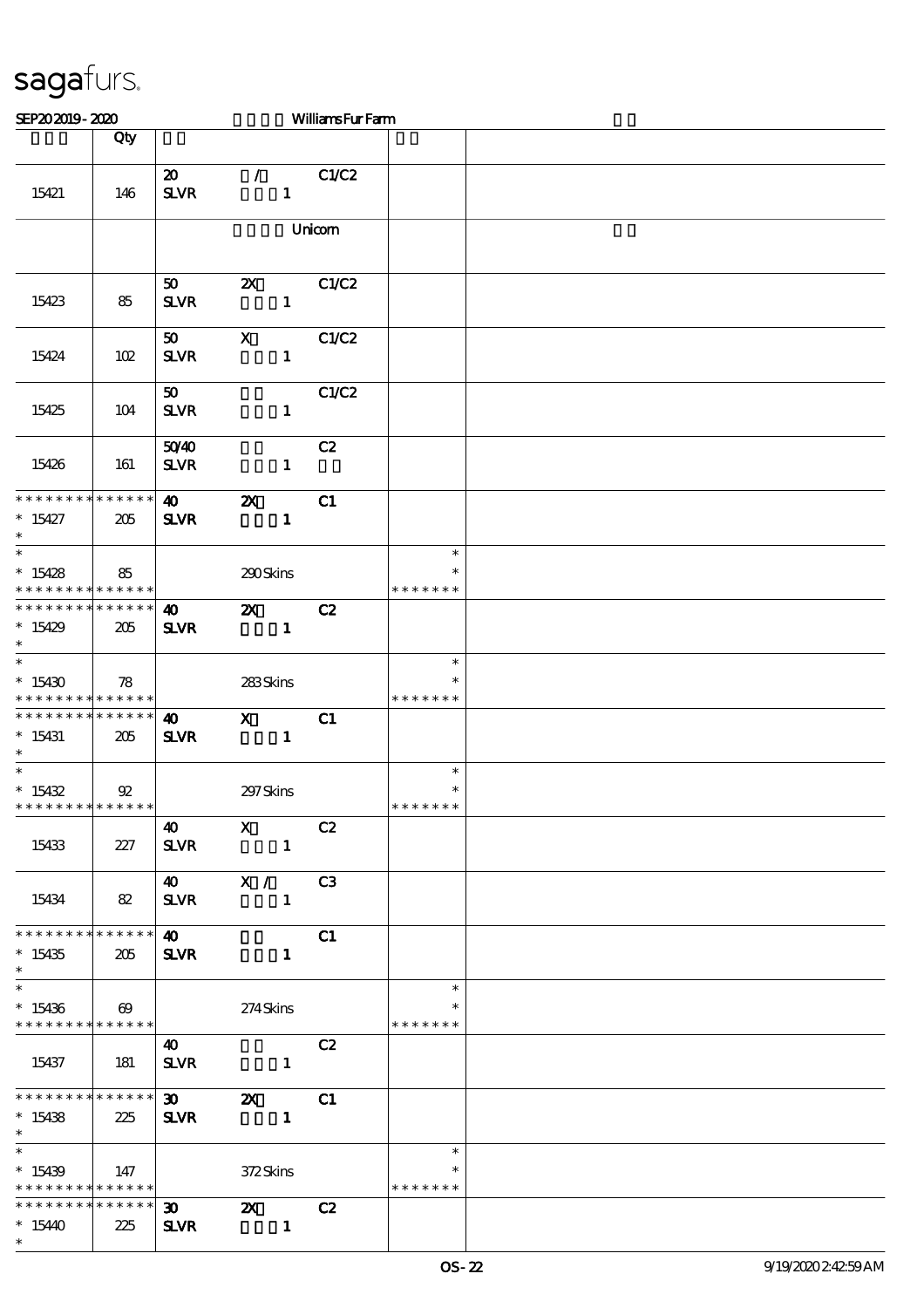sagafurs.

SEP20 2019 - 2020 Williams Fur Farm

| | Qty | | | |
|---|---|---|---|---|
| 15421 | 146 | 20 / C1/C2<br>SLVR 1 | | |
| | | Unicorn | | |
| 15423 | 85 | 50 2X C1/C2<br>SLVR 1 | | |
| 15424 | 102 | 50 X C1/C2<br>SLVR 1 | | |
| 15425 | 104 | 50 C1/C2<br>SLVR 1 | | |
| 15426 | 161 | 50/40 C2<br>SLVR 1 | | |
| * * * * * * * * * * * * * *<br>* 15427<br>* | 205 | 40 2X C1<br>SLVR 1 | | |
| *<br>* 15428<br>* * * * * * * * * * * * * * | 85 | 290 Skins | *<br>*<br>* * * * * * * | |
| * * * * * * * * * * * * * *<br>* 15429<br>* | 205 | 40 2X C2<br>SLVR 1 | | |
| *<br>* 15430<br>* * * * * * * * * * * * * * | 78 | 283 Skins | *<br>*<br>* * * * * * * | |
| * * * * * * * * * * * * * *<br>* 15431<br>* | 205 | 40 X C1<br>SLVR 1 | | |
| *<br>* 15432<br>* * * * * * * * * * * * * * | 92 | 297 Skins | *<br>*<br>* * * * * * * | |
| 15433 | 227 | 40 X C2<br>SLVR 1 | | |
| 15434 | 82 | 40 X / C3<br>SLVR 1 | | |
| * * * * * * * * * * * * * *<br>* 15435<br>* | 205 | 40 C1<br>SLVR 1 | | |
| *<br>* 15436<br>* * * * * * * * * * * * * * | 69 | 274 Skins | *<br>*<br>* * * * * * * | |
| 15437 | 181 | 40 C2<br>SLVR 1 | | |
| * * * * * * * * * * * * * *<br>* 15438<br>* | 225 | 30 2X C1<br>SLVR 1 | | |
| *<br>* 15439<br>* * * * * * * * * * * * * * | 147 | 372 Skins | *<br>*<br>* * * * * * * | |
| * * * * * * * * * * * * * *<br>* 15440<br>* | 225 | 30 2X C2<br>SLVR 1 | | |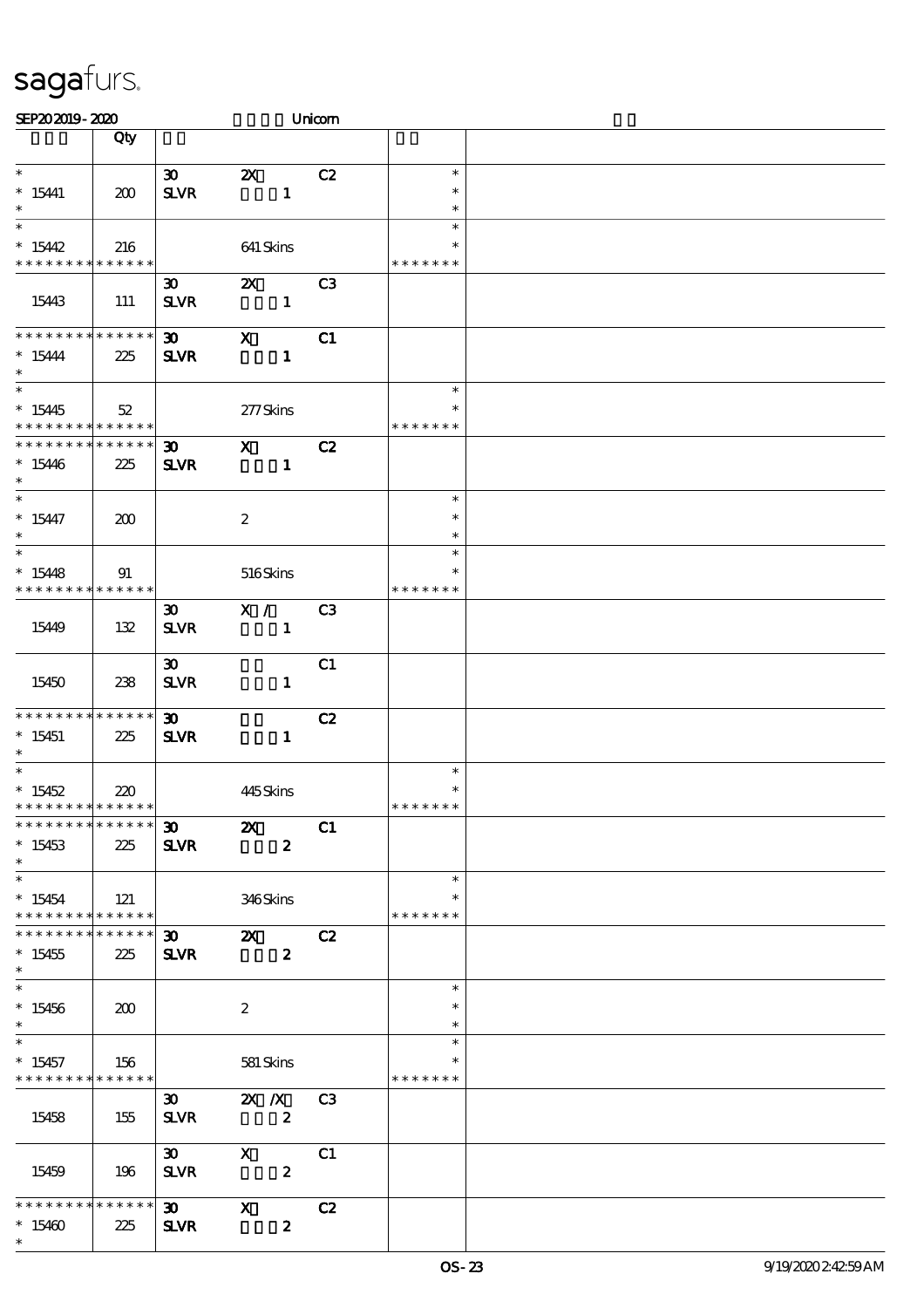sagafurs.

SEP202019 - 2020 Unicorn

| | Qty | | | | | |
|---|---|---|---|---|---|---|
| * | | 30 | 2X | C2 | * | |
| * 15441 | 200 | SLVR | 1 | | * | |
| * | | | | | * | |
| * | | | | | * | |
| * 15442 | 216 | | 641 Skins | | * | |
| * * * * * * * * * * * * * * | | | | | * * * * * * * | |
| | | 30 | 2X | C3 | | |
| 15443 | 111 | SLVR | 1 | | | |
| * * * * * * * * * * * * * * | | 30 | X | C1 | | |
| * 15444 | 225 | SLVR | 1 | | | |
| * | | | | | | |
| * | | | | | * | |
| * 15445 | 52 | | 277 Skins | | * | |
| * * * * * * * * * * * * * * | | | | | * * * * * * * | |
| * * * * * * * * * * * * * * | | 30 | X | C2 | | |
| * 15446 | 225 | SLVR | 1 | | | |
| * | | | | | | |
| * | | | | | * | |
| * 15447 | 200 | | 2 | | * | |
| * | | | | | * | |
| * | | | | | * | |
| * 15448 | 91 | | 516 Skins | | * | |
| * * * * * * * * * * * * * * | | | | | * * * * * * * | |
| | | 30 | X / | C3 | | |
| 15449 | 132 | SLVR | 1 | | | |
| | | 30 | | C1 | | |
| 15450 | 238 | SLVR | 1 | | | |
| * * * * * * * * * * * * * * | | 30 | | C2 | | |
| * 15451 | 225 | SLVR | 1 | | | |
| * | | | | | | |
| * | | | | | * | |
| * 15452 | 220 | | 445 Skins | | * | |
| * * * * * * * * * * * * * * | | | | | * * * * * * * | |
| * * * * * * * * * * * * * * | | 30 | 2X | C1 | | |
| * 15453 | 225 | SLVR | 2 | | | |
| * | | | | | | |
| * | | | | | * | |
| * 15454 | 121 | | 346 Skins | | * | |
| * * * * * * * * * * * * * * | | | | | * * * * * * * | |
| * * * * * * * * * * * * * * | | 30 | 2X | C2 | | |
| * 15455 | 225 | SLVR | 2 | | | |
| * | | | | | | |
| * | | | | | * | |
| * 15456 | 200 | | 2 | | * | |
| * | | | | | * | |
| * | | | | | * | |
| * 15457 | 156 | | 581 Skins | | * | |
| * * * * * * * * * * * * * * | | | | | * * * * * * * | |
| | | 30 | 2X / X | C3 | | |
| 15458 | 155 | SLVR | 2 | | | |
| | | 30 | X | C1 | | |
| 15459 | 196 | SLVR | 2 | | | |
| * * * * * * * * * * * * * * | | 30 | X | C2 | | |
| * 15460 | 225 | SLVR | 2 | | | |
| * | | | | | | |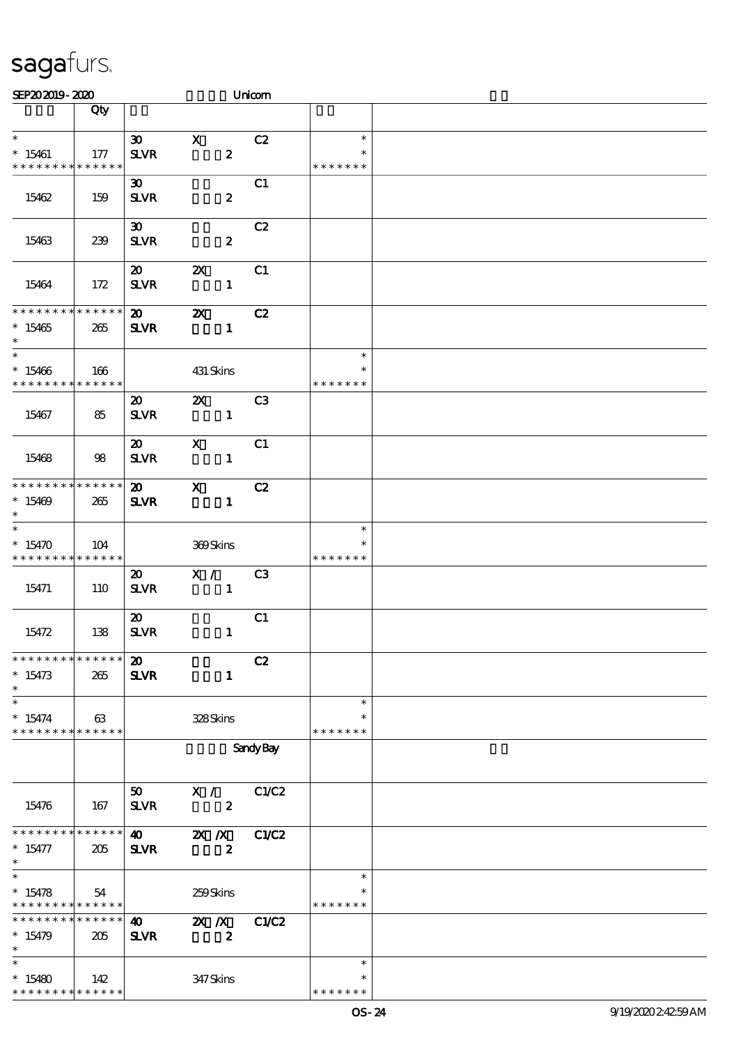sagafurs.

SEP20 2019 - 2020 Unicorn

| | Qty | | | | |
|---|---|---|---|---|---|
| * <br> * 15461 <br> * * * * * * * * * * * * * * | 177 | 30 X C2 <br> SLVR 2 | * <br> * <br> * * * * * * * | |
| 15462 | 159 | 30 C1 <br> SLVR 2 | | |
| 15463 | 239 | 30 C2 <br> SLVR 2 | | |
| 15464 | 172 | 20 2X C1 <br> SLVR 1 | | |
| * * * * * * * * * * * * * * <br> * 15465 <br> * | 265 | 20 2X C2 <br> SLVR 1 | | |
| * <br> * 15466 <br> * * * * * * * * * * * * * * | 166 | 431 Skins | * <br> * <br> * * * * * * * | |
| 15467 | 85 | 20 2X C3 <br> SLVR 1 | | |
| 15468 | 98 | 20 X C1 <br> SLVR 1 | | |
| * * * * * * * * * * * * * * <br> * 15469 <br> * | 265 | 20 X C2 <br> SLVR 1 | | |
| * <br> * 15470 <br> * * * * * * * * * * * * * * | 104 | 369 Skins | * <br> * <br> * * * * * * * | |
| 15471 | 110 | 20 X / C3 <br> SLVR 1 | | |
| 15472 | 138 | 20 C1 <br> SLVR 1 | | |
| * * * * * * * * * * * * * * <br> * 15473 <br> * | 265 | 20 C2 <br> SLVR 1 | | |
| * <br> * 15474 <br> * * * * * * * * * * * * * * | 63 | 328 Skins | * <br> * <br> * * * * * * * | |
| | | Sandy Bay | | |
| 15476 | 167 | 50 X / C1/C2 <br> SLVR 2 | | |
| * * * * * * * * * * * * * * <br> * 15477 <br> * | 205 | 40 2X /X C1/C2 <br> SLVR 2 | | |
| * <br> * 15478 <br> * * * * * * * * * * * * * * | 54 | 259 Skins | * <br> * <br> * * * * * * * | |
| * * * * * * * * * * * * * * <br> * 15479 <br> * | 205 | 40 2X /X C1/C2 <br> SLVR 2 | | |
| * <br> * 15480 <br> * * * * * * * * * * * * * * | 142 | 347 Skins | * <br> * <br> * * * * * * * | |

OS-24 9/19/2020 2:42:59 AM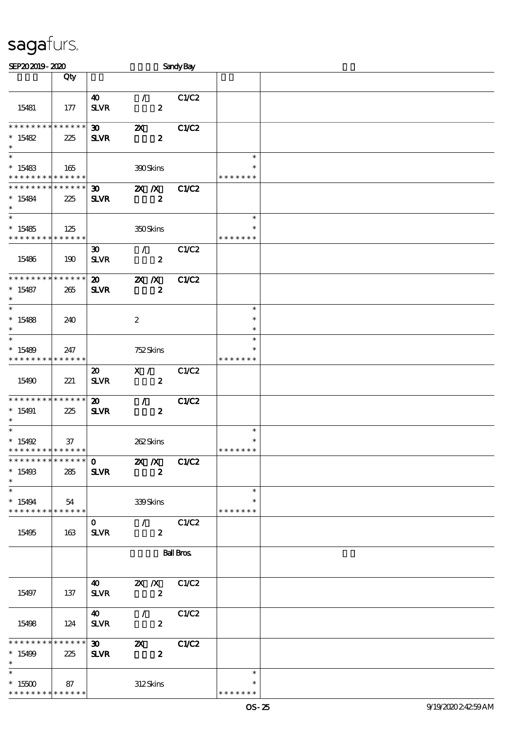sagafurs.

SEP20 2019 - 2020 Sandy Bay

| | Qty | | | | | |
|---|---|---|---|---|---|---|
| 15481 | 177 | 40 SLVR | / 2 | C1/C2 | | |
| * * * * * * * * * * * * * * 15482 * | 225 | 30 SLVR | 2X 2 | C1/C2 | | |
| * * 15483 * * * * * * * * * * * * * | 165 | | 390 Skins | | * * * * * * * * * | |
| * * * * * * * * * * * * * * 15484 * | 225 | 30 SLVR | 2X /X 2 | C1/C2 | | |
| * * 15485 * * * * * * * * * * * * * | 125 | | 350 Skins | | * * * * * * * * * | |
| 15486 | 190 | 30 SLVR | / 2 | C1/C2 | | |
| * * * * * * * * * * * * * * 15487 * | 265 | 20 SLVR | 2X /X 2 | C1/C2 | | |
| * * 15488 * | 240 | | 2 | | * * * | |
| * * 15489 * * * * * * * * * * * * * | 247 | | 752 Skins | | * * * * * * * * * | |
| 15490 | 221 | 20 SLVR | X / 2 | C1/C2 | | |
| * * * * * * * * * * * * * * 15491 * | 225 | 20 SLVR | / 2 | C1/C2 | | |
| * * 15492 * * * * * * * * * * * * * | 37 | | 262 Skins | | * * * * * * * * * | |
| * * * * * * * * * * * * * * 15493 * | 285 | 0 SLVR | 2X /X 2 | C1/C2 | | |
| * * 15494 * * * * * * * * * * * * * | 54 | | 339 Skins | | * * * * * * * * * | |
| 15495 | 163 | 0 SLVR | / 2 | C1/C2 | | |
| | | | Ball Bros. | | | |
| 15497 | 137 | 40 SLVR | 2X /X 2 | C1/C2 | | |
| 15498 | 124 | 40 SLVR | / 2 | C1/C2 | | |
| * * * * * * * * * * * * * * 15499 * | 225 | 30 SLVR | 2X 2 | C1/C2 | | |
| * * 15500 * * * * * * * * * * * * * | 87 | | 312 Skins | | * * * * * * * * * | |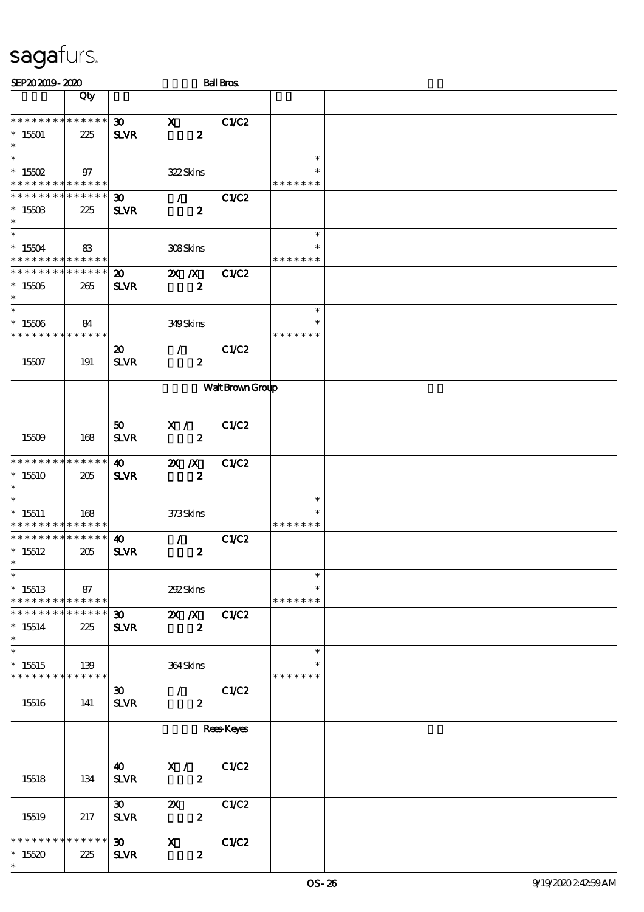# sagafurs.

SEP20 2019 - 2020 Ball Bros.

| | Qty | | | | | |
|---|---|---|---|---|---|---|
| * * * * * * * * * * * * * * | | 30 | X | C1/C2 | | |
| * 15501 | 225 | SLVR | 2 | | | |
| * | | | | | | |
| * | | | | | * | |
| * 15502 | 97 | | 322 Skins | | * | |
| * * * * * * * * * * * * * * | | | | | * * * * * * * | |
| * * * * * * * * * * * * * * | | 30 | / | C1/C2 | | |
| * 15503 | 225 | SLVR | 2 | | | |
| * | | | | | | |
| * | | | | | * | |
| * 15504 | 83 | | 308 Skins | | * | |
| * * * * * * * * * * * * * * | | | | | * * * * * * * | |
| * * * * * * * * * * * * * * | | 20 | 2X /X | C1/C2 | | |
| * 15505 | 265 | SLVR | 2 | | | |
| * | | | | | | |
| * | | | | | * | |
| * 15506 | 84 | | 349 Skins | | * | |
| * * * * * * * * * * * * * * | | | | | * * * * * * * | |
| 15507 | 191 | 20 SLVR | / 2 | C1/C2 | | |
| | | | Walt Brown Group | | | |
| 15509 | 168 | 50 SLVR | X / 2 | C1/C2 | | |
| * * * * * * * * * * * * * * | | 40 | 2X /X | C1/C2 | | |
| * 15510 | 205 | SLVR | 2 | | | |
| * | | | | | | |
| * | | | | | * | |
| * 15511 | 168 | | 373 Skins | | * | |
| * * * * * * * * * * * * * * | | | | | * * * * * * * | |
| * * * * * * * * * * * * * * | | 40 | / | C1/C2 | | |
| * 15512 | 205 | SLVR | 2 | | | |
| * | | | | | | |
| * | | | | | * | |
| * 15513 | 87 | | 292 Skins | | * | |
| * * * * * * * * * * * * * * | | | | | * * * * * * * | |
| * * * * * * * * * * * * * * | | 30 | 2X /X | C1/C2 | | |
| * 15514 | 225 | SLVR | 2 | | | |
| * | | | | | | |
| * | | | | | * | |
| * 15515 | 139 | | 364 Skins | | * | |
| * * * * * * * * * * * * * * | | | | | * * * * * * * | |
| 15516 | 141 | 30 SLVR | / 2 | C1/C2 | | |
| | | | Rees-Keyes | | | |
| 15518 | 134 | 40 SLVR | X / 2 | C1/C2 | | |
| 15519 | 217 | 30 SLVR | 2X 2 | C1/C2 | | |
| * * * * * * * * * * * * * * | | 30 | X | C1/C2 | | |
| * 15520 | 225 | SLVR | 2 | | | |
| * | | | | | | |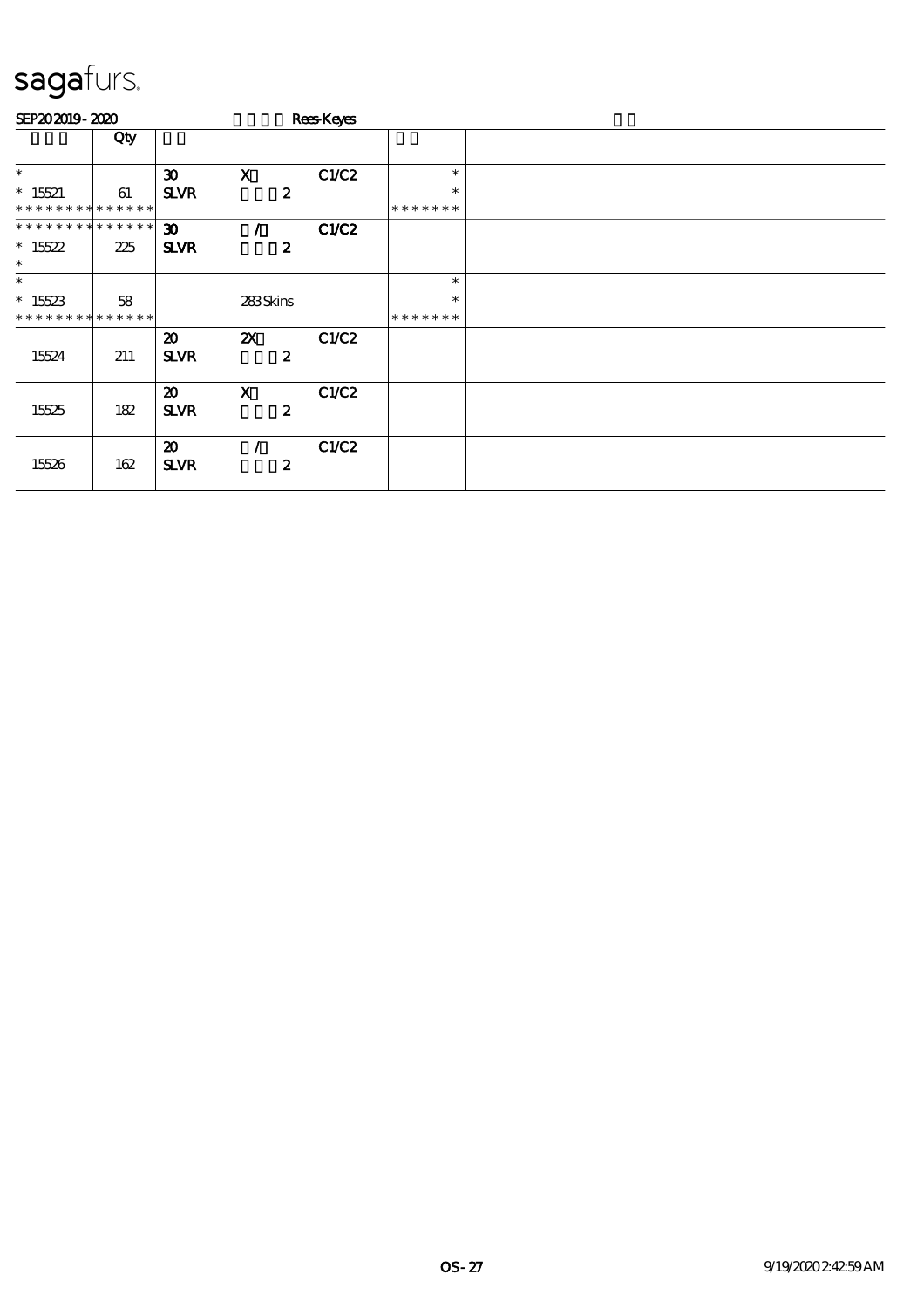# sagafurs.

SEP20 2019 - 2020 Rees-Keyes

| | Qty | | | | | | |
|---|---|---|---|---|---|---|---|
| * <br> * 15521 <br> * * * * * * * * * * * * * * | 61 | 30 <br> SLVR | X <br> 2 | C1/C2 | * <br> * <br> * * * * * * * | |
| * * * * * * * * * * * * * * <br> * 15522 <br> * | 225 | 30 <br> SLVR | / <br> 2 | C1/C2 | | |
| * <br> * 15523 <br> * * * * * * * * * * * * * * | 58 | | 283 Skins | | * <br> * <br> * * * * * * * | |
| 15524 | 211 | 20 <br> SLVR | 2X <br> 2 | C1/C2 | | |
| 15525 | 182 | 20 <br> SLVR | X <br> 2 | C1/C2 | | |
| 15526 | 162 | 20 <br> SLVR | / <br> 2 | C1/C2 | | |

OS-27 9/19/2020 2:42:59 AM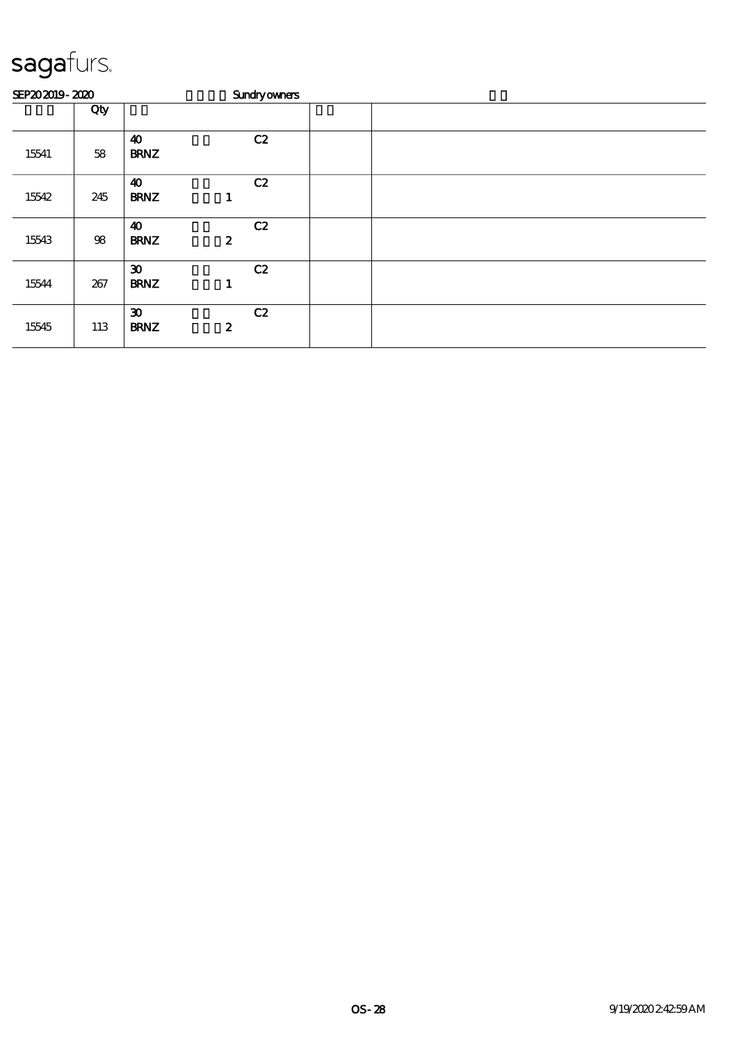sagafurs.

SEP20 2019 - 2020 Sundry owners

| | Qty | | | |
|---|---|---|---|---|
| 15541 | 58 | 40 BRNZ C2 | | |
| 15542 | 245 | 40 BRNZ 1 C2 | | |
| 15543 | 98 | 40 BRNZ 2 C2 | | |
| 15544 | 267 | 30 BRNZ 1 C2 | | |
| 15545 | 113 | 30 BRNZ 2 C2 | | |

OS - 28

9/19/2020 2:42:59 AM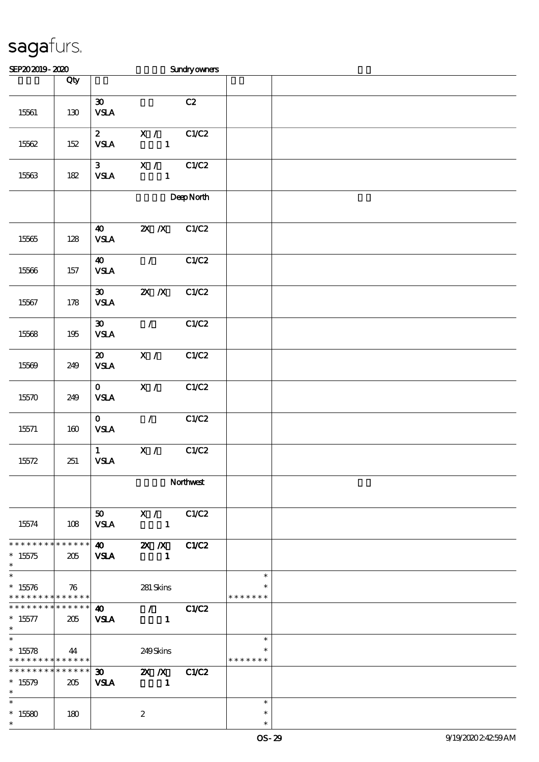sagafurs.

SEP20 2019 - 2020 Sundry owners

| | Qty | | | | | |
|---|---|---|---|---|---|---|
| 15561 | 130 | 30 VSLA | | C2 | | |
| 15562 | 152 | 2 VSLA | X / 1 | C1/C2 | | |
| 15563 | 182 | 3 VSLA | X / 1 | C1/C2 | | |
| | | | | Deep North | | |
| 15565 | 128 | 40 VSLA | 2X /X | C1/C2 | | |
| 15566 | 157 | 40 VSLA | / | C1/C2 | | |
| 15567 | 178 | 30 VSLA | 2X /X | C1/C2 | | |
| 15568 | 195 | 30 VSLA | / | C1/C2 | | |
| 15569 | 249 | 20 VSLA | X / | C1/C2 | | |
| 15570 | 249 | 0 VSLA | X / | C1/C2 | | |
| 15571 | 160 | 0 VSLA | / | C1/C2 | | |
| 15572 | 251 | 1 VSLA | X / | C1/C2 | | |
| | | | | Northwest | | |
| 15574 | 108 | 50 VSLA | X / 1 | C1/C2 | | |
| * * * * * * * * * * * * * * 15575 * | 205 | 40 VSLA | 2X /X 1 | C1/C2 | | |
| * * 15576 * * * * * * * * * * * * * * | 76 | | 281 Skins | | * * * * * * * * * | |
| * * * * * * * * * * * * * * 15577 * | 205 | 40 VSLA | / 1 | C1/C2 | | |
| * * 15578 * * * * * * * * * * * * * * | 44 | | 249 Skins | | * * * * * * * * * | |
| * * * * * * * * * * * * * * 15579 * | 205 | 30 VSLA | 2X /X 1 | C1/C2 | | |
| * * 15580 * | 180 | | 2 | | * * * | |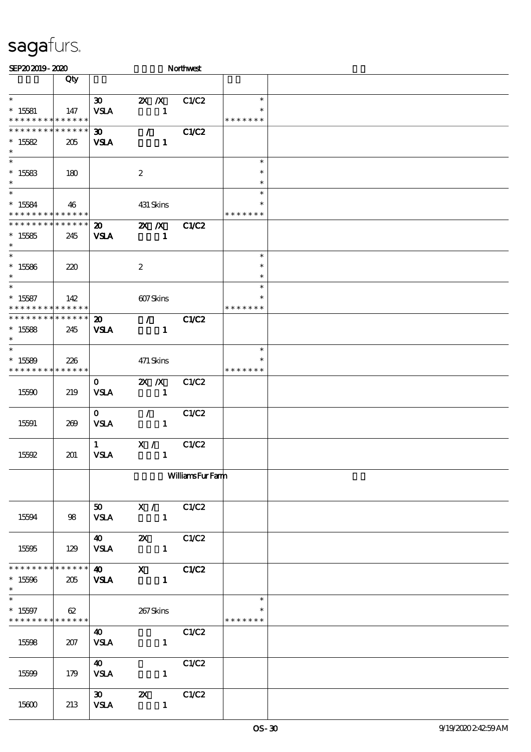sagafurs.

SEP20 2019 - 2020 Northwest

| | Qty | | | |
|---|---|---|---|---|
| * | | 30 2X /X C1/C2 | * | |
| * 15581 | 147 | VSLA 1 | * | |
| * * * * * * * * * * * * * * | | | * * * * * * * | |
| * * * * * * * * * * * * * * | | 30 / C1/C2 | | |
| * 15582 | 205 | VSLA 1 | | |
| * | | | | |
| * | | | * | |
| * 15583 | 180 | 2 | * | |
| * | | | * | |
| * | | | * | |
| * 15584 | 46 | 431 Skins | * | |
| * * * * * * * * * * * * * * | | | * * * * * * * | |
| * * * * * * * * * * * * * * | | 20 2X /X C1/C2 | | |
| * 15585 | 245 | VSLA 1 | | |
| * | | | | |
| * | | | * | |
| * 15586 | 220 | 2 | * | |
| * | | | * | |
| * | | | * | |
| * 15587 | 142 | 607 Skins | * | |
| * * * * * * * * * * * * * * | | | * * * * * * * | |
| * * * * * * * * * * * * * * | | 20 / C1/C2 | | |
| * 15588 | 245 | VSLA 1 | | |
| * | | | | |
| * | | | * | |
| * 15589 | 226 | 471 Skins | * | |
| * * * * * * * * * * * * * * | | | * * * * * * * | |
| 15590 | 219 | 0 2X /X C1/C2 VSLA 1 | | |
| 15591 | 269 | 0 / C1/C2 VSLA 1 | | |
| 15592 | 201 | 1 X / C1/C2 VSLA 1 | | |
| | | Williams Fur Farm | | |
| 15594 | 98 | 50 X / C1/C2 VSLA 1 | | |
| 15595 | 129 | 40 2X C1/C2 VSLA 1 | | |
| * * * * * * * * * * * * * * | | 40 X C1/C2 | | |
| * 15596 | 205 | VSLA 1 | | |
| * | | | | |
| * | | | * | |
| * 15597 | 62 | 267 Skins | * | |
| * * * * * * * * * * * * * * | | | * * * * * * * | |
| 15598 | 207 | 40 C1/C2 VSLA 1 | | |
| 15599 | 179 | 40 C1/C2 VSLA 1 | | |
| 15600 | 213 | 30 2X C1/C2 VSLA 1 | | |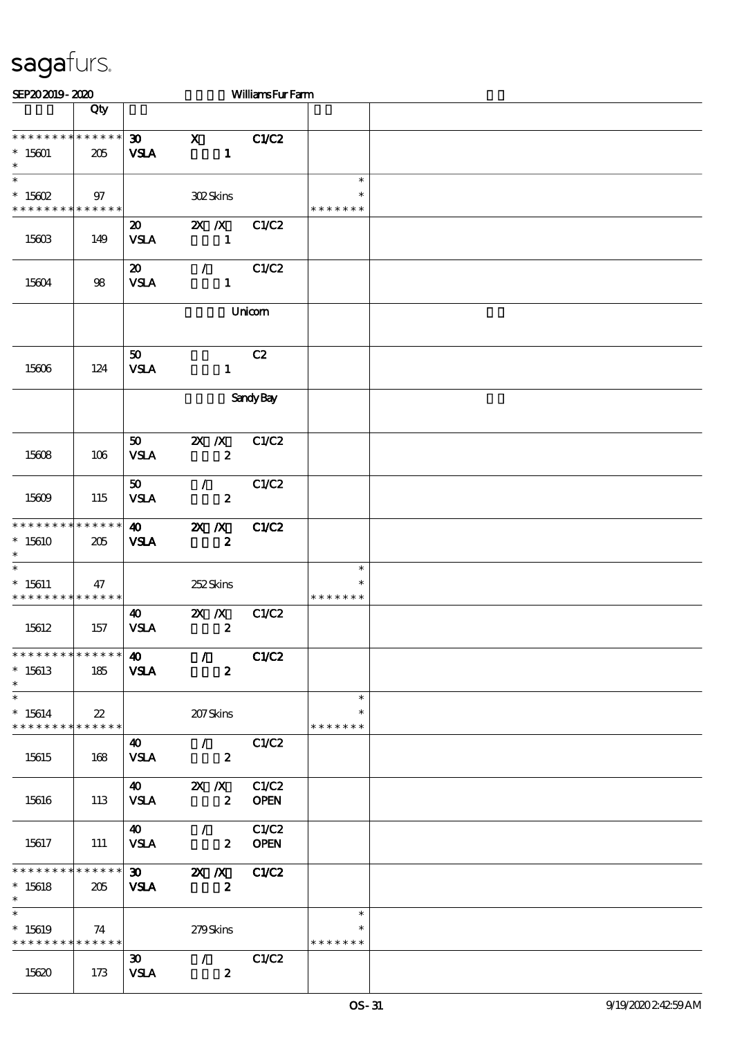sagafurs.

SEP20 2019 - 2020 Williams Fur Farm

| | Qty | | | |
|---|---|---|---|---|
| * * * * * * * * * * * * * * <br> * 15601 <br> * | 205 | 30 X C1/C2 <br> VSLA 1 | | |
| * <br> * 15602 <br> * * * * * * * * * * * * * * | 97 | 302 Skins | * <br> * <br> * * * * * * * | |
| 15603 | 149 | 20 2X /X C1/C2 <br> VSLA 1 | | |
| 15604 | 98 | 20 / C1/C2 <br> VSLA 1 | | |
| | | Unicorn | | |
| 15606 | 124 | 50 C2 <br> VSLA 1 | | |
| | | Sandy Bay | | |
| 15608 | 106 | 50 2X /X C1/C2 <br> VSLA 2 | | |
| 15609 | 115 | 50 / C1/C2 <br> VSLA 2 | | |
| * * * * * * * * * * * * * * <br> * 15610 <br> * | 205 | 40 2X /X C1/C2 <br> VSLA 2 | | |
| * <br> * 15611 <br> * * * * * * * * * * * * * * | 47 | 252 Skins | * <br> * <br> * * * * * * * | |
| 15612 | 157 | 40 2X /X C1/C2 <br> VSLA 2 | | |
| * * * * * * * * * * * * * * <br> * 15613 <br> * | 185 | 40 / C1/C2 <br> VSLA 2 | | |
| * <br> * 15614 <br> * * * * * * * * * * * * * * | 22 | 207 Skins | * <br> * <br> * * * * * * * | |
| 15615 | 168 | 40 / C1/C2 <br> VSLA 2 | | |
| 15616 | 113 | 40 2X /X C1/C2 <br> VSLA 2 OPEN | | |
| 15617 | 111 | 40 / C1/C2 <br> VSLA 2 OPEN | | |
| * * * * * * * * * * * * * * <br> * 15618 <br> * | 205 | 30 2X /X C1/C2 <br> VSLA 2 | | |
| * <br> * 15619 <br> * * * * * * * * * * * * * * | 74 | 279 Skins | * <br> * <br> * * * * * * * | |
| 15620 | 173 | 30 / C1/C2 <br> VSLA 2 | | |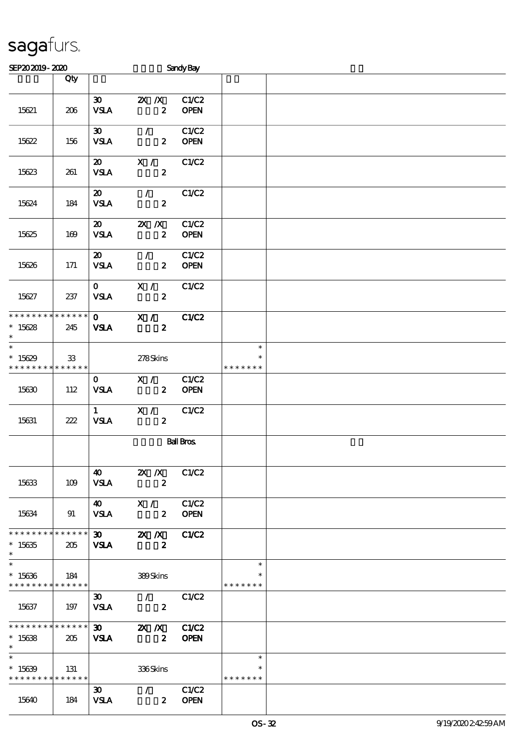sagafurs.

SEP20 2019 - 2020 Sandy Bay

| | Qty | | | |
|---|---|---|---|---|
| 15621 | 206 | 30 VSLA 2X /X 2 C1/C2 OPEN | | |
| 15622 | 156 | 30 VSLA / 2 C1/C2 OPEN | | |
| 15623 | 261 | 20 VSLA X / 2 C1/C2 | | |
| 15624 | 184 | 20 VSLA / 2 C1/C2 | | |
| 15625 | 169 | 20 VSLA 2X /X 2 C1/C2 OPEN | | |
| 15626 | 171 | 20 VSLA / 2 C1/C2 OPEN | | |
| 15627 | 237 | 0 VSLA X / 2 C1/C2 | | |
| * * * * * * * * * * * * * * 15628 * | 245 | 0 VSLA X / 2 C1/C2 | | |
| * * 15629 * * * * * * * * * * * * * | 33 | 278 Skins | * * * * * * * * * | |
| 15630 | 112 | 0 VSLA X / 2 C1/C2 OPEN | | |
| 15631 | 222 | 1 VSLA X / 2 C1/C2 | | |
| | | Ball Bros. | | |
| 15633 | 109 | 40 VSLA 2X /X 2 C1/C2 | | |
| 15634 | 91 | 40 VSLA X / 2 C1/C2 OPEN | | |
| * * * * * * * * * * * * * * 15635 * | 205 | 30 VSLA 2X /X 2 C1/C2 | | |
| * * 15636 * * * * * * * * * * * * * | 184 | 389 Skins | * * * * * * * * * | |
| 15637 | 197 | 30 VSLA / 2 C1/C2 | | |
| * * * * * * * * * * * * * * 15638 * | 205 | 30 VSLA 2X /X 2 C1/C2 OPEN | | |
| * * 15639 * * * * * * * * * * * * * | 131 | 336 Skins | * * * * * * * * * | |
| 15640 | 184 | 30 VSLA / 2 C1/C2 OPEN | | |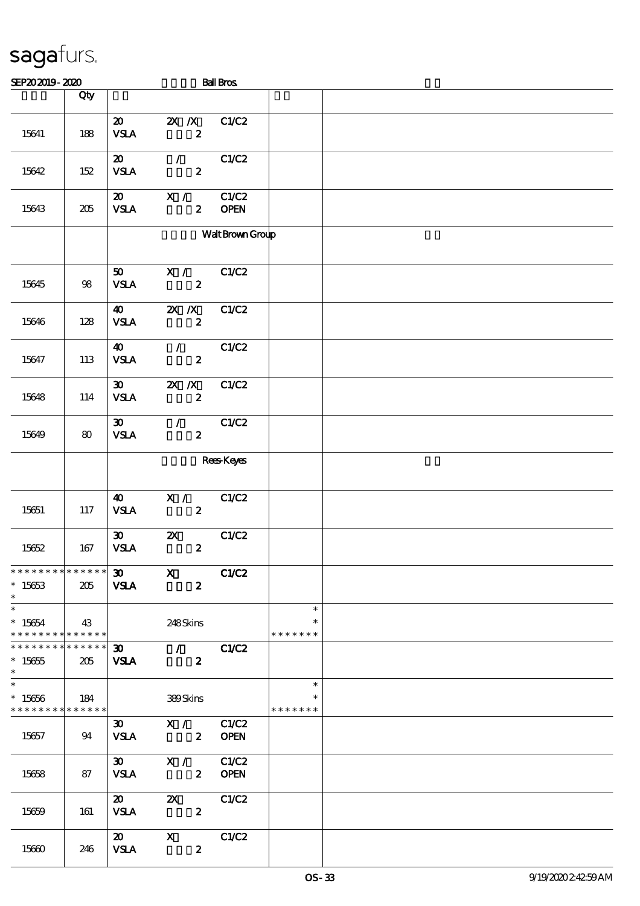| | Qty | | | | | | |
|---|---|---|---|---|---|---|---|
| | | | | Ball Bros. | | | |
| 15641 | 188 | 20 VSLA | 2X /X 2 | C1/C2 | | | |
| 15642 | 152 | 20 VSLA | / 2 | C1/C2 | | | |
| 15643 | 205 | 20 VSLA | X / 2 | C1/C2 OPEN | | | |
| | | | | Walt Brown Group | | | |
| 15645 | 98 | 50 VSLA | X / 2 | C1/C2 | | | |
| 15646 | 128 | 40 VSLA | 2X /X 2 | C1/C2 | | | |
| 15647 | 113 | 40 VSLA | / 2 | C1/C2 | | | |
| 15648 | 114 | 30 VSLA | 2X /X 2 | C1/C2 | | | |
| 15649 | 80 | 30 VSLA | / 2 | C1/C2 | | | |
| | | | | Rees-Keyes | | | |
| 15651 | 117 | 40 VSLA | X / 2 | C1/C2 | | | |
| 15652 | 167 | 30 VSLA | 2X 2 | C1/C2 | | | |
| * 15653 | 205 | **30 VSLA** | **X 2** | **C1/C2** | | | |
| * 15654 | 43 | | 248 Skins | | * * | | |
| * 15655 | 205 | **30 VSLA** | **/ 2** | **C1/C2** | | | |
| * 15656 | 184 | | 389 Skins | | * * | | |
| 15657 | 94 | 30 VSLA | X / 2 | C1/C2 OPEN | | | |
| 15658 | 87 | 30 VSLA | X / 2 | C1/C2 OPEN | | | |
| 15659 | 161 | 20 VSLA | 2X 2 | C1/C2 | | | |
| 15660 | 246 | 20 VSLA | X 2 | C1/C2 | | | |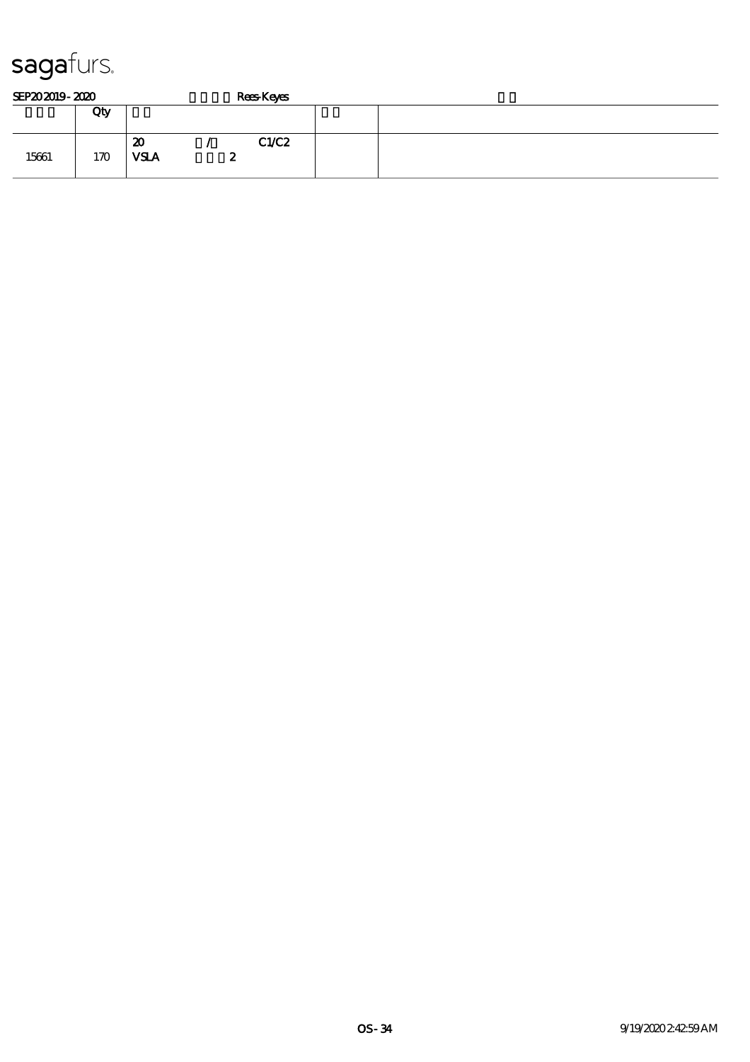sagafurs.

SEP20 2019 - 2020 Rees-Keyes

| | Qty | | | |
|---|---|---|---|---|
| 15661 | 170 | 20 / C1/C2<br>VSLA 2 | | |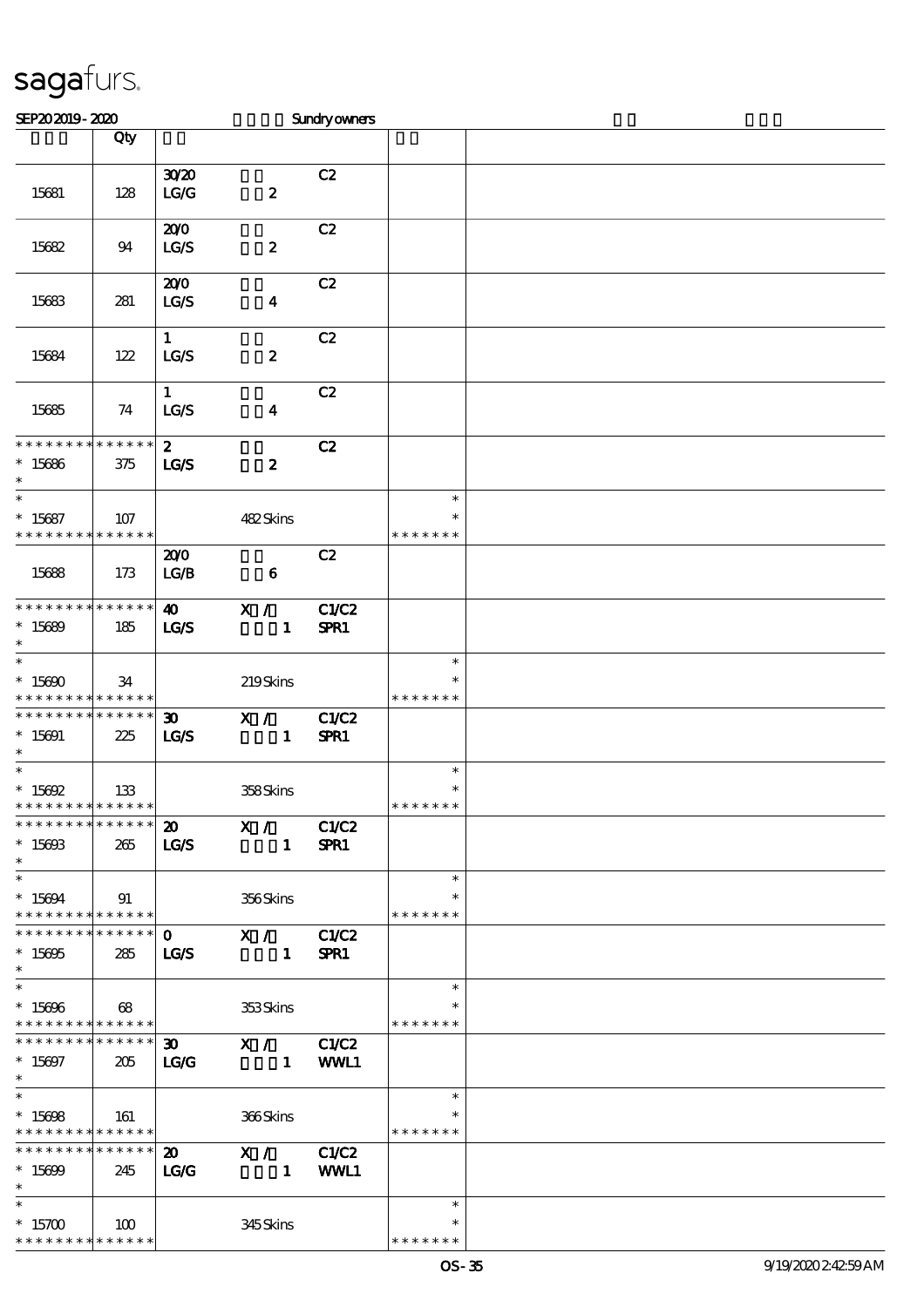# sagafurs.

SEP20 2019 - 2020 Sundry owners

| | Qty | | | | | |
|---|---|---|---|---|---|---|
| 15681 | 128 | 30/20 LG/G | 2 | C2 | | |
| 15682 | 94 | 20/0 LG/S | 2 | C2 | | |
| 15683 | 281 | 20/0 LG/S | 4 | C2 | | |
| 15684 | 122 | 1 LG/S | 2 | C2 | | |
| 15685 | 74 | 1 LG/S | 4 | C2 | | |
| * * * * * * * * * * * * * * <br>* 15686<br>* | 375 | 2 LG/S | 2 | C2 | | |
| *<br>* 15687<br>* * * * * * * * * * * * * * | 107 | | 482 Skins | | *<br>*<br>* * * * * * * | |
| 15688 | 173 | 20/0 LG/B | 6 | C2 | | |
| * * * * * * * * * * * * * * <br>* 15689<br>* | 185 | 40 LG/S | X / 1 | C1/C2 SPR1 | | |
| *<br>* 15690<br>* * * * * * * * * * * * * * | 34 | | 219 Skins | | *<br>*<br>* * * * * * * | |
| * * * * * * * * * * * * * * <br>* 15691<br>* | 225 | 30 LG/S | X / 1 | C1/C2 SPR1 | | |
| *<br>* 15692<br>* * * * * * * * * * * * * * | 133 | | 358 Skins | | *<br>*<br>* * * * * * * | |
| * * * * * * * * * * * * * * <br>* 15693<br>* | 265 | 20 LG/S | X / 1 | C1/C2 SPR1 | | |
| *<br>* 15694<br>* * * * * * * * * * * * * * | 91 | | 356 Skins | | *<br>*<br>* * * * * * * | |
| * * * * * * * * * * * * * * <br>* 15695<br>* | 285 | 0 LG/S | X / 1 | C1/C2 SPR1 | | |
| *<br>* 15696<br>* * * * * * * * * * * * * * | 68 | | 353 Skins | | *<br>*<br>* * * * * * * | |
| * * * * * * * * * * * * * * <br>* 15697<br>* | 205 | 30 LG/G | X / 1 | C1/C2 WWL1 | | |
| *<br>* 15698<br>* * * * * * * * * * * * * * | 161 | | 366 Skins | | *<br>*<br>* * * * * * * | |
| * * * * * * * * * * * * * * <br>* 15699<br>* | 245 | 20 LG/G | X / 1 | C1/C2 WWL1 | | |
| *<br>* 15700<br>* * * * * * * * * * * * * * | 100 | | 345 Skins | | *<br>*<br>* * * * * * * | |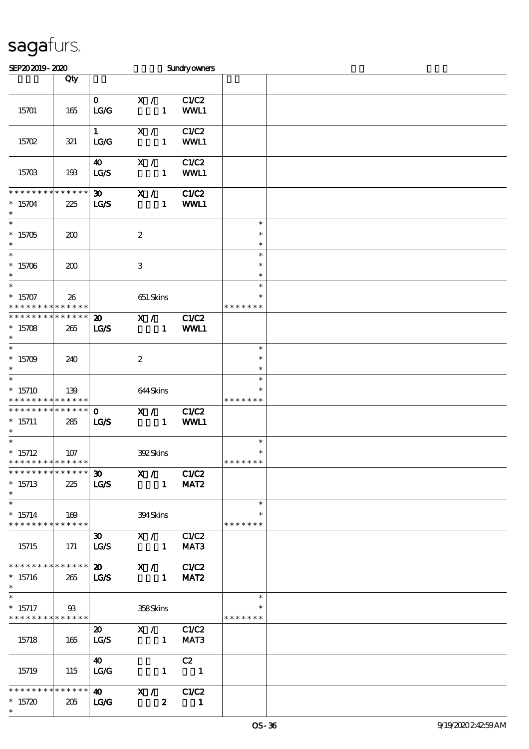# sagafurs.

SEP20 2019 - 2020 Sundry owners

| | Qty | | | | | |
|---|---|---|---|---|---|---|
| 15701 | 165 | 0 LG/G | X / 1 | C1/C2 WWL1 | | |
| 15702 | 321 | 1 LG/G | X / 1 | C1/C2 WWL1 | | |
| 15703 | 193 | 40 LG/S | X / 1 | C1/C2 WWL1 | | |
| * * * * * * * * * * * * * * 15704 * | 225 | 30 LG/S | X / 1 | C1/C2 WWL1 | | |
| * 15705 * | 200 | | 2 | | * * * | |
| * 15706 * | 200 | | 3 | | * * * | |
| * 15707 * * * * * * * * * * * * * | 26 | | 651 Skins | | * * * * * * * * * | |
| * * * * * * * * * * * * * * 15708 * | 265 | 20 LG/S | X / 1 | C1/C2 WWL1 | | |
| * 15709 * | 240 | | 2 | | * * * | |
| * 15710 * * * * * * * * * * * * * | 139 | | 644 Skins | | * * * * * * * * * | |
| * * * * * * * * * * * * * * 15711 * | 285 | 0 LG/S | X / 1 | C1/C2 WWL1 | | |
| * 15712 * * * * * * * * * * * * * | 107 | | 392 Skins | | * * * * * * * * | |
| * * * * * * * * * * * * * * 15713 * | 225 | 30 LG/S | X / 1 | C1/C2 MAT2 | | |
| * 15714 * * * * * * * * * * * * * | 169 | | 394 Skins | | * * * * * * * * | |
| 15715 | 171 | 30 LG/S | X / 1 | C1/C2 MAT3 | | |
| * * * * * * * * * * * * * * 15716 * | 265 | 20 LG/S | X / 1 | C1/C2 MAT2 | | |
| * 15717 * * * * * * * * * * * * * | 93 | | 358 Skins | | * * * * * * * * | |
| 15718 | 165 | 20 LG/S | X / 1 | C1/C2 MAT3 | | |
| 15719 | 115 | 40 LG/G | 1 | C2 1 | | |
| * * * * * * * * * * * * * * 15720 * | 205 | 40 LG/G | X / 2 | C1/C2 1 | | |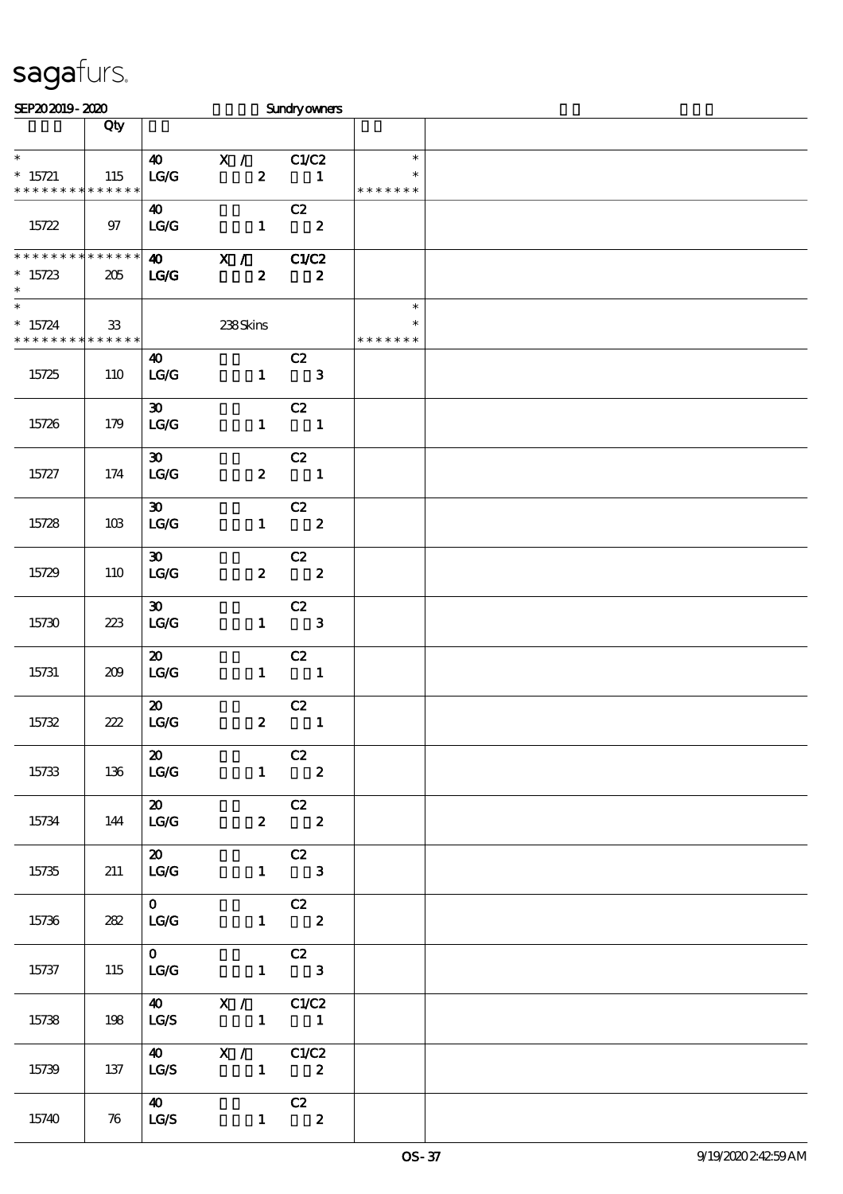sagafurs.

SEP20 2019 - 2020 Sundry owners

| | Qty | | | |
|---|---|---|---|---|
| * <br> * 15721 <br> * * * * * * * * * * * * * * | 115 | 40 X / C1/C2 <br> LG/G 2 1 | * <br> * <br> * * * * * * * | |
| 15722 | 97 | 40 C2 <br> LG/G 1 2 | | |
| * * * * * * * * * * * * * * <br> * 15723 <br> * | 205 | 40 X / C1/C2 <br> LG/G 2 2 | | |
| * <br> * 15724 <br> * * * * * * * * * * * * * * | 33 | 238 Skins | * <br> * <br> * * * * * * * | |
| 15725 | 110 | 40 C2 <br> LG/G 1 3 | | |
| 15726 | 179 | 30 C2 <br> LG/G 1 1 | | |
| 15727 | 174 | 30 C2 <br> LG/G 2 1 | | |
| 15728 | 103 | 30 C2 <br> LG/G 1 2 | | |
| 15729 | 110 | 30 C2 <br> LG/G 2 2 | | |
| 15730 | 223 | 30 C2 <br> LG/G 1 3 | | |
| 15731 | 209 | 20 C2 <br> LG/G 1 1 | | |
| 15732 | 222 | 20 C2 <br> LG/G 2 1 | | |
| 15733 | 136 | 20 C2 <br> LG/G 1 2 | | |
| 15734 | 144 | 20 C2 <br> LG/G 2 2 | | |
| 15735 | 211 | 20 C2 <br> LG/G 1 3 | | |
| 15736 | 282 | 0 C2 <br> LG/G 1 2 | | |
| 15737 | 115 | 0 C2 <br> LG/G 1 3 | | |
| 15738 | 198 | 40 X / C1/C2 <br> LG/S 1 1 | | |
| 15739 | 137 | 40 X / C1/C2 <br> LG/S 1 2 | | |
| 15740 | 76 | 40 C2 <br> LG/S 1 2 | | |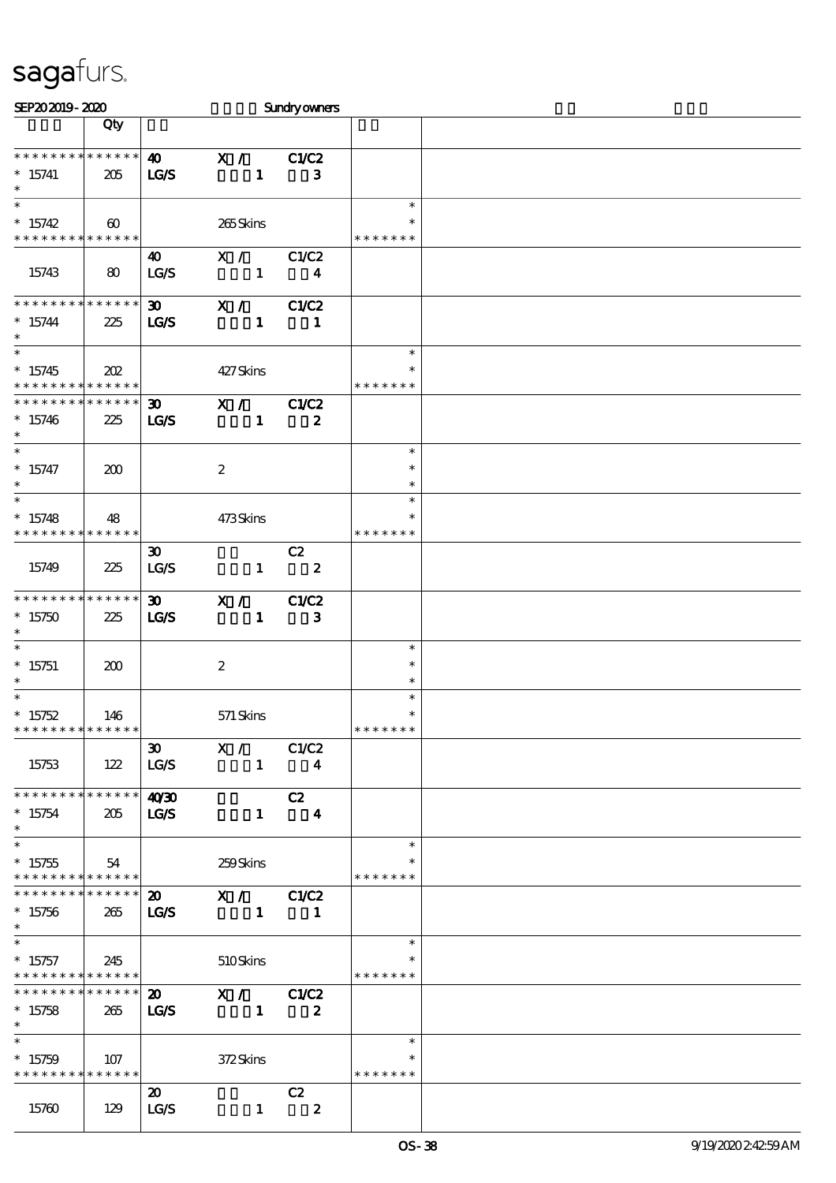sagafurs.

SEP20 2019 - 2020 Sundry owners

| | Qty | | | | | |
|---|---|---|---|---|---|---|
| * * * * * * * * * * * * * * | 40 | X / | C1/C2 | | | |
| * 15741 | 205 | LG/S | 1 | 3 | | |
| * | | | | | | |
| * | | | | | * | |
| * 15742 | 60 | | 265 Skins | | * | |
| * * * * * * * * * * * * * * | | | | | * * * * * * * | |
| | | 40 | X / | C1/C2 | | |
| 15743 | 80 | LG/S | 1 | 4 | | |
| * * * * * * * * * * * * * * | 30 | X / | C1/C2 | | | |
| * 15744 | 225 | LG/S | 1 | 1 | | |
| * | | | | | | |
| * | | | | | * | |
| * 15745 | 202 | | 427 Skins | | * | |
| * * * * * * * * * * * * * * | | | | | * * * * * * * | |
| * * * * * * * * * * * * * * | 30 | X / | C1/C2 | | | |
| * 15746 | 225 | LG/S | 1 | 2 | | |
| * | | | | | | |
| * | | | | | * | |
| * 15747 | 200 | | 2 | | * | |
| * | | | | | * | |
| * | | | | | * | |
| * 15748 | 48 | | 473 Skins | | * | |
| * * * * * * * * * * * * * * | | | | | * * * * * * * | |
| | | 30 | | C2 | | |
| 15749 | 225 | LG/S | 1 | 2 | | |
| * * * * * * * * * * * * * * | 30 | X / | C1/C2 | | | |
| * 15750 | 225 | LG/S | 1 | 3 | | |
| * | | | | | | |
| * | | | | | * | |
| * 15751 | 200 | | 2 | | * | |
| * | | | | | * | |
| * | | | | | * | |
| * 15752 | 146 | | 571 Skins | | * | |
| * * * * * * * * * * * * * * | | | | | * * * * * * * | |
| | | 30 | X / | C1/C2 | | |
| 15753 | 122 | LG/S | 1 | 4 | | |
| * * * * * * * * * * * * * * | 40/30 | | C2 | | | |
| * 15754 | 205 | LG/S | 1 | 4 | | |
| * | | | | | | |
| * | | | | | * | |
| * 15755 | 54 | | 259 Skins | | * | |
| * * * * * * * * * * * * * * | | | | | * * * * * * * | |
| * * * * * * * * * * * * * * | 20 | X / | C1/C2 | | | |
| * 15756 | 265 | LG/S | 1 | 1 | | |
| * | | | | | | |
| * | | | | | * | |
| * 15757 | 245 | | 510 Skins | | * | |
| * * * * * * * * * * * * * * | | | | | * * * * * * * | |
| * * * * * * * * * * * * * * | 20 | X / | C1/C2 | | | |
| * 15758 | 265 | LG/S | 1 | 2 | | |
| * | | | | | | |
| * | | | | | * | |
| * 15759 | 107 | | 372 Skins | | * | |
| * * * * * * * * * * * * * * | | | | | * * * * * * * | |
| | | 20 | | C2 | | |
| 15760 | 129 | LG/S | 1 | 2 | | |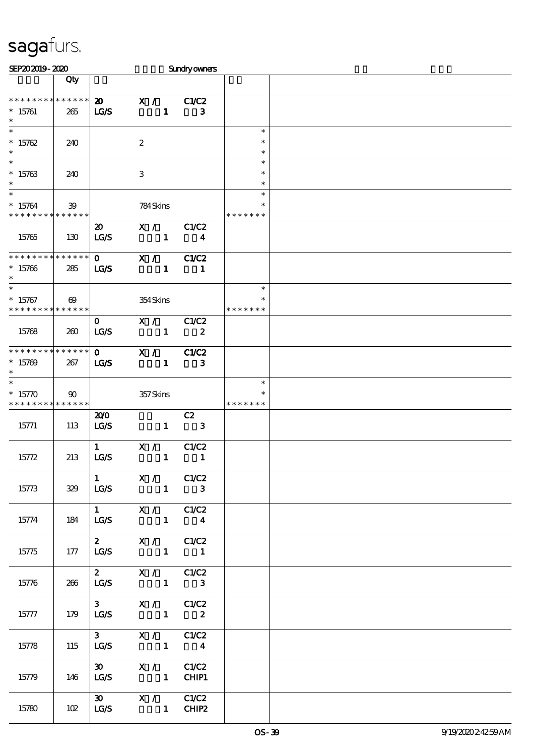sagafurs.

SEP20 2019 - 2020 Sundry owners

| | Qty | | | |
|---|---|---|---|---|
| * * * * * * * * * * * * * * | | 20 X / C1/C2 | | |
| * 15761 | 265 | LG/S 1 3 | | |
| * | | | | |
| * 15762 | 240 | 2 | * | |
| * | | | | |
| * 15763 | 240 | 3 | * | |
| * | | | | |
| * 15764 | 39 | 784 Skins | * | |
| * * * * * * * * * * * * * * | | | * * * * * * * | |
| 15765 | 130 | 20 X / C1/C2<br>LG/S 1 4 | | |
| * * * * * * * * * * * * * * | | 0 X / C1/C2 | | |
| * 15766 | 285 | LG/S 1 1 | | |
| * | | | | |
| * 15767 | 69 | 354 Skins | * | |
| * * * * * * * * * * * * * * | | | * * * * * * * | |
| 15768 | 260 | 0 X / C1/C2<br>LG/S 1 2 | | |
| * * * * * * * * * * * * * * | | 0 X / C1/C2 | | |
| * 15769 | 267 | LG/S 1 3 | | |
| * | | | | |
| * 15770 | 90 | 357 Skins | * | |
| * * * * * * * * * * * * * * | | | * * * * * * * | |
| 15771 | 113 | 20/0 C2<br>LG/S 1 3 | | |
| 15772 | 213 | 1 X / C1/C2<br>LG/S 1 1 | | |
| 15773 | 329 | 1 X / C1/C2<br>LG/S 1 3 | | |
| 15774 | 184 | 1 X / C1/C2<br>LG/S 1 4 | | |
| 15775 | 177 | 2 X / C1/C2<br>LG/S 1 1 | | |
| 15776 | 266 | 2 X / C1/C2<br>LG/S 1 3 | | |
| 15777 | 179 | 3 X / C1/C2<br>LG/S 1 2 | | |
| 15778 | 115 | 3 X / C1/C2<br>LG/S 1 4 | | |
| 15779 | 146 | 30 X / C1/C2<br>LG/S 1 CHIP1 | | |
| 15780 | 102 | 30 X / C1/C2<br>LG/S 1 CHIP2 | | |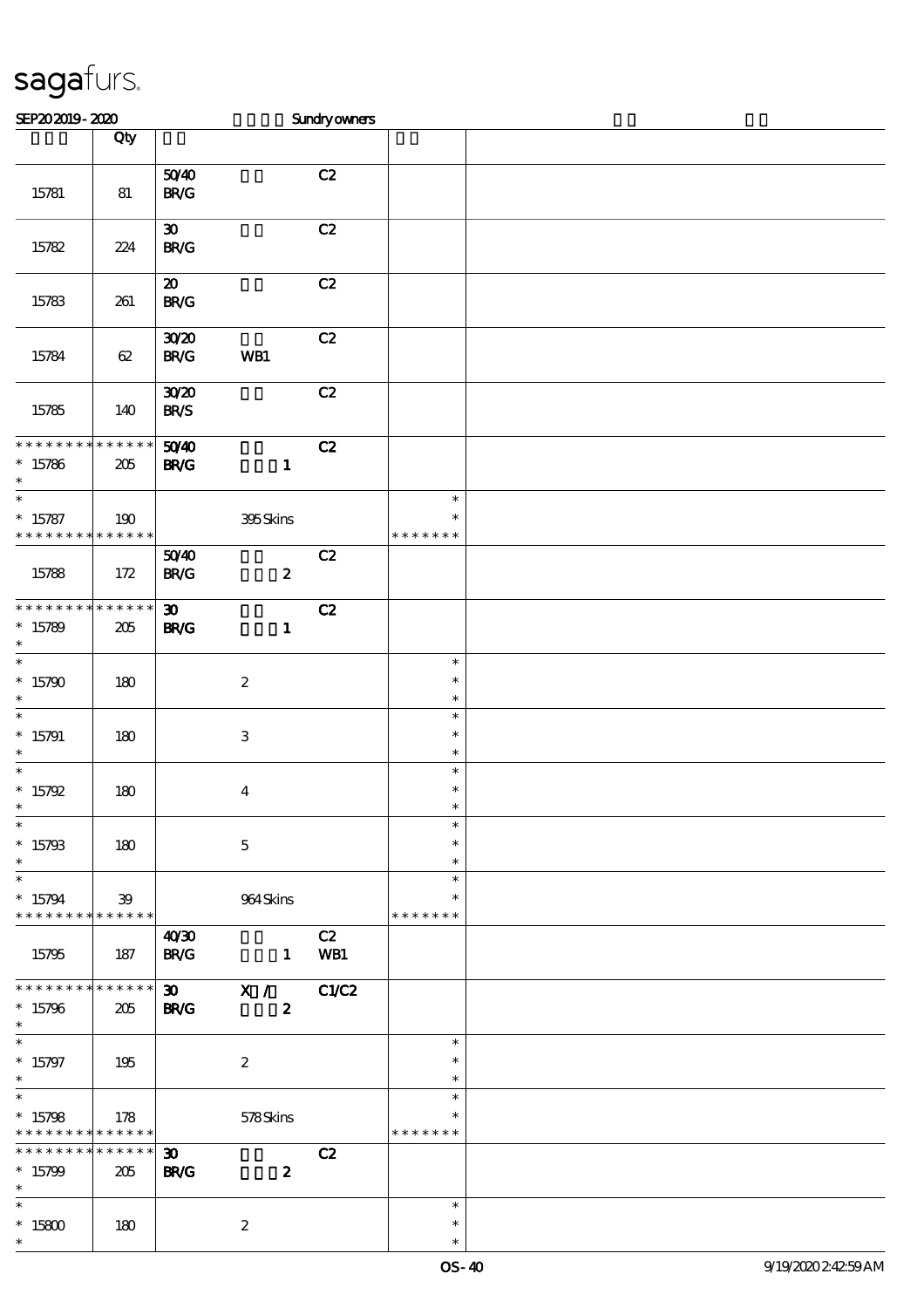sagafurs.

SEP20 2019 - 2020 Sundry owners

| | Qty | | | | | |
|---|---|---|---|---|---|---|
| 15781 | 81 | 50/40<br>BR/G | | C2 | | |
| 15782 | 224 | 30<br>BR/G | | C2 | | |
| 15783 | 261 | 20<br>BR/G | | C2 | | |
| 15784 | 62 | 30/20<br>BR/G | WB1 | C2 | | |
| 15785 | 140 | 30/20<br>BR/S | | C2 | | |
| * * * * * * * * * * * * * *<br>* 15786<br>* | 205 | 50/40<br>BR/G | 1 | C2 | | |
| *<br>* 15787<br>* * * * * * * * * * * * * * | 190 | | 395 Skins | | *<br>*<br>* * * * * * * | |
| 15788 | 172 | 50/40<br>BR/G | 2 | C2 | | |
| * * * * * * * * * * * * * *<br>* 15789<br>* | 205 | 30<br>BR/G | 1 | C2 | | |
| *<br>* 15790<br>* | 180 | | 2 | | *<br>*<br>* | |
| *<br>* 15791<br>* | 180 | | 3 | | *<br>*<br>* | |
| *<br>* 15792<br>* | 180 | | 4 | | *<br>*<br>* | |
| *<br>* 15793<br>* | 180 | | 5 | | *<br>*<br>* | |
| *<br>* 15794<br>* * * * * * * * * * * * * * | 39 | | 964 Skins | | *<br>*<br>* * * * * * * | |
| 15795 | 187 | 40/30<br>BR/G | 1 | C2<br>WB1 | | |
| * * * * * * * * * * * * * *<br>* 15796<br>* | 205 | 30<br>BR/G | X /<br>2 | C1/C2 | | |
| *<br>* 15797<br>* | 195 | | 2 | | *<br>*<br>* | |
| *<br>* 15798<br>* * * * * * * * * * * * * * | 178 | | 578 Skins | | *<br>*<br>* * * * * * * | |
| * * * * * * * * * * * * * *<br>* 15799<br>* | 205 | 30<br>BR/G | 2 | C2 | | |
| *<br>* 15800<br>* | 180 | | 2 | | *<br>*<br>* | |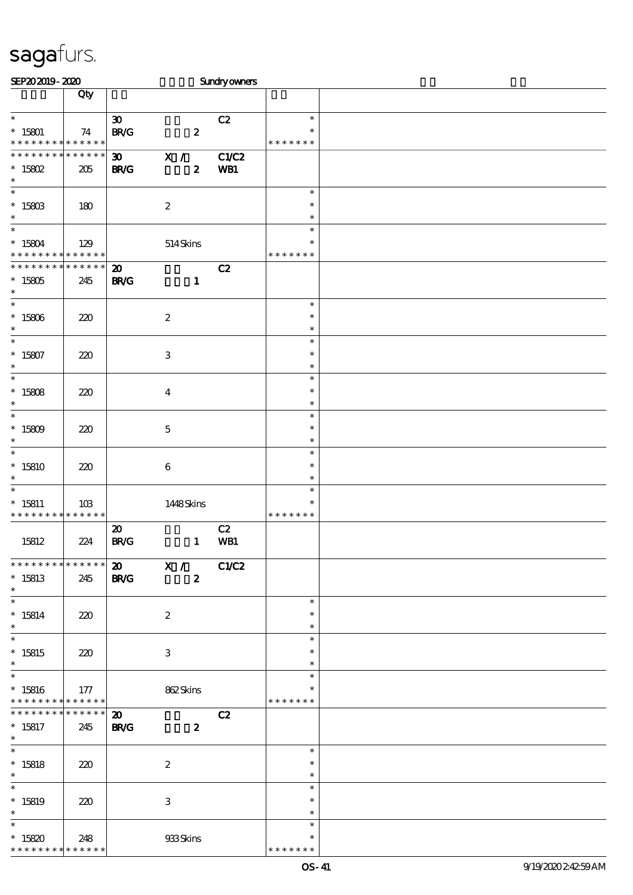sagafurs.

SEP20 2019 - 2020 Sundry owners

| | Qty | | | | | |
|---|---|---|---|---|---|---|
| * | | 30 | | C2 | * | |
| * 15801 | 74 | BR/G | 2 | | * | |
| * * * * * * * * * * * * * * | | | | | * * * * * * * | |
| * * * * * * * * * * * * * * | | 30 | X / | C1/C2 | | |
| * 15802 | 205 | BR/G | 2 | WB1 | | |
| * | | | | | | |
| * | | | | | * | |
| * 15803 | 180 | | 2 | | * | |
| * | | | | | * | |
| * | | | | | * | |
| * 15804 | 129 | | 514 Skins | | * | |
| * * * * * * * * * * * * * * | | | | | * * * * * * * | |
| * * * * * * * * * * * * * * | | 20 | | C2 | | |
| * 15805 | 245 | BR/G | 1 | | | |
| * | | | | | | |
| * | | | | | * | |
| * 15806 | 220 | | 2 | | * | |
| * | | | | | * | |
| * | | | | | * | |
| * 15807 | 220 | | 3 | | * | |
| * | | | | | * | |
| * | | | | | * | |
| * 15808 | 220 | | 4 | | * | |
| * | | | | | * | |
| * | | | | | * | |
| * 15809 | 220 | | 5 | | * | |
| * | | | | | * | |
| * | | | | | * | |
| * 15810 | 220 | | 6 | | * | |
| * | | | | | * | |
| * | | | | | * | |
| * 15811 | 103 | | 1448 Skins | | * | |
| * * * * * * * * * * * * * * | | | | | * * * * * * * | |
| | | 20 | | C2 | | |
| 15812 | 224 | BR/G | 1 | WB1 | | |
| * * * * * * * * * * * * * * | | 20 | X / | C1/C2 | | |
| * 15813 | 245 | BR/G | 2 | | | |
| * | | | | | | |
| * | | | | | * | |
| * 15814 | 220 | | 2 | | * | |
| * | | | | | * | |
| * | | | | | * | |
| * 15815 | 220 | | 3 | | * | |
| * | | | | | * | |
| * | | | | | * | |
| * 15816 | 177 | | 862 Skins | | * | |
| * * * * * * * * * * * * * * | | | | | * * * * * * * | |
| * * * * * * * * * * * * * * | | 20 | | C2 | | |
| * 15817 | 245 | BR/G | 2 | | | |
| * | | | | | | |
| * | | | | | * | |
| * 15818 | 220 | | 2 | | * | |
| * | | | | | * | |
| * | | | | | * | |
| * 15819 | 220 | | 3 | | * | |
| * | | | | | * | |
| * | | | | | * | |
| * 15820 | 248 | | 933 Skins | | * | |
| * * * * * * * * * * * * * * | | | | | * * * * * * * | |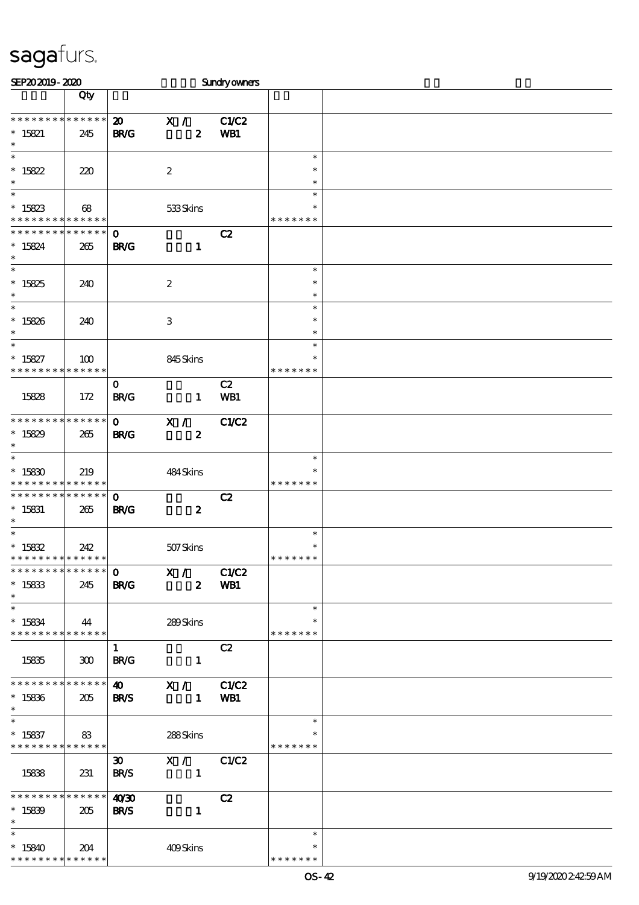# sagafurs.

SEP20 2019 - 2020 Sundry owners

| | Qty | | | | | |
|---|---|---|---|---|---|---|
| * * * * * * * * * * * * * * | 20 | X / | C1/C2 | | |
| * 15821 | 245 | BR/G | 2 | WB1 | | |
| * | | | | | | |
| * 15822 | 220 | | 2 | | * * * | |
| * 15823 | 68 | | 533 Skins | | * * * * * * * | |
| * * * * * * * * * * * * * * | | 0 | | C2 | | |
| * 15824 | 265 | BR/G | 1 | | | |
| * 15825 | 240 | | 2 | | * * * | |
| * 15826 | 240 | | 3 | | * * * | |
| * 15827 | 100 | | 845 Skins | | * * * * * * * | |
| 15828 | 172 | 0 BR/G | 1 | C2 WB1 | | |
| * * * * * * * * * * * * * * | | 0 | X / | C1/C2 | | |
| * 15829 | 265 | BR/G | 2 | | | |
| * 15830 | 219 | | 484 Skins | | * * * * * * * | |
| * * * * * * * * * * * * * * | | 0 | | C2 | | |
| * 15831 | 265 | BR/G | 2 | | | |
| * 15832 | 242 | | 507 Skins | | * * * * * * * | |
| * * * * * * * * * * * * * * | | 0 | X / | C1/C2 | | |
| * 15833 | 245 | BR/G | 2 | WB1 | | |
| * 15834 | 44 | | 289 Skins | | * * * * * * * | |
| 15835 | 300 | 1 BR/G | 1 | C2 | | |
| * * * * * * * * * * * * * * | | 40 | X / | C1/C2 | | |
| * 15836 | 205 | BR/S | 1 | WB1 | | |
| * 15837 | 83 | | 288 Skins | | * * * * * * * | |
| 15838 | 231 | 30 BR/S | X / 1 | C1/C2 | | |
| * * * * * * * * * * * * * * | | 40/30 | | C2 | | |
| * 15839 | 205 | BR/S | 1 | | | |
| * 15840 | 204 | | 409 Skins | | * * * * * * * | |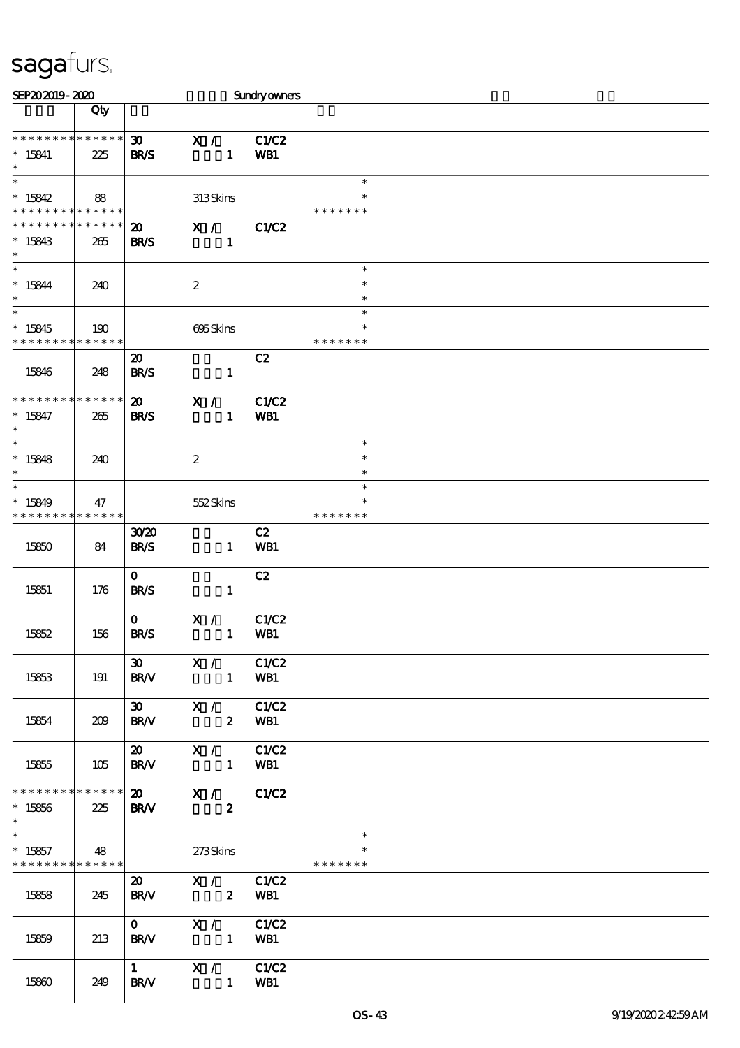sagafurs.

SEP20 2019 - 2020 Sundry owners

| | Qty | | | | | |
|---|---|---|---|---|---|---|
| * * * * * * * * * * * * * * | | 30 | X / | C1/C2 | | |
| * 15841 | 225 | BR/S | 1 | WB1 | | |
| * | | | | | | |
| * | | | | | * | |
| * 15842 | 88 | | 313 Skins | | * | |
| * * * * * * * * * * * * * * | | | | | * * * * * * * | |
| * * * * * * * * * * * * * * | | 20 | X / | C1/C2 | | |
| * 15843 | 265 | BR/S | 1 | | | |
| * | | | | | | |
| * | | | | | * | |
| * 15844 | 240 | | 2 | | * | |
| * | | | | | * | |
| * | | | | | * | |
| * 15845 | 190 | | 695 Skins | | * | |
| * * * * * * * * * * * * * * | | | | | * * * * * * * | |
| 15846 | 248 | 20 BR/S | 1 | C2 | | |
| * * * * * * * * * * * * * * | | 20 | X / | C1/C2 | | |
| * 15847 | 265 | BR/S | 1 | WB1 | | |
| * | | | | | | |
| * | | | | | * | |
| * 15848 | 240 | | 2 | | * | |
| * | | | | | * | |
| * | | | | | * | |
| * 15849 | 47 | | 552 Skins | | * | |
| * * * * * * * * * * * * * * | | | | | * * * * * * * | |
| 15850 | 84 | 30/20 BR/S | 1 | C2 WB1 | | |
| 15851 | 176 | 0 BR/S | 1 | C2 | | |
| 15852 | 156 | 0 BR/S | X / 1 | C1/C2 WB1 | | |
| 15853 | 191 | 30 BR/V | X / 1 | C1/C2 WB1 | | |
| 15854 | 209 | 30 BR/V | X / 2 | C1/C2 WB1 | | |
| 15855 | 105 | 20 BR/V | X / 1 | C1/C2 WB1 | | |
| * * * * * * * * * * * * * * | | 20 | X / | C1/C2 | | |
| * 15856 | 225 | BR/V | 2 | | | |
| * | | | | | | |
| * | | | | | * | |
| * 15857 | 48 | | 273 Skins | | * | |
| * * * * * * * * * * * * * * | | | | | * * * * * * * | |
| 15858 | 245 | 20 BR/V | X / 2 | C1/C2 WB1 | | |
| 15859 | 213 | 0 BR/V | X / 1 | C1/C2 WB1 | | |
| 15860 | 249 | 1 BR/V | X / 1 | C1/C2 WB1 | | |

OS-43 9/19/2020 2:42:59 AM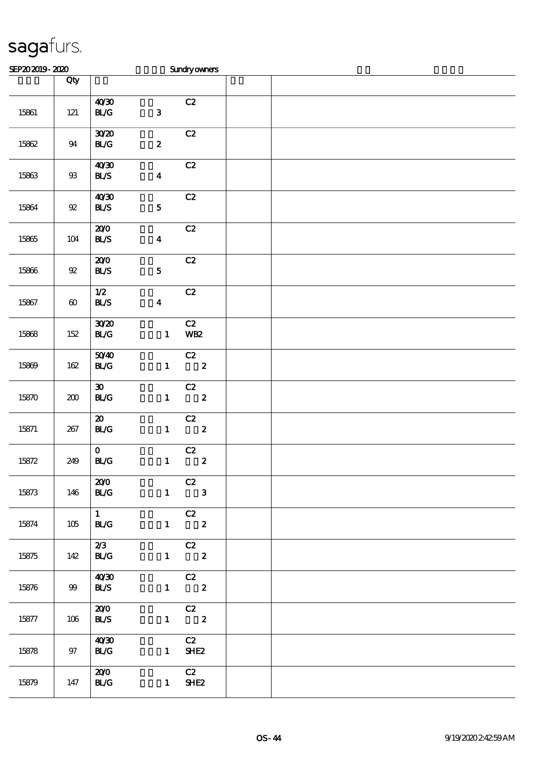# sagafurs.

SEP20 2019 - 2020 Sundry owners

| | Qty | | | |
|---|---|---|---|---|
| 15861 | 121 | 40/30<br>BL/G 3 | C2 | |
| 15862 | 94 | 30/20<br>BL/G 2 | C2 | |
| 15863 | 93 | 40/30<br>BL/S 4 | C2 | |
| 15864 | 92 | 40/30<br>BL/S 5 | C2 | |
| 15865 | 104 | 20/0<br>BL/S 4 | C2 | |
| 15866 | 92 | 20/0<br>BL/S 5 | C2 | |
| 15867 | 60 | 1/2<br>BL/S 4 | C2 | |
| 15868 | 152 | 30/20<br>BL/G 1 | C2<br>WB2 | |
| 15869 | 162 | 50/40<br>BL/G 1 | C2<br>2 | |
| 15870 | 200 | 30<br>BL/G 1 | C2<br>2 | |
| 15871 | 267 | 20<br>BL/G 1 | C2<br>2 | |
| 15872 | 249 | 0<br>BL/G 1 | C2<br>2 | |
| 15873 | 146 | 20/0<br>BL/G 1 | C2<br>3 | |
| 15874 | 105 | 1<br>BL/G 1 | C2<br>2 | |
| 15875 | 142 | 2/3<br>BL/G 1 | C2<br>2 | |
| 15876 | 99 | 40/30<br>BL/S 1 | C2<br>2 | |
| 15877 | 106 | 20/0<br>BL/S 1 | C2<br>2 | |
| 15878 | 97 | 40/30<br>BL/G 1 | C2<br>SHE2 | |
| 15879 | 147 | 20/0<br>BL/G 1 | C2<br>SHE2 | |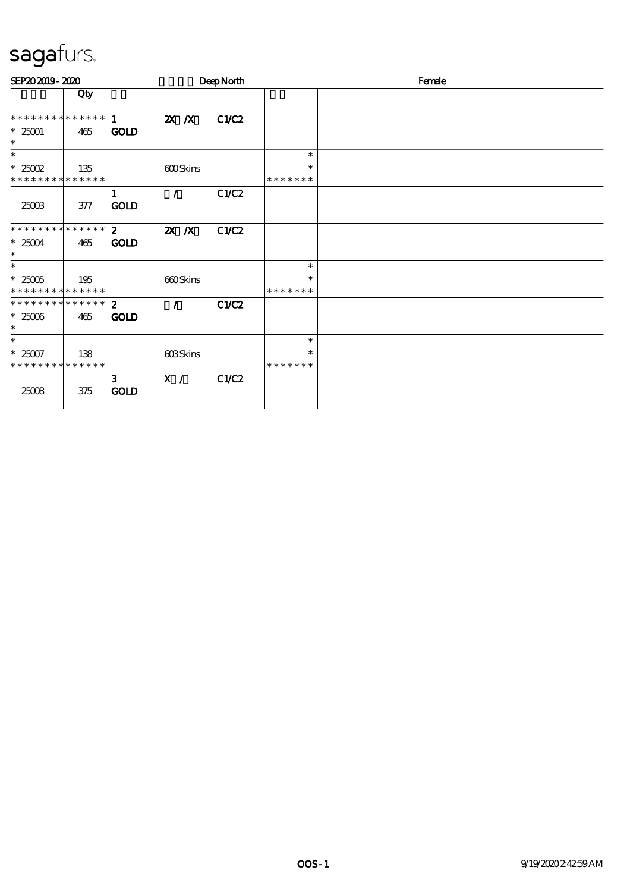sagafurs.

SEP20 2019 - 2020 Deep North Female

| | Qty | | | | | |
|---|---|---|---|---|---|---|
| * * * * * * * * * * * * * *<br>* 25001<br>* | 465 | 1<br>GOLD | 2X /X | C1/C2 | | |
| *<br>* 25002<br>* * * * * * * * * * * * * * | 135 | | 600 Skins | | *<br>*<br>* * * * * * * | |
| 25003 | 377 | 1<br>GOLD | / | C1/C2 | | |
| * * * * * * * * * * * * * *<br>* 25004<br>* | 465 | 2<br>GOLD | 2X /X | C1/C2 | | |
| *<br>* 25005<br>* * * * * * * * * * * * * * | 195 | | 660 Skins | | *<br>*<br>* * * * * * * | |
| * * * * * * * * * * * * * *<br>* 25006<br>* | 465 | 2<br>GOLD | / | C1/C2 | | |
| *<br>* 25007<br>* * * * * * * * * * * * * * | 138 | | 603 Skins | | *<br>*<br>* * * * * * * | |
| 25008 | 375 | 3<br>GOLD | X / | C1/C2 | | |

OOS-1 9/19/2020 2:42:59 AM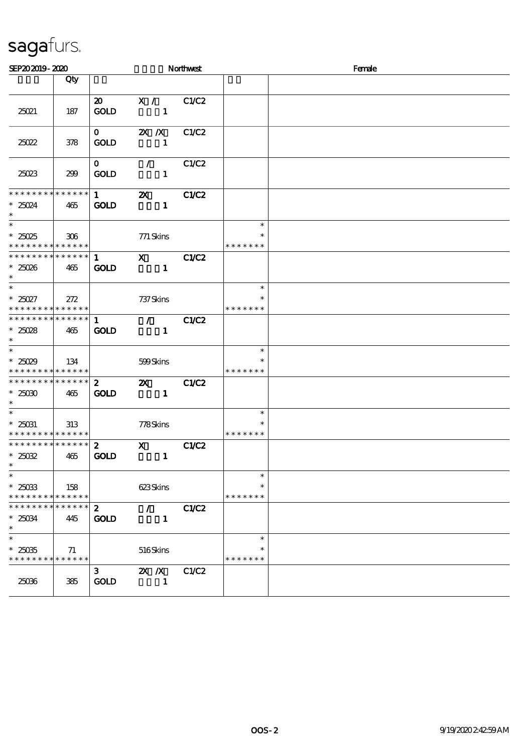# sagafurs.

SEP20 2019 - 2020 Northwest Female

| | Qty | | | | | |
|---|---|---|---|---|---|---|
| 25021 | 187 | 20 GOLD | X / 1 | C1/C2 | | |
| 25022 | 378 | 0 GOLD | 2X /X 1 | C1/C2 | | |
| 25023 | 299 | 0 GOLD | / 1 | C1/C2 | | |
| * * * * * * * * * * * * * * <br>* 25024<br>* | 465 | **1 GOLD** | **2X 1** | **C1/C2** | | |
| *<br>* 25025<br>* * * * * * * * * * * * * * | 306 | | 771 Skins | | *<br>*<br>* * * * * * * | |
| * * * * * * * * * * * * * * <br>* 25026<br>* | 465 | **1 GOLD** | **X 1** | **C1/C2** | | |
| *<br>* 25027<br>* * * * * * * * * * * * * * | 272 | | 737 Skins | | *<br>*<br>* * * * * * * | |
| * * * * * * * * * * * * * * <br>* 25028<br>* | 465 | **1 GOLD** | **/ 1** | **C1/C2** | | |
| *<br>* 25029<br>* * * * * * * * * * * * * * | 134 | | 599 Skins | | *<br>*<br>* * * * * * * | |
| * * * * * * * * * * * * * * <br>* 25030<br>* | 465 | **2 GOLD** | **2X 1** | **C1/C2** | | |
| *<br>* 25031<br>* * * * * * * * * * * * * * | 313 | | 778 Skins | | *<br>*<br>* * * * * * * | |
| * * * * * * * * * * * * * * <br>* 25032<br>* | 465 | **2 GOLD** | **X 1** | **C1/C2** | | |
| *<br>* 25033<br>* * * * * * * * * * * * * * | 158 | | 623 Skins | | *<br>*<br>* * * * * * * | |
| * * * * * * * * * * * * * * <br>* 25034<br>* | 445 | **2 GOLD** | **/ 1** | **C1/C2** | | |
| *<br>* 25035<br>* * * * * * * * * * * * * * | 71 | | 516 Skins | | *<br>*<br>* * * * * * * | |
| 25036 | 385 | 3 GOLD | 2X /X 1 | C1/C2 | | |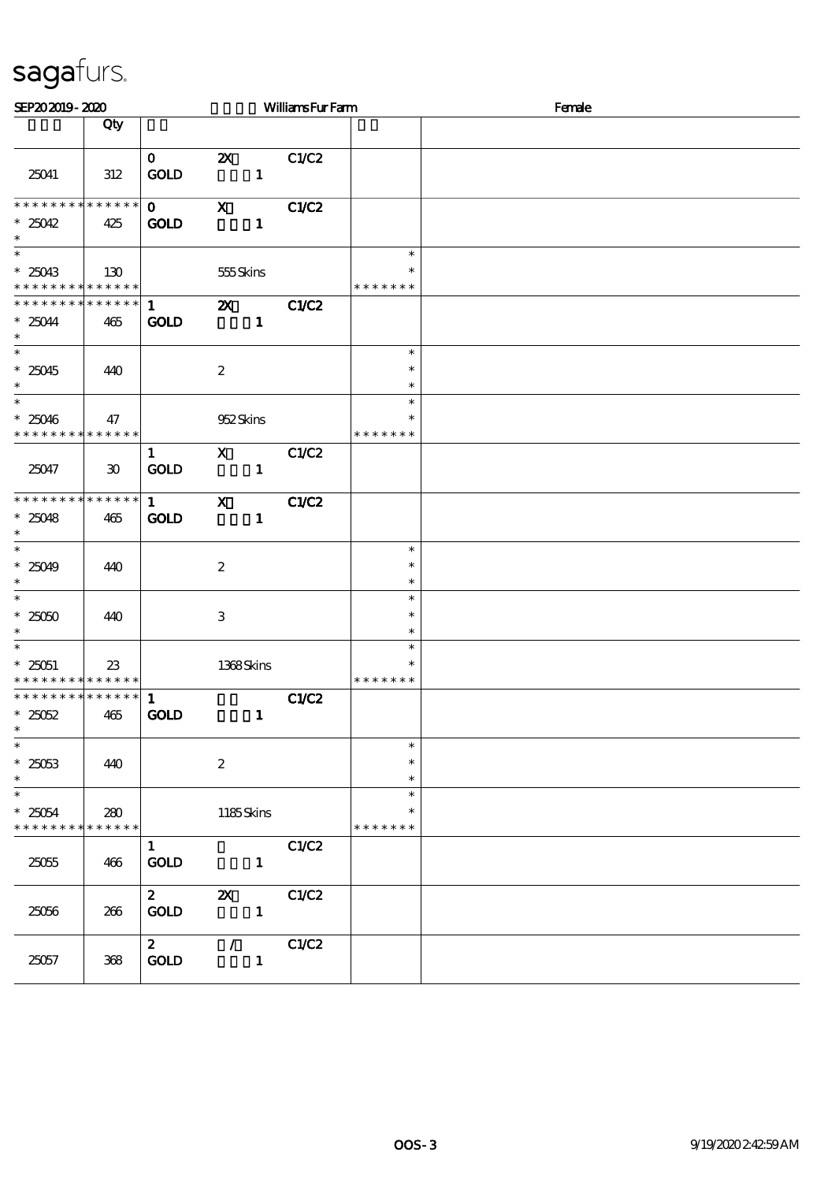# sagafurs.

SEP20 2019 - 2020 Williams Fur Farm Female

| | Qty | | | | | |
|---|---|---|---|---|---|---|
| 25041 | 312 | 0 GOLD | 2X 1 | C1/C2 | | |
| * * * * * * * * * * * * * *<br>* 25042<br>* | 425 | 0 GOLD | X 1 | C1/C2 | | |
| *<br>* 25043<br>* * * * * * * * * * * * * * | 130 | | 555 Skins | | *<br>*<br>* * * * * * * | |
| * * * * * * * * * * * * * *<br>* 25044<br>* | 465 | 1 GOLD | 2X 1 | C1/C2 | | |
| *<br>* 25045<br>* | 440 | | 2 | | *<br>*<br>* | |
| *<br>* 25046<br>* * * * * * * * * * * * * * | 47 | | 952 Skins | | *<br>*<br>* * * * * * * | |
| 25047 | 30 | 1 GOLD | X 1 | C1/C2 | | |
| * * * * * * * * * * * * * *<br>* 25048<br>* | 465 | 1 GOLD | X 1 | C1/C2 | | |
| *<br>* 25049<br>* | 440 | | 2 | | *<br>*<br>* | |
| *<br>* 25050<br>* | 440 | | 3 | | *<br>*<br>* | |
| *<br>* 25051<br>* * * * * * * * * * * * * * | 23 | | 1368 Skins | | *<br>*<br>* * * * * * * | |
| * * * * * * * * * * * * * *<br>* 25052<br>* | 465 | 1 GOLD | 1 | C1/C2 | | |
| *<br>* 25053<br>* | 440 | | 2 | | *<br>*<br>* | |
| *<br>* 25054<br>* * * * * * * * * * * * * * | 280 | | 1185 Skins | | *<br>*<br>* * * * * * * | |
| 25055 | 466 | 1 GOLD | 1 | C1/C2 | | |
| 25056 | 266 | 2 GOLD | 2X 1 | C1/C2 | | |
| 25057 | 368 | 2 GOLD | / 1 | C1/C2 | | |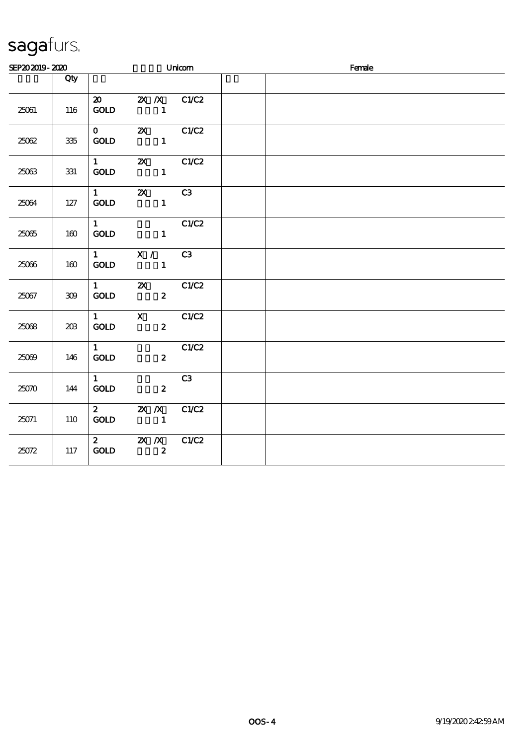sagafurs.

SEP20 2019 - 2020 Unicorn Female

| | Qty | | | |
|---|---|---|---|---|
| 25061 | 116 | 20 2X /X C1/C2<br>GOLD 1 | | |
| 25062 | 335 | 0 2X C1/C2<br>GOLD 1 | | |
| 25063 | 331 | 1 2X C1/C2<br>GOLD 1 | | |
| 25064 | 127 | 1 2X C3<br>GOLD 1 | | |
| 25065 | 160 | 1 C1/C2<br>GOLD 1 | | |
| 25066 | 160 | 1 X / C3<br>GOLD 1 | | |
| 25067 | 309 | 1 2X C1/C2<br>GOLD 2 | | |
| 25068 | 203 | 1 X C1/C2<br>GOLD 2 | | |
| 25069 | 146 | 1 C1/C2<br>GOLD 2 | | |
| 25070 | 144 | 1 C3<br>GOLD 2 | | |
| 25071 | 110 | 2 2X /X C1/C2<br>GOLD 1 | | |
| 25072 | 117 | 2 2X /X C1/C2<br>GOLD 2 | | |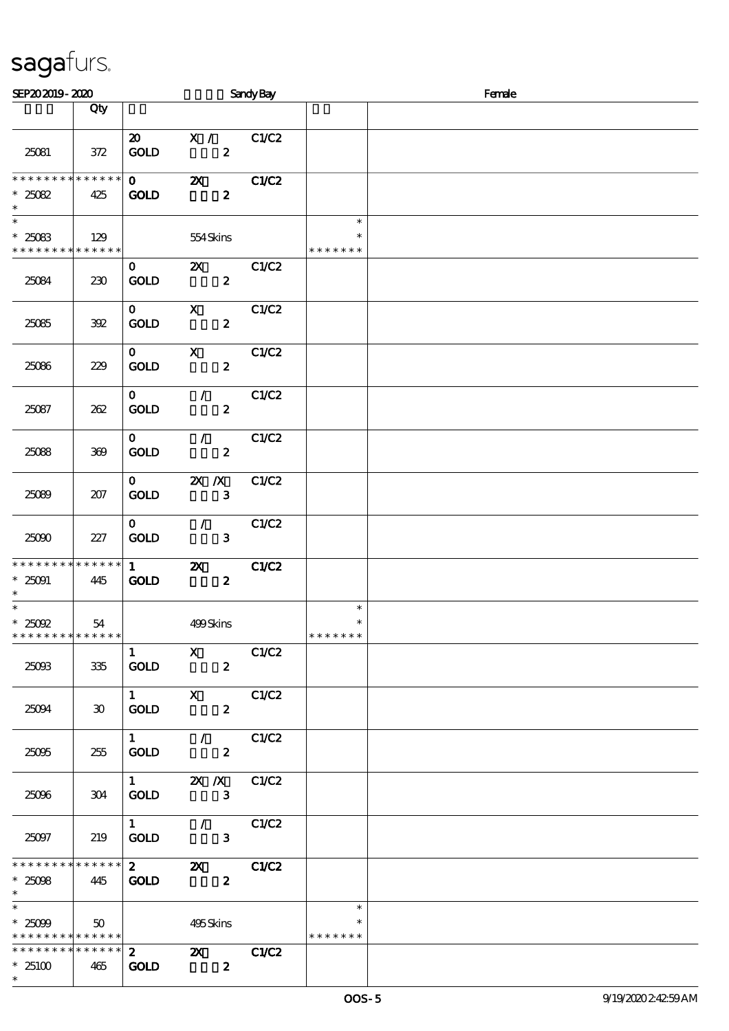sagafurs.

SEP202019 - 2020 Sandy Bay Female

| | Qty | | | | | |
|---|---|---|---|---|---|---|
| 25081 | 372 | 20 GOLD | X / 2 | C1/C2 | | |
| * * * * * * * * * * * * * * * 25082 * | 425 | 0 GOLD | 2X 2 | C1/C2 | | |
| * * 25083 * * * * * * * * * * * * * | 129 | | 554 Skins | | * * * * * * * * * | |
| 25084 | 230 | 0 GOLD | 2X 2 | C1/C2 | | |
| 25085 | 392 | 0 GOLD | X 2 | C1/C2 | | |
| 25086 | 229 | 0 GOLD | X 2 | C1/C2 | | |
| 25087 | 262 | 0 GOLD | / 2 | C1/C2 | | |
| 25088 | 369 | 0 GOLD | / 2 | C1/C2 | | |
| 25089 | 207 | 0 GOLD | 2X /X 3 | C1/C2 | | |
| 25090 | 227 | 0 GOLD | / 3 | C1/C2 | | |
| * * * * * * * * * * * * * * * 25091 * | 445 | 1 GOLD | 2X 2 | C1/C2 | | |
| * * 25092 * * * * * * * * * * * * * | 54 | | 499 Skins | | * * * * * * * * * | |
| 25093 | 335 | 1 GOLD | X 2 | C1/C2 | | |
| 25094 | 30 | 1 GOLD | X 2 | C1/C2 | | |
| 25095 | 255 | 1 GOLD | / 2 | C1/C2 | | |
| 25096 | 304 | 1 GOLD | 2X /X 3 | C1/C2 | | |
| 25097 | 219 | 1 GOLD | / 3 | C1/C2 | | |
| * * * * * * * * * * * * * * * 25098 * | 445 | 2 GOLD | 2X 2 | C1/C2 | | |
| * * 25099 * * * * * * * * * * * * * | 50 | | 495 Skins | | * * * * * * * * * | |
| * * * * * * * * * * * * * * * 25100 * | 465 | 2 GOLD | 2X 2 | C1/C2 | | |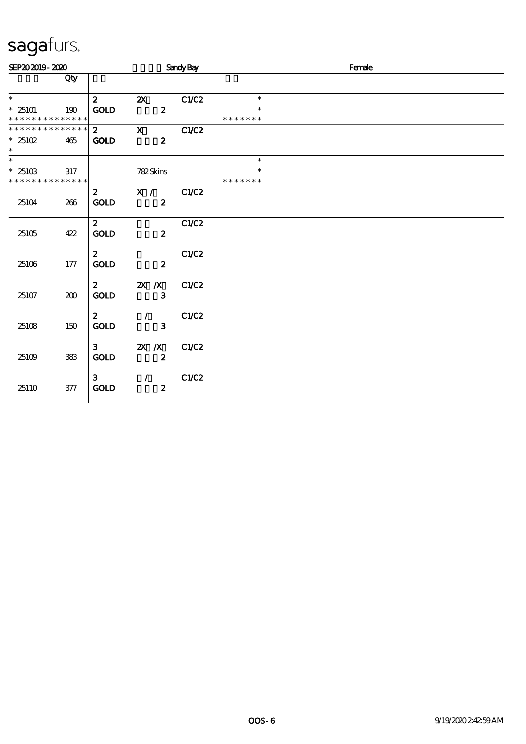sagafurs.

SEP20 2019 - 2020 Sandy Bay Female

| | Qty | | | | | |
|---|---|---|---|---|---|---|
| * <br> * 25101 <br> * * * * * * * * * * * * * * | 190 | 2 <br> GOLD | 2X <br> 2 | C1/C2 | * <br> * <br> * * * * * * * | |
| * * * * * * * * * * * * * * <br> * 25102 <br> * | 465 | 2 <br> GOLD | X <br> 2 | C1/C2 | | |
| * <br> * 25103 <br> * * * * * * * * * * * * * * | 317 | | 782 Skins | | * <br> * <br> * * * * * * * | |
| 25104 | 266 | 2 <br> GOLD | X / <br> 2 | C1/C2 | | |
| 25105 | 422 | 2 <br> GOLD | <br> 2 | C1/C2 | | |
| 25106 | 177 | 2 <br> GOLD | <br> 2 | C1/C2 | | |
| 25107 | 200 | 2 <br> GOLD | 2X /X <br> 3 | C1/C2 | | |
| 25108 | 150 | 2 <br> GOLD | / <br> 3 | C1/C2 | | |
| 25109 | 383 | 3 <br> GOLD | 2X /X <br> 2 | C1/C2 | | |
| 25110 | 377 | 3 <br> GOLD | / <br> 2 | C1/C2 | | |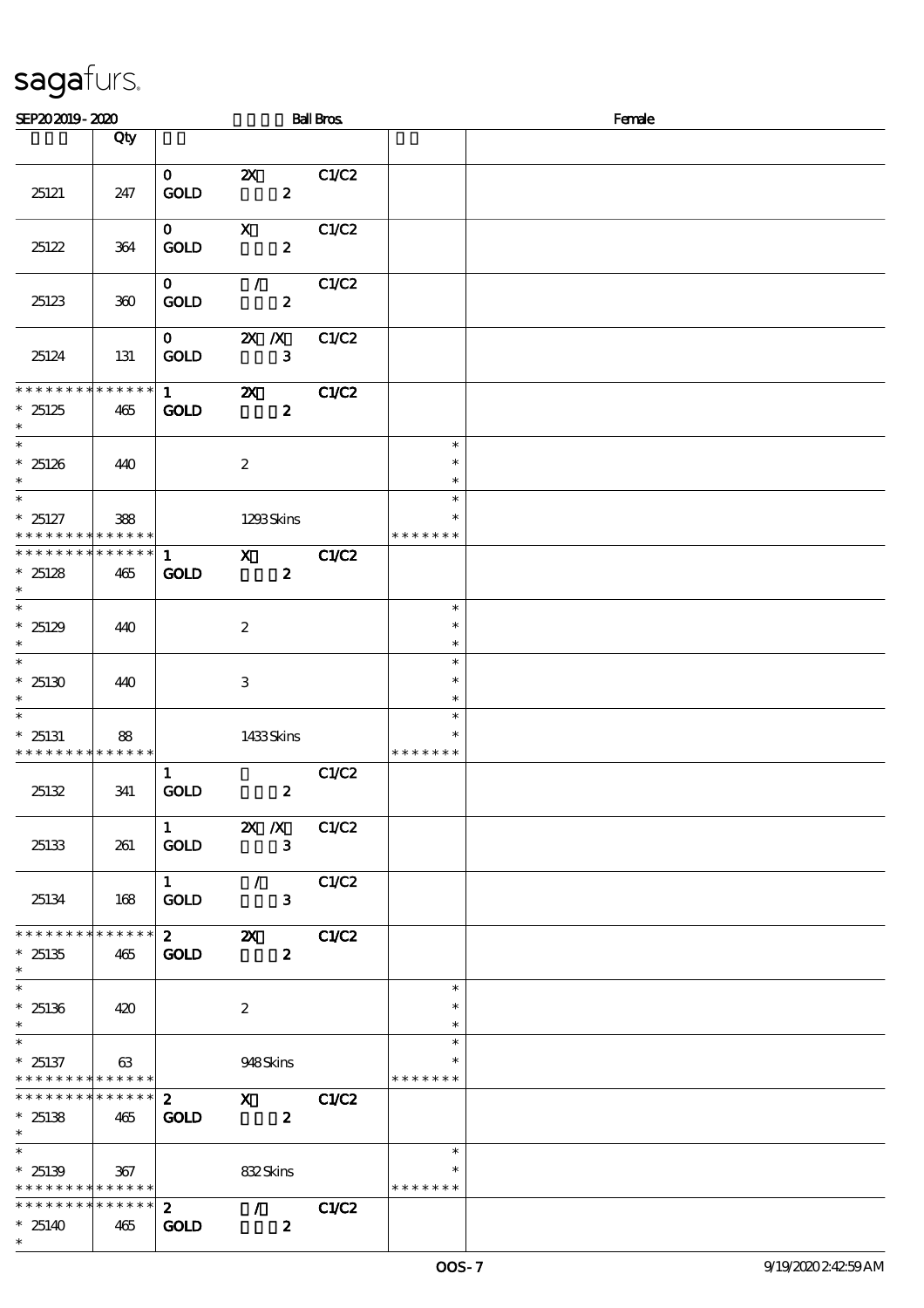# sagafurs.

SEP20 2019 - 2020 Ball Bros. Female

| | Qty | | | | | |
|---|---|---|---|---|---|---|
| 25121 | 247 | 0 GOLD | 2X 2 | C1/C2 | | |
| 25122 | 364 | 0 GOLD | X 2 | C1/C2 | | |
| 25123 | 360 | 0 GOLD | / 2 | C1/C2 | | |
| 25124 | 131 | 0 GOLD | 2X /X 3 | C1/C2 | | |
| * * * * * * * * * * * * * * <br> * 25125 <br> * | 465 | 1 GOLD | 2X 2 | C1/C2 | | |
| * <br> * 25126 <br> * | 440 | | 2 | | * <br> * <br> * | |
| * <br> * 25127 <br> * * * * * * * * * * * * * * | 388 | | 1293 Skins | | * <br> * <br> * * * * * * * | |
| * * * * * * * * * * * * * * <br> * 25128 <br> * | 465 | 1 GOLD | X 2 | C1/C2 | | |
| * <br> * 25129 <br> * | 440 | | 2 | | * <br> * <br> * | |
| * <br> * 25130 <br> * | 440 | | 3 | | * <br> * <br> * | |
| * <br> * 25131 <br> * * * * * * * * * * * * * * | 88 | | 1433 Skins | | * <br> * <br> * * * * * * * | |
| 25132 | 341 | 1 GOLD | 2 | C1/C2 | | |
| 25133 | 261 | 1 GOLD | 2X /X 3 | C1/C2 | | |
| 25134 | 168 | 1 GOLD | / 3 | C1/C2 | | |
| * * * * * * * * * * * * * * <br> * 25135 <br> * | 465 | 2 GOLD | 2X 2 | C1/C2 | | |
| * <br> * 25136 <br> * | 420 | | 2 | | * <br> * <br> * | |
| * <br> * 25137 <br> * * * * * * * * * * * * * * | 63 | | 948 Skins | | * <br> * <br> * * * * * * * | |
| * * * * * * * * * * * * * * <br> * 25138 <br> * | 465 | 2 GOLD | X 2 | C1/C2 | | |
| * <br> * 25139 <br> * * * * * * * * * * * * * * | 367 | | 832 Skins | | * <br> * <br> * * * * * * * | |
| * * * * * * * * * * * * * * <br> * 25140 <br> * | 465 | 2 GOLD | / 2 | C1/C2 | | |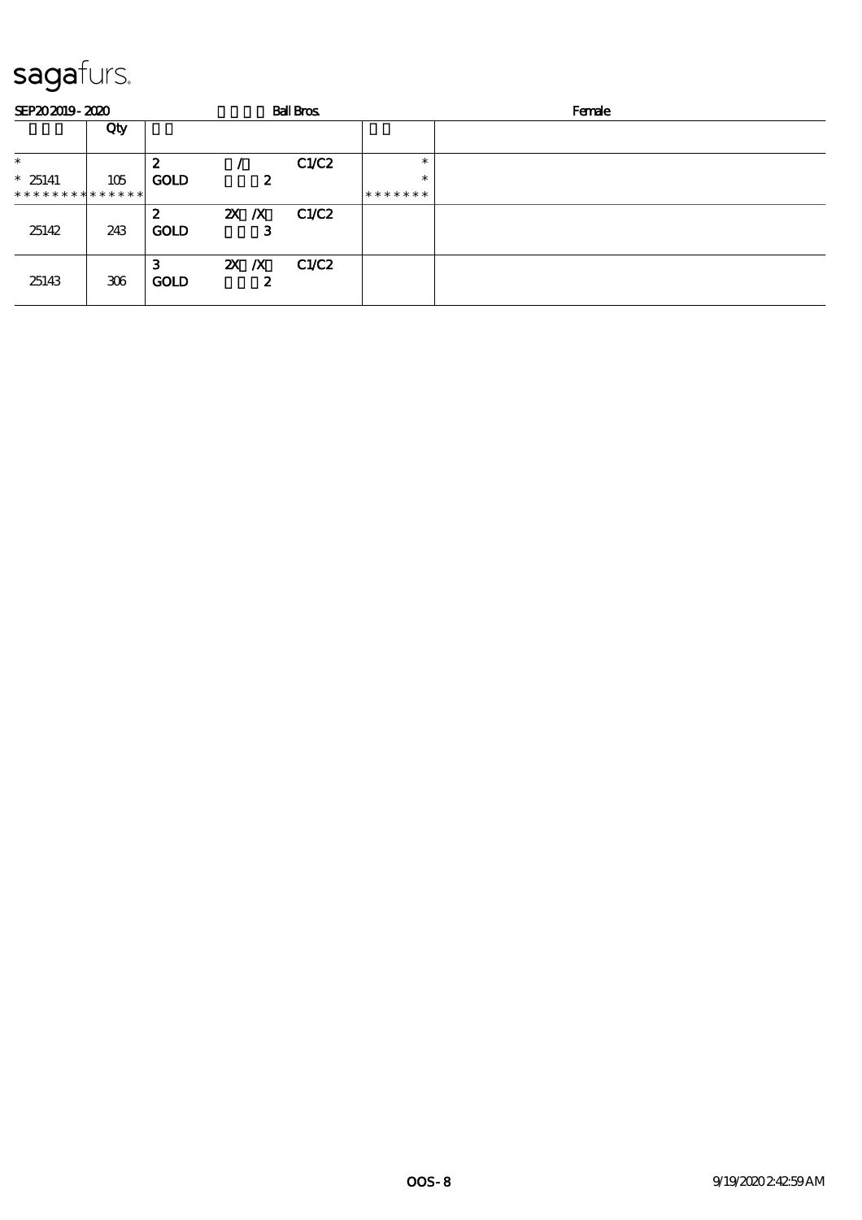# sagafurs.

SEP20 2019 - 2020 Ball Bros. Female

| | Qty | | | | | |
|---|---|---|---|---|---|---|
| * | | 2 | / | C1/C2 | * | |
| * 25141 | 105 | GOLD | 2 | | * | |
| * * * * * * * * * * * * * * | | | | | * * * * * * * | |
| 25142 | 243 | 2<br>GOLD | 2X /X<br>3 | C1/C2 | | |
| 25143 | 306 | 3<br>GOLD | 2X /X<br>2 | C1/C2 | | |

OOS - 8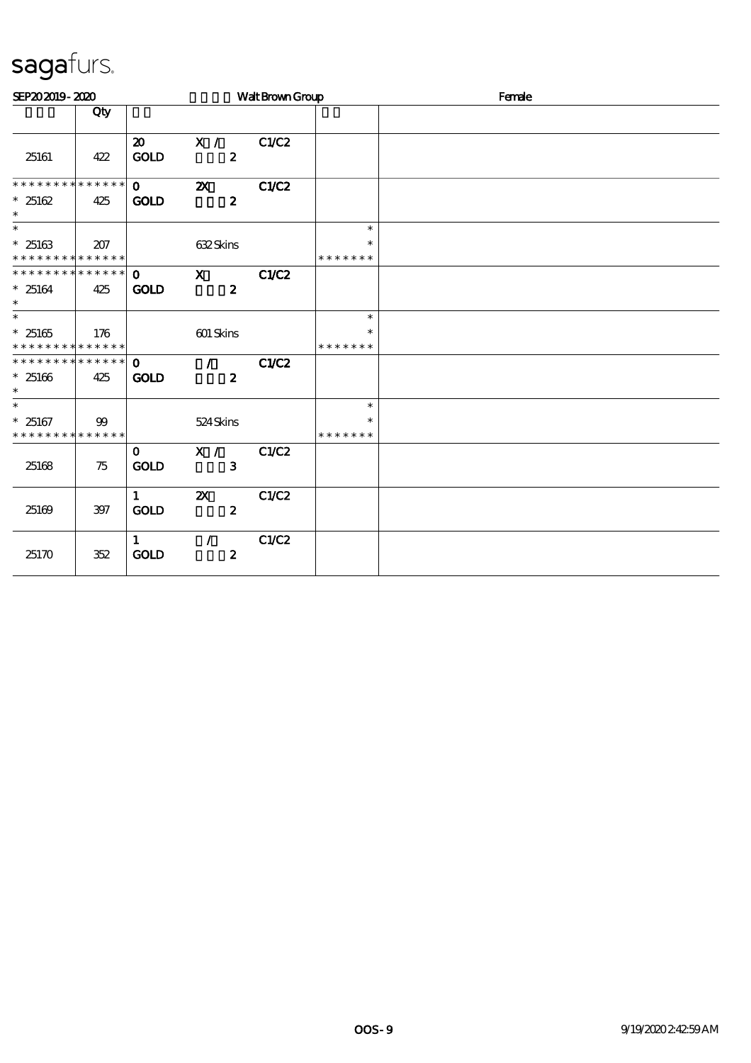sagafurs.

SEP20 2019 - 2020 Walt Brown Group Female

| | Qty | | | | | |
|---|---|---|---|---|---|---|
| 25161 | 422 | 20 GOLD | X / 2 | C1/C2 | | |
| * * * * * * * * * * * * * * 25162 * | 425 | 0 GOLD | 2X 2 | C1/C2 | | |
| * * 25163 * * * * * * * * * * * * * * | 207 | | 632 Skins | | * * * * * * * * * | |
| * * * * * * * * * * * * * * 25164 * | 425 | 0 GOLD | X 2 | C1/C2 | | |
| * * 25165 * * * * * * * * * * * * * * | 176 | | 601 Skins | | * * * * * * * * * | |
| * * * * * * * * * * * * * * 25166 * | 425 | 0 GOLD | / 2 | C1/C2 | | |
| * * 25167 * * * * * * * * * * * * * * | 99 | | 524 Skins | | * * * * * * * * * | |
| 25168 | 75 | 0 GOLD | X / 3 | C1/C2 | | |
| 25169 | 397 | 1 GOLD | 2X 2 | C1/C2 | | |
| 25170 | 352 | 1 GOLD | / 2 | C1/C2 | | |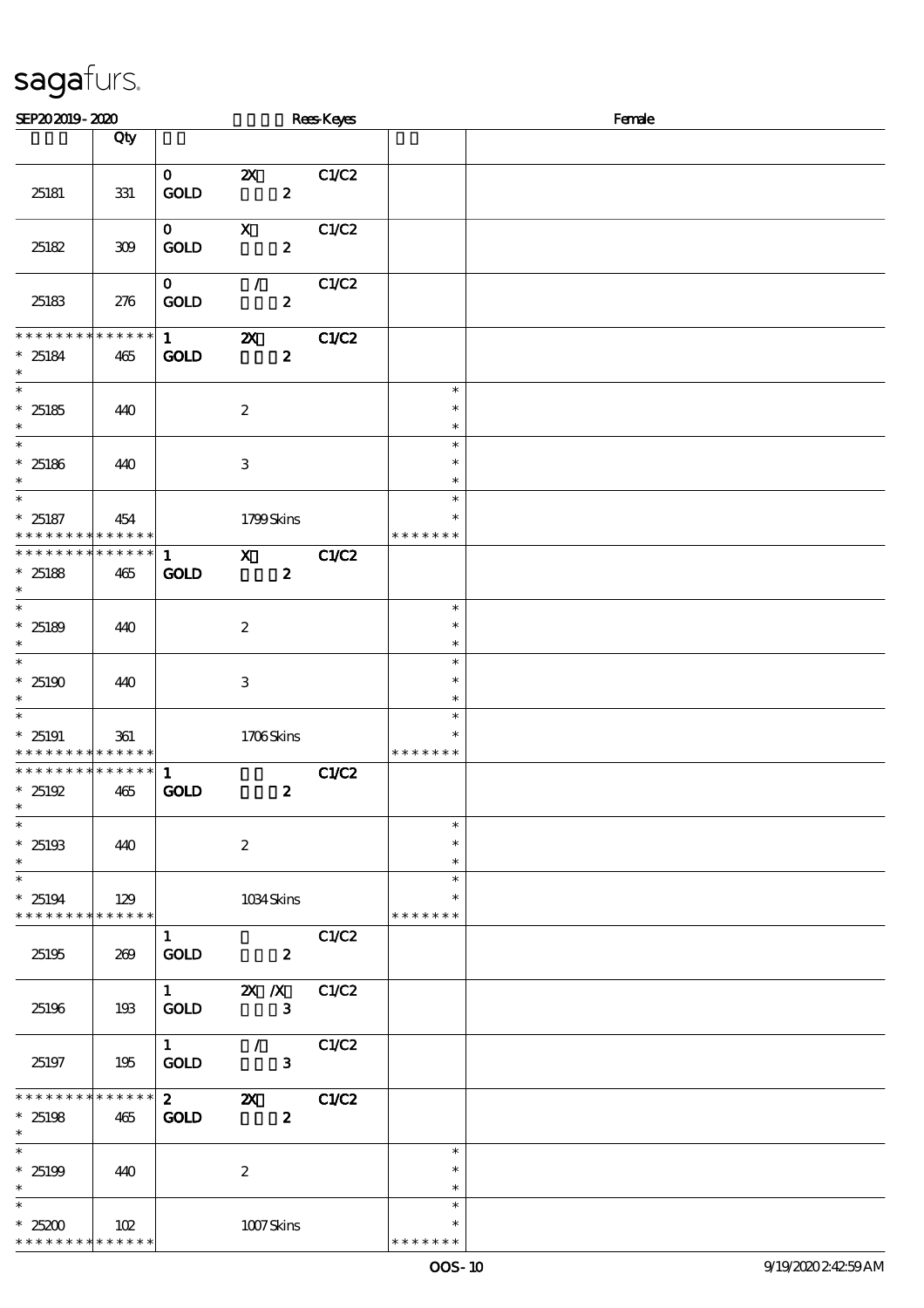sagafurs.

SEP20 2019 - 2020 Rees-Keyes Female

| | Qty | | | | |
|---|---|---|---|---|---|
| 25181 | 331 | 0 GOLD | 2X 2 | C1/C2 | |
| 25182 | 309 | 0 GOLD | X 2 | C1/C2 | |
| 25183 | 276 | 0 GOLD | / 2 | C1/C2 | |
| * * * * * * * * * * * * * * * 25184 * | 465 | 1 GOLD | 2X 2 | C1/C2 | |
| * * 25185 * | 440 | | 2 | | * * * |
| * * 25186 * | 440 | | 3 | | * * * |
| * * 25187 * * * * * * * * * * * * * * | 454 | | 1799 Skins | | * * * * * * * * |
| * * * * * * * * * * * * * * * 25188 * | 465 | 1 GOLD | X 2 | C1/C2 | |
| * * 25189 * | 440 | | 2 | | * * * |
| * * 25190 * | 440 | | 3 | | * * * |
| * * 25191 * * * * * * * * * * * * * * | 361 | | 1706 Skins | | * * * * * * * * |
| * * * * * * * * * * * * * * * 25192 * | 465 | 1 GOLD | 2 | C1/C2 | |
| * * 25193 * | 440 | | 2 | | * * * |
| * * 25194 * * * * * * * * * * * * * * | 129 | | 1034 Skins | | * * * * * * * * |
| 25195 | 269 | 1 GOLD | 2 | C1/C2 | |
| 25196 | 193 | 1 GOLD | 2X /X 3 | C1/C2 | |
| 25197 | 195 | 1 GOLD | / 3 | C1/C2 | |
| * * * * * * * * * * * * * * * 25198 * | 465 | 2 GOLD | 2X 2 | C1/C2 | |
| * * 25199 * | 440 | | 2 | | * * * |
| * * 25200 * * * * * * * * * * * * * * | 102 | | 1007 Skins | | * * * * * * * * |

OOS-10 9/19/2020 2:42:59 AM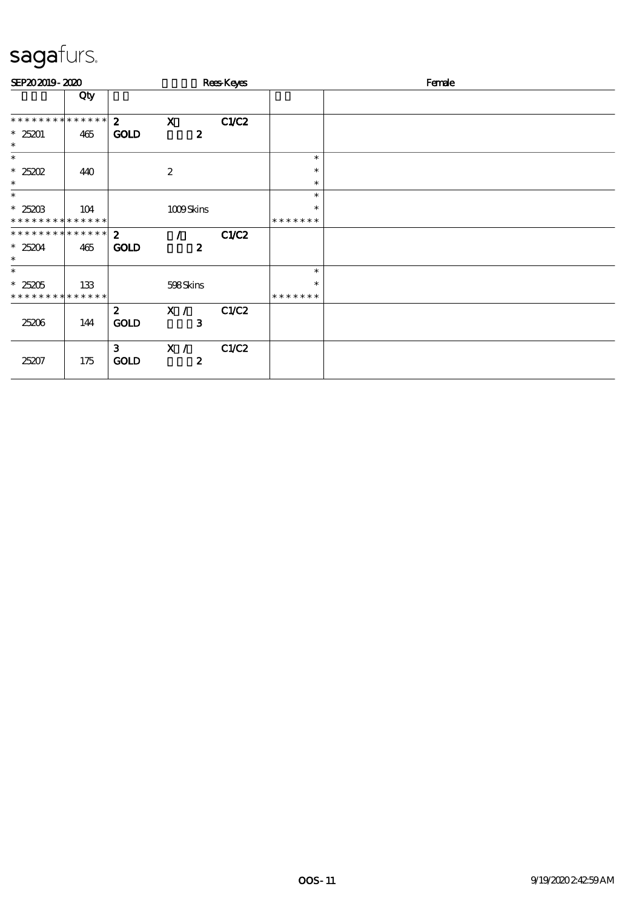sagafurs.

SEP20 2019 - 2020 Rees-Keyes Female

| | Qty | | | | | |
|---|---|---|---|---|---|---|
| * * * * * * * * * * * * * * | | 2 | X | C1/C2 | | |
| * 25201 | 465 | GOLD | 2 | | | |
| * | | | | | | |
| * | | | | | * | |
| * 25202 | 440 | | 2 | | * | |
| * | | | | | * | |
| * | | | | | * | |
| * 25203 | 104 | | 1009 Skins | | * | |
| * * * * * * * * * * * * * * | | | | | * * * * * * * | |
| * * * * * * * * * * * * * * | | 2 | / | C1/C2 | | |
| * 25204 | 465 | GOLD | 2 | | | |
| * | | | | | | |
| * | | | | | * | |
| * 25205 | 133 | | 598 Skins | | * | |
| * * * * * * * * * * * * * * | | | | | * * * * * * * | |
| 25206 | 144 | 2 GOLD | X / 3 | C1/C2 | | |
| 25207 | 175 | 3 GOLD | X / 2 | C1/C2 | | |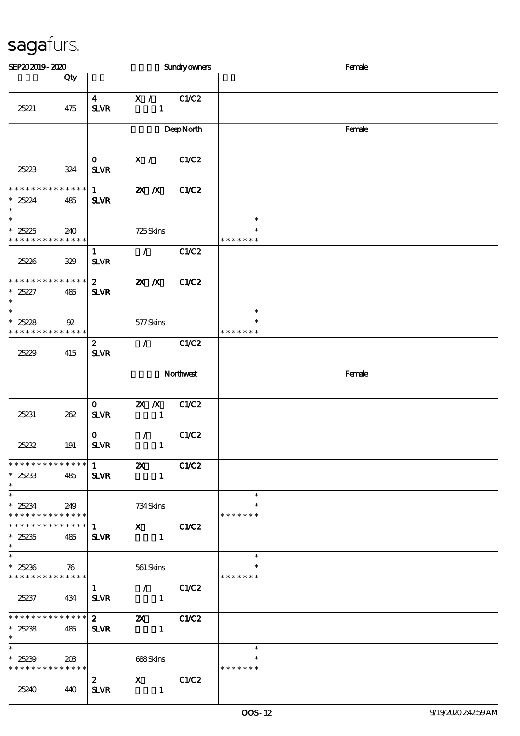sagafurs.

SEP20 2019 - 2020 Sundry owners Female

| | Qty | | | |
|---|---|---|---|---|
| 25221 | 475 | 4 X / C1/C2 SLVR 1 | | |
| | | Deep North | | Female |
| 25223 | 324 | 0 X / C1/C2 SLVR | | |
| * * * * * * * * * * * * * * * 25224 * | 485 | 1 2X /X C1/C2 SLVR | | |
| * * 25225 * * * * * * * * * * * * * | 240 | 725 Skins | * * * * * * * * * | |
| 25226 | 329 | 1 / C1/C2 SLVR | | |
| * * * * * * * * * * * * * * * 25227 * | 485 | 2 2X /X C1/C2 SLVR | | |
| * * 25228 * * * * * * * * * * * * * | 92 | 577 Skins | * * * * * * * * * | |
| 25229 | 415 | 2 / C1/C2 SLVR | | |
| | | Northwest | | Female |
| 25231 | 262 | 0 2X /X C1/C2 SLVR 1 | | |
| 25232 | 191 | 0 / C1/C2 SLVR 1 | | |
| * * * * * * * * * * * * * * * 25233 * | 485 | 1 2X C1/C2 SLVR 1 | | |
| * * 25234 * * * * * * * * * * * * * | 249 | 734 Skins | * * * * * * * * * | |
| * * * * * * * * * * * * * * * 25235 * | 485 | 1 X C1/C2 SLVR 1 | | |
| * * 25236 * * * * * * * * * * * * * | 76 | 561 Skins | * * * * * * * * * | |
| 25237 | 434 | 1 / C1/C2 SLVR 1 | | |
| * * * * * * * * * * * * * * * 25238 * | 485 | 2 2X C1/C2 SLVR 1 | | |
| * * 25239 * * * * * * * * * * * * * | 203 | 688 Skins | * * * * * * * * * | |
| 25240 | 440 | 2 X C1/C2 SLVR 1 | | |

OOS - 12 9/19/2020 2:42:59 AM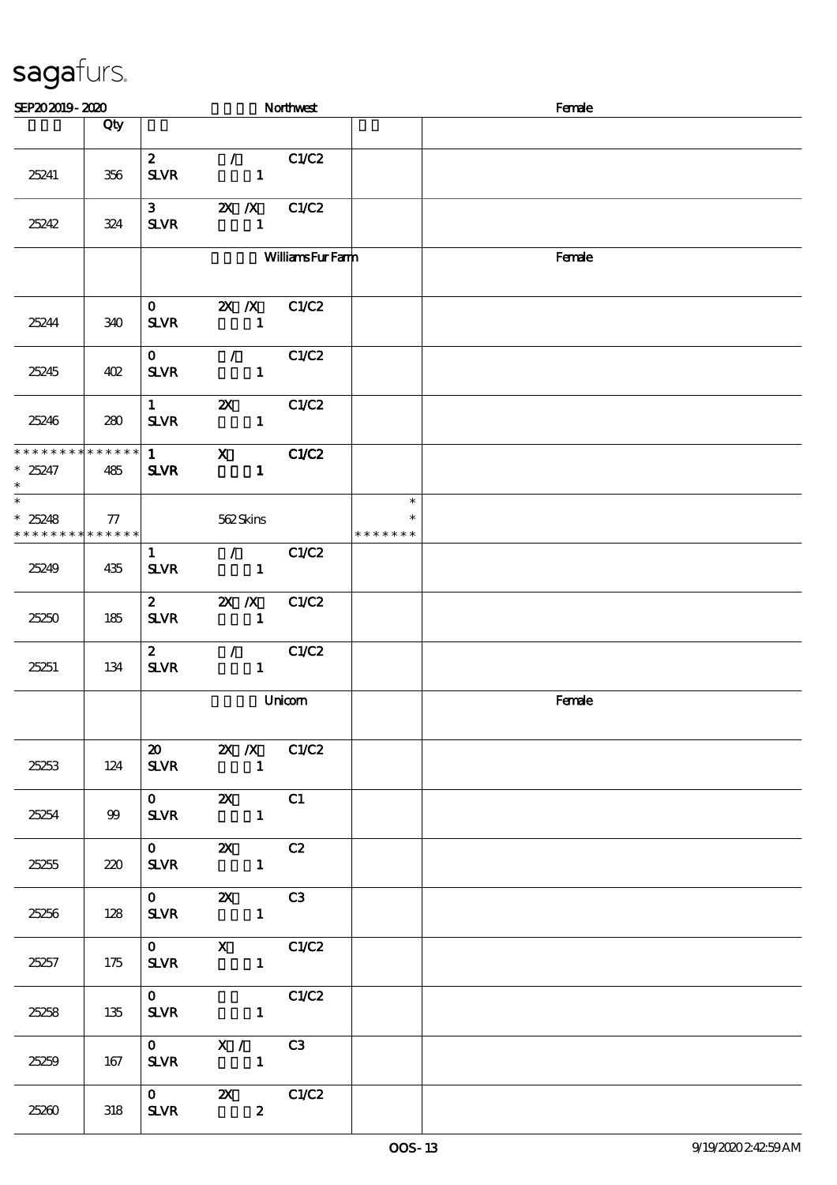sagafurs.

| SEP20 2019 - 2020 | | Northwest | | Female |
|---|---|---|---|---|
| | Qty | | | |
| 25241 | 356 | 2 / C1/C2<br>SLVR 1 | | |
| 25242 | 324 | 3 2X /X C1/C2<br>SLVR 1 | | |
| | | Williams Fur Farm | | Female |
| 25244 | 340 | 0 2X /X C1/C2<br>SLVR 1 | | |
| 25245 | 402 | 0 / C1/C2<br>SLVR 1 | | |
| 25246 | 280 | 1 2X C1/C2<br>SLVR 1 | | |
| * * * * * * * * * * * * * *<br>* 25247<br>* | 485 | 1 X C1/C2<br>SLVR 1 | | |
| *<br>* 25248<br>* * * * * * * * * * * * * * | 77 | 562 Skins | *<br>*<br>* * * * * * * | |
| 25249 | 435 | 1 / C1/C2<br>SLVR 1 | | |
| 25250 | 185 | 2 2X /X C1/C2<br>SLVR 1 | | |
| 25251 | 134 | 2 / C1/C2<br>SLVR 1 | | |
| | | Unicorn | | Female |
| 25253 | 124 | 20 2X /X C1/C2<br>SLVR 1 | | |
| 25254 | 99 | 0 2X C1<br>SLVR 1 | | |
| 25255 | 220 | 0 2X C2<br>SLVR 1 | | |
| 25256 | 128 | 0 2X C3<br>SLVR 1 | | |
| 25257 | 175 | 0 X C1/C2<br>SLVR 1 | | |
| 25258 | 135 | 0 C1/C2<br>SLVR 1 | | |
| 25259 | 167 | 0 X / C3<br>SLVR 1 | | |
| 25260 | 318 | 0 2X C1/C2<br>SLVR 2 | | |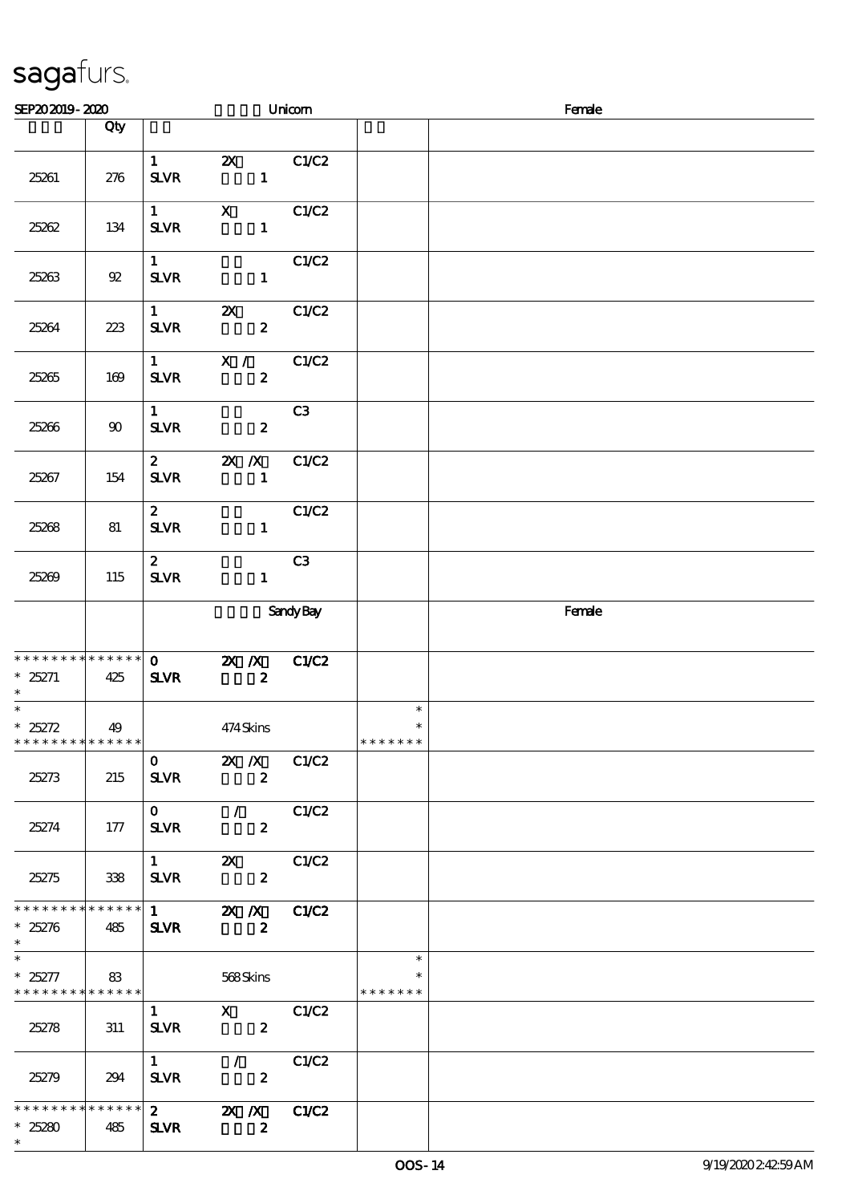sagafurs.

SEP20 2019 - 2020 Unicorn Female

| | Qty | | | |
|---|---|---|---|---|
| 25261 | 276 | 1 SLVR 2X 1 C1/C2 | | |
| 25262 | 134 | 1 SLVR X 1 C1/C2 | | |
| 25263 | 92 | 1 SLVR 1 C1/C2 | | |
| 25264 | 223 | 1 SLVR 2X 2 C1/C2 | | |
| 25265 | 169 | 1 SLVR X / 2 C1/C2 | | |
| 25266 | 90 | 1 SLVR 2 C3 | | |
| 25267 | 154 | 2 SLVR 2X /X 1 C1/C2 | | |
| 25268 | 81 | 2 SLVR 1 C1/C2 | | |
| 25269 | 115 | 2 SLVR 1 C3 | | |
| | | Sandy Bay | | Female |
| * * * * * * * * * * * * * * 25271 * | 425 | **0 SLVR 2X /X 2 C1/C2** | | |
| * * 25272 * * * * * * * * * * * * * | 49 | 474 Skins | * * * * * * * * * | |
| 25273 | 215 | 0 SLVR 2X /X 2 C1/C2 | | |
| 25274 | 177 | 0 SLVR / 2 C1/C2 | | |
| 25275 | 338 | 1 SLVR 2X 2 C1/C2 | | |
| * * * * * * * * * * * * * * 25276 * | 485 | **1 SLVR 2X /X 2 C1/C2** | | |
| * * 25277 * * * * * * * * * * * * * | 83 | 568 Skins | * * * * * * * * * | |
| 25278 | 311 | 1 SLVR X 2 C1/C2 | | |
| 25279 | 294 | 1 SLVR / 2 C1/C2 | | |
| * * * * * * * * * * * * * * 25280 * | 485 | **2 SLVR 2X /X 2 C1/C2** | | |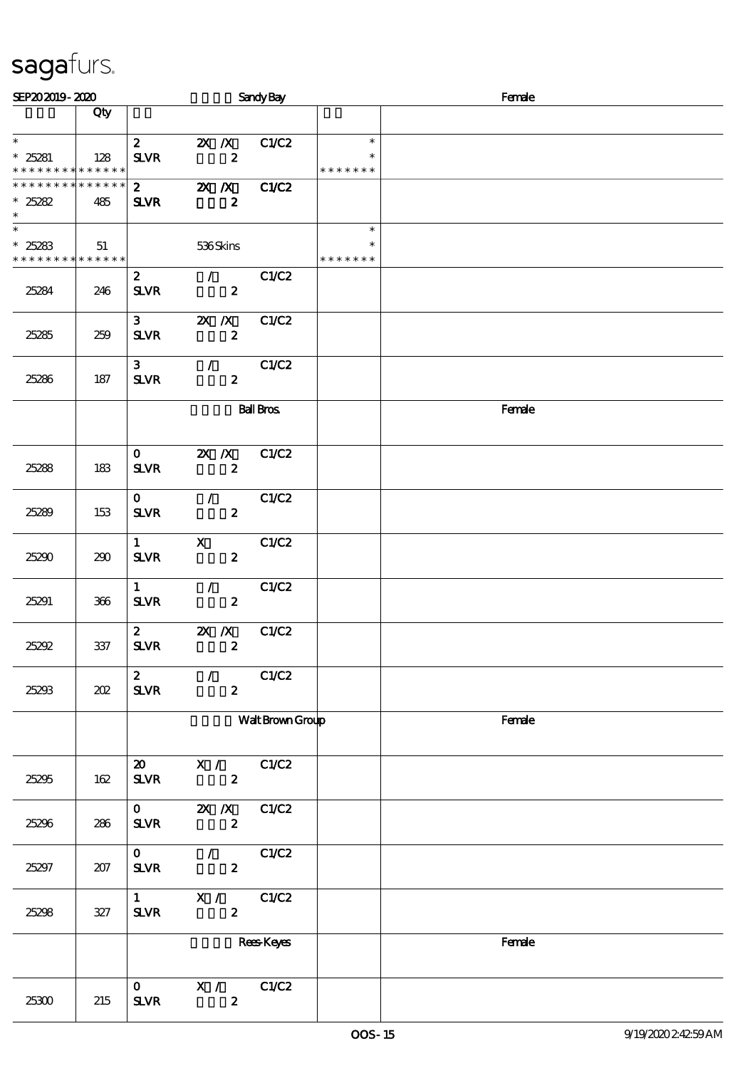sagafurs.

SEP20 2019 - 2020 Sandy Bay Female

| | Qty | | | | | |
|---|---|---|---|---|---|---|
| * <br> * 25281 <br> * * * * * * * * * * * * * * | 128 | 2 <br> SLVR | 2X /X <br> 2 | C1/C2 | * <br> * <br> * * * * * * * | |
| * * * * * * * * * * * * * * <br> * 25282 <br> * | 485 | 2 <br> SLVR | 2X /X <br> 2 | C1/C2 | | |
| * <br> * 25283 <br> * * * * * * * * * * * * * * | 51 | | 536 Skins | | * <br> * <br> * * * * * * * | |
| 25284 | 246 | 2 <br> SLVR | / <br> 2 | C1/C2 | | |
| 25285 | 259 | 3 <br> SLVR | 2X /X <br> 2 | C1/C2 | | |
| 25286 | 187 | 3 <br> SLVR | / <br> 2 | C1/C2 | | |
| | | | Ball Bros. | | | Female |
| 25288 | 183 | 0 <br> SLVR | 2X /X <br> 2 | C1/C2 | | |
| 25289 | 153 | 0 <br> SLVR | / <br> 2 | C1/C2 | | |
| 25290 | 290 | 1 <br> SLVR | X <br> 2 | C1/C2 | | |
| 25291 | 366 | 1 <br> SLVR | / <br> 2 | C1/C2 | | |
| 25292 | 337 | 2 <br> SLVR | 2X /X <br> 2 | C1/C2 | | |
| 25293 | 202 | 2 <br> SLVR | / <br> 2 | C1/C2 | | |
| | | | Walt Brown Group | | | Female |
| 25295 | 162 | 20 <br> SLVR | X / <br> 2 | C1/C2 | | |
| 25296 | 286 | 0 <br> SLVR | 2X /X <br> 2 | C1/C2 | | |
| 25297 | 207 | 0 <br> SLVR | / <br> 2 | C1/C2 | | |
| 25298 | 327 | 1 <br> SLVR | X / <br> 2 | C1/C2 | | |
| | | | Rees-Keyes | | | Female |
| 25300 | 215 | 0 <br> SLVR | X / <br> 2 | C1/C2 | | |

OOS - 15 9/19/2020 2:42:59 AM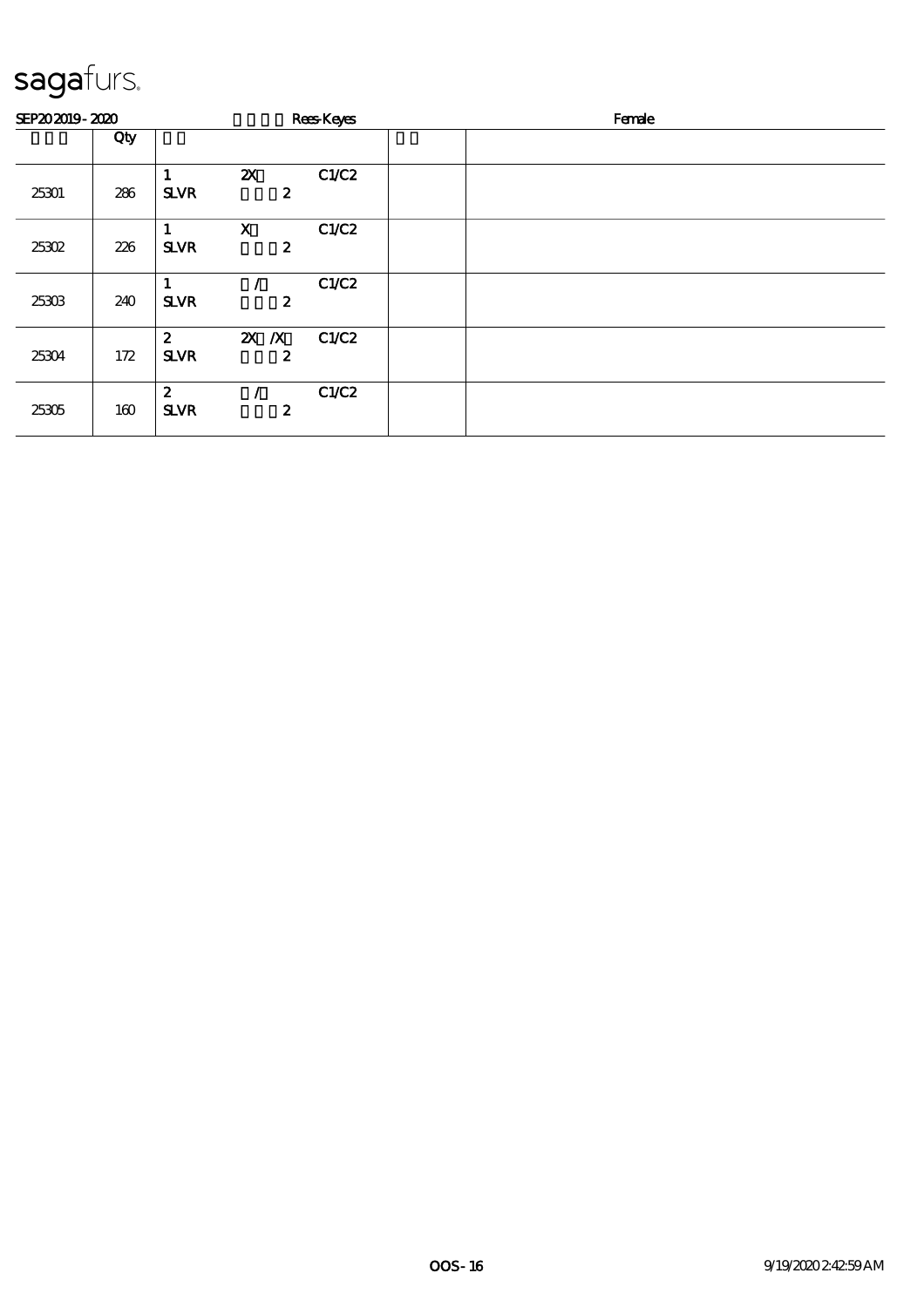sagafurs.

SEP20 2019 - 2020 Rees-Keyes Female

| | Qty | | | | | |
|---|---|---|---|---|---|---|
| 25301 | 286 | 1<br>SLVR | 2X<br>2 | C1/C2 | | |
| 25302 | 226 | 1<br>SLVR | X<br>2 | C1/C2 | | |
| 25303 | 240 | 1<br>SLVR | /<br>2 | C1/C2 | | |
| 25304 | 172 | 2<br>SLVR | 2X /X<br>2 | C1/C2 | | |
| 25305 | 160 | 2<br>SLVR | /<br>2 | C1/C2 | | |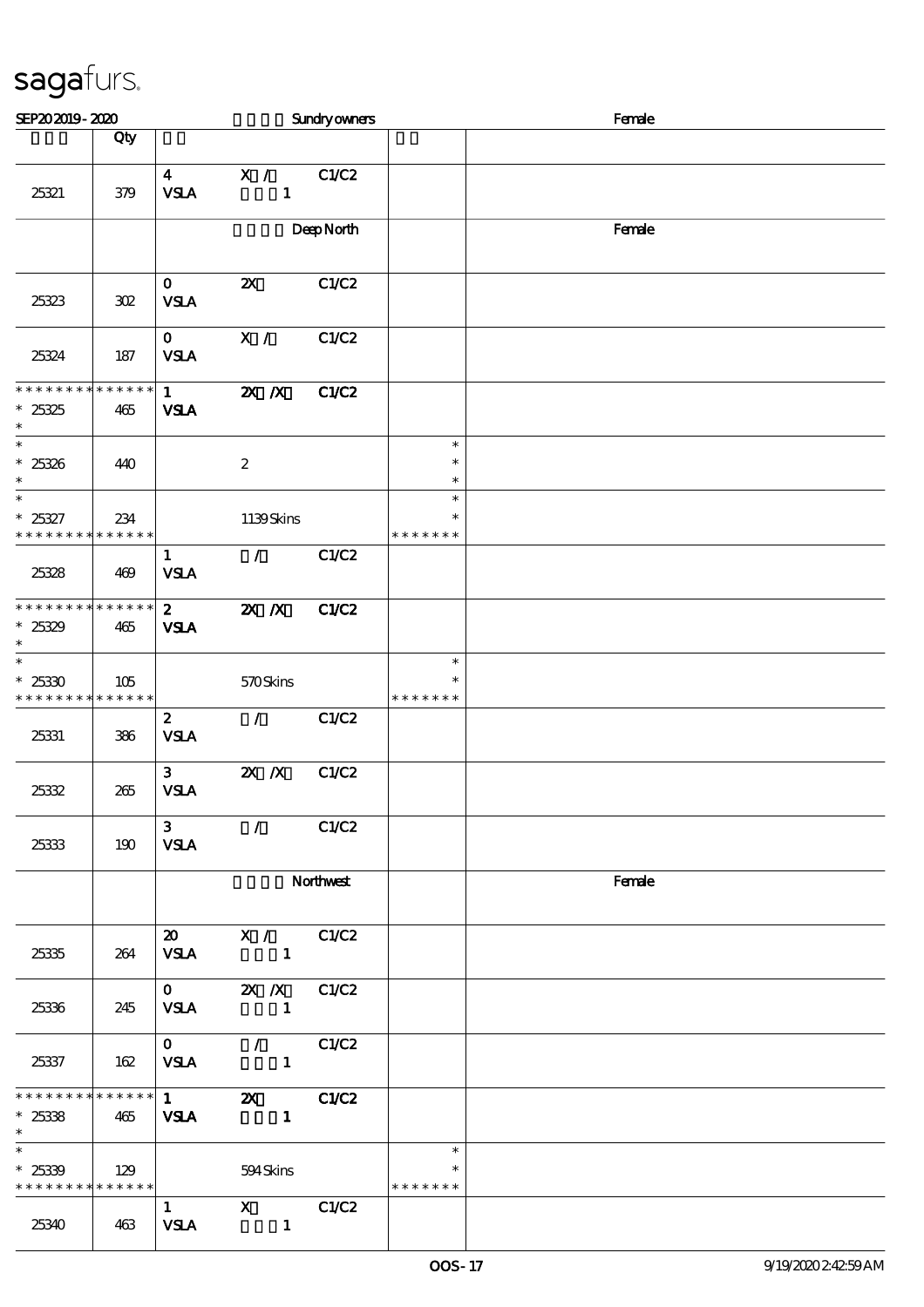sagafurs.

| SEP20 2019 - 2020 | | Sundry owners | | | Female |
|---|---|---|---|---|---|
| | Qty | | | | |
| 25321 | 379 | 4 VSLA | X / 1 | C1/C2 | |
| | | | Deep North | | Female |
| 25323 | 302 | 0 VSLA | 2X | C1/C2 | |
| 25324 | 187 | 0 VSLA | X / | C1/C2 | |
| * * * * * * * * * * * * * * 25325 * | 465 | 1 VSLA | 2X /X | C1/C2 | |
| * * 25326 * | 440 | | 2 | * * * | |
| * * 25327 * * * * * * * * * * * * * | 234 | | 1139 Skins | * * * * * * * * | |
| 25328 | 469 | 1 VSLA | / | C1/C2 | |
| * * * * * * * * * * * * * * 25329 * | 465 | 2 VSLA | 2X /X | C1/C2 | |
| * * 25330 * * * * * * * * * * * * * | 105 | | 570 Skins | * * * * * * * * | |
| 25331 | 386 | 2 VSLA | / | C1/C2 | |
| 25332 | 265 | 3 VSLA | 2X /X | C1/C2 | |
| 25333 | 190 | 3 VSLA | / | C1/C2 | |
| | | | Northwest | | Female |
| 25335 | 264 | 20 VSLA | X / 1 | C1/C2 | |
| 25336 | 245 | 0 VSLA | 2X /X 1 | C1/C2 | |
| 25337 | 162 | 0 VSLA | / 1 | C1/C2 | |
| * * * * * * * * * * * * * * 25338 * | 465 | 1 VSLA | 2X 1 | C1/C2 | |
| * * 25339 * * * * * * * * * * * * * | 129 | | 594 Skins | * * * * * * * * | |
| 25340 | 463 | 1 VSLA | X 1 | C1/C2 | |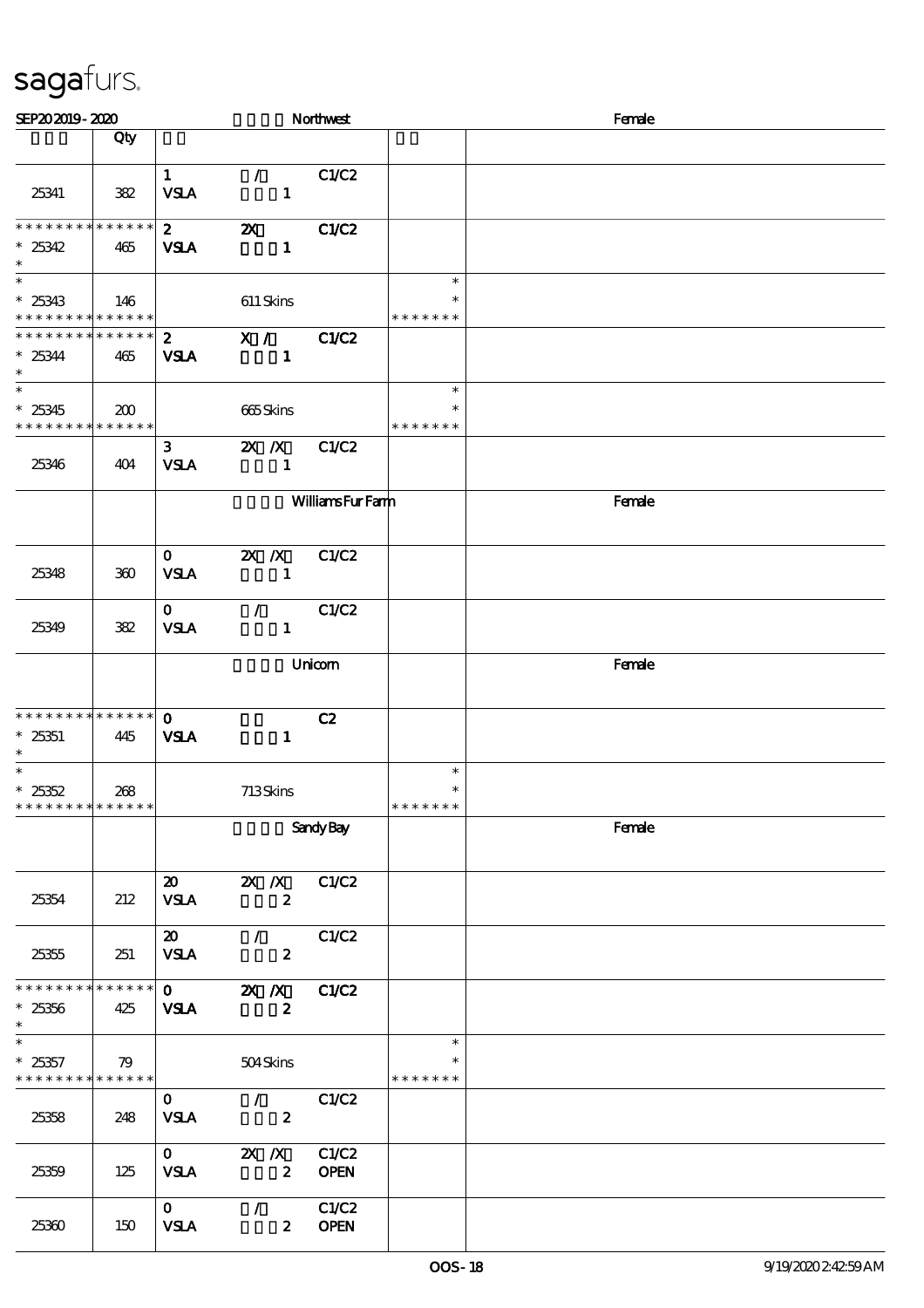# sagafurs.

| SEP20 2019 - 2020 | | Northwest | | Female |
|---|---|---|---|---|
| | Qty | | | |
| 25341 | 382 | 1 / C1/C2<br>VSLA 1 | | |
| * * * * * * * * * * * * * *<br>* 25342<br>* | 465 | 2 2X C1/C2<br>VSLA 1 | | |
| *<br>* 25343<br>* * * * * * * * * * * * * * | 146 | 611 Skins | *<br>*<br>* * * * * * * | |
| * * * * * * * * * * * * * *<br>* 25344<br>* | 465 | 2 X / C1/C2<br>VSLA 1 | | |
| *<br>* 25345<br>* * * * * * * * * * * * * * | 200 | 665 Skins | *<br>*<br>* * * * * * * | |
| 25346 | 404 | 3 2X /X C1/C2<br>VSLA 1 | | |
| | | Williams Fur Farm | | Female |
| 25348 | 360 | 0 2X /X C1/C2<br>VSLA 1 | | |
| 25349 | 382 | 0 / C1/C2<br>VSLA 1 | | |
| | | Unicorn | | Female |
| * * * * * * * * * * * * * *<br>* 25351<br>* | 445 | 0 C2<br>VSLA 1 | | |
| *<br>* 25352<br>* * * * * * * * * * * * * * | 268 | 713 Skins | *<br>*<br>* * * * * * * | |
| | | Sandy Bay | | Female |
| 25354 | 212 | 20 2X /X C1/C2<br>VSLA 2 | | |
| 25355 | 251 | 20 / C1/C2<br>VSLA 2 | | |
| * * * * * * * * * * * * * *<br>* 25356<br>* | 425 | 0 2X /X C1/C2<br>VSLA 2 | | |
| *<br>* 25357<br>* * * * * * * * * * * * * * | 79 | 504 Skins | *<br>*<br>* * * * * * * | |
| 25358 | 248 | 0 / C1/C2<br>VSLA 2 | | |
| 25359 | 125 | 0 2X /X C1/C2<br>VSLA 2 OPEN | | |
| 25360 | 150 | 0 / C1/C2<br>VSLA 2 OPEN | | |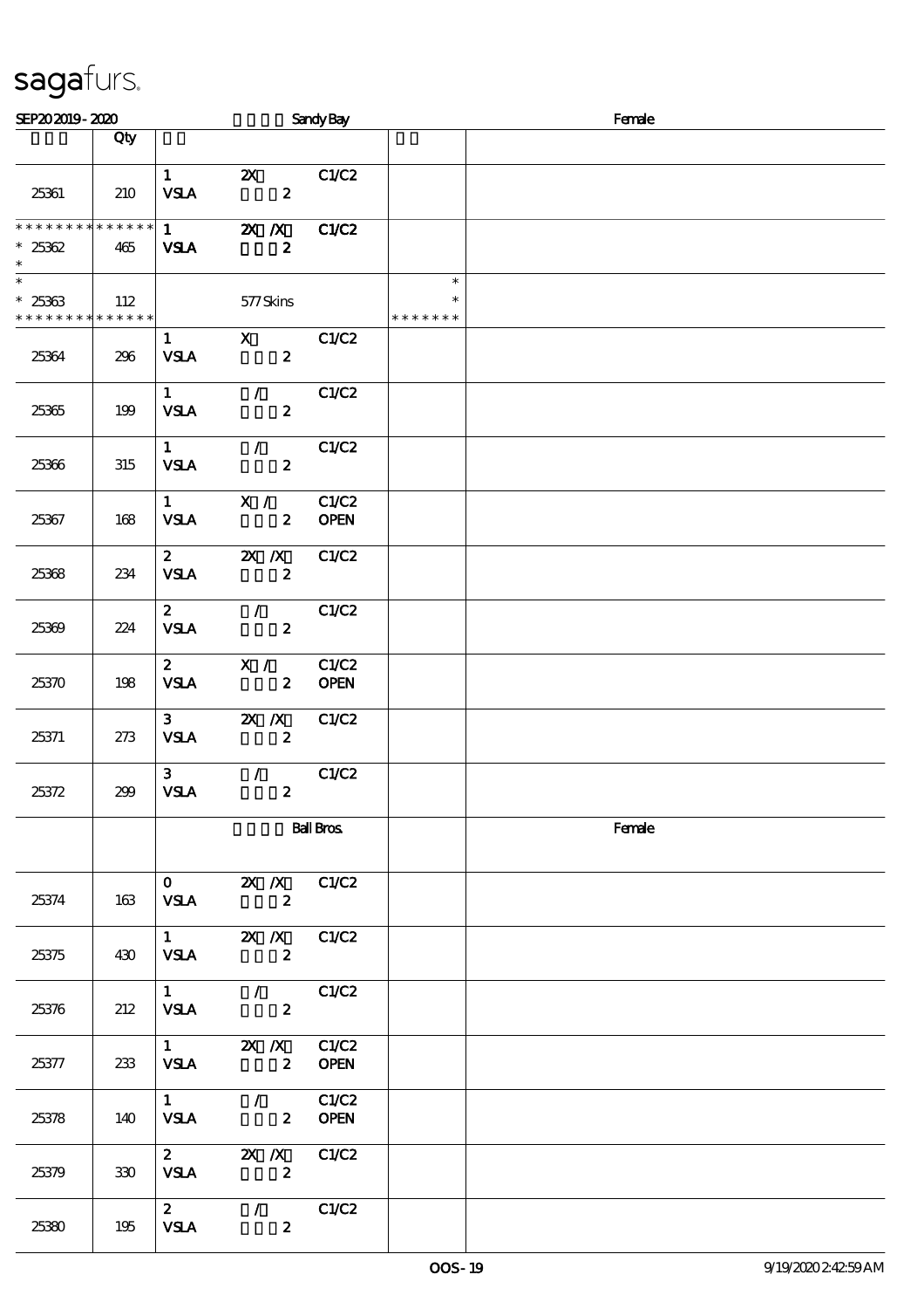sagafurs.

SEP20 2019 - 2020 Sandy Bay Female

| | Qty | | | |
|---|---|---|---|---|
| 25361 | 210 | 1 2X C1/C2<br>VSLA 2 | | |
| * * * * * * * * * * * * * *<br>* 25362<br>* | 465 | 1 2X /X C1/C2<br>VSLA 2 | | |
| *<br>* 25363<br>* * * * * * * * * * * * * * | 112 | 577 Skins | *<br>*<br>* * * * * * * | |
| 25364 | 296 | 1 X C1/C2<br>VSLA 2 | | |
| 25365 | 199 | 1 / C1/C2<br>VSLA 2 | | |
| 25366 | 315 | 1 / C1/C2<br>VSLA 2 | | |
| 25367 | 168 | 1 X / C1/C2<br>VSLA 2 OPEN | | |
| 25368 | 234 | 2 2X /X C1/C2<br>VSLA 2 | | |
| 25369 | 224 | 2 / C1/C2<br>VSLA 2 | | |
| 25370 | 198 | 2 X / C1/C2<br>VSLA 2 OPEN | | |
| 25371 | 273 | 3 2X /X C1/C2<br>VSLA 2 | | |
| 25372 | 299 | 3 / C1/C2<br>VSLA 2 | | |
| | | Ball Bros. | | Female |
| 25374 | 163 | 0 2X /X C1/C2<br>VSLA 2 | | |
| 25375 | 430 | 1 2X /X C1/C2<br>VSLA 2 | | |
| 25376 | 212 | 1 / C1/C2<br>VSLA 2 | | |
| 25377 | 233 | 1 2X /X C1/C2<br>VSLA 2 OPEN | | |
| 25378 | 140 | 1 / C1/C2<br>VSLA 2 OPEN | | |
| 25379 | 330 | 2 2X /X C1/C2<br>VSLA 2 | | |
| 25380 | 195 | 2 / C1/C2<br>VSLA 2 | | |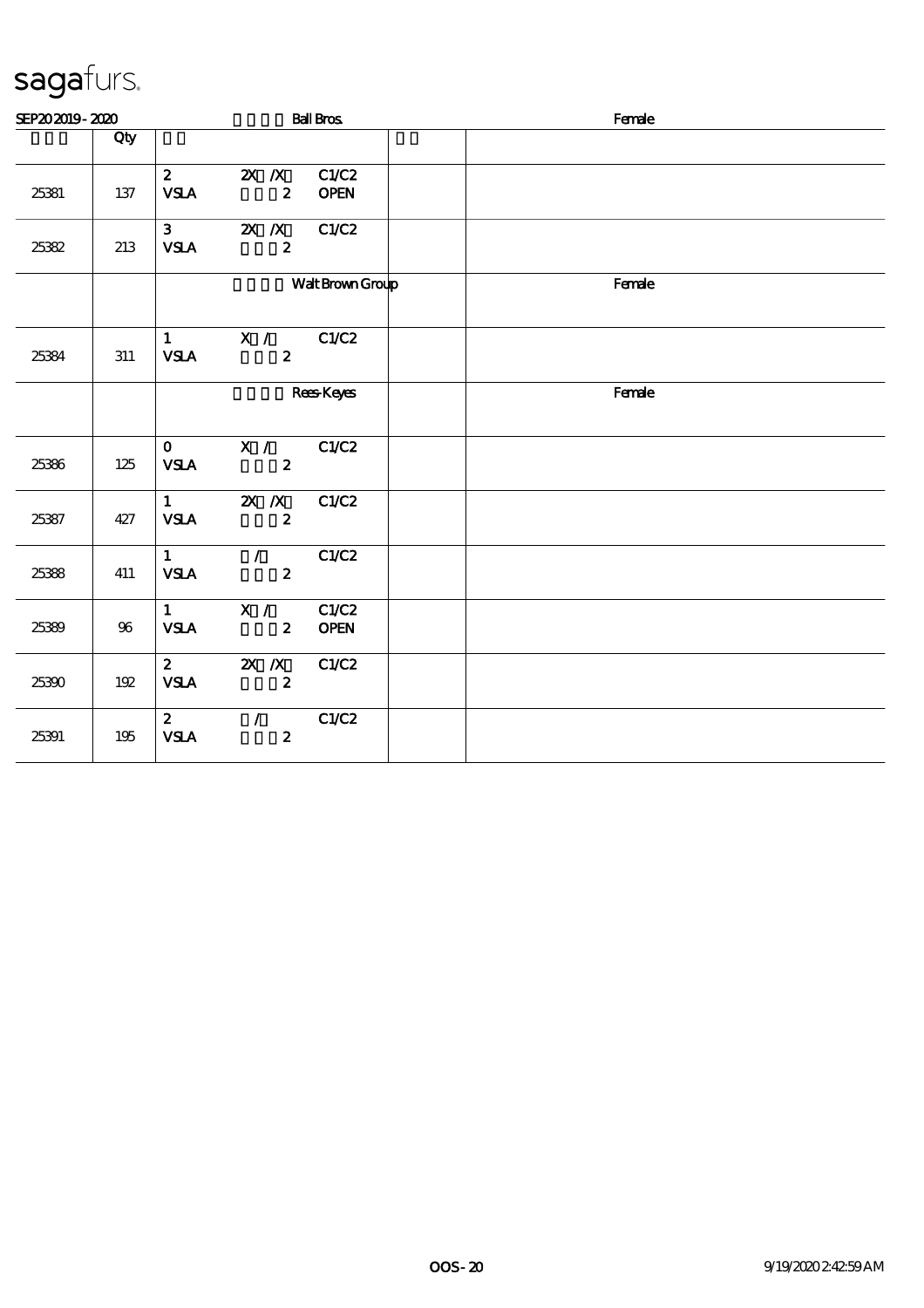# sagafurs.

SEP20 2019 - 2020 Ball Bros. Female

| | Qty | | | | | |
|---|---|---|---|---|---|---|
| 25381 | 137 | 2<br>VSLA | 2X /X<br>2 | C1/C2<br>OPEN | | |
| 25382 | 213 | 3<br>VSLA | 2X /X<br>2 | C1/C2 | | |
| | | | Walt Brown Group | | | Female |
| 25384 | 311 | 1<br>VSLA | X /<br>2 | C1/C2 | | |
| | | | Rees-Keyes | | | Female |
| 25386 | 125 | 0<br>VSLA | X /<br>2 | C1/C2 | | |
| 25387 | 427 | 1<br>VSLA | 2X /X<br>2 | C1/C2 | | |
| 25388 | 411 | 1<br>VSLA | /<br>2 | C1/C2 | | |
| 25389 | 96 | 1<br>VSLA | X /<br>2 | C1/C2<br>OPEN | | |
| 25390 | 192 | 2<br>VSLA | 2X /X<br>2 | C1/C2 | | |
| 25391 | 195 | 2<br>VSLA | /<br>2 | C1/C2 | | |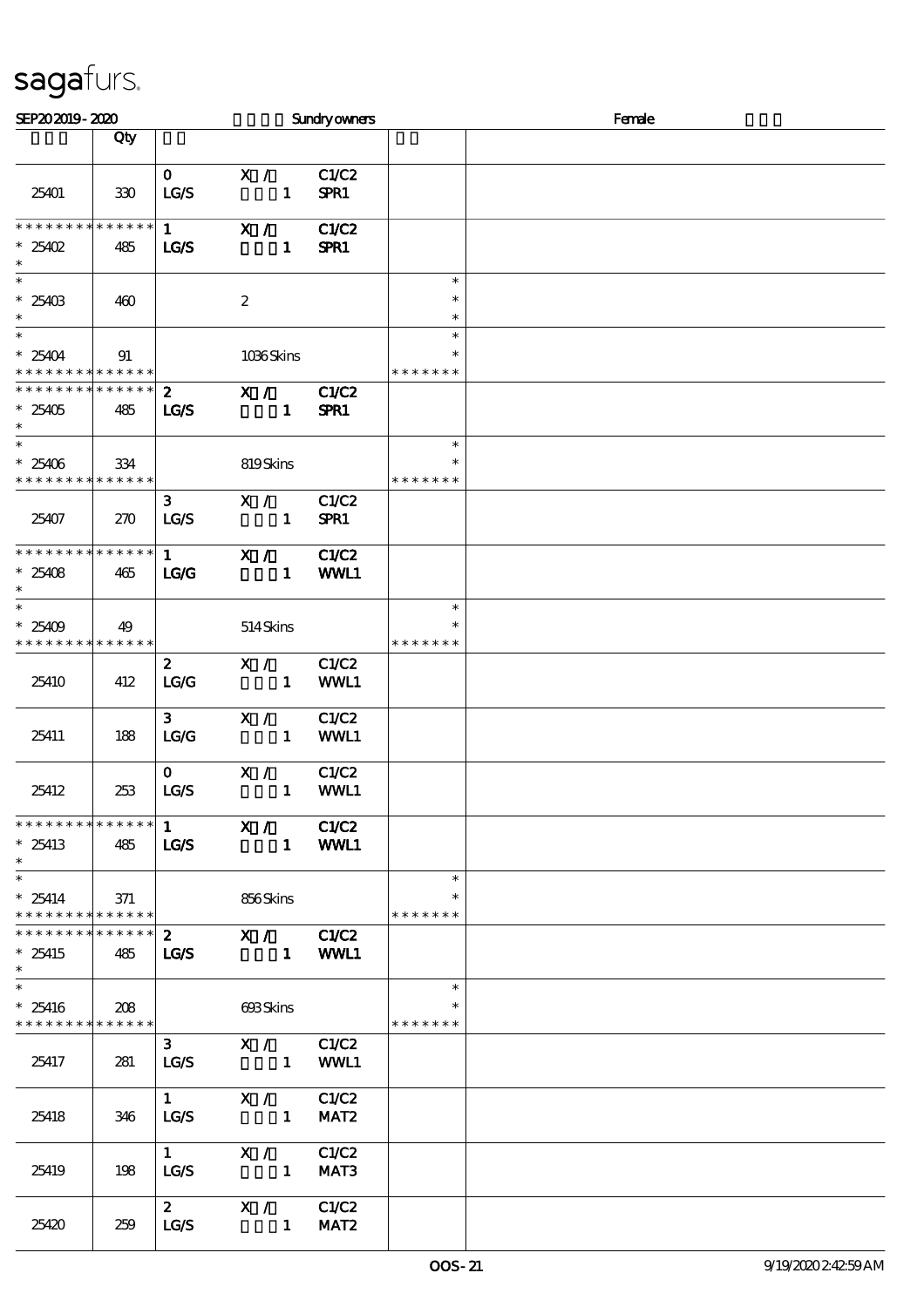sagafurs.

SEP20 2019 - 2020 Sundry owners Female

| | Qty | | | | |
|---|---|---|---|---|---|
| 25401 | 330 | 0 LG/S | X / 1 | C1/C2 SPR1 | |
| * * * * * * * * * * * * * * 25402 * | 485 | 1 LG/S | X / 1 | C1/C2 SPR1 | |
| * 25403 * | 460 | | 2 | | * * * |
| * 25404 * * * * * * * * * * * * * * | 91 | | 1036 Skins | | * * * * * * * * * |
| * * * * * * * * * * * * * * 25405 * | 485 | 2 LG/S | X / 1 | C1/C2 SPR1 | |
| * 25406 * * * * * * * * * * * * * * | 334 | | 819 Skins | | * * * * * * * * * |
| 25407 | 270 | 3 LG/S | X / 1 | C1/C2 SPR1 | |
| * * * * * * * * * * * * * * 25408 * | 465 | 1 LG/G | X / 1 | C1/C2 WWL1 | |
| * 25409 * * * * * * * * * * * * * * | 49 | | 514 Skins | | * * * * * * * * * |
| 25410 | 412 | 2 LG/G | X / 1 | C1/C2 WWL1 | |
| 25411 | 188 | 3 LG/G | X / 1 | C1/C2 WWL1 | |
| 25412 | 253 | 0 LG/S | X / 1 | C1/C2 WWL1 | |
| * * * * * * * * * * * * * * 25413 * | 485 | 1 LG/S | X / 1 | C1/C2 WWL1 | |
| * 25414 * * * * * * * * * * * * * * | 371 | | 856 Skins | | * * * * * * * * * |
| * * * * * * * * * * * * * * 25415 * | 485 | 2 LG/S | X / 1 | C1/C2 WWL1 | |
| * 25416 * * * * * * * * * * * * * * | 208 | | 693 Skins | | * * * * * * * * * |
| 25417 | 281 | 3 LG/S | X / 1 | C1/C2 WWL1 | |
| 25418 | 346 | 1 LG/S | X / 1 | C1/C2 MAT2 | |
| 25419 | 198 | 1 LG/S | X / 1 | C1/C2 MAT3 | |
| 25420 | 259 | 2 LG/S | X / 1 | C1/C2 MAT2 | |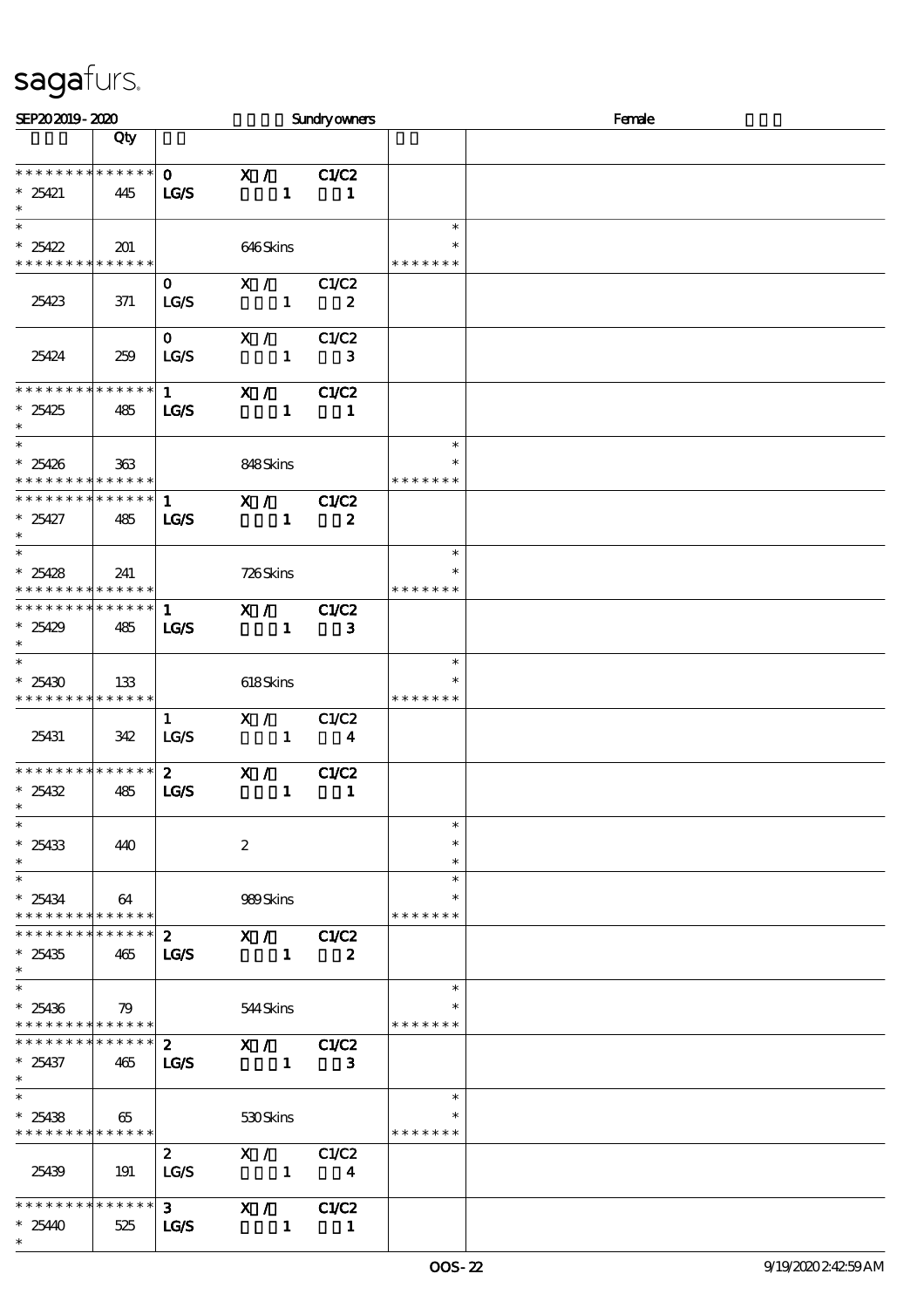sagafurs.

SEP20 2019 - 2020 Sundry owners Female

| | Qty | | | |
|---|---|---|---|---|
| * * * * * * * * * * * * * * | | 0 X / C1/C2 | | |
| * 25421 | 445 | LG/S 1 1 | | |
| * | | | | |
| * | | | * | |
| * 25422 | 201 | 646 Skins | * | |
| * * * * * * * * * * * * * * | | | * * * * * * * | |
| | | 0 X / C1/C2 | | |
| 25423 | 371 | LG/S 1 2 | | |
| | | 0 X / C1/C2 | | |
| 25424 | 259 | LG/S 1 3 | | |
| * * * * * * * * * * * * * * | | 1 X / C1/C2 | | |
| * 25425 | 485 | LG/S 1 1 | | |
| * | | | | |
| * | | | * | |
| * 25426 | 363 | 848 Skins | * | |
| * * * * * * * * * * * * * * | | | * * * * * * * | |
| * * * * * * * * * * * * * * | | 1 X / C1/C2 | | |
| * 25427 | 485 | LG/S 1 2 | | |
| * | | | | |
| * | | | * | |
| * 25428 | 241 | 726 Skins | * | |
| * * * * * * * * * * * * * * | | | * * * * * * * | |
| * * * * * * * * * * * * * * | | 1 X / C1/C2 | | |
| * 25429 | 485 | LG/S 1 3 | | |
| * | | | | |
| * | | | * | |
| * 25430 | 133 | 618 Skins | * | |
| * * * * * * * * * * * * * * | | | * * * * * * * | |
| | | 1 X / C1/C2 | | |
| 25431 | 342 | LG/S 1 4 | | |
| * * * * * * * * * * * * * * | | 2 X / C1/C2 | | |
| * 25432 | 485 | LG/S 1 1 | | |
| * | | | | |
| * | | | * | |
| * 25433 | 440 | 2 | * | |
| * | | | * | |
| * | | | * | |
| * 25434 | 64 | 989 Skins | * | |
| * * * * * * * * * * * * * * | | | * * * * * * * | |
| * * * * * * * * * * * * * * | | 2 X / C1/C2 | | |
| * 25435 | 465 | LG/S 1 2 | | |
| * | | | | |
| * | | | * | |
| * 25436 | 79 | 544 Skins | * | |
| * * * * * * * * * * * * * * | | | * * * * * * * | |
| * * * * * * * * * * * * * * | | 2 X / C1/C2 | | |
| * 25437 | 465 | LG/S 1 3 | | |
| * | | | | |
| * | | | * | |
| * 25438 | 65 | 530 Skins | * | |
| * * * * * * * * * * * * * * | | | * * * * * * * | |
| | | 2 X / C1/C2 | | |
| 25439 | 191 | LG/S 1 4 | | |
| * * * * * * * * * * * * * * | | 3 X / C1/C2 | | |
| * 25440 | 525 | LG/S 1 1 | | |
| * | | | | |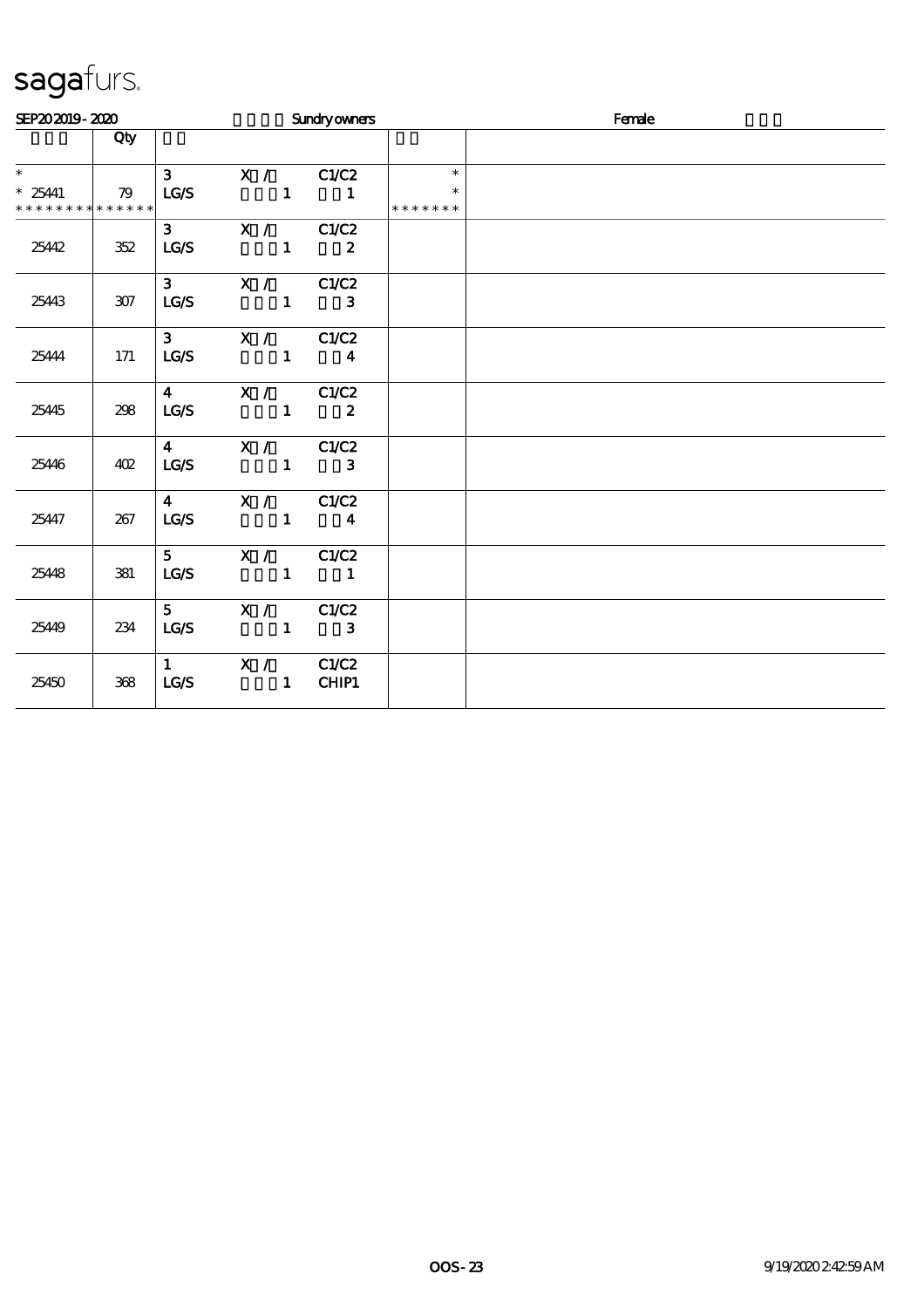# sagafurs.

SEP20 2019 - 2020　　　　Sundry owners　　　　Female

| | Qty | | | | | |
|---|---|---|---|---|---|---|
| * <br> * 25441 <br> * * * * * * * * * * * * * * | 79 | 3 <br> LG/S | X / <br> 1 | C1/C2 <br> 1 | * <br> * <br> * * * * * * * | |
| 25442 | 352 | 3 <br> LG/S | X / <br> 1 | C1/C2 <br> 2 | | |
| 25443 | 307 | 3 <br> LG/S | X / <br> 1 | C1/C2 <br> 3 | | |
| 25444 | 171 | 3 <br> LG/S | X / <br> 1 | C1/C2 <br> 4 | | |
| 25445 | 298 | 4 <br> LG/S | X / <br> 1 | C1/C2 <br> 2 | | |
| 25446 | 402 | 4 <br> LG/S | X / <br> 1 | C1/C2 <br> 3 | | |
| 25447 | 267 | 4 <br> LG/S | X / <br> 1 | C1/C2 <br> 4 | | |
| 25448 | 381 | 5 <br> LG/S | X / <br> 1 | C1/C2 <br> 1 | | |
| 25449 | 234 | 5 <br> LG/S | X / <br> 1 | C1/C2 <br> 3 | | |
| 25450 | 368 | 1 <br> LG/S | X / <br> 1 | C1/C2 <br> CHIP1 | | |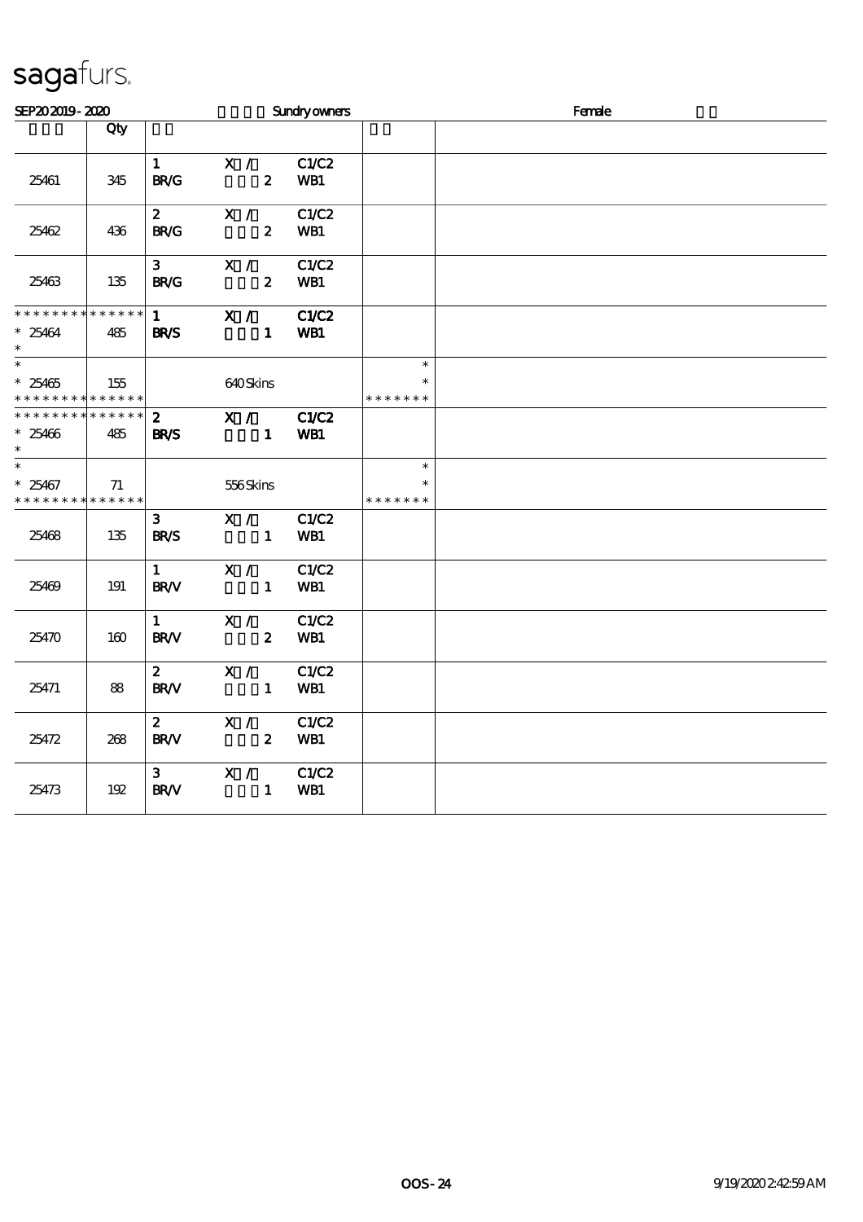# sagafurs.

SEP20 2019 - 2020 Sundry owners Female

| | Qty | | | | |
|---|---|---|---|---|---|
| 25461 | 345 | 1 BR/G | X / 2 | C1/C2 WB1 | |
| 25462 | 436 | 2 BR/G | X / 2 | C1/C2 WB1 | |
| 25463 | 135 | 3 BR/G | X / 2 | C1/C2 WB1 | |
| * * * * * * * * * * * * * * * 25464 * | 485 | 1 BR/S | X / 1 | C1/C2 WB1 | |
| * * 25465 * * * * * * * * * * * * * * | 155 | | 640 Skins | | * * * * * * * * * |
| * * * * * * * * * * * * * * * 25466 * | 485 | 2 BR/S | X / 1 | C1/C2 WB1 | |
| * * 25467 * * * * * * * * * * * * * * | 71 | | 556 Skins | | * * * * * * * * * |
| 25468 | 135 | 3 BR/S | X / 1 | C1/C2 WB1 | |
| 25469 | 191 | 1 BR/V | X / 1 | C1/C2 WB1 | |
| 25470 | 160 | 1 BR/V | X / 2 | C1/C2 WB1 | |
| 25471 | 88 | 2 BR/V | X / 1 | C1/C2 WB1 | |
| 25472 | 268 | 2 BR/V | X / 2 | C1/C2 WB1 | |
| 25473 | 192 | 3 BR/V | X / 1 | C1/C2 WB1 | |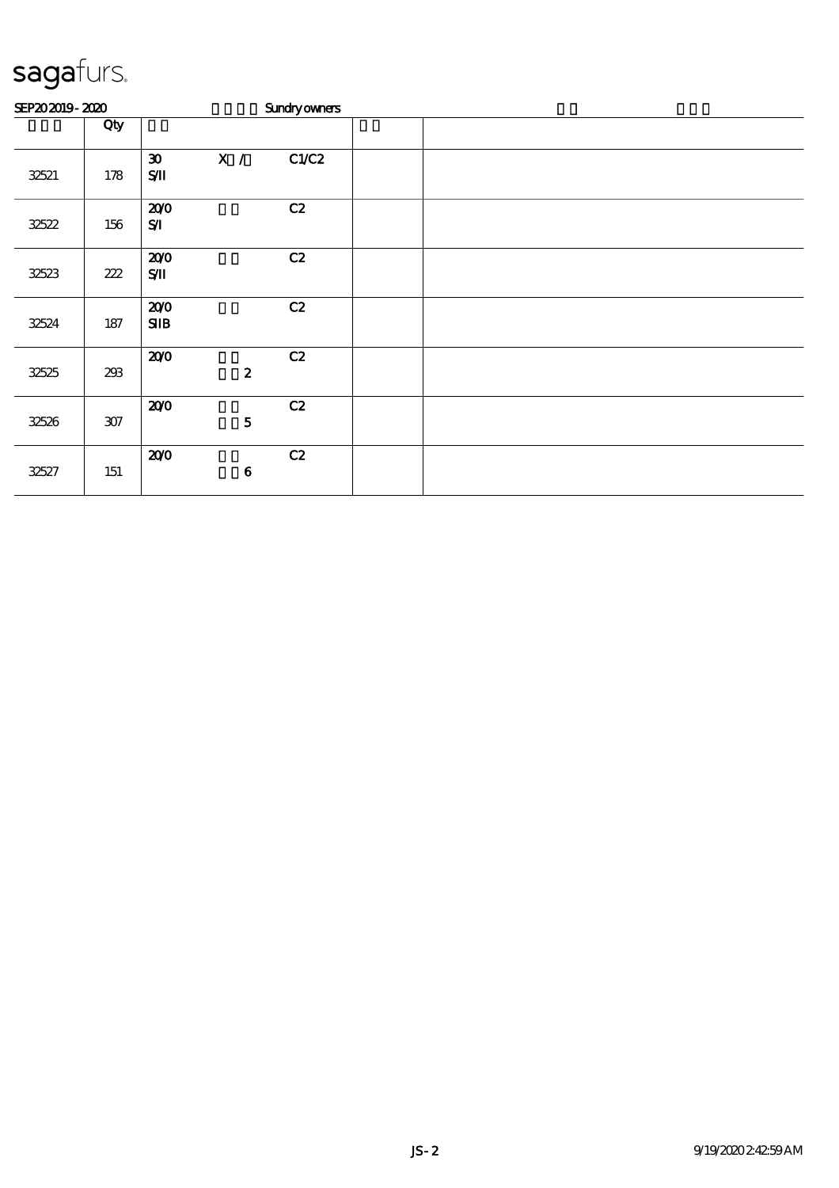sagafurs.

SEP20 2019 - 2020 Sundry owners

| | Qty | | | | | |
|---|---|---|---|---|---|---|
| 32521 | 178 | 30<br>S/II | X / | C1/C2 | | |
| 32522 | 156 | 20/0<br>S/I | | C2 | | |
| 32523 | 222 | 20/0<br>S/II | | C2 | | |
| 32524 | 187 | 20/0<br>SIIB | | C2 | | |
| 32525 | 293 | 20/0 | 2 | C2 | | |
| 32526 | 307 | 20/0 | 5 | C2 | | |
| 32527 | 151 | 20/0 | 6 | C2 | | |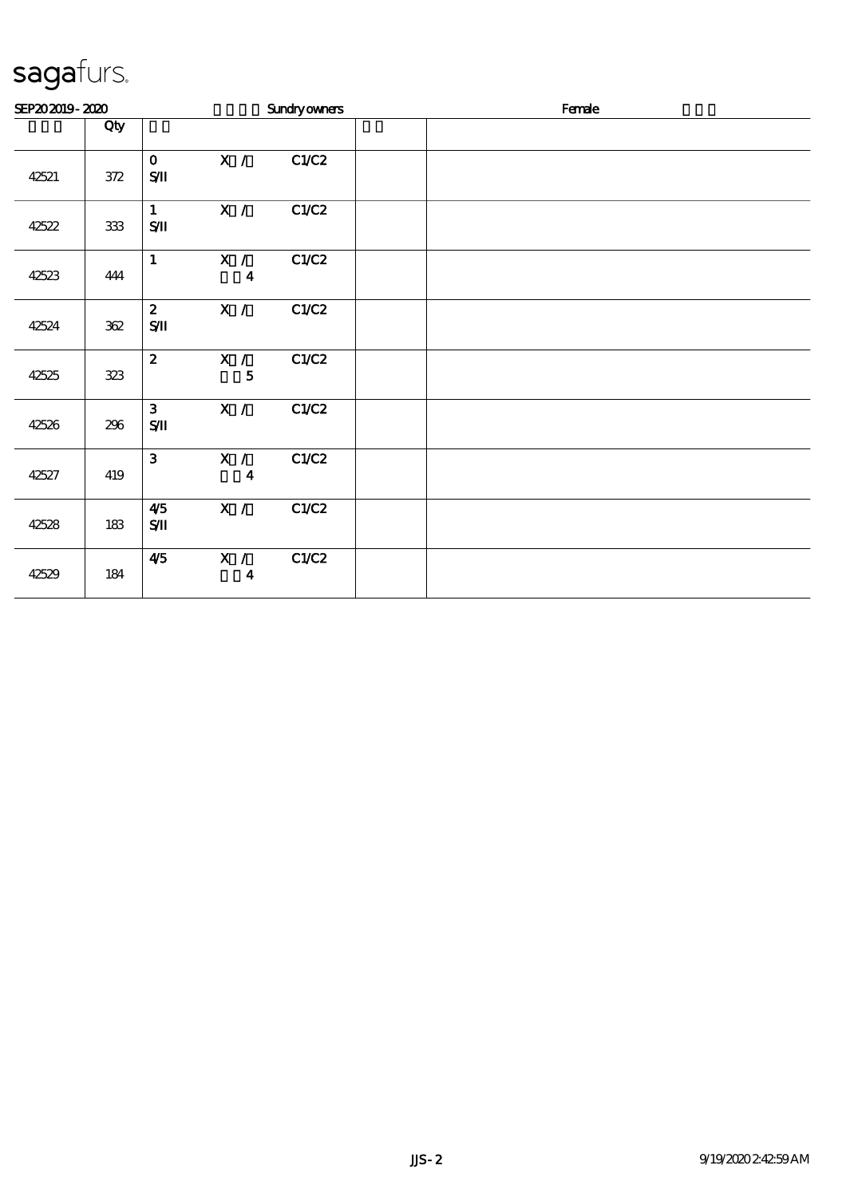# sagafurs.

SEP20 2019 - 2020 Sundry owners Female

| | Qty | | |
|---|---|---|---|
| 42521 | 372 | 0 X / C1/C2<br>S/II | |
| 42522 | 333 | 1 X / C1/C2<br>S/II | |
| 42523 | 444 | 1 X / C1/C2<br>4 | |
| 42524 | 362 | 2 X / C1/C2<br>S/II | |
| 42525 | 323 | 2 X / C1/C2<br>5 | |
| 42526 | 296 | 3 X / C1/C2<br>S/II | |
| 42527 | 419 | 3 X / C1/C2<br>4 | |
| 42528 | 183 | 4/5 X / C1/C2<br>S/II | |
| 42529 | 184 | 4/5 X / C1/C2<br>4 | |

JJS-2 9/19/2020 2:42:59 AM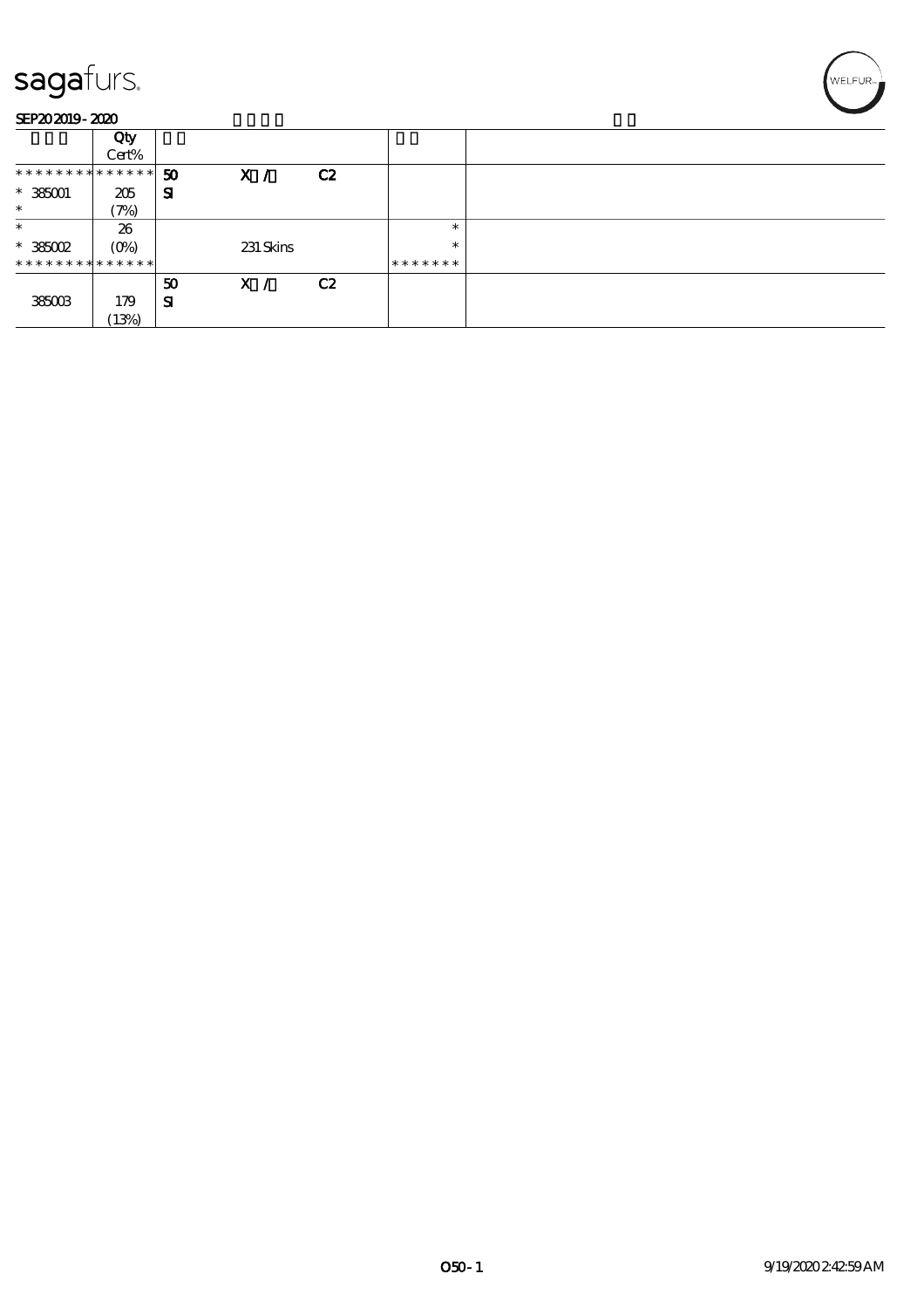| | Qty Cert% | | | | |
|---|---|---|---|---|---|
| * * * * * * * * * * * * * * | 50 | X / | C2 | | |
| * 385001 | 205 | SI | | | |
| * | (7%) | | | | |
| * | 26 | | | * | |
| * 385002 | (0%) | 231 Skins | | * | |
| * * * * * * * * * * * * * * | | | | * * * * * * * | |
| | | 50 | X / | C2 | |
| 385003 | 179 | SI | | | |
| | (13%) | | | | |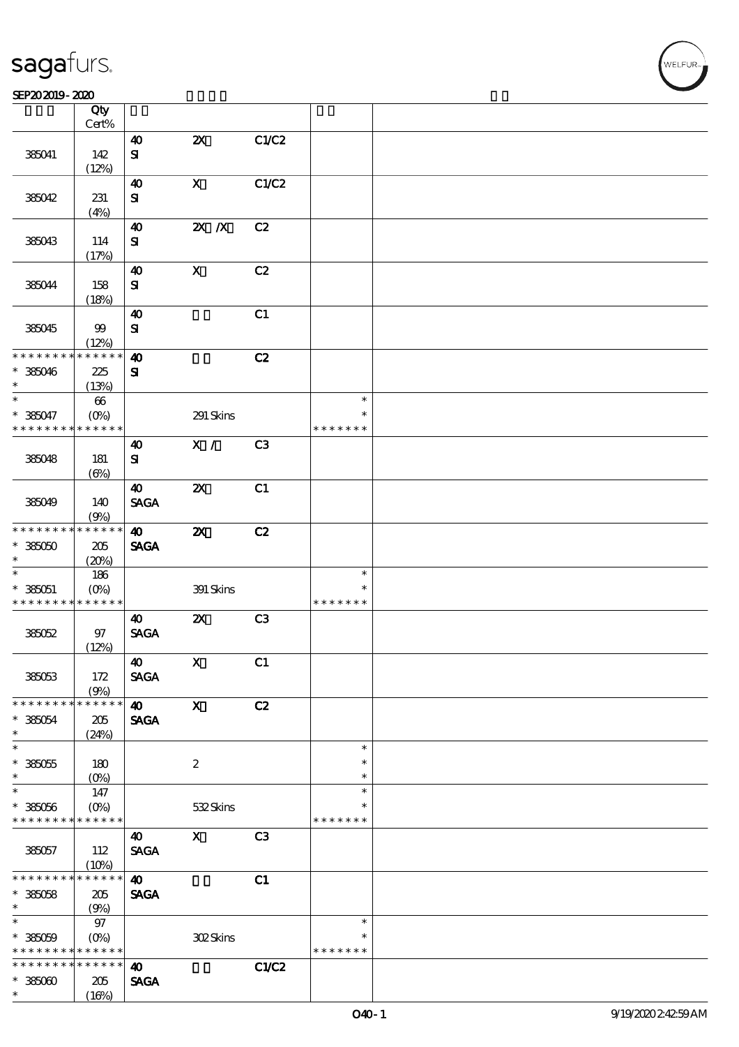| | Qty Cert% | | | | | |
|---|---|---|---|---|---|---|
| 385041 | 142 (12%) | 40 SI | 2X | C1/C2 | | |
| 385042 | 231 (4%) | 40 SI | X | C1/C2 | | |
| 385043 | 114 (17%) | 40 SI | 2X /X | C2 | | |
| 385044 | 158 (18%) | 40 SI | X | C2 | | |
| 385045 | 99 (12%) | 40 SI | | C1 | | |
| * * * * * * * * * * * * * * * 385046 * | 225 (13%) | 40 SI | | C2 | | |
| * * 385047 * * * * * * * * * * * * * * | 66 (0%) | | 291 Skins | | * * * * * * * * * | |
| 385048 | 181 (6%) | 40 SI | X / | C3 | | |
| 385049 | 140 (9%) | 40 SAGA | 2X | C1 | | |
| * * * * * * * * * * * * * * * 385050 * | 205 (20%) | 40 SAGA | 2X | C2 | | |
| * * 385051 * * * * * * * * * * * * * * | 186 (0%) | | 391 Skins | | * * * * * * * * * | |
| 385052 | 97 (12%) | 40 SAGA | 2X | C3 | | |
| 385053 | 172 (9%) | 40 SAGA | X | C1 | | |
| * * * * * * * * * * * * * * * 385054 * | 205 (24%) | 40 SAGA | X | C2 | | |
| * * 385055 * | 180 (0%) | | 2 | | * * * | |
| * * 385056 * * * * * * * * * * * * * * | 147 (0%) | | 532 Skins | | * * * * * * * * * | |
| 385057 | 112 (10%) | 40 SAGA | X | C3 | | |
| * * * * * * * * * * * * * * * 385058 * | 205 (9%) | 40 SAGA | | C1 | | |
| * * 385059 * * * * * * * * * * * * * * | 97 (0%) | | 302 Skins | | * * * * * * * * * | |
| * * * * * * * * * * * * * * * 385060 * | 205 (16%) | 40 SAGA | | C1/C2 | | |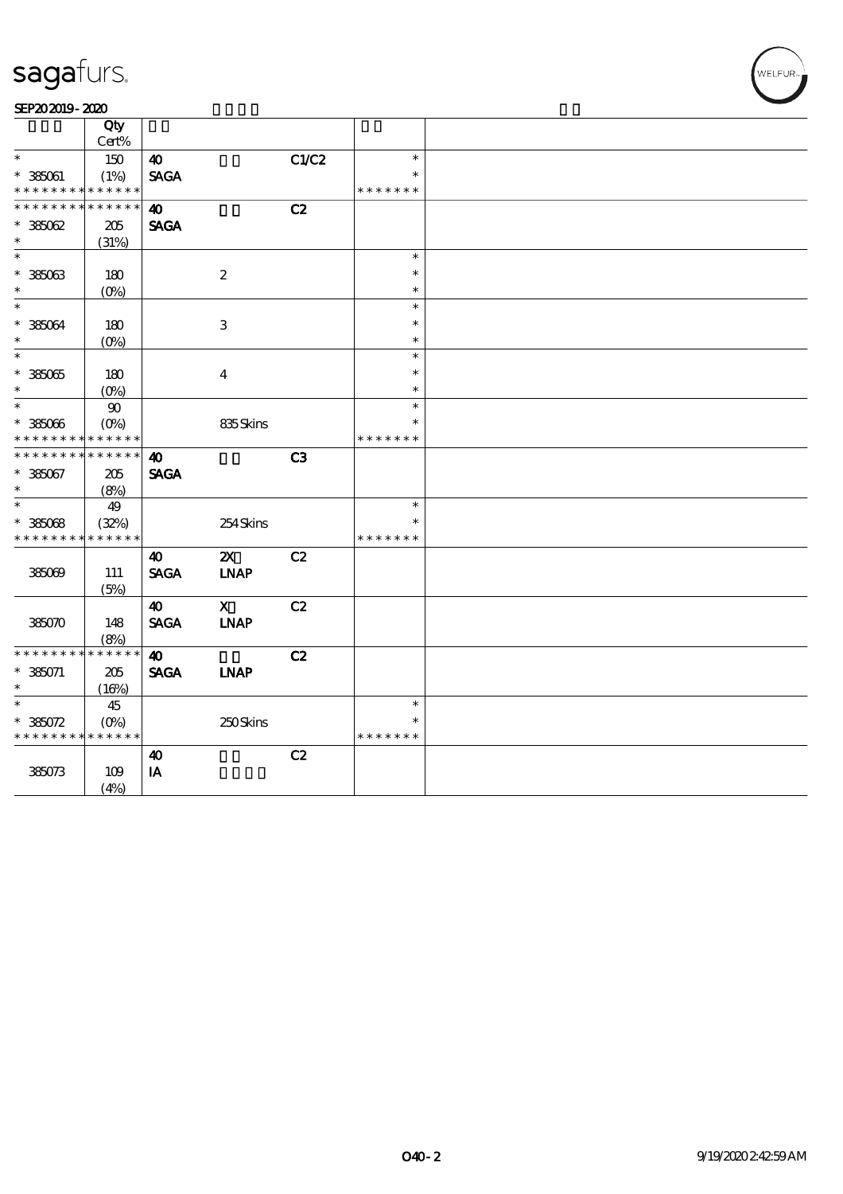# sagafurs.

SEP20 2019 - 2020

| | Qty Cert% | | | | | |
|---|---|---|---|---|---|---|
| * | 150 | 40 | | C1/C2 | * | |
| * 385061 | (1%) | SAGA | | | * | |
| * * * * * * * * * * * * * * | | | | | * * * * * * * | |
| * * * * * * * * * * * * * * | | 40 | | C2 | | |
| * 385062 | 205 | SAGA | | | | |
| * | (31%) | | | | | |
| * | | | | | * | |
| * 385063 | 180 | | 2 | | * | |
| * | (0%) | | | | * | |
| * | | | | | * | |
| * 385064 | 180 | | 3 | | * | |
| * | (0%) | | | | * | |
| * | | | | | * | |
| * 385065 | 180 | | 4 | | * | |
| * | (0%) | | | | * | |
| * | 90 | | | | * | |
| * 385066 | (0%) | | 835 Skins | | * | |
| * * * * * * * * * * * * * * | | | | | * * * * * * * | |
| * * * * * * * * * * * * * * | | 40 | | C3 | | |
| * 385067 | 205 | SAGA | | | | |
| * | (8%) | | | | | |
| * | 49 | | | | * | |
| * 385068 | (32%) | | 254 Skins | | * | |
| * * * * * * * * * * * * * * | | | | | * * * * * * * | |
| | | 40 | 2X | C2 | | |
| 385069 | 111 | SAGA | LNAP | | | |
| | (5%) | | | | | |
| | | 40 | X | C2 | | |
| 385070 | 148 | SAGA | LNAP | | | |
| | (8%) | | | | | |
| * * * * * * * * * * * * * * | | 40 | | C2 | | |
| * 385071 | 205 | SAGA | LNAP | | | |
| * | (16%) | | | | | |
| * | 45 | | | | * | |
| * 385072 | (0%) | | 250 Skins | | * | |
| * * * * * * * * * * * * * * | | | | | * * * * * * * | |
| | | 40 | | C2 | | |
| 385073 | 109 | IA | | | | |
| | (4%) | | | | | |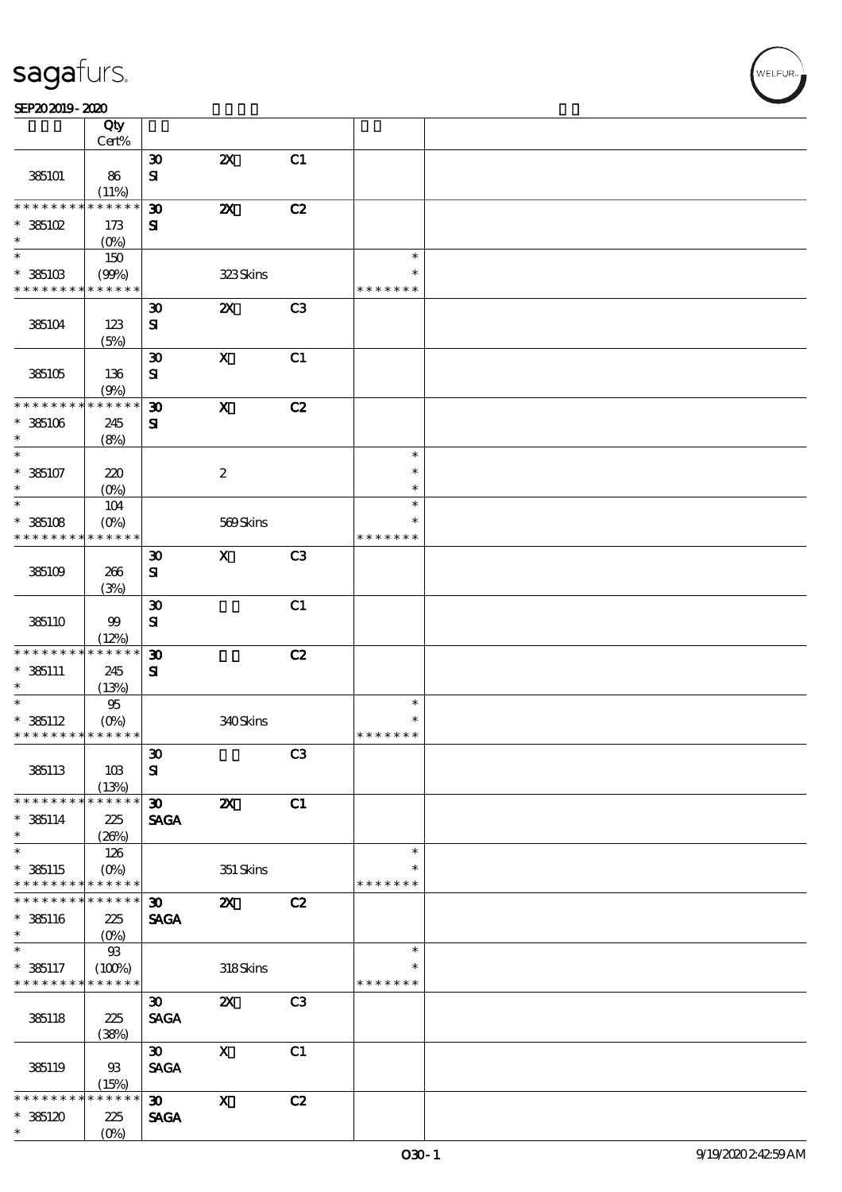| | Qty Cert% | | | | | |
|---|---|---|---|---|---|---|
| 385101 | 86 (11%) | 30 SI | 2X | C1 | | |
| * * * * * * * * * * * * * * 385102 * | 173 (0%) | 30 SI | 2X | C2 | | |
| * * 385103 * * * * * * * * * * * * * | 150 (99%) | | 323 Skins | | * * * * * * * * * | |
| 385104 | 123 (5%) | 30 SI | 2X | C3 | | |
| 385105 | 136 (9%) | 30 SI | X | C1 | | |
| * * * * * * * * * * * * * * 385106 * | 245 (8%) | 30 SI | X | C2 | | |
| * * 385107 * | 220 (0%) | | 2 | | * * * | |
| * * 385108 * * * * * * * * * * * * * | 104 (0%) | | 569 Skins | | * * * * * * * * * | |
| 385109 | 266 (3%) | 30 SI | X | C3 | | |
| 385110 | 99 (12%) | 30 SI | | C1 | | |
| * * * * * * * * * * * * * * 385111 * | 245 (13%) | 30 SI | | C2 | | |
| * * 385112 * * * * * * * * * * * * * | 95 (0%) | | 340 Skins | | * * * * * * * * * | |
| 385113 | 103 (13%) | 30 SI | | C3 | | |
| * * * * * * * * * * * * * * 385114 * | 225 (26%) | 30 SAGA | 2X | C1 | | |
| * * 385115 * * * * * * * * * * * * * | 126 (0%) | | 351 Skins | | * * * * * * * * * | |
| * * * * * * * * * * * * * * 385116 * | 225 (0%) | 30 SAGA | 2X | C2 | | |
| * * 385117 * * * * * * * * * * * * * | 93 (100%) | | 318 Skins | | * * * * * * * * * | |
| 385118 | 225 (38%) | 30 SAGA | 2X | C3 | | |
| 385119 | 93 (15%) | 30 SAGA | X | C1 | | |
| * * * * * * * * * * * * * * 385120 * | 225 (0%) | 30 SAGA | X | C2 | | |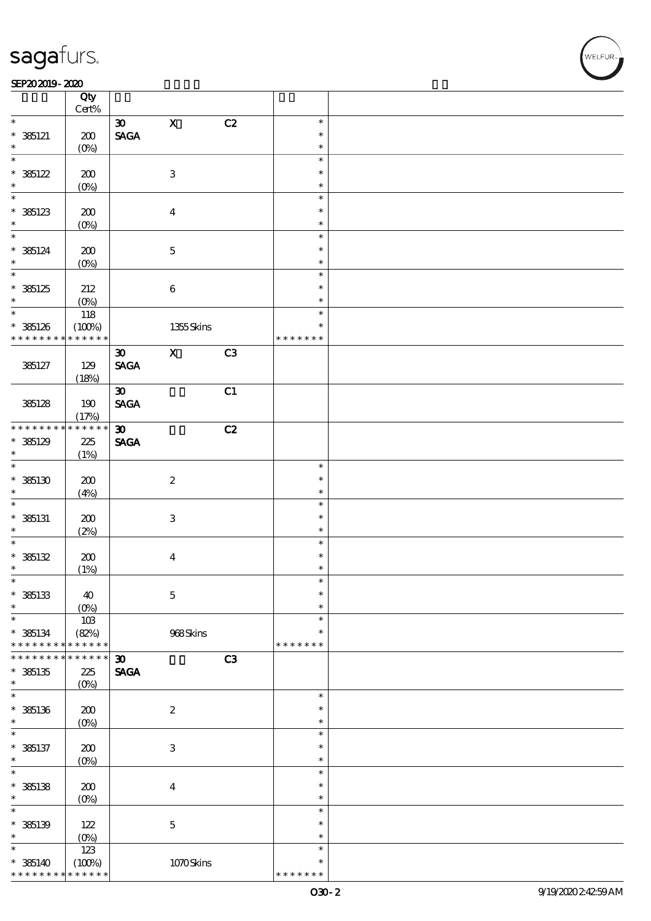| | Qty<br>Cert% | | | | | |
|---|---|---|---|---|---|---|
| * | | 30 | X | C2 | * | |
| * 385121 | 200 | SAGA | | | * | |
| * | (0%) | | | | * | |
| * | | | | | * | |
| * 385122 | 200 | | 3 | | * | |
| * | (0%) | | | | * | |
| * | | | | | * | |
| * 385123 | 200 | | 4 | | * | |
| * | (0%) | | | | * | |
| * | | | | | * | |
| * 385124 | 200 | | 5 | | * | |
| * | (0%) | | | | * | |
| * | | | | | * | |
| * 385125 | 212 | | 6 | | * | |
| * | (0%) | | | | * | |
| * | 118 | | | | * | |
| * 385126 | (100%) | | 1355 Skins | | * | |
| * * * * * * * * * * * * * * | | | | | * * * * * * * | |
| | | 30 | X | C3 | | |
| 385127 | 129 | SAGA | | | | |
| | (18%) | | | | | |
| | | 30 | | C1 | | |
| 385128 | 190 | SAGA | | | | |
| | (17%) | | | | | |
| * * * * * * * * * * * * * * | | 30 | | C2 | | |
| * 385129 | 225 | SAGA | | | | |
| * | (1%) | | | | | |
| * | | | | | * | |
| * 385130 | 200 | | 2 | | * | |
| * | (4%) | | | | * | |
| * | | | | | * | |
| * 385131 | 200 | | 3 | | * | |
| * | (2%) | | | | * | |
| * | | | | | * | |
| * 385132 | 200 | | 4 | | * | |
| * | (1%) | | | | * | |
| * | | | | | * | |
| * 385133 | 40 | | 5 | | * | |
| * | (0%) | | | | * | |
| * | 103 | | | | * | |
| * 385134 | (82%) | | 968 Skins | | * | |
| * * * * * * * * * * * * * * | | | | | * * * * * * * | |
| * * * * * * * * * * * * * * | | 30 | | C3 | | |
| * 385135 | 225 | SAGA | | | | |
| * | (0%) | | | | | |
| * | | | | | * | |
| * 385136 | 200 | | 2 | | * | |
| * | (0%) | | | | * | |
| * | | | | | * | |
| * 385137 | 200 | | 3 | | * | |
| * | (0%) | | | | * | |
| * | | | | | * | |
| * 385138 | 200 | | 4 | | * | |
| * | (0%) | | | | * | |
| * | | | | | * | |
| * 385139 | 122 | | 5 | | * | |
| * | (0%) | | | | * | |
| * | 123 | | | | * | |
| * 385140 | (100%) | | 1070 Skins | | * | |
| * * * * * * * * * * * * * * | | | | | * * * * * * * | |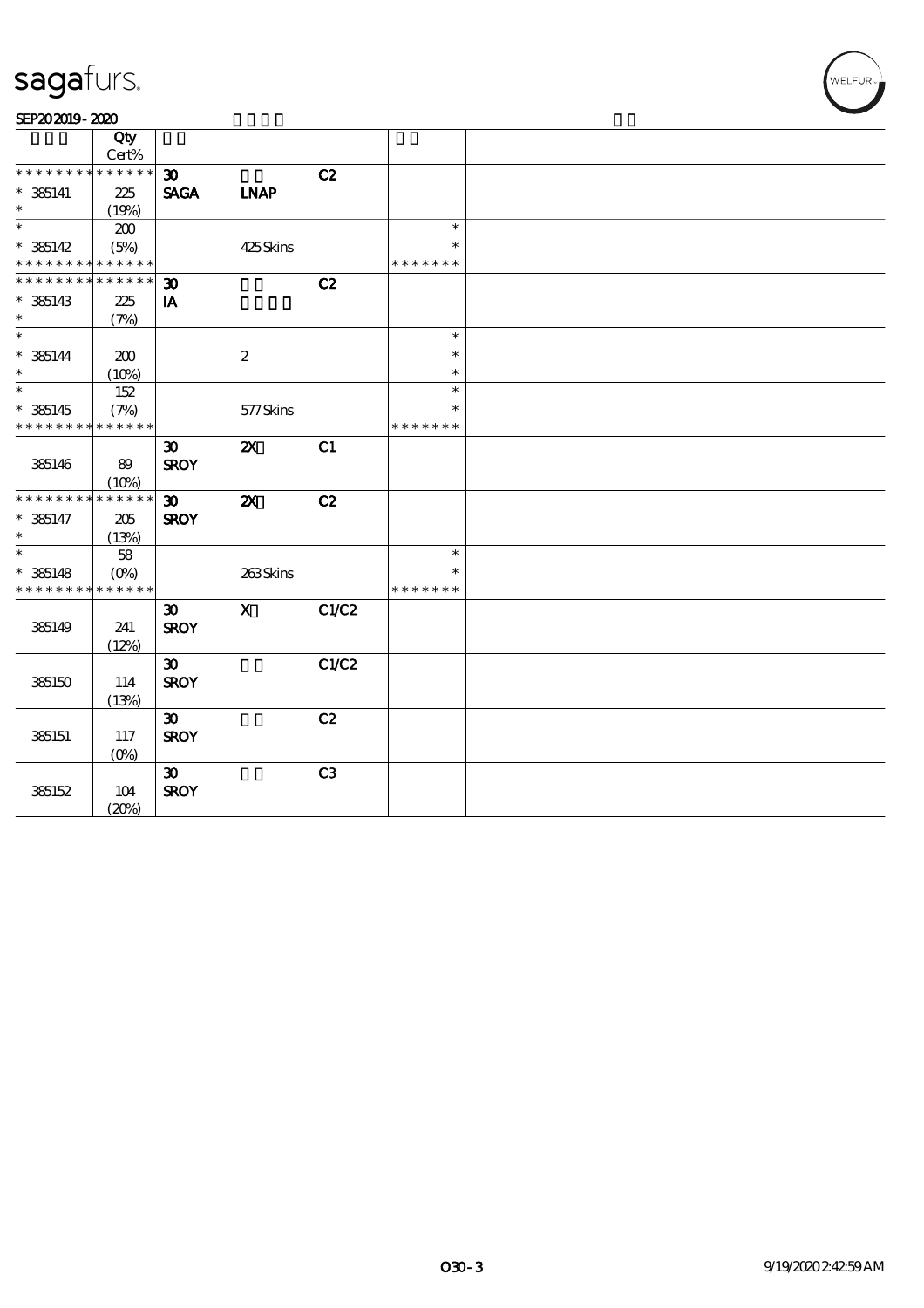| | Qty Cert% | | | | | |
|---|---|---|---|---|---|---|
| * * * * * * * * * * * * * * | | 30 | | C2 | | |
| * 385141 | 225 | SAGA | LNAP | | | |
| * | (19%) | | | | | |
| * | 200 | | | | * | |
| * 385142 | (5%) | | 425 Skins | | * | |
| * * * * * * * * * * * * * * | | | | | * * * * * * * | |
| * * * * * * * * * * * * * * | | 30 | | C2 | | |
| * 385143 | 225 | IA | | | | |
| * | (7%) | | | | | |
| * | | | | | * | |
| * 385144 | 200 | | 2 | | * | |
| * | (10%) | | | | * | |
| * | 152 | | | | * | |
| * 385145 | (7%) | | 577 Skins | | * | |
| * * * * * * * * * * * * * * | | | | | * * * * * * * | |
| | | 30 | 2X | C1 | | |
| 385146 | 89 | SROY | | | | |
| | (10%) | | | | | |
| * * * * * * * * * * * * * * | | 30 | 2X | C2 | | |
| * 385147 | 205 | SROY | | | | |
| * | (13%) | | | | | |
| * | 58 | | | | * | |
| * 385148 | (0%) | | 263 Skins | | * | |
| * * * * * * * * * * * * * * | | | | | * * * * * * * | |
| | | 30 | X | C1/C2 | | |
| 385149 | 241 | SROY | | | | |
| | (12%) | | | | | |
| | | 30 | | C1/C2 | | |
| 385150 | 114 | SROY | | | | |
| | (13%) | | | | | |
| | | 30 | | C2 | | |
| 385151 | 117 | SROY | | | | |
| | (0%) | | | | | |
| | | 30 | | C3 | | |
| 385152 | 104 | SROY | | | | |
| | (20%) | | | | | |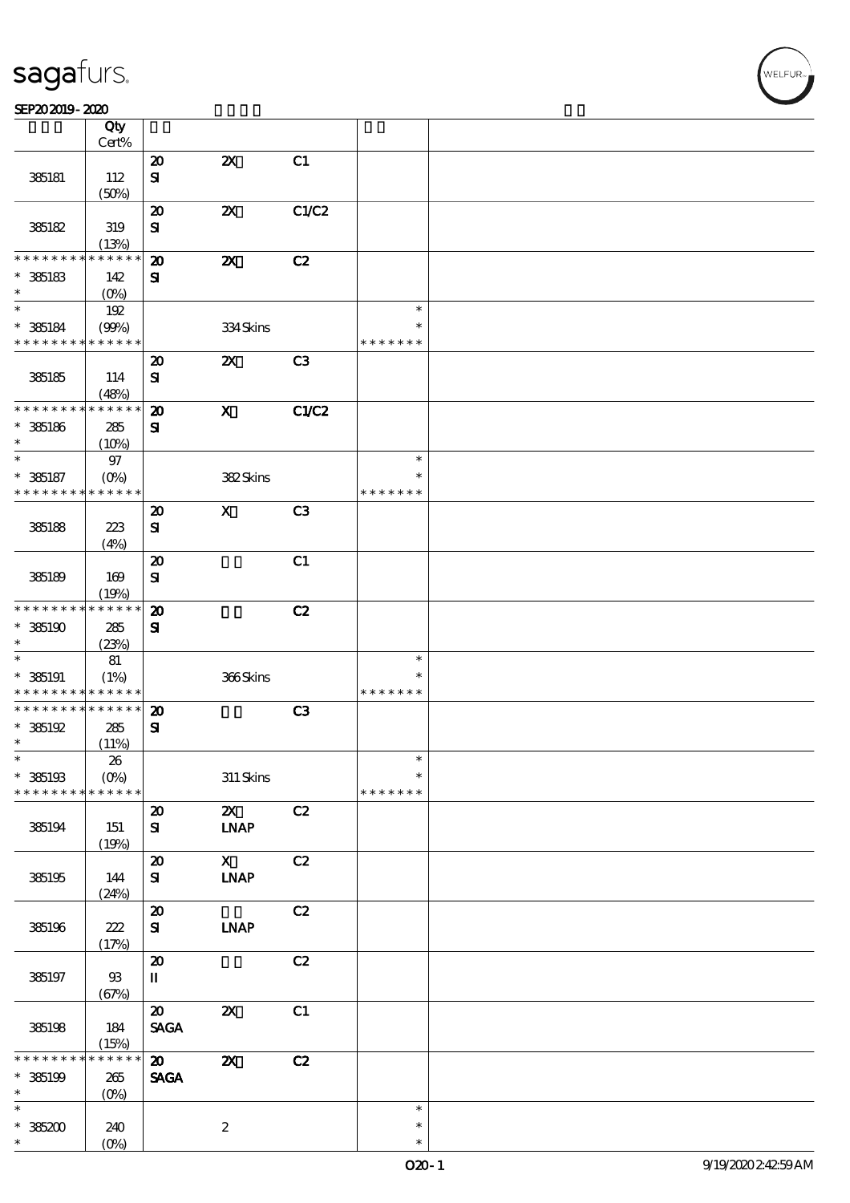| | Qty Cert% | | | | | |
|---|---|---|---|---|---|---|
| 385181 | 112 (50%) | 20 SI | 2X | C1 | | |
| 385182 | 319 (13%) | 20 SI | 2X | C1/C2 | | |
| * * * * * * * * * * * * * * 385183 * | 142 (0%) | 20 SI | 2X | C2 | | |
| * * 385184 * * * * * * * * * * * * * * | 192 (99%) | | 334 Skins | | * * * * * * * * * | |
| 385185 | 114 (48%) | 20 SI | 2X | C3 | | |
| * * * * * * * * * * * * * * 385186 * | 285 (10%) | 20 SI | X | C1/C2 | | |
| * * 385187 * * * * * * * * * * * * * * | 97 (0%) | | 382 Skins | | * * * * * * * * * | |
| 385188 | 223 (4%) | 20 SI | X | C3 | | |
| 385189 | 169 (19%) | 20 SI | | C1 | | |
| * * * * * * * * * * * * * * 385190 * | 285 (23%) | 20 SI | | C2 | | |
| * * 385191 * * * * * * * * * * * * * * | 81 (1%) | | 366 Skins | | * * * * * * * * * | |
| * * * * * * * * * * * * * * 385192 * | 285 (11%) | 20 SI | | C3 | | |
| * * 385193 * * * * * * * * * * * * * * | 26 (0%) | | 311 Skins | | * * * * * * * * * | |
| 385194 | 151 (19%) | 20 SI | 2X LNAP | C2 | | |
| 385195 | 144 (24%) | 20 SI | X LNAP | C2 | | |
| 385196 | 222 (17%) | 20 SI | LNAP | C2 | | |
| 385197 | 93 (67%) | 20 II | | C2 | | |
| 385198 | 184 (15%) | 20 SAGA | 2X | C1 | | |
| * * * * * * * * * * * * * * 385199 * | 265 (0%) | 20 SAGA | 2X | C2 | | |
| * * 385200 * | 240 (0%) | | 2 | | * * * | |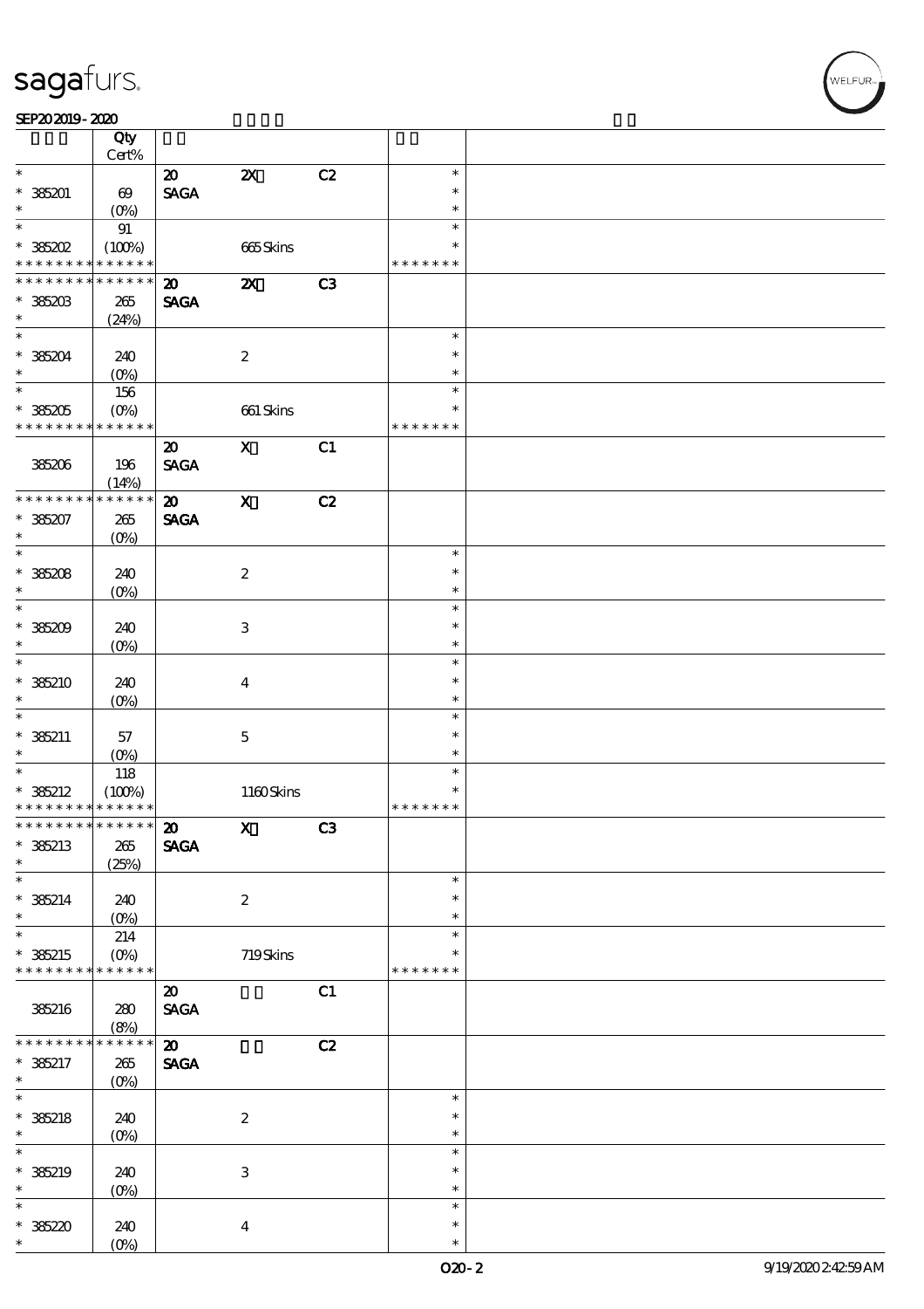| | Qty Cert% | | | | | |
|---|---|---|---|---|---|---|
| * | | 20 | 2X | C2 | * | |
| * 385201 | 69 | SAGA | | | * | |
| * | (0%) | | | | * | |
| * | 91 | | | | * | |
| * 385202 | (100%) | | 665 Skins | | * | |
| * * * * * * * * * * * * * * | | | | | * * * * * * * | |
| * * * * * * * * * * * * * * | | 20 | 2X | C3 | | |
| * 385203 | 265 | SAGA | | | | |
| * | (24%) | | | | | |
| * | | | | | * | |
| * 385204 | 240 | | 2 | | * | |
| * | (0%) | | | | * | |
| * | 156 | | | | * | |
| * 385205 | (0%) | | 661 Skins | | * | |
| * * * * * * * * * * * * * * | | | | | * * * * * * * | |
| | | 20 | X | C1 | | |
| 385206 | 196 | SAGA | | | | |
| | (14%) | | | | | |
| * * * * * * * * * * * * * * | | 20 | X | C2 | | |
| * 385207 | 265 | SAGA | | | | |
| * | (0%) | | | | | |
| * | | | | | * | |
| * 385208 | 240 | | 2 | | * | |
| * | (0%) | | | | * | |
| * | | | | | * | |
| * 385209 | 240 | | 3 | | * | |
| * | (0%) | | | | * | |
| * | | | | | * | |
| * 385210 | 240 | | 4 | | * | |
| * | (0%) | | | | * | |
| * | | | | | * | |
| * 385211 | 57 | | 5 | | * | |
| * | (0%) | | | | * | |
| * | 118 | | | | * | |
| * 385212 | (100%) | | 1160 Skins | | * | |
| * * * * * * * * * * * * * * | | | | | * * * * * * * | |
| * * * * * * * * * * * * * * | | 20 | X | C3 | | |
| * 385213 | 265 | SAGA | | | | |
| * | (25%) | | | | | |
| * | | | | | * | |
| * 385214 | 240 | | 2 | | * | |
| * | (0%) | | | | * | |
| * | 214 | | | | * | |
| * 385215 | (0%) | | 719 Skins | | * | |
| * * * * * * * * * * * * * * | | | | | * * * * * * * | |
| | | 20 | | C1 | | |
| 385216 | 280 | SAGA | | | | |
| | (8%) | | | | | |
| * * * * * * * * * * * * * * | | 20 | | C2 | | |
| * 385217 | 265 | SAGA | | | | |
| * | (0%) | | | | | |
| * | | | | | * | |
| * 385218 | 240 | | 2 | | * | |
| * | (0%) | | | | * | |
| * | | | | | * | |
| * 385219 | 240 | | 3 | | * | |
| * | (0%) | | | | * | |
| * | | | | | * | |
| * 385220 | 240 | | 4 | | * | |
| * | (0%) | | | | * | |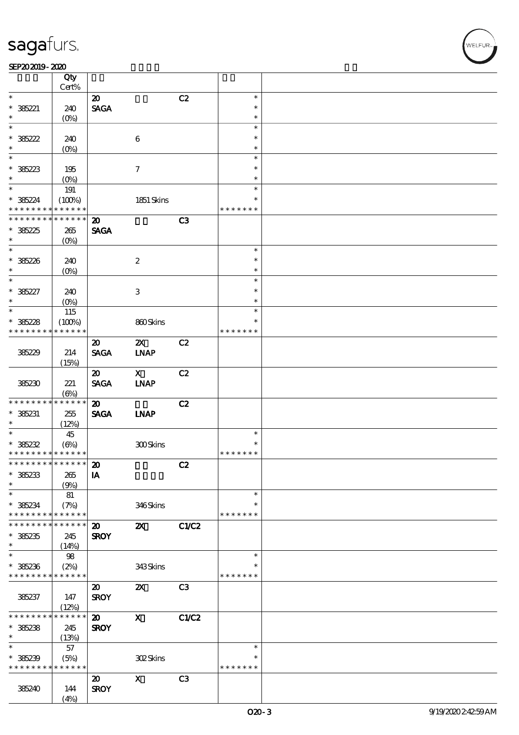| | Qty Cert% | | | | | |
|---|---|---|---|---|---|---|
| * | | 20 | | C2 | * | |
| * 385221 | 240 | SAGA | | | * | |
| * | (0%) | | | | * | |
| * | | | | | * | |
| * 385222 | 240 | | 6 | | * | |
| * | (0%) | | | | * | |
| * | | | | | * | |
| * 385223 | 195 | | 7 | | * | |
| * | (0%) | | | | * | |
| * | 191 | | | | * | |
| * 385224 | (100%) | | 1851 Skins | | * | |
| * * * * * * * * * * * * * * | | | | | * * * * * * * | |
| * * * * * * * * * * * * * * | | 20 | | C3 | | |
| * 385225 | 265 | SAGA | | | | |
| * | (0%) | | | | | |
| * | | | | | * | |
| * 385226 | 240 | | 2 | | * | |
| * | (0%) | | | | * | |
| * | | | | | * | |
| * 385227 | 240 | | 3 | | * | |
| * | (0%) | | | | * | |
| * | 115 | | | | * | |
| * 385228 | (100%) | | 860 Skins | | * | |
| * * * * * * * * * * * * * * | | | | | * * * * * * * | |
| 385229 | 214 (15%) | 20 SAGA | 2X LNAP | C2 | | |
| 385230 | 221 (6%) | 20 SAGA | X LNAP | C2 | | |
| * * * * * * * * * * * * * * | | 20 | | C2 | | |
| * 385231 | 255 | SAGA | LNAP | | | |
| * | (12%) | | | | | |
| * | 45 | | | | * | |
| * 385232 | (6%) | | 300 Skins | | * | |
| * * * * * * * * * * * * * * | | | | | * * * * * * * | |
| * * * * * * * * * * * * * * | | 20 | | C2 | | |
| * 385233 | 265 | IA | | | | |
| * | (9%) | | | | | |
| * | 81 | | | | * | |
| * 385234 | (7%) | | 346 Skins | | * | |
| * * * * * * * * * * * * * * | | | | | * * * * * * * | |
| * * * * * * * * * * * * * * | | 20 | 2X | C1/C2 | | |
| * 385235 | 245 | SROY | | | | |
| * | (14%) | | | | | |
| * | 98 | | | | * | |
| * 385236 | (2%) | | 343 Skins | | * | |
| * * * * * * * * * * * * * * | | | | | * * * * * * * | |
| 385237 | 147 (12%) | 20 SROY | 2X | C3 | | |
| * * * * * * * * * * * * * * | | 20 | X | C1/C2 | | |
| * 385238 | 245 | SROY | | | | |
| * | (13%) | | | | | |
| * | 57 | | | | * | |
| * 385239 | (5%) | | 302 Skins | | * | |
| * * * * * * * * * * * * * * | | | | | * * * * * * * | |
| 385240 | 144 (4%) | 20 SROY | X | C3 | | |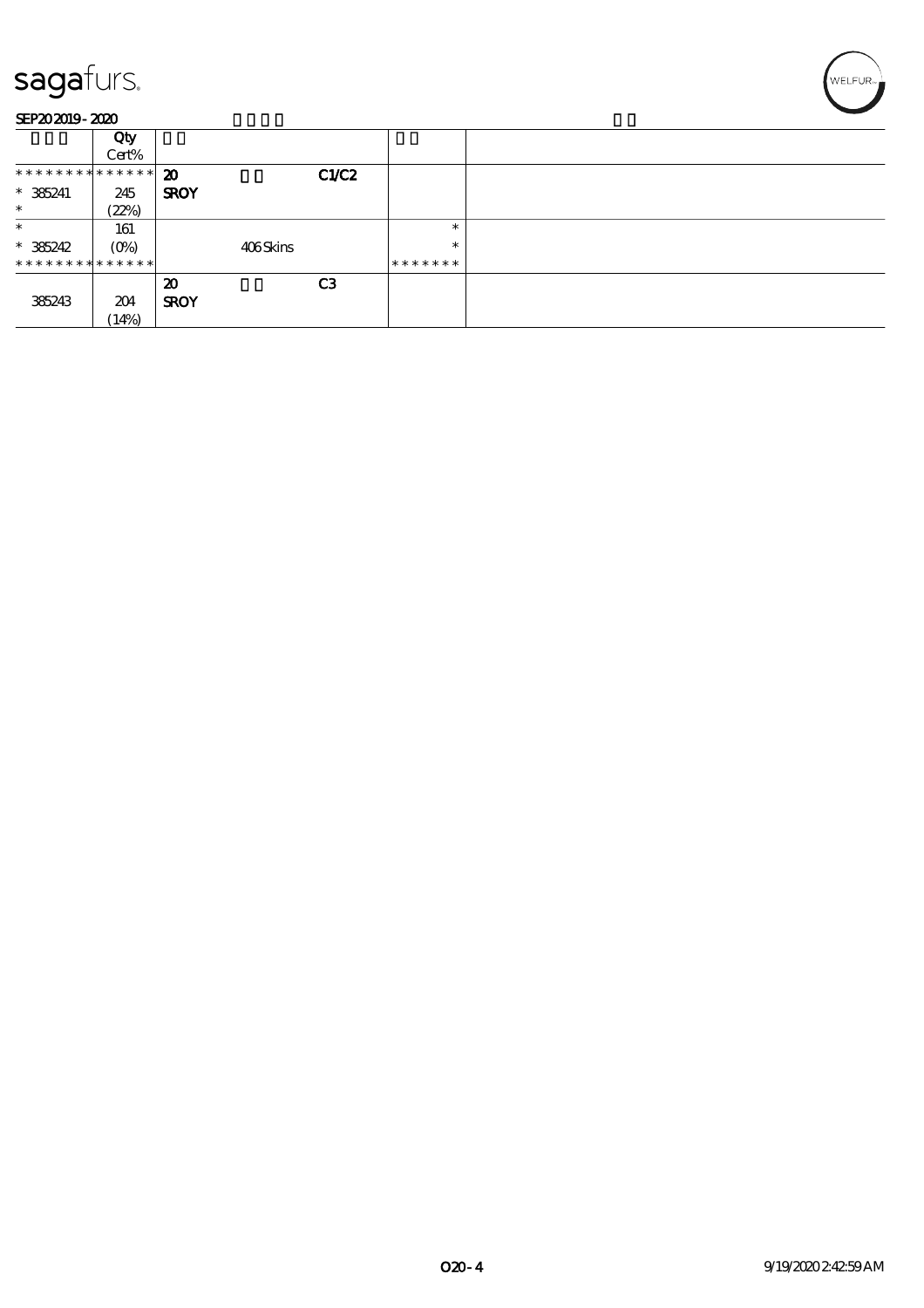| | Qty<br>Cert% | | | | | |
|---|---|---|---|---|---|---|
| * * * * * * * * * * * * * * | | 20 | | C1/C2 | | |
| * 385241 | 245 | SROY | | | | |
| * | (22%) | | | | | |
| * | 161 | | | | * | |
| * 385242 | (0%) | | 406 Skins | | * | |
| * * * * * * * * * * * * * * | | | | | * * * * * * * | |
| | | 20 | | C3 | | |
| 385243 | 204 | SROY | | | | |
| | (14%) | | | | | |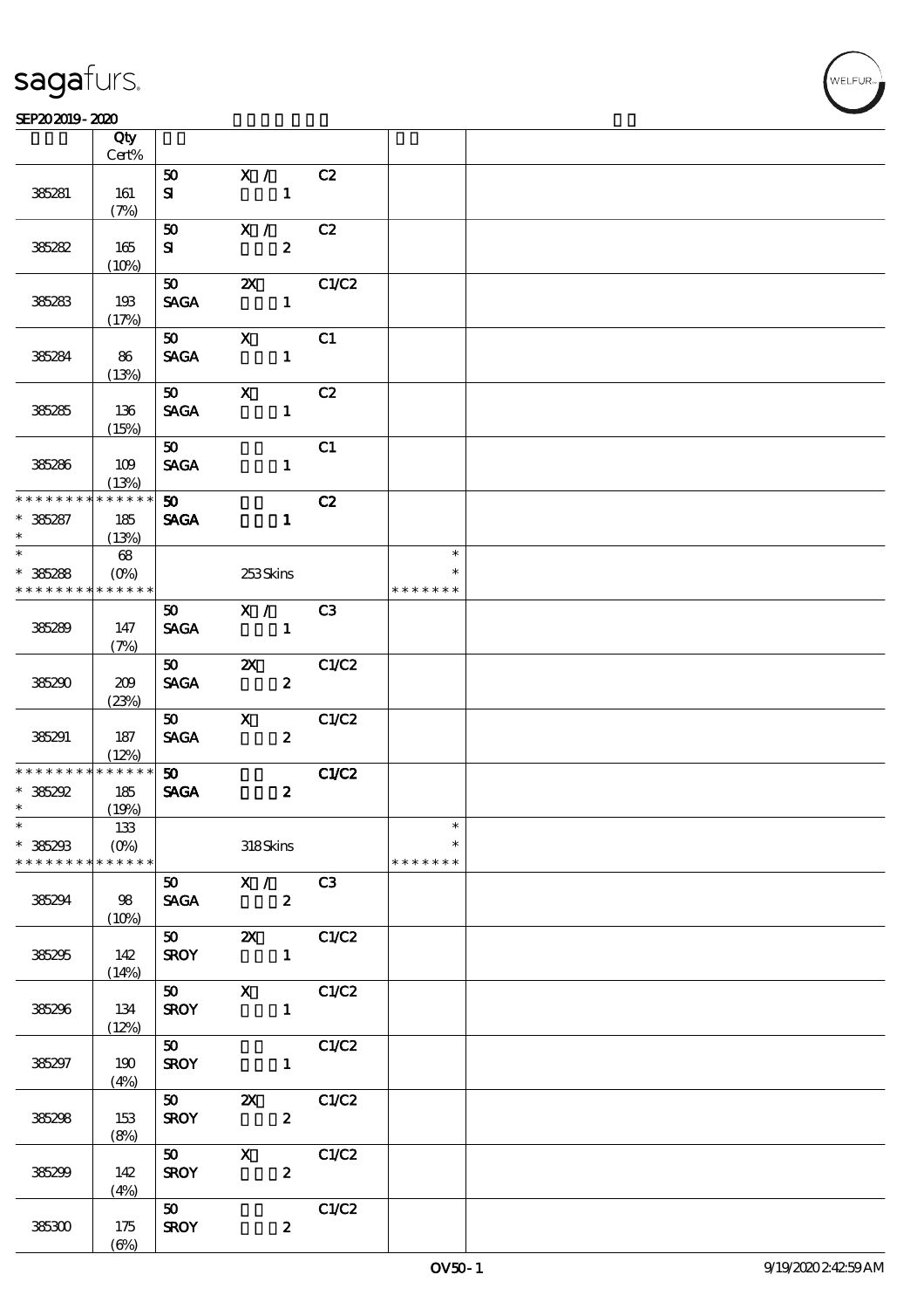| | Qty Cert% | | | | | |
|---|---|---|---|---|---|---|
| 385281 | 161 (7%) | 50 SI | X / 1 | C2 | | |
| 385282 | 165 (10%) | 50 SI | X / 2 | C2 | | |
| 385283 | 193 (17%) | 50 SAGA | 2X 1 | C1/C2 | | |
| 385284 | 86 (13%) | 50 SAGA | X 1 | C1 | | |
| 385285 | 136 (15%) | 50 SAGA | X 1 | C2 | | |
| 385286 | 109 (13%) | 50 SAGA | 1 | C1 | | |
| * * * * * * * * * * * * * * <br> * 385287 <br> * | 185 (13%) | 50 SAGA | 1 | C2 | | |
| * <br> * 385288 <br> * * * * * * * * * * * * * * | 68 (0%) | | 253 Skins | | * <br> * <br> * * * * * * * | |
| 385289 | 147 (7%) | 50 SAGA | X / 1 | C3 | | |
| 385290 | 209 (23%) | 50 SAGA | 2X 2 | C1/C2 | | |
| 385291 | 187 (12%) | 50 SAGA | X 2 | C1/C2 | | |
| * * * * * * * * * * * * * * <br> * 385292 <br> * | 185 (19%) | 50 SAGA | 2 | C1/C2 | | |
| * <br> * 385293 <br> * * * * * * * * * * * * * * | 133 (0%) | | 318 Skins | | * <br> * <br> * * * * * * * | |
| 385294 | 98 (10%) | 50 SAGA | X / 2 | C3 | | |
| 385295 | 142 (14%) | 50 SROY | 2X 1 | C1/C2 | | |
| 385296 | 134 (12%) | 50 SROY | X 1 | C1/C2 | | |
| 385297 | 190 (4%) | 50 SROY | 1 | C1/C2 | | |
| 385298 | 153 (8%) | 50 SROY | 2X 2 | C1/C2 | | |
| 385299 | 142 (4%) | 50 SROY | X 2 | C1/C2 | | |
| 385300 | 175 (6%) | 50 SROY | 2 | C1/C2 | | |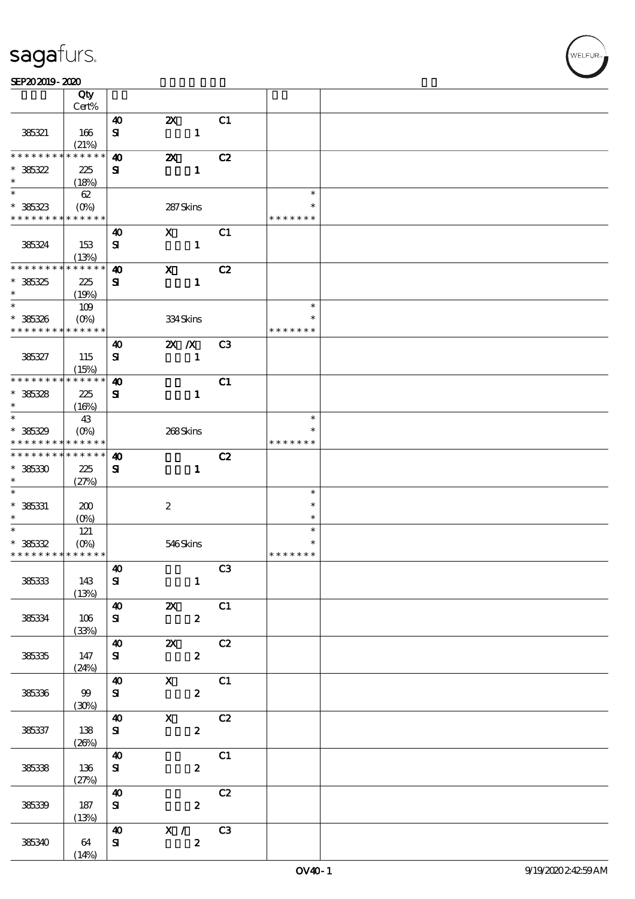| | Qty Cert% | | | | | |
|---|---|---|---|---|---|---|
| 385321 | 166 (21%) | 40 SI | 2X 1 | C1 | | |
| * * * * * * * * * * * * * * 385322 * | 225 (18%) | 40 SI | 2X 1 | C2 | | |
| * * 385323 * * * * * * * * * * * * * | 62 (0%) | | 287 Skins | | * * * * * * * * * | |
| 385324 | 153 (13%) | 40 SI | X 1 | C1 | | |
| * * * * * * * * * * * * * * 385325 * | 225 (19%) | 40 SI | X 1 | C2 | | |
| * * 385326 * * * * * * * * * * * * * | 109 (0%) | | 334 Skins | | * * * * * * * * * | |
| 385327 | 115 (15%) | 40 SI | 2X /X 1 | C3 | | |
| * * * * * * * * * * * * * * 385328 * | 225 (16%) | 40 SI | 1 | C1 | | |
| * * 385329 * * * * * * * * * * * * * | 43 (0%) | | 268 Skins | | * * * * * * * * * | |
| * * * * * * * * * * * * * * 385330 * | 225 (27%) | 40 SI | 1 | C2 | | |
| * * 385331 * | 200 (0%) | | 2 | | * * * | |
| * * 385332 * * * * * * * * * * * * * | 121 (0%) | | 546 Skins | | * * * * * * * * * | |
| 385333 | 143 (13%) | 40 SI | 1 | C3 | | |
| 385334 | 106 (33%) | 40 SI | 2X 2 | C1 | | |
| 385335 | 147 (24%) | 40 SI | 2X 2 | C2 | | |
| 385336 | 99 (30%) | 40 SI | X 2 | C1 | | |
| 385337 | 138 (26%) | 40 SI | X 2 | C2 | | |
| 385338 | 136 (27%) | 40 SI | 2 | C1 | | |
| 385339 | 187 (13%) | 40 SI | 2 | C2 | | |
| 385340 | 64 (14%) | 40 SI | X / 2 | C3 | | |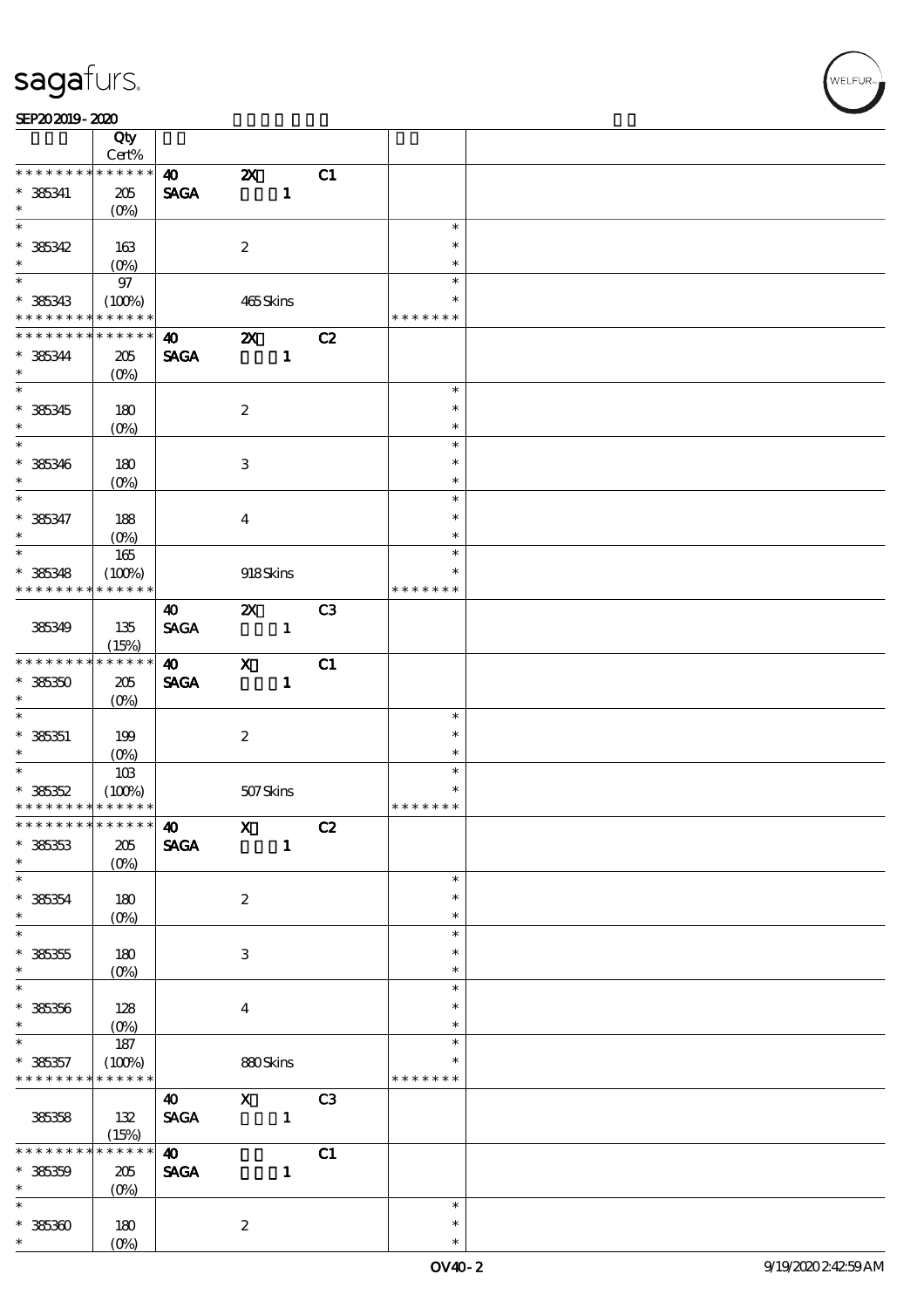| | Qty Cert% | | | | | |
|---|---|---|---|---|---|---|
| * * * * * * * * * * * * * * | | 40 | 2X | C1 | | |
| * 385341 | 205 | SAGA | 1 | | | |
| * | (0%) | | | | | |
| * | | | | | * | |
| * 385342 | 163 | | 2 | | * | |
| * | (0%) | | | | * | |
| * | 97 | | | | * | |
| * 385343 | (100%) | | 465 Skins | | * | |
| * * * * * * * * * * * * * * | | | | | * * * * * * * | |
| * * * * * * * * * * * * * * | | 40 | 2X | C2 | | |
| * 385344 | 205 | SAGA | 1 | | | |
| * | (0%) | | | | | |
| * | | | | | * | |
| * 385345 | 180 | | 2 | | * | |
| * | (0%) | | | | * | |
| * | | | | | * | |
| * 385346 | 180 | | 3 | | * | |
| * | (0%) | | | | * | |
| * | | | | | * | |
| * 385347 | 188 | | 4 | | * | |
| * | (0%) | | | | * | |
| * | 165 | | | | * | |
| * 385348 | (100%) | | 918 Skins | | * | |
| * * * * * * * * * * * * * * | | | | | * * * * * * * | |
| | | 40 | 2X | C3 | | |
| 385349 | 135 | SAGA | 1 | | | |
| | (15%) | | | | | |
| * * * * * * * * * * * * * * | | 40 | X | C1 | | |
| * 385350 | 205 | SAGA | 1 | | | |
| * | (0%) | | | | | |
| * | | | | | * | |
| * 385351 | 199 | | 2 | | * | |
| * | (0%) | | | | * | |
| * | 103 | | | | * | |
| * 385352 | (100%) | | 507 Skins | | * | |
| * * * * * * * * * * * * * * | | | | | * * * * * * * | |
| * * * * * * * * * * * * * * | | 40 | X | C2 | | |
| * 385353 | 205 | SAGA | 1 | | | |
| * | (0%) | | | | | |
| * | | | | | * | |
| * 385354 | 180 | | 2 | | * | |
| * | (0%) | | | | * | |
| * | | | | | * | |
| * 385355 | 180 | | 3 | | * | |
| * | (0%) | | | | * | |
| * | | | | | * | |
| * 385356 | 128 | | 4 | | * | |
| * | (0%) | | | | * | |
| * | 187 | | | | * | |
| * 385357 | (100%) | | 880 Skins | | * | |
| * * * * * * * * * * * * * * | | | | | * * * * * * * | |
| | | 40 | X | C3 | | |
| 385358 | 132 | SAGA | 1 | | | |
| | (15%) | | | | | |
| * * * * * * * * * * * * * * | | 40 | | C1 | | |
| * 385359 | 205 | SAGA | 1 | | | |
| * | (0%) | | | | | |
| * | | | | | * | |
| * 385360 | 180 | | 2 | | * | |
| * | (0%) | | | | * | |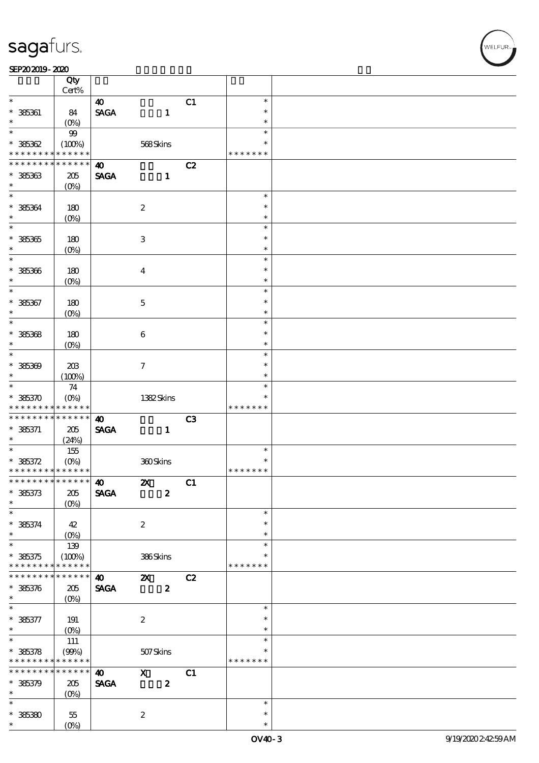| | Qty<br>Cert% | | | | | |
|---|---|---|---|---|---|---|
| * | | 40 | | C1 | * | |
| * 385361 | 84 | SAGA | 1 | | * | |
| * | (0%) | | | | * | |
| * | 99 | | | | * | |
| * 385362 | (100%) | | 568 Skins | | * | |
| * * * * * * * * * * * * * * | | | | | * * * * * * * | |
| * * * * * * * * * * * * * * | | 40 | | C2 | | |
| * 385363 | 205 | SAGA | 1 | | | |
| * | (0%) | | | | | |
| * | | | | | * | |
| * 385364 | 180 | | 2 | | * | |
| * | (0%) | | | | * | |
| * | | | | | * | |
| * 385365 | 180 | | 3 | | * | |
| * | (0%) | | | | * | |
| * | | | | | * | |
| * 385366 | 180 | | 4 | | * | |
| * | (0%) | | | | * | |
| * | | | | | * | |
| * 385367 | 180 | | 5 | | * | |
| * | (0%) | | | | * | |
| * | | | | | * | |
| * 385368 | 180 | | 6 | | * | |
| * | (0%) | | | | * | |
| * | | | | | * | |
| * 385369 | 203 | | 7 | | * | |
| * | (100%) | | | | * | |
| * | 74 | | | | * | |
| * 385370 | (0%) | | 1382 Skins | | * | |
| * * * * * * * * * * * * * * | | | | | * * * * * * * | |
| * * * * * * * * * * * * * * | | 40 | | C3 | | |
| * 385371 | 205 | SAGA | 1 | | | |
| * | (24%) | | | | | |
| * | 155 | | | | * | |
| * 385372 | (0%) | | 360 Skins | | * | |
| * * * * * * * * * * * * * * | | | | | * * * * * * * | |
| * * * * * * * * * * * * * * | | 40 | 2X | C1 | | |
| * 385373 | 205 | SAGA | 2 | | | |
| * | (0%) | | | | | |
| * | | | | | * | |
| * 385374 | 42 | | 2 | | * | |
| * | (0%) | | | | * | |
| * | 139 | | | | * | |
| * 385375 | (100%) | | 386 Skins | | * | |
| * * * * * * * * * * * * * * | | | | | * * * * * * * | |
| * * * * * * * * * * * * * * | | 40 | 2X | C2 | | |
| * 385376 | 205 | SAGA | 2 | | | |
| * | (0%) | | | | | |
| * | | | | | * | |
| * 385377 | 191 | | 2 | | * | |
| * | (0%) | | | | * | |
| * | 111 | | | | * | |
| * 385378 | (99%) | | 507 Skins | | * | |
| * * * * * * * * * * * * * * | | | | | * * * * * * * | |
| * * * * * * * * * * * * * * | | 40 | X | C1 | | |
| * 385379 | 205 | SAGA | 2 | | | |
| * | (0%) | | | | | |
| * | | | | | * | |
| * 385380 | 55 | | 2 | | * | |
| * | (0%) | | | | * | |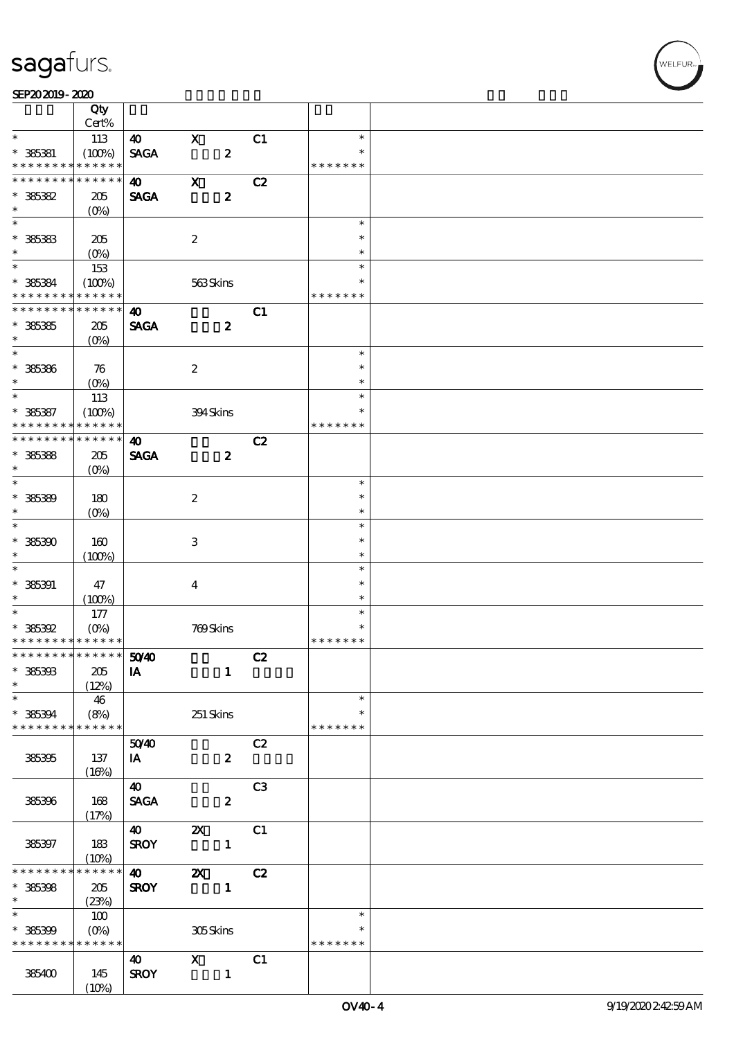| | Qty Cert% | | | | | |
|---|---|---|---|---|---|---|
| * | 113 | 40 | X | C1 | * | |
| * 385381 | (100%) | SAGA | 2 | | * | |
| * * * * * * * * * * * * * * | | | | | * * * * * * * | |
| * * * * * * * * * * * * * * | | 40 | X | C2 | | |
| * 385382 | 205 | SAGA | 2 | | | |
| * | (0%) | | | | | |
| * | | | | | * | |
| * 385383 | 205 | | 2 | | * | |
| * | (0%) | | | | * | |
| * | 153 | | | | * | |
| * 385384 | (100%) | | 563 Skins | | * | |
| * * * * * * * * * * * * * * | | | | | * * * * * * * | |
| * * * * * * * * * * * * * * | | 40 | | C1 | | |
| * 385385 | 205 | SAGA | 2 | | | |
| * | (0%) | | | | | |
| * | | | | | * | |
| * 385386 | 76 | | 2 | | * | |
| * | (0%) | | | | * | |
| * | 113 | | | | * | |
| * 385387 | (100%) | | 394 Skins | | * | |
| * * * * * * * * * * * * * * | | | | | * * * * * * * | |
| * * * * * * * * * * * * * * | | 40 | | C2 | | |
| * 385388 | 205 | SAGA | 2 | | | |
| * | (0%) | | | | | |
| * | | | | | * | |
| * 385389 | 180 | | 2 | | * | |
| * | (0%) | | | | * | |
| * | | | | | * | |
| * 385390 | 160 | | 3 | | * | |
| * | (100%) | | | | * | |
| * | | | | | * | |
| * 385391 | 47 | | 4 | | * | |
| * | (100%) | | | | * | |
| * | 177 | | | | * | |
| * 385392 | (0%) | | 769 Skins | | * | |
| * * * * * * * * * * * * * * | | | | | * * * * * * * | |
| * * * * * * * * * * * * * * | | 50/40 | | C2 | | |
| * 385393 | 205 | IA | 1 | | | |
| * | (12%) | | | | | |
| * | 46 | | | | * | |
| * 385394 | (8%) | | 251 Skins | | * | |
| * * * * * * * * * * * * * * | | | | | * * * * * * * | |
| 385395 | 137 (16%) | 50/40 IA | 2 | C2 | | |
| 385396 | 168 (17%) | 40 SAGA | 2 | C3 | | |
| 385397 | 183 (10%) | 40 SROY | 2X 1 | C1 | | |
| * * * * * * * * * * * * * * | | 40 | 2X | C2 | | |
| * 385398 | 205 | SROY | 1 | | | |
| * | (23%) | | | | | |
| * | 100 | | | | * | |
| * 385399 | (0%) | | 305 Skins | | * | |
| * * * * * * * * * * * * * * | | | | | * * * * * * * | |
| 385400 | 145 (10%) | 40 SROY | X 1 | C1 | | |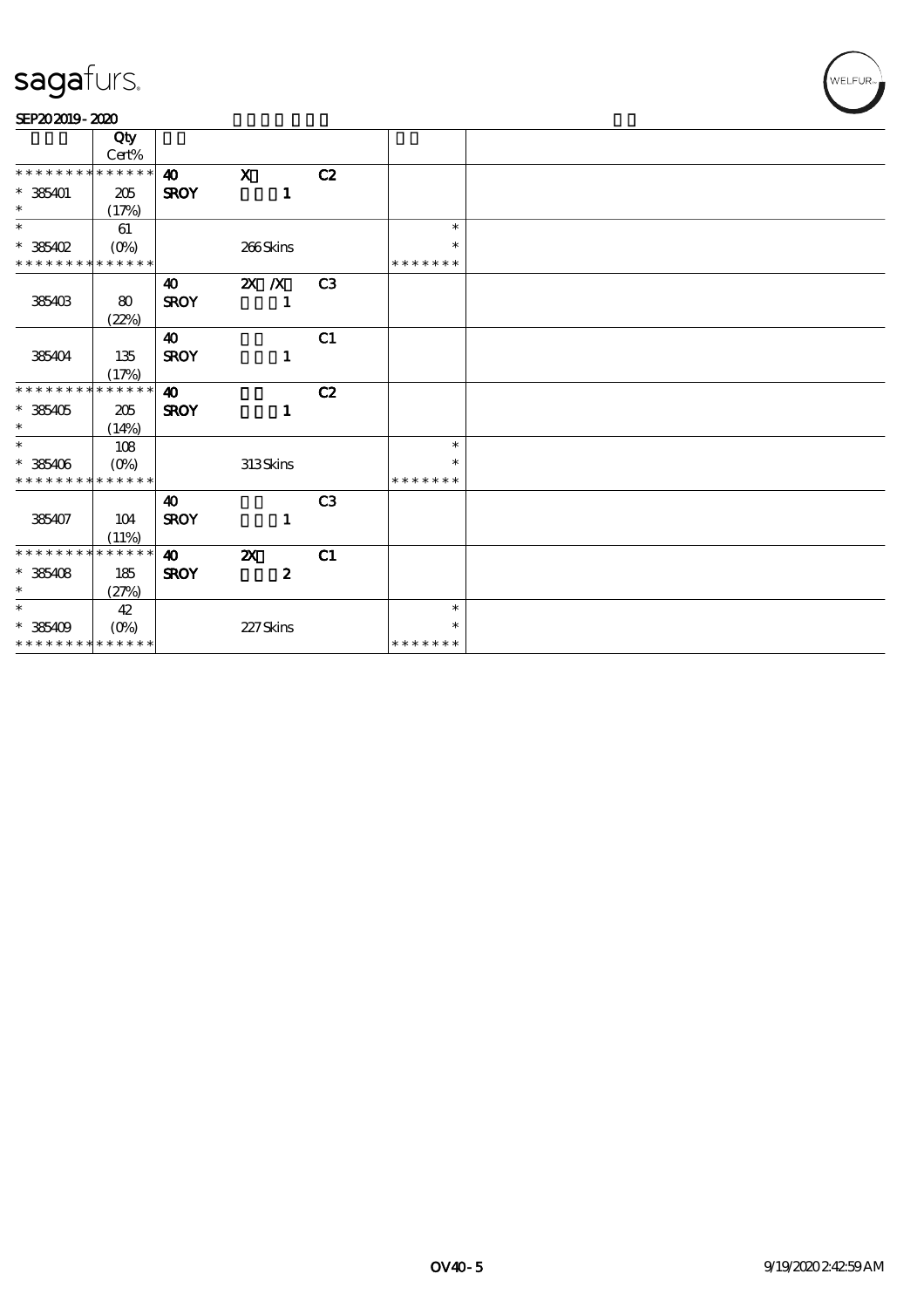| | Qty Cert% | | | | | |
|---|---|---|---|---|---|---|
| * * * * * * * * * * * * * * | | 40 | X | C2 | | |
| * 385401 | 205 | SROY | 1 | | | |
| * | (17%) | | | | | |
| * | 61 | | | | * | |
| * 385402 | (0%) | | 266 Skins | | * | |
| * * * * * * * * * * * * * * | | | | | * * * * * * * | |
| | | 40 | 2X /X | C3 | | |
| 385403 | 80 | SROY | 1 | | | |
| | (22%) | | | | | |
| | | 40 | | C1 | | |
| 385404 | 135 | SROY | 1 | | | |
| | (17%) | | | | | |
| * * * * * * * * * * * * * * | | 40 | | C2 | | |
| * 385405 | 205 | SROY | 1 | | | |
| * | (14%) | | | | | |
| * | 108 | | | | * | |
| * 385406 | (0%) | | 313 Skins | | * | |
| * * * * * * * * * * * * * * | | | | | * * * * * * * | |
| | | 40 | | C3 | | |
| 385407 | 104 | SROY | 1 | | | |
| | (11%) | | | | | |
| * * * * * * * * * * * * * * | | 40 | 2X | C1 | | |
| * 385408 | 185 | SROY | 2 | | | |
| * | (27%) | | | | | |
| * | 42 | | | | * | |
| * 385409 | (0%) | | 227 Skins | | * | |
| * * * * * * * * * * * * * * | | | | | * * * * * * * | |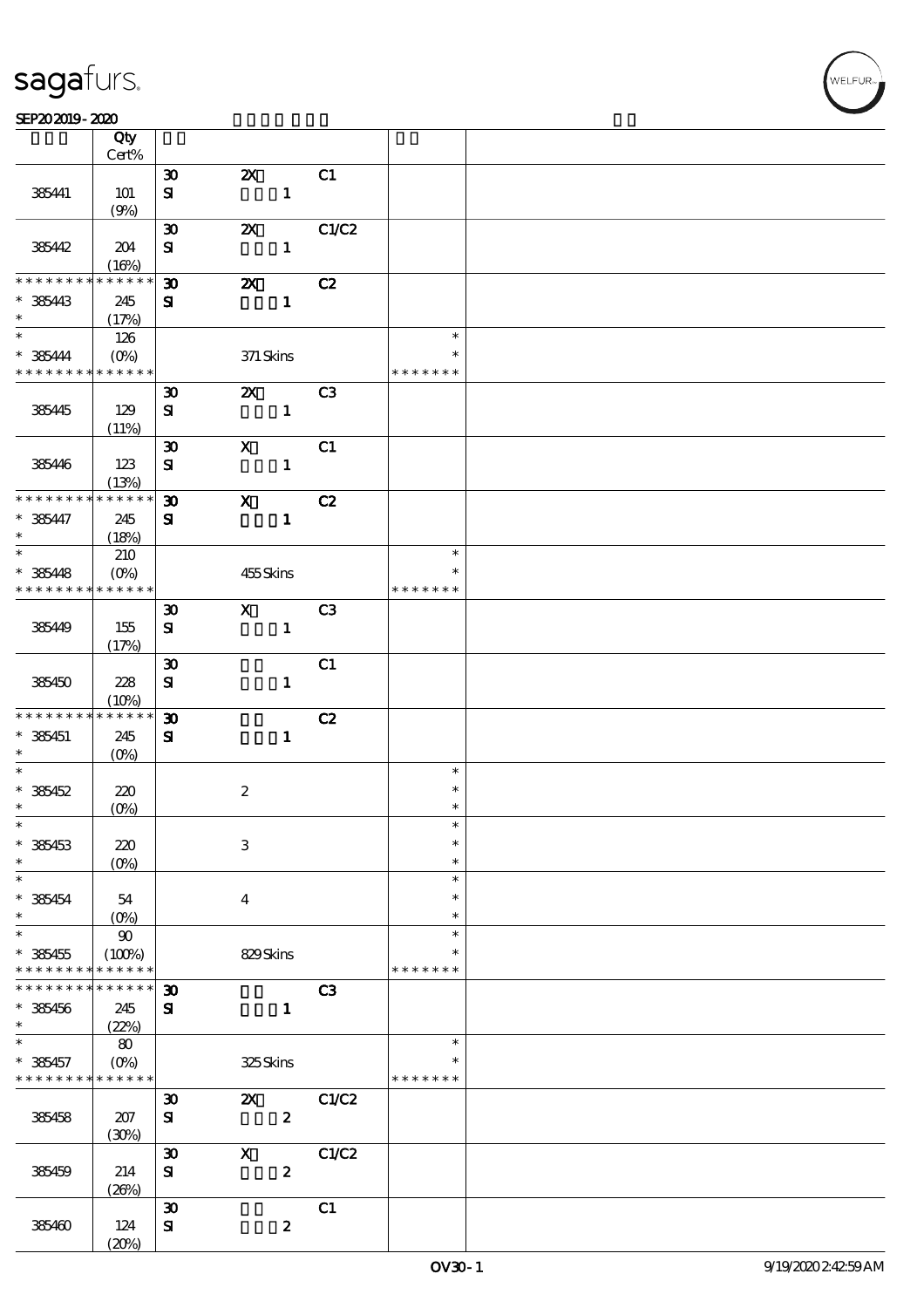| | Qty Cert% | | | | | |
|---|---|---|---|---|---|---|
| 385441 | 101 (9%) | 30 SI | 2X 1 | C1 | | |
| 385442 | 204 (16%) | 30 SI | 2X 1 | C1/C2 | | |
| * * * * * * * * * * * * * * 385443 * | 245 (17%) | 30 SI | 2X 1 | C2 | | |
| * * 385444 * * * * * * * * * * * * * | 126 (0%) | | 371 Skins | | * * * * * * * * * | |
| 385445 | 129 (11%) | 30 SI | 2X 1 | C3 | | |
| 385446 | 123 (13%) | 30 SI | X 1 | C1 | | |
| * * * * * * * * * * * * * * 385447 * | 245 (18%) | 30 SI | X 1 | C2 | | |
| * * 385448 * * * * * * * * * * * * * | 210 (0%) | | 455 Skins | | * * * * * * * * * | |
| 385449 | 155 (17%) | 30 SI | X 1 | C3 | | |
| 385450 | 228 (10%) | 30 SI | 1 | C1 | | |
| * * * * * * * * * * * * * * 385451 * | 245 (0%) | 30 SI | 1 | C2 | | |
| * * 385452 * | 220 (0%) | | 2 | | * * * | |
| * * 385453 * | 220 (0%) | | 3 | | * * * | |
| * * 385454 * | 54 (0%) | | 4 | | * * * | |
| * * 385455 * * * * * * * * * * * * * | 90 (100%) | | 829 Skins | | * * * * * * * * * | |
| * * * * * * * * * * * * * * 385456 * | 245 (22%) | 30 SI | 1 | C3 | | |
| * * 385457 * * * * * * * * * * * * * | 80 (0%) | | 325 Skins | | * * * * * * * * * | |
| 385458 | 207 (30%) | 30 SI | 2X 2 | C1/C2 | | |
| 385459 | 214 (26%) | 30 SI | X 2 | C1/C2 | | |
| 385460 | 124 (20%) | 30 SI | 2 | C1 | | |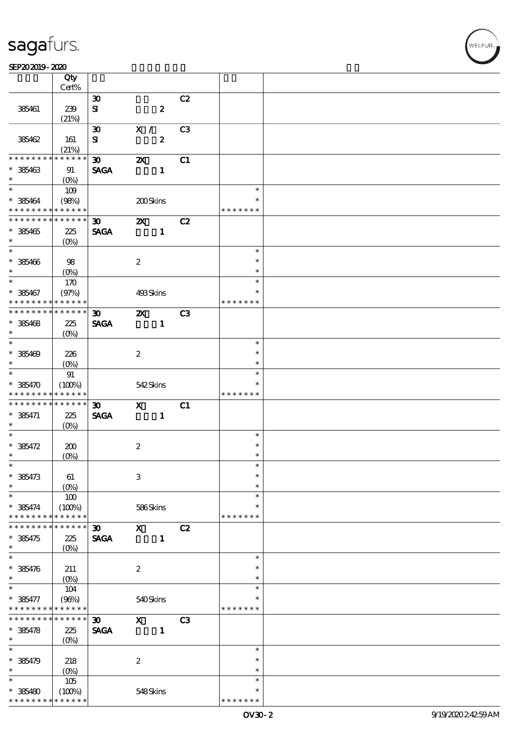| | Qty Cert% | | | | | |
|---|---|---|---|---|---|---|
| 385461 | 239 (21%) | 30 SI | 2 | C2 | | |
| 385462 | 161 (21%) | 30 SI | X / 2 | C3 | | |
| * * * * * * * * * * * * * * 385463 * | 91 (0%) | 30 SAGA | 2X 1 | C1 | | |
| * 385464 * * * * * * * * * * * * * | 109 (98%) | | 200 Skins | | * * * * * * * * * | |
| * * * * * * * * * * * * * * 385465 * | 225 (0%) | 30 SAGA | 2X 1 | C2 | | |
| * 385466 * | 98 (0%) | | 2 | | * * * | |
| * 385467 * * * * * * * * * * * * * | 170 (97%) | | 493 Skins | | * * * * * * * * * | |
| * * * * * * * * * * * * * * 385468 * | 225 (0%) | 30 SAGA | 2X 1 | C3 | | |
| * 385469 * | 226 (0%) | | 2 | | * * * | |
| * 385470 * * * * * * * * * * * * * | 91 (100%) | | 542 Skins | | * * * * * * * * * | |
| * * * * * * * * * * * * * * 385471 * | 225 (0%) | 30 SAGA | X 1 | C1 | | |
| * 385472 * | 200 (0%) | | 2 | | * * * | |
| * 385473 * | 61 (0%) | | 3 | | * * * | |
| * 385474 * * * * * * * * * * * * * | 100 (100%) | | 586 Skins | | * * * * * * * * * | |
| * * * * * * * * * * * * * * 385475 * | 225 (0%) | 30 SAGA | X 1 | C2 | | |
| * 385476 * | 211 (0%) | | 2 | | * * * | |
| * 385477 * * * * * * * * * * * * * | 104 (96%) | | 540 Skins | | * * * * * * * * * | |
| * * * * * * * * * * * * * * 385478 * | 225 (0%) | 30 SAGA | X 1 | C3 | | |
| * 385479 * | 218 (0%) | | 2 | | * * * | |
| * 385480 * * * * * * * * * * * * * | 105 (100%) | | 548 Skins | | * * * * * * * * * | |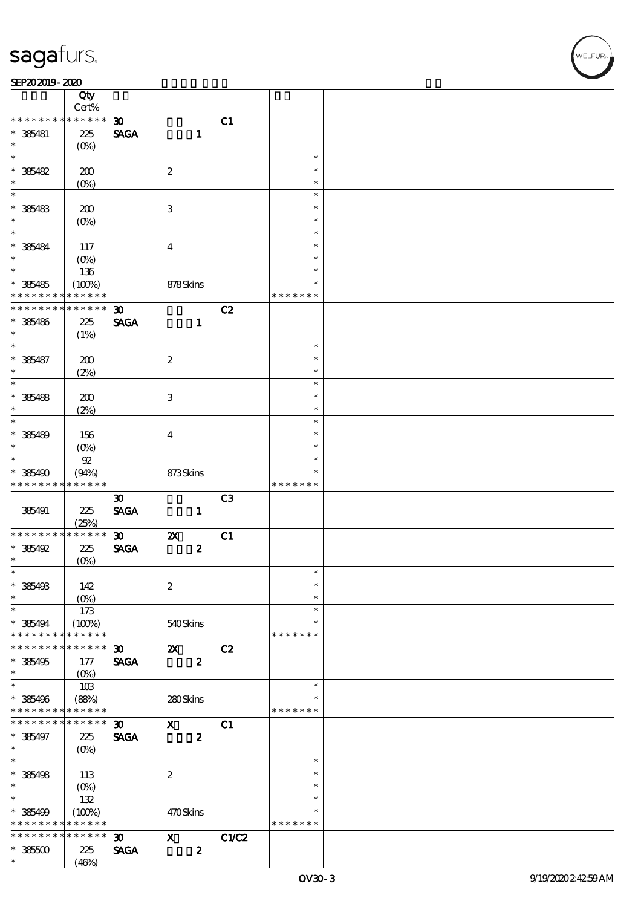| | Qty Cert% | | | | | |
|---|---|---|---|---|---|---|
| * * * * * * * * * * * * * * | | 30 | | C1 | | |
| * 385481 | 225 (0%) | SAGA | 1 | | | |
| * 385482 | 200 (0%) | | 2 | | * | |
| * 385483 | 200 (0%) | | 3 | | * | |
| * 385484 | 117 (0%) | | 4 | | * | |
| * 385485 | 136 (100%) | | 878 Skins | | * * * * * * * | |
| * * * * * * * * * * * * * * | | 30 | | C2 | | |
| * 385486 | 225 (1%) | SAGA | 1 | | | |
| * 385487 | 200 (2%) | | 2 | | * | |
| * 385488 | 200 (2%) | | 3 | | * | |
| * 385489 | 156 (0%) | | 4 | | * | |
| * 385490 | 92 (94%) | | 873 Skins | | * * * * * * * | |
| 385491 | 225 (25%) | 30 SAGA | 1 | C3 | | |
| * * * * * * * * * * * * * * | | 30 | 2X | C1 | | |
| * 385492 | 225 (0%) | SAGA | 2 | | | |
| * 385493 | 142 (0%) | | 2 | | * | |
| * 385494 | 173 (100%) | | 540 Skins | | * * * * * * * | |
| * * * * * * * * * * * * * * | | 30 | 2X | C2 | | |
| * 385495 | 177 (0%) | SAGA | 2 | | | |
| * 385496 | 103 (88%) | | 280 Skins | | * * * * * * * | |
| * * * * * * * * * * * * * * | | 30 | X | C1 | | |
| * 385497 | 225 (0%) | SAGA | 2 | | | |
| * 385498 | 113 (0%) | | 2 | | * | |
| * 385499 | 132 (100%) | | 470 Skins | | * * * * * * * | |
| * * * * * * * * * * * * * * | | 30 | X | C1/C2 | | |
| * 385500 | 225 (46%) | SAGA | 2 | | | |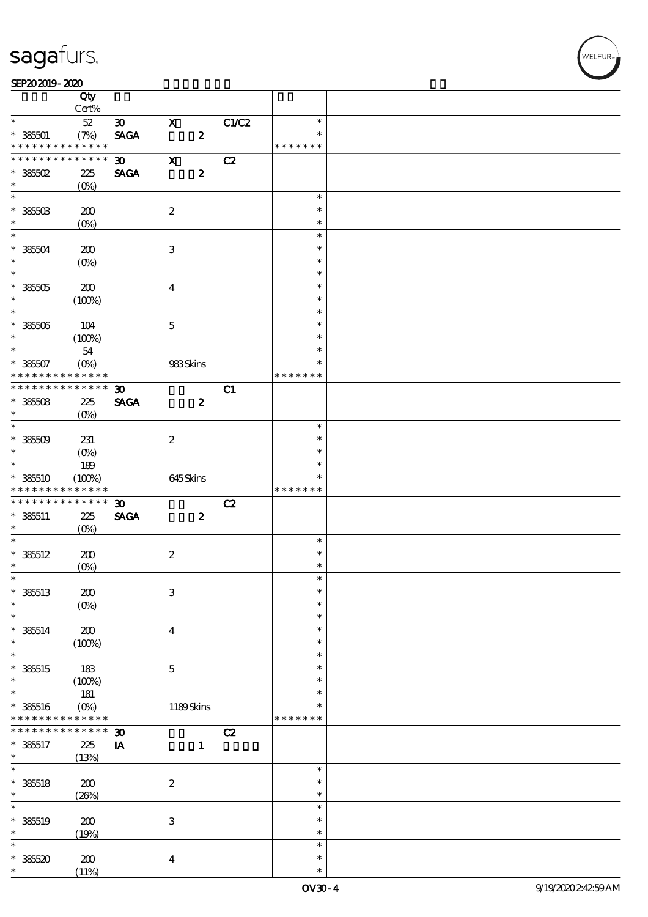| | Qty Cert% | | | | | |
|---|---|---|---|---|---|---|
| * | 52 | 30 | X | C1/C2 | * | |
| * 385501 | (7%) | SAGA | 2 | | * | |
| * * * * * * * * * * * * * * | | | | | * * * * * * * | |
| * * * * * * * * * * * * * * | | 30 | X | C2 | | |
| * 385502 | 225 | SAGA | 2 | | | |
| * | (0%) | | | | | |
| * | | | | | * | |
| * 385503 | 200 | | 2 | | * | |
| * | (0%) | | | | * | |
| * | | | | | * | |
| * 385504 | 200 | | 3 | | * | |
| * | (0%) | | | | * | |
| * | | | | | * | |
| * 385505 | 200 | | 4 | | * | |
| * | (100%) | | | | * | |
| * | | | | | * | |
| * 385506 | 104 | | 5 | | * | |
| * | (100%) | | | | * | |
| * | 54 | | | | * | |
| * 385507 | (0%) | | 983 Skins | | * | |
| * * * * * * * * * * * * * * | | | | | * * * * * * * | |
| * * * * * * * * * * * * * * | | 30 | | C1 | | |
| * 385508 | 225 | SAGA | 2 | | | |
| * | (0%) | | | | | |
| * | | | | | * | |
| * 385509 | 231 | | 2 | | * | |
| * | (0%) | | | | * | |
| * | 189 | | | | * | |
| * 385510 | (100%) | | 645 Skins | | * | |
| * * * * * * * * * * * * * * | | | | | * * * * * * * | |
| * * * * * * * * * * * * * * | | 30 | | C2 | | |
| * 385511 | 225 | SAGA | 2 | | | |
| * | (0%) | | | | | |
| * | | | | | * | |
| * 385512 | 200 | | 2 | | * | |
| * | (0%) | | | | * | |
| * | | | | | * | |
| * 385513 | 200 | | 3 | | * | |
| * | (0%) | | | | * | |
| * | | | | | * | |
| * 385514 | 200 | | 4 | | * | |
| * | (100%) | | | | * | |
| * | | | | | * | |
| * 385515 | 183 | | 5 | | * | |
| * | (100%) | | | | * | |
| * | 181 | | | | * | |
| * 385516 | (0%) | | 1189 Skins | | * | |
| * * * * * * * * * * * * * * | | | | | * * * * * * * | |
| * * * * * * * * * * * * * * | | 30 | | C2 | | |
| * 385517 | 225 | IA | 1 | | | |
| * | (13%) | | | | | |
| * | | | | | * | |
| * 385518 | 200 | | 2 | | * | |
| * | (26%) | | | | * | |
| * | | | | | * | |
| * 385519 | 200 | | 3 | | * | |
| * | (19%) | | | | * | |
| * | | | | | * | |
| * 385520 | 200 | | 4 | | * | |
| * | (11%) | | | | * | |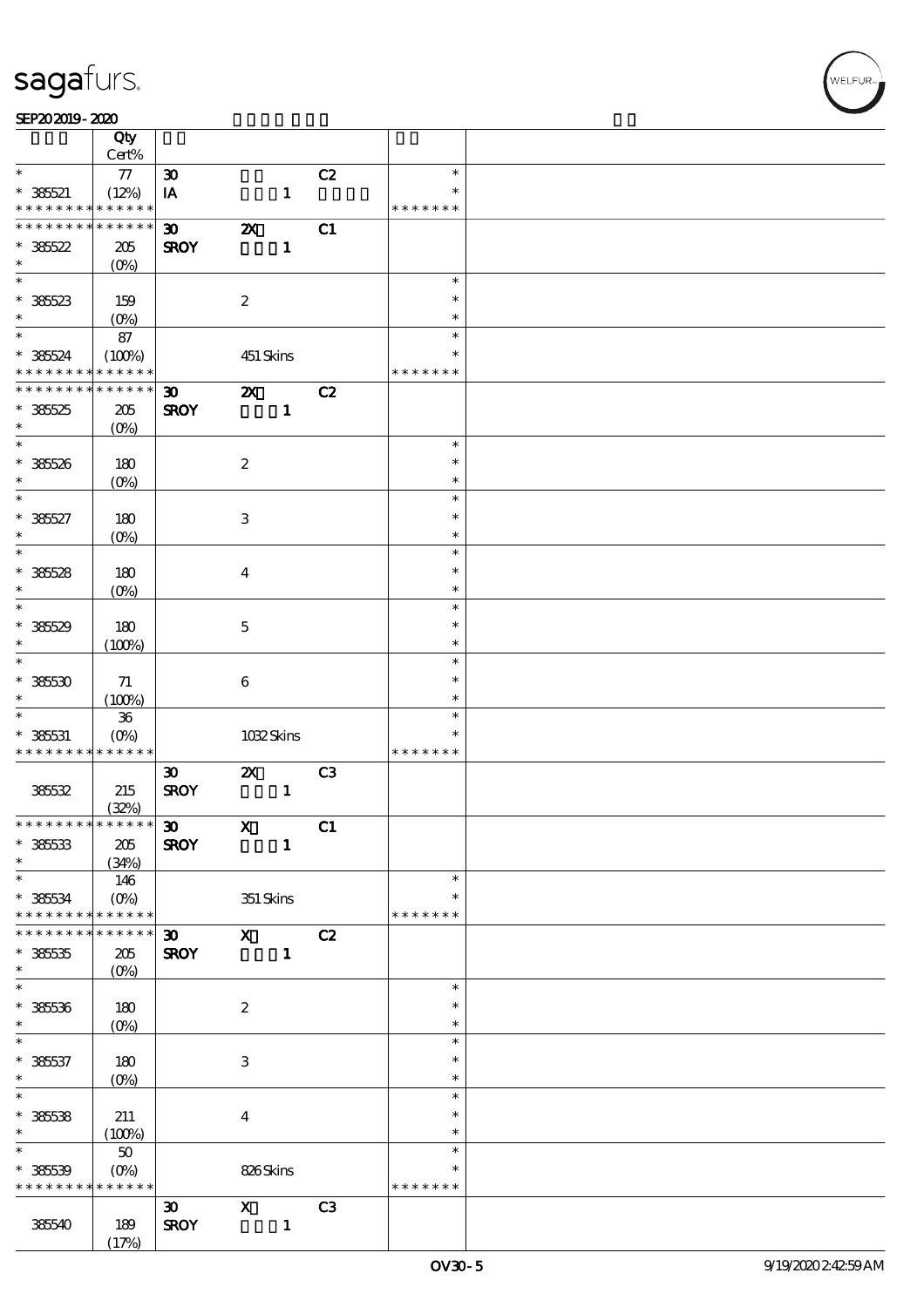| | Qty Cert% | | | | | |
|---|---|---|---|---|---|---|
| * * 385521 * * * * * * * * * * * * * | 77 (12%) | 30 IA | 1 | C2 | * * * * * * * * * * | |
| * * * * * * * * * * * * * * 385522 * | 205 (0%) | 30 SROY | 2X 1 | C1 | | |
| * * 385523 * | 159 (0%) | | 2 | | * * * | |
| * * 385524 * * * * * * * * * * * * * | 87 (100%) | | 451 Skins | | * * * * * * * * * | |
| * * * * * * * * * * * * * * 385525 * | 205 (0%) | 30 SROY | 2X 1 | C2 | | |
| * * 385526 * | 180 (0%) | | 2 | | * * * | |
| * * 385527 * | 180 (0%) | | 3 | | * * * | |
| * * 385528 * | 180 (0%) | | 4 | | * * * | |
| * * 385529 * | 180 (100%) | | 5 | | * * * | |
| * * 385530 * | 71 (100%) | | 6 | | * * * | |
| * * 385531 * * * * * * * * * * * * * | 36 (0%) | | 1032 Skins | | * * * * * * * * * | |
| 385532 | 215 (32%) | 30 SROY | 2X 1 | C3 | | |
| * * * * * * * * * * * * * * 385533 * | 205 (34%) | 30 SROY | X 1 | C1 | | |
| * * 385534 * * * * * * * * * * * * * | 146 (0%) | | 351 Skins | | * * * * * * * * * | |
| * * * * * * * * * * * * * * 385535 * | 205 (0%) | 30 SROY | X 1 | C2 | | |
| * * 385536 * | 180 (0%) | | 2 | | * * * | |
| * * 385537 * | 180 (0%) | | 3 | | * * * | |
| * * 385538 * | 211 (100%) | | 4 | | * * * | |
| * * 385539 * * * * * * * * * * * * * | 50 (0%) | | 826 Skins | | * * * * * * * * * | |
| 385540 | 189 (17%) | 30 SROY | X 1 | C3 | | |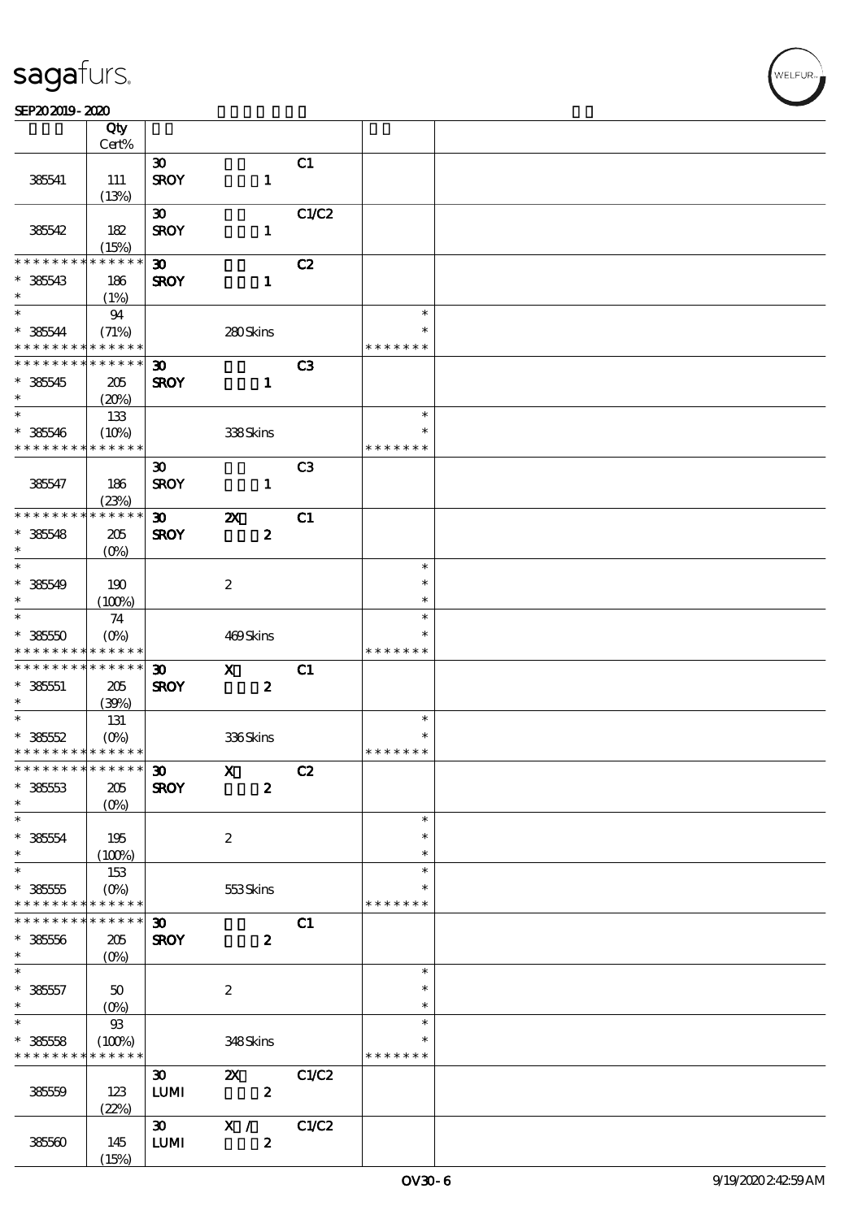| | Qty<br>Cert% | | | | | |
|---|---|---|---|---|---|---|
| 385541 | 111<br>(13%) | 30<br>SROY | 1 | C1 | | |
| 385542 | 182<br>(15%) | 30<br>SROY | 1 | C1/C2 | | |
| * * * * * * * * * * * * * *<br>* 385543<br>* | 186<br>(1%) | 30<br>SROY | 1 | C2 | | |
| *<br>* 385544<br>* * * * * * * * * * * * * * | 94<br>(71%) | | 280 Skins | | *<br>*<br>* * * * * * * | |
| * * * * * * * * * * * * * *<br>* 385545<br>* | 205<br>(20%) | 30<br>SROY | 1 | C3 | | |
| *<br>* 385546<br>* * * * * * * * * * * * * * | 133<br>(10%) | | 338 Skins | | *<br>*<br>* * * * * * * | |
| 385547 | 186<br>(23%) | 30<br>SROY | 1 | C3 | | |
| * * * * * * * * * * * * * *<br>* 385548<br>* | 205<br>(0%) | 30<br>SROY | 2X<br>2 | C1 | | |
| *<br>* 385549<br>* | 190<br>(100%) | | 2 | | *<br>*<br>* | |
| *<br>* 385550<br>* * * * * * * * * * * * * * | 74<br>(0%) | | 469 Skins | | *<br>*<br>* * * * * * * | |
| * * * * * * * * * * * * * *<br>* 385551<br>* | 205<br>(39%) | 30<br>SROY | X<br>2 | C1 | | |
| *<br>* 385552<br>* * * * * * * * * * * * * * | 131<br>(0%) | | 336 Skins | | *<br>*<br>* * * * * * * | |
| * * * * * * * * * * * * * *<br>* 385553<br>* | 205<br>(0%) | 30<br>SROY | X<br>2 | C2 | | |
| *<br>* 385554<br>* | 195<br>(100%) | | 2 | | *<br>*<br>* | |
| *<br>* 385555<br>* * * * * * * * * * * * * * | 153<br>(0%) | | 553 Skins | | *<br>*<br>* * * * * * * | |
| * * * * * * * * * * * * * *<br>* 385556<br>* | 205<br>(0%) | 30<br>SROY | 2 | C1 | | |
| *<br>* 385557<br>* | 50<br>(0%) | | 2 | | *<br>*<br>* | |
| *<br>* 385558<br>* * * * * * * * * * * * * * | 93<br>(100%) | | 348 Skins | | *<br>*<br>* * * * * * * | |
| 385559 | 123<br>(22%) | 30<br>LUMI | 2X<br>2 | C1/C2 | | |
| 385560 | 145<br>(15%) | 30<br>LUMI | X /<br>2 | C1/C2 | | |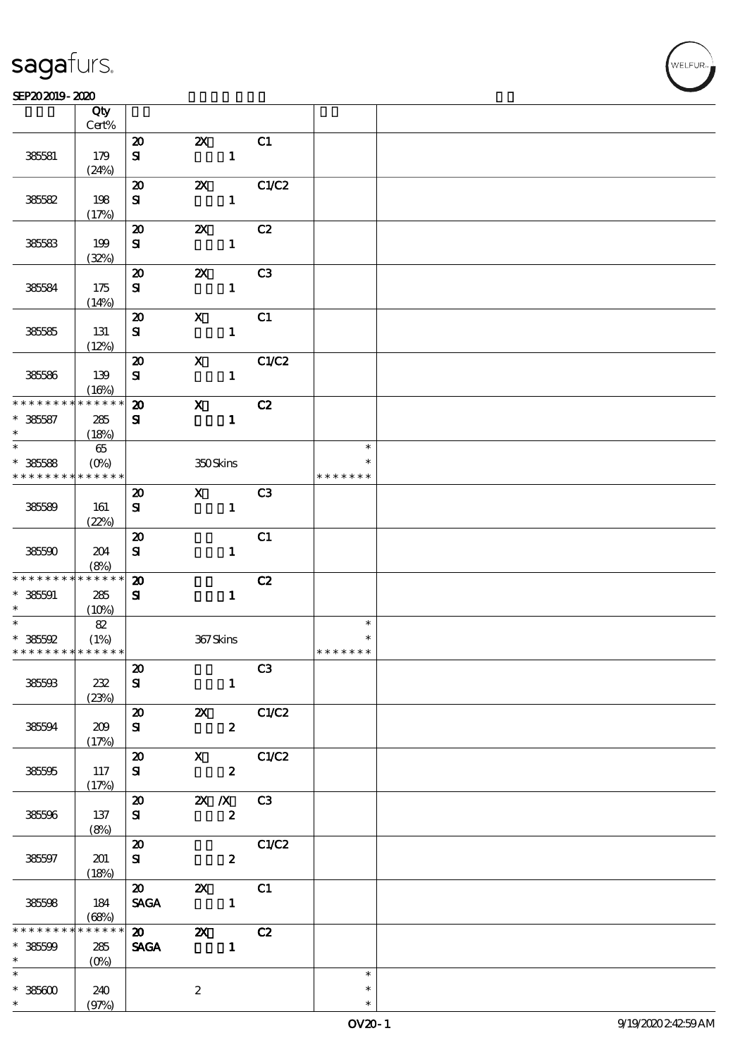| | Qty Cert% | | | | | |
|---|---|---|---|---|---|---|
| 385581 | 179 (24%) | 20 SI | 2X 1 | C1 | | |
| 385582 | 198 (17%) | 20 SI | 2X 1 | C1/C2 | | |
| 385583 | 199 (32%) | 20 SI | 2X 1 | C2 | | |
| 385584 | 175 (14%) | 20 SI | 2X 1 | C3 | | |
| 385585 | 131 (12%) | 20 SI | X 1 | C1 | | |
| 385586 | 139 (16%) | 20 SI | X 1 | C1/C2 | | |
| * * * * * * * * * * * * * * 385587 * | 285 (18%) | 20 SI | X 1 | C2 | | |
| * * 385588 * * * * * * * * * * * * * * | 65 (0%) | | 350 Skins | | * * * * * * * * * | |
| 385589 | 161 (22%) | 20 SI | X 1 | C3 | | |
| 385590 | 204 (8%) | 20 SI | 1 | C1 | | |
| * * * * * * * * * * * * * * 385591 * | 285 (10%) | 20 SI | 1 | C2 | | |
| * * 385592 * * * * * * * * * * * * * * | 82 (1%) | | 367 Skins | | * * * * * * * * * | |
| 385593 | 232 (23%) | 20 SI | 1 | C3 | | |
| 385594 | 209 (17%) | 20 SI | 2X 2 | C1/C2 | | |
| 385595 | 117 (17%) | 20 SI | X 2 | C1/C2 | | |
| 385596 | 137 (8%) | 20 SI | 2X /X 2 | C3 | | |
| 385597 | 201 (18%) | 20 SI | 2 | C1/C2 | | |
| 385598 | 184 (68%) | 20 SAGA | 2X 1 | C1 | | |
| * * * * * * * * * * * * * * 385599 * | 285 (0%) | 20 SAGA | 2X 1 | C2 | | |
| * * 385600 * | 240 (97%) | | 2 | | * * * | |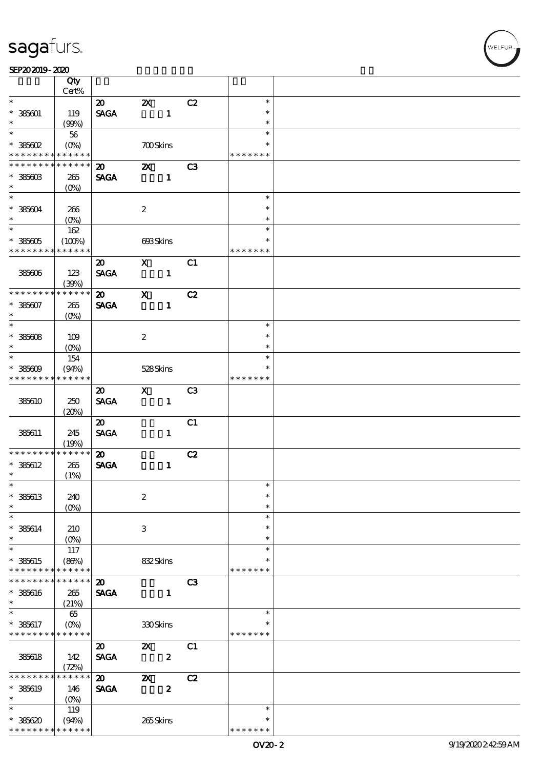| | Qty<br>Cert% | | | | | |
|---|---|---|---|---|---|---|
| * | | 20 | 2X | C2 | * | |
| * 385601 | 119 | SAGA | 1 | | * | |
| * | (99%) | | | | * | |
| * | 56 | | | | * | |
| * 385602 | (0%) | | 700 Skins | | * | |
| * * * * * * * * * * * * * * | | | | | * * * * * * * | |
| * * * * * * * * * * * * * * | | 20 | 2X | C3 | | |
| * 385603 | 265 | SAGA | 1 | | | |
| * | (0%) | | | | | |
| * | | | | | * | |
| * 385604 | 266 | | 2 | | * | |
| * | (0%) | | | | * | |
| * | 162 | | | | * | |
| * 385605 | (100%) | | 693 Skins | | * | |
| * * * * * * * * * * * * * * | | | | | * * * * * * * | |
| | | 20 | X | C1 | | |
| 385606 | 123 | SAGA | 1 | | | |
| | (39%) | | | | | |
| * * * * * * * * * * * * * * | | 20 | X | C2 | | |
| * 385607 | 265 | SAGA | 1 | | | |
| * | (0%) | | | | | |
| * | | | | | * | |
| * 385608 | 109 | | 2 | | * | |
| * | (0%) | | | | * | |
| * | 154 | | | | * | |
| * 385609 | (94%) | | 528 Skins | | * | |
| * * * * * * * * * * * * * * | | | | | * * * * * * * | |
| | | 20 | X | C3 | | |
| 385610 | 250 | SAGA | 1 | | | |
| | (20%) | | | | | |
| | | 20 | | C1 | | |
| 385611 | 245 | SAGA | 1 | | | |
| | (19%) | | | | | |
| * * * * * * * * * * * * * * | | 20 | | C2 | | |
| * 385612 | 265 | SAGA | 1 | | | |
| * | (1%) | | | | | |
| * | | | | | * | |
| * 385613 | 240 | | 2 | | * | |
| * | (0%) | | | | * | |
| * | | | | | * | |
| * 385614 | 210 | | 3 | | * | |
| * | (0%) | | | | * | |
| * | 117 | | | | * | |
| * 385615 | (86%) | | 832 Skins | | * | |
| * * * * * * * * * * * * * * | | | | | * * * * * * * | |
| * * * * * * * * * * * * * * | | 20 | | C3 | | |
| * 385616 | 265 | SAGA | 1 | | | |
| * | (21%) | | | | | |
| * | 65 | | | | * | |
| * 385617 | (0%) | | 330 Skins | | * | |
| * * * * * * * * * * * * * * | | | | | * * * * * * * | |
| | | 20 | 2X | C1 | | |
| 385618 | 142 | SAGA | 2 | | | |
| | (72%) | | | | | |
| * * * * * * * * * * * * * * | | 20 | 2X | C2 | | |
| * 385619 | 146 | SAGA | 2 | | | |
| * | (0%) | | | | | |
| * | 119 | | | | * | |
| * 385620 | (94%) | | 265 Skins | | * | |
| * * * * * * * * * * * * * * | | | | | * * * * * * * | |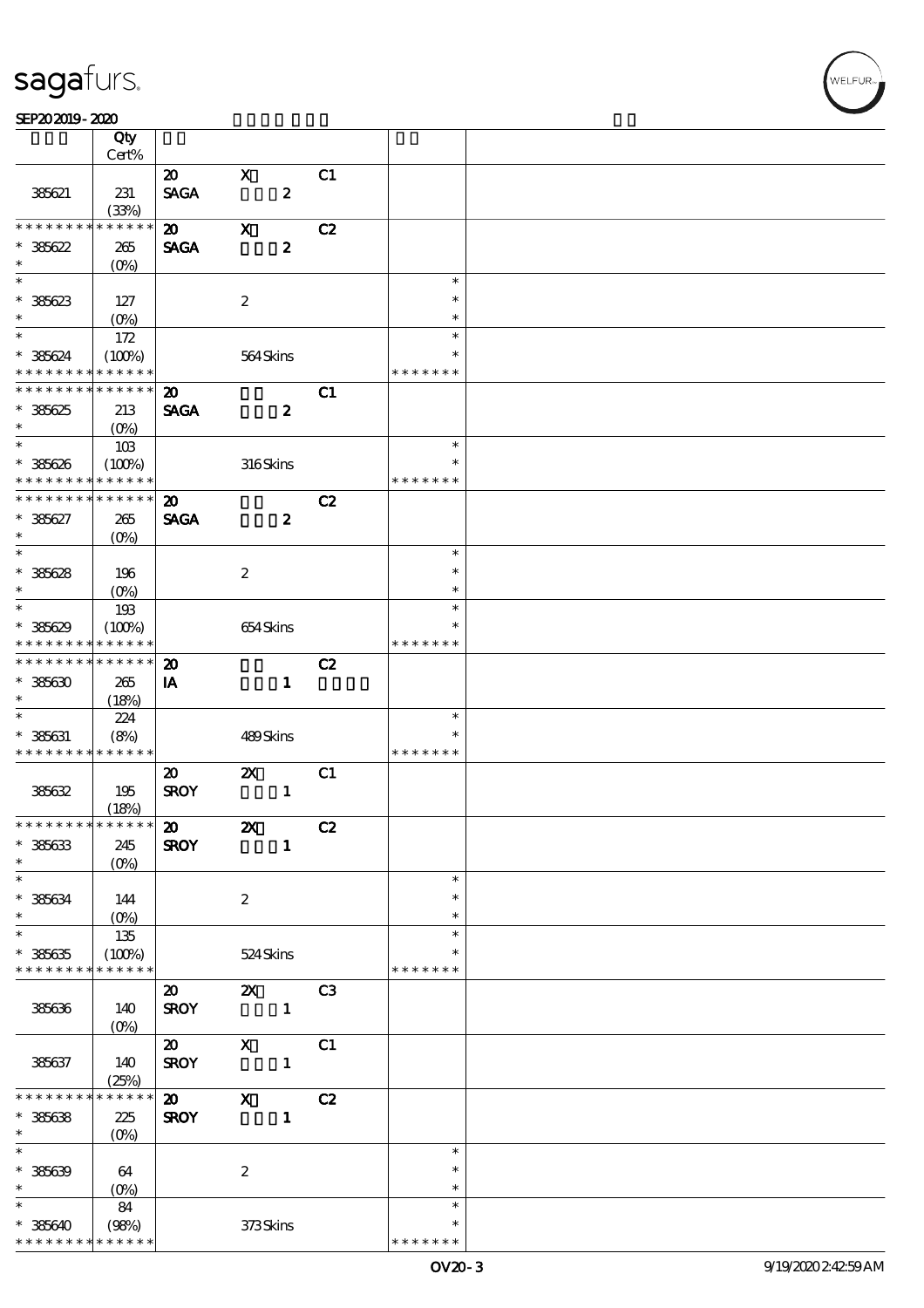| | Qty<br>Cert% | | | | | |
|---|---|---|---|---|---|---|
| 385621 | 231<br>(33%) | 20<br>SAGA | X<br>2 | C1 | | |
| * * * * * * * * * * * * * *<br>* 385622<br>* | 265<br>(0%) | 20<br>SAGA | X<br>2 | C2 | | |
| *<br>* 385623<br>* | 127<br>(0%) | | 2 | | *<br>*<br>* | |
| *<br>* 385624<br>* * * * * * * * * * * * * * | 172<br>(100%) | | 564 Skins | | *<br>*<br>* * * * * * * | |
| * * * * * * * * * * * * * *<br>* 385625<br>* | 213<br>(0%) | 20<br>SAGA | 2 | C1 | | |
| *<br>* 385626<br>* * * * * * * * * * * * * * | 103<br>(100%) | | 316 Skins | | *<br>*<br>* * * * * * * | |
| * * * * * * * * * * * * * *<br>* 385627<br>* | 265<br>(0%) | 20<br>SAGA | 2 | C2 | | |
| *<br>* 385628<br>* | 196<br>(0%) | | 2 | | *<br>*<br>* | |
| *<br>* 385629<br>* * * * * * * * * * * * * * | 193<br>(100%) | | 654 Skins | | *<br>*<br>* * * * * * * | |
| * * * * * * * * * * * * * *<br>* 385630<br>* | 265<br>(18%) | 20<br>IA | 1 | C2 | | |
| *<br>* 385631<br>* * * * * * * * * * * * * * | 224<br>(8%) | | 489 Skins | | *<br>*<br>* * * * * * * | |
| 385632 | 195<br>(18%) | 20<br>SROY | 2X<br>1 | C1 | | |
| * * * * * * * * * * * * * *<br>* 385633<br>* | 245<br>(0%) | 20<br>SROY | 2X<br>1 | C2 | | |
| *<br>* 385634<br>* | 144<br>(0%) | | 2 | | *<br>*<br>* | |
| *<br>* 385635<br>* * * * * * * * * * * * * * | 135<br>(100%) | | 524 Skins | | *<br>*<br>* * * * * * * | |
| 385636 | 140<br>(0%) | 20<br>SROY | 2X<br>1 | C3 | | |
| 385637 | 140<br>(25%) | 20<br>SROY | X<br>1 | C1 | | |
| * * * * * * * * * * * * * *<br>* 385638<br>* | 225<br>(0%) | 20<br>SROY | X<br>1 | C2 | | |
| *<br>* 385639<br>* | 64<br>(0%) | | 2 | | *<br>*<br>* | |
| *<br>* 385640<br>* * * * * * * * * * * * * * | 84<br>(98%) | | 373 Skins | | *<br>*<br>* * * * * * * | |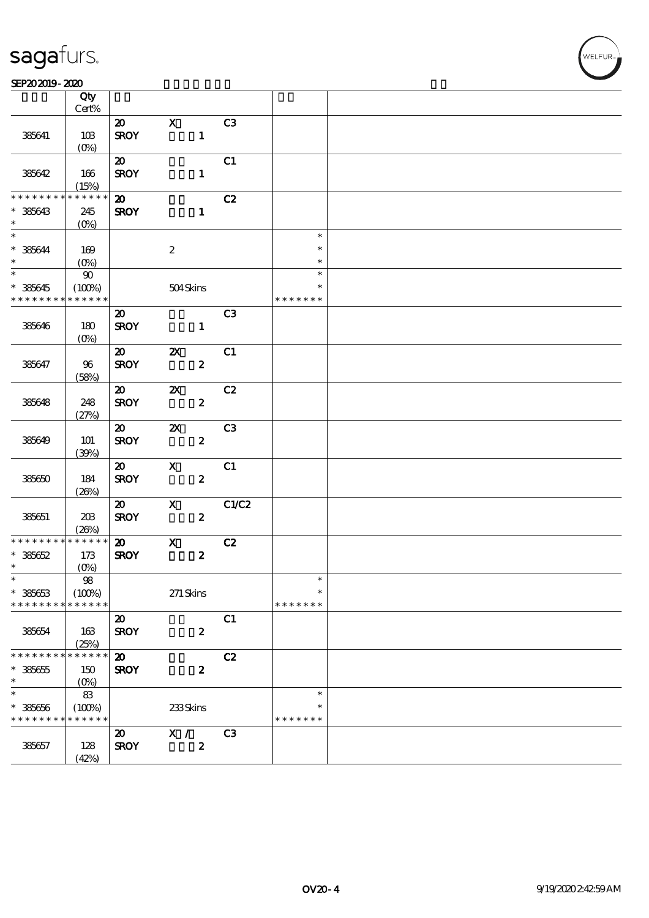| | Qty<br>Cert% | | | | | |
|---|---|---|---|---|---|---|
| 385641 | 103<br>(0%) | 20<br>SROY | X<br>1 | C3 | | |
| 385642 | 166<br>(15%) | 20<br>SROY | 1 | C1 | | |
| * * * * * * * * * * * * * *<br>* 385643<br>* | 245<br>(0%) | 20<br>SROY | 1 | C2 | | |
| *<br>* 385644<br>* | 169<br>(0%) | | 2 | | *<br>*<br>* | |
| *<br>* 385645<br>* * * * * * * * * * * * * * | 90<br>(100%) | | 504 Skins | | *<br>*<br>* * * * * * * | |
| 385646 | 180<br>(0%) | 20<br>SROY | 1 | C3 | | |
| 385647 | 96<br>(58%) | 20<br>SROY | 2X<br>2 | C1 | | |
| 385648 | 248<br>(27%) | 20<br>SROY | 2X<br>2 | C2 | | |
| 385649 | 101<br>(39%) | 20<br>SROY | 2X<br>2 | C3 | | |
| 385650 | 184<br>(26%) | 20<br>SROY | X<br>2 | C1 | | |
| 385651 | 203<br>(26%) | 20<br>SROY | X<br>2 | C1/C2 | | |
| * * * * * * * * * * * * * *<br>* 385652<br>* | 173<br>(0%) | 20<br>SROY | X<br>2 | C2 | | |
| *<br>* 385653<br>* * * * * * * * * * * * * * | 98<br>(100%) | | 271 Skins | | *<br>*<br>* * * * * * * | |
| 385654 | 163<br>(25%) | 20<br>SROY | 2 | C1 | | |
| * * * * * * * * * * * * * *<br>* 385655<br>* | 150<br>(0%) | 20<br>SROY | 2 | C2 | | |
| *<br>* 385656<br>* * * * * * * * * * * * * * | 83<br>(100%) | | 233 Skins | | *<br>*<br>* * * * * * * | |
| 385657 | 128<br>(42%) | 20<br>SROY | X /<br>2 | C3 | | |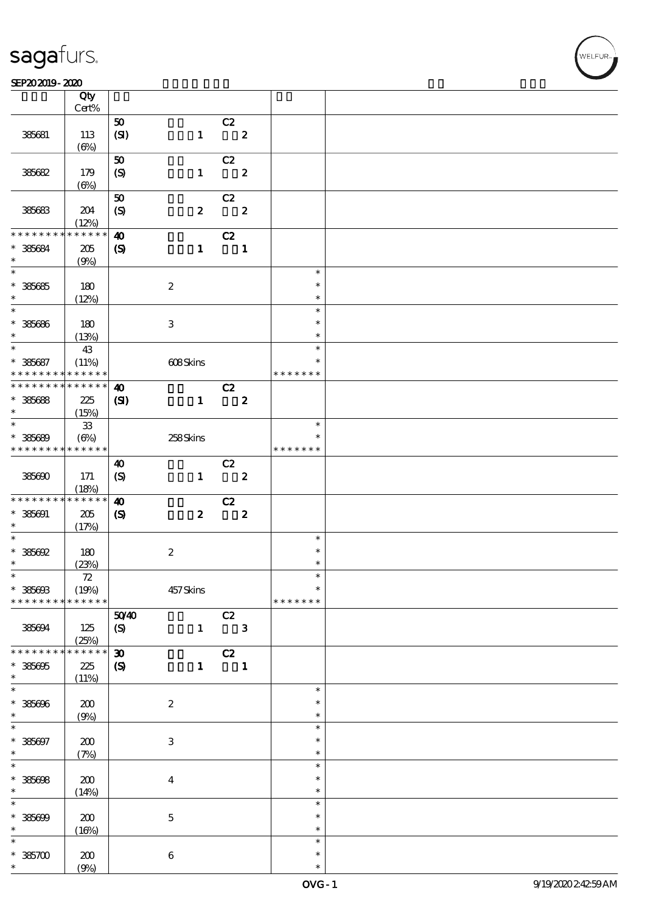| | Qty Cert% | | | |
|---|---|---|---|---|
| 385681 | 113 (6%) | 50 (SI) 1 C2 2 | | |
| 385682 | 179 (6%) | 50 (S) 1 C2 2 | | |
| 385683 | 204 (12%) | 50 (S) 2 C2 2 | | |
| * * * * * * * * * * * * * * * 385684 * | 205 (9%) | 40 (S) 1 C2 1 | | |
| * * 385685 * | 180 (12%) | 2 | * * * | |
| * * 385686 * | 180 (13%) | 3 | * * * | |
| * * 385687 * * * * * * * * * * * * * * | 43 (11%) | 608 Skins | * * * * * * * * * | |
| * * * * * * * * * * * * * * * 385688 * | 225 (15%) | 40 (SI) 1 C2 2 | | |
| * * 385689 * * * * * * * * * * * * * * | 33 (6%) | 258 Skins | * * * * * * * * * | |
| 385690 | 171 (18%) | 40 (S) 1 C2 2 | | |
| * * * * * * * * * * * * * * * 385691 * | 205 (17%) | 40 (S) 2 C2 2 | | |
| * * 385692 * | 180 (23%) | 2 | * * * | |
| * * 385693 * * * * * * * * * * * * * * | 72 (19%) | 457 Skins | * * * * * * * * * | |
| 385694 | 125 (25%) | 50/40 (S) 1 C2 3 | | |
| * * * * * * * * * * * * * * * 385695 * | 225 (11%) | 30 (S) 1 C2 1 | | |
| * * 385696 * | 200 (9%) | 2 | * * * | |
| * * 385697 * | 200 (7%) | 3 | * * * | |
| * * 385698 * | 200 (14%) | 4 | * * * | |
| * * 385699 * | 200 (16%) | 5 | * * * | |
| * * 385700 * | 200 (9%) | 6 | * * * | |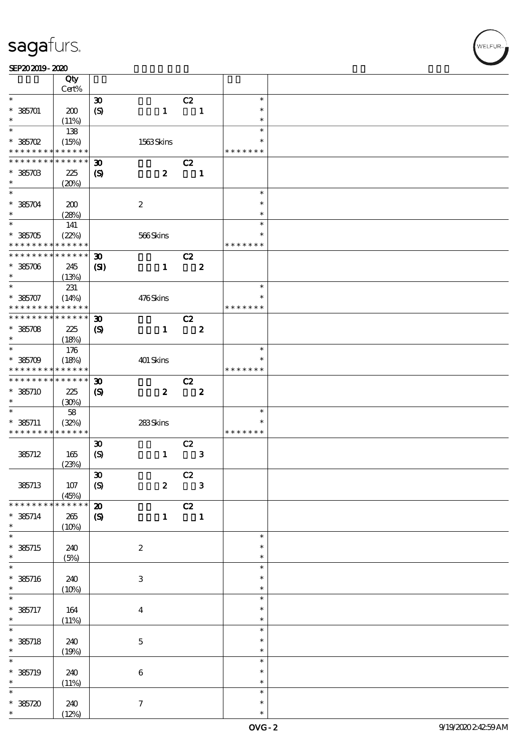# sagafurs.

SEP20 2019 - 2020

| | Qty Cert% | | | | | |
|---|---|---|---|---|---|---|
| * | | 30 | | C2 | * | |
| * 385701 | 200 | (S) | 1 | 1 | * | |
| * | (11%) | | | | * | |
| * | 138 | | | | * | |
| * 385702 | (15%) | | 1563 Skins | | * | |
| * * * * * * * * * * * * * * | | | | | * * * * * * * | |
| * * * * * * * * * * * * * * | | 30 | | C2 | | |
| * 385703 | 225 | (S) | 2 | 1 | | |
| * | (20%) | | | | | |
| * | | | | | * | |
| * 385704 | 200 | | 2 | | * | |
| * | (28%) | | | | * | |
| * | 141 | | | | * | |
| * 385705 | (22%) | | 566 Skins | | * | |
| * * * * * * * * * * * * * * | | | | | * * * * * * * | |
| * * * * * * * * * * * * * * | | 30 | | C2 | | |
| * 385706 | 245 | (SI) | 1 | 2 | | |
| * | (13%) | | | | | |
| * | 231 | | | | * | |
| * 385707 | (14%) | | 476 Skins | | * | |
| * * * * * * * * * * * * * * | | | | | * * * * * * * | |
| * * * * * * * * * * * * * * | | 30 | | C2 | | |
| * 385708 | 225 | (S) | 1 | 2 | | |
| * | (18%) | | | | | |
| * | 176 | | | | * | |
| * 385709 | (18%) | | 401 Skins | | * | |
| * * * * * * * * * * * * * * | | | | | * * * * * * * | |
| * * * * * * * * * * * * * * | | 30 | | C2 | | |
| * 385710 | 225 | (S) | 2 | 2 | | |
| * | (30%) | | | | | |
| * | 58 | | | | * | |
| * 385711 | (32%) | | 283 Skins | | * | |
| * * * * * * * * * * * * * * | | | | | * * * * * * * | |
| | | 30 | | C2 | | |
| 385712 | 165 | (S) | 1 | 3 | | |
| | (23%) | | | | | |
| | | 30 | | C2 | | |
| 385713 | 107 | (S) | 2 | 3 | | |
| | (45%) | | | | | |
| * * * * * * * * * * * * * * | | 20 | | C2 | | |
| * 385714 | 265 | (S) | 1 | 1 | | |
| * | (10%) | | | | | |
| * | | | | | * | |
| * 385715 | 240 | | 2 | | * | |
| * | (5%) | | | | * | |
| * | | | | | * | |
| * 385716 | 240 | | 3 | | * | |
| * | (10%) | | | | * | |
| * | | | | | * | |
| * 385717 | 164 | | 4 | | * | |
| * | (11%) | | | | * | |
| * | | | | | * | |
| * 385718 | 240 | | 5 | | * | |
| * | (19%) | | | | * | |
| * | | | | | * | |
| * 385719 | 240 | | 6 | | * | |
| * | (11%) | | | | * | |
| * | | | | | * | |
| * 385720 | 240 | | 7 | | * | |
| * | (12%) | | | | * | |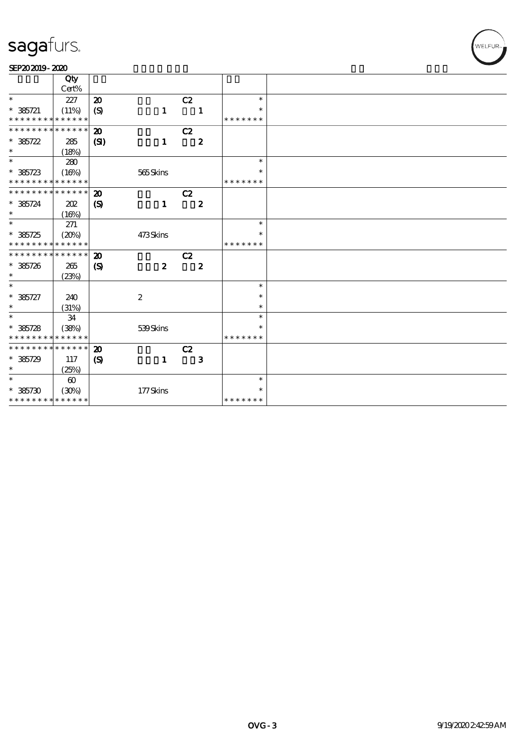| | Qty Cert% | | | | | |
|---|---|---|---|---|---|---|
| * | 227 | 20 | | C2 | * | |
| * 385721 | (11%) | (S) | 1 | 1 | * | |
| * * * * * * * * * * * * * * | | | | | * * * * * * * | |
| * * * * * * * * * * * * * * | | 20 | | C2 | | |
| * 385722 | 285 | (SI) | 1 | 2 | | |
| * | (18%) | | | | | |
| * | 280 | | | | * | |
| * 385723 | (16%) | | 565 Skins | | * | |
| * * * * * * * * * * * * * * | | | | | * * * * * * * | |
| * * * * * * * * * * * * * * | | 20 | | C2 | | |
| * 385724 | 202 | (S) | 1 | 2 | | |
| * | (16%) | | | | | |
| * | 271 | | | | * | |
| * 385725 | (20%) | | 473 Skins | | * | |
| * * * * * * * * * * * * * * | | | | | * * * * * * * | |
| * * * * * * * * * * * * * * | | 20 | | C2 | | |
| * 385726 | 265 | (S) | 2 | 2 | | |
| * | (23%) | | | | | |
| * | | | | | * | |
| * 385727 | 240 | | 2 | | * | |
| * | (31%) | | | | * | |
| * | 34 | | | | * | |
| * 385728 | (38%) | | 539 Skins | | * | |
| * * * * * * * * * * * * * * | | | | | * * * * * * * | |
| * * * * * * * * * * * * * * | | 20 | | C2 | | |
| * 385729 | 117 | (S) | 1 | 3 | | |
| * | (25%) | | | | | |
| * | 60 | | | | * | |
| * 385730 | (30%) | | 177 Skins | | * | |
| * * * * * * * * * * * * * * | | | | | * * * * * * * | |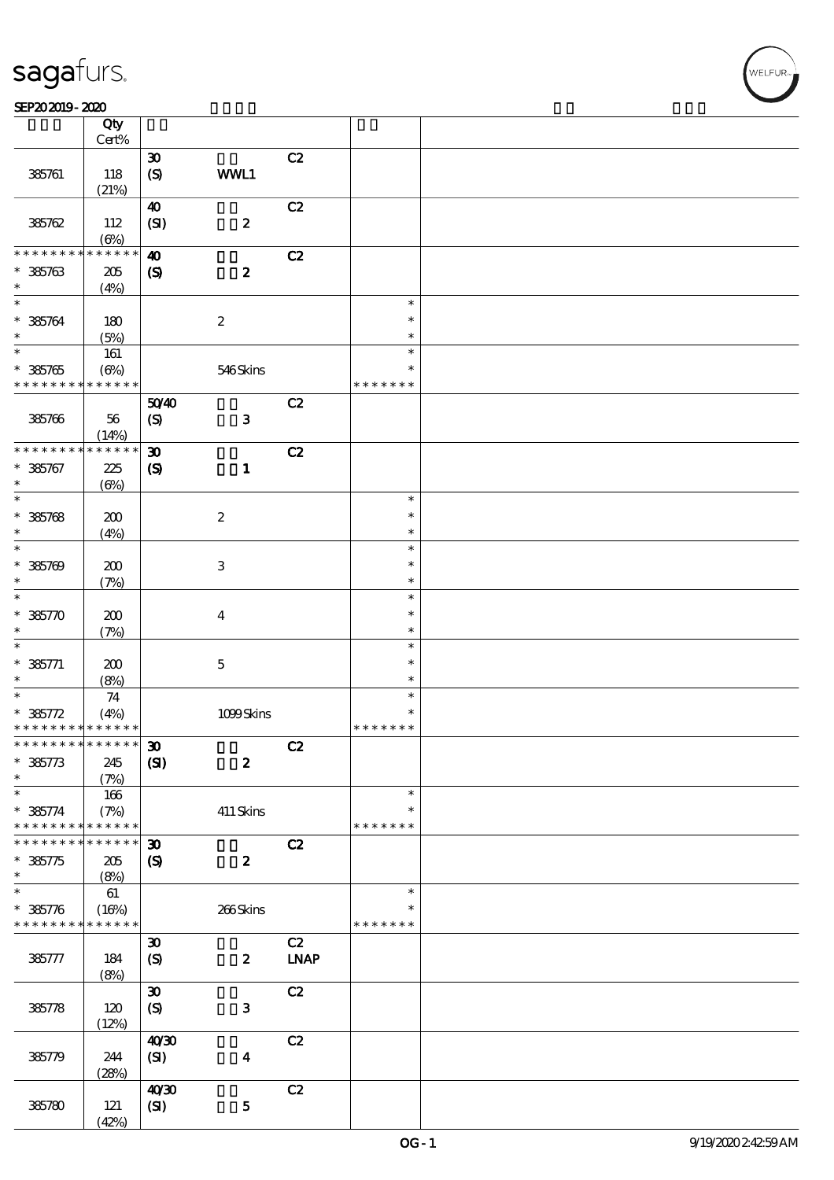| | Qty Cert% | | | | | |
|---|---|---|---|---|---|---|
| 385761 | 118 (21%) | 30 (S) | WWL1 | C2 | | |
| 385762 | 112 (6%) | 40 (SI) | 2 | C2 | | |
| * * * * * * * * * * * * * * * 385763 * | 205 (4%) | 40 (S) | 2 | C2 | | |
| * * 385764 * | 180 (5%) | | 2 | | * * * | |
| * * 385765 * * * * * * * * * * * * * | 161 (6%) | | 546 Skins | | * * * * * * * * * | |
| 385766 | 56 (14%) | 50/40 (S) | 3 | C2 | | |
| * * * * * * * * * * * * * * * 385767 * | 225 (6%) | 30 (S) | 1 | C2 | | |
| * * 385768 * | 200 (4%) | | 2 | | * * * | |
| * * 385769 * | 200 (7%) | | 3 | | * * * | |
| * * 385770 * | 200 (7%) | | 4 | | * * * | |
| * * 385771 * | 200 (8%) | | 5 | | * * * | |
| * * 385772 * * * * * * * * * * * * * | 74 (4%) | | 1099 Skins | | * * * * * * * * * | |
| * * * * * * * * * * * * * * * 385773 * | 245 (7%) | 30 (SI) | 2 | C2 | | |
| * * 385774 * * * * * * * * * * * * * | 166 (7%) | | 411 Skins | | * * * * * * * * * | |
| * * * * * * * * * * * * * * * 385775 * | 205 (8%) | 30 (S) | 2 | C2 | | |
| * * 385776 * * * * * * * * * * * * * | 61 (16%) | | 266 Skins | | * * * * * * * * * | |
| 385777 | 184 (8%) | 30 (S) | 2 | C2 LNAP | | |
| 385778 | 120 (12%) | 30 (S) | 3 | C2 | | |
| 385779 | 244 (28%) | 40/30 (SI) | 4 | C2 | | |
| 385780 | 121 (42%) | 40/30 (SI) | 5 | C2 | | |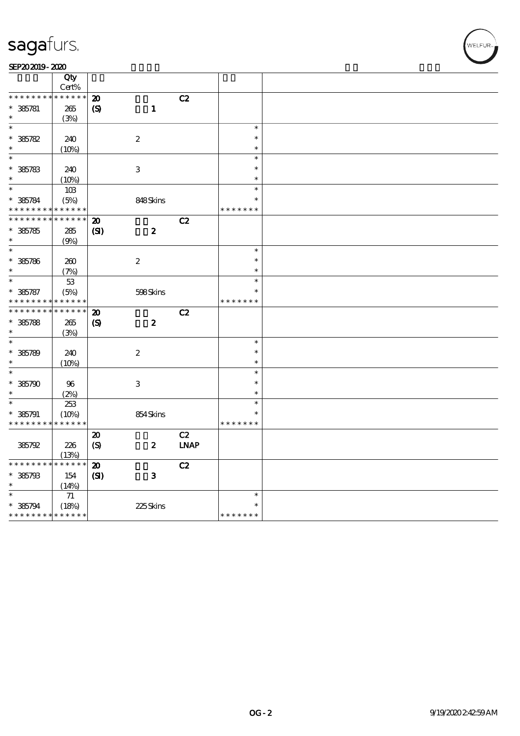| | Qty Cert% | | | | | |
|---|---|---|---|---|---|---|
| * * * * * * * * * * * * * * | | 20 | | C2 | | |
| * 385781 | 265 | (S) | 1 | | | |
| * | (3%) | | | | | |
| * | | | | | * | |
| * 385782 | 240 | | 2 | | * | |
| * | (10%) | | | | * | |
| * | | | | | * | |
| * 385783 | 240 | | 3 | | * | |
| * | (10%) | | | | * | |
| * | 103 | | | | * | |
| * 385784 | (5%) | | 848 Skins | | * | |
| * * * * * * * * * * * * * * | | | | | * * * * * * * | |
| * * * * * * * * * * * * * * | | 20 | | C2 | | |
| * 385785 | 285 | (SI) | 2 | | | |
| * | (9%) | | | | | |
| * | | | | | * | |
| * 385786 | 260 | | 2 | | * | |
| * | (7%) | | | | * | |
| * | 53 | | | | * | |
| * 385787 | (5%) | | 598 Skins | | * | |
| * * * * * * * * * * * * * * | | | | | * * * * * * * | |
| * * * * * * * * * * * * * * | | 20 | | C2 | | |
| * 385788 | 265 | (S) | 2 | | | |
| * | (3%) | | | | | |
| * | | | | | * | |
| * 385789 | 240 | | 2 | | * | |
| * | (10%) | | | | * | |
| * | | | | | * | |
| * 385790 | 96 | | 3 | | * | |
| * | (2%) | | | | * | |
| * | 253 | | | | * | |
| * 385791 | (10%) | | 854 Skins | | * | |
| * * * * * * * * * * * * * * | | | | | * * * * * * * | |
| | | 20 | | C2 | | |
| 385792 | 226 | (S) | 2 | LNAP | | |
| | (13%) | | | | | |
| * * * * * * * * * * * * * * | | 20 | | C2 | | |
| * 385793 | 154 | (SI) | 3 | | | |
| * | (14%) | | | | | |
| * | 71 | | | | * | |
| * 385794 | (18%) | | 225 Skins | | * | |
| * * * * * * * * * * * * * * | | | | | * * * * * * * | |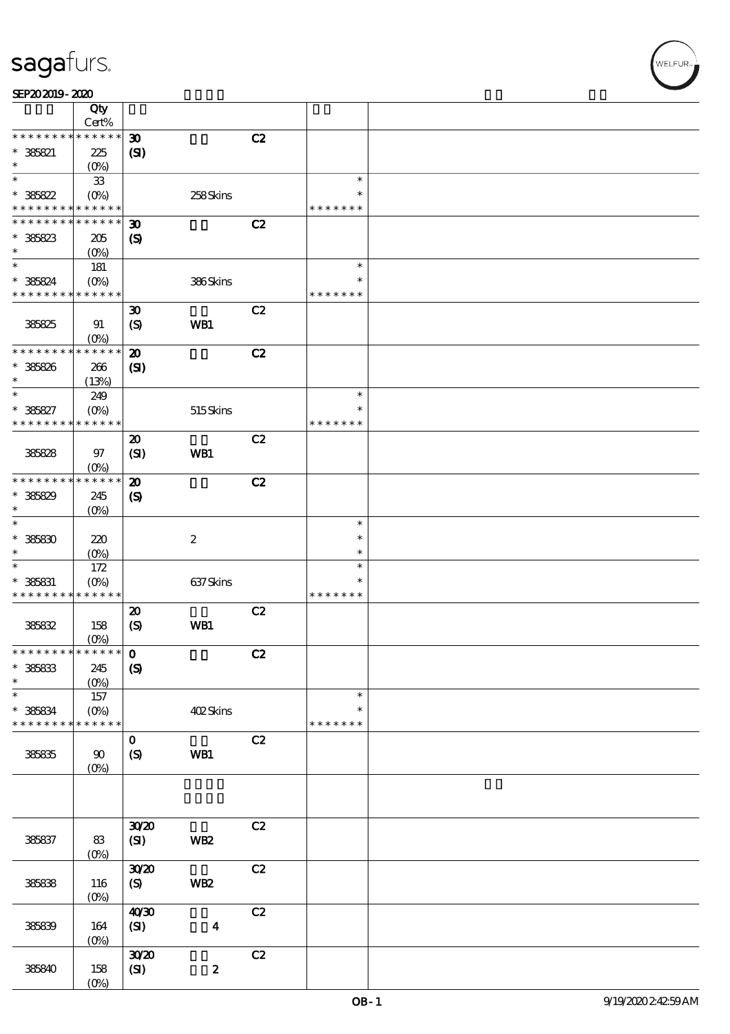| | Qty Cert% | | | | | |
|---|---|---|---|---|---|---|
| * * * * * * * * * * * * * * | | **30** | | **C2** | | |
| * 385821 | 225 | **(SI)** | | | | |
| * | (0%) | | | | | |
| * | 33 | | | | * | |
| * 385822 | (0%) | | 258 Skins | | * | |
| * * * * * * * * * * * * * * | | | | | * * * * * * * | |
| * * * * * * * * * * * * * * | | **30** | | **C2** | | |
| * 385823 | 205 | **(S)** | | | | |
| * | (0%) | | | | | |
| * | 181 | | | | * | |
| * 385824 | (0%) | | 386 Skins | | * | |
| * * * * * * * * * * * * * * | | | | | * * * * * * * | |
| 385825 | 91 (0%) | **30** **(S)** | **WB1** | **C2** | | |
| * * * * * * * * * * * * * * | | **20** | | **C2** | | |
| * 385826 | 266 | **(SI)** | | | | |
| * | (13%) | | | | | |
| * | 249 | | | | * | |
| * 385827 | (0%) | | 515 Skins | | * | |
| * * * * * * * * * * * * * * | | | | | * * * * * * * | |
| 385828 | 97 (0%) | **20** **(SI)** | **WB1** | **C2** | | |
| * * * * * * * * * * * * * * | | **20** | | **C2** | | |
| * 385829 | 245 | **(S)** | | | | |
| * | (0%) | | | | | |
| * | | | | | * | |
| * 385830 | 220 | | 2 | | * | |
| * | (0%) | | | | * | |
| * | 172 | | | | * | |
| * 385831 | (0%) | | 637 Skins | | * | |
| * * * * * * * * * * * * * * | | | | | * * * * * * * | |
| 385832 | 158 (0%) | **20** **(S)** | **WB1** | **C2** | | |
| * * * * * * * * * * * * * * | | **0** | | **C2** | | |
| * 385833 | 245 | **(S)** | | | | |
| * | (0%) | | | | | |
| * | 157 | | | | * | |
| * 385834 | (0%) | | 402 Skins | | * | |
| * * * * * * * * * * * * * * | | | | | * * * * * * * | |
| 385835 | 90 (0%) | **0** **(S)** | **WB1** | **C2** | | |
| | | | | | | |
| 385837 | 83 (0%) | **30/20** **(SI)** | **WB2** | **C2** | | |
| 385838 | 116 (0%) | **30/20** **(S)** | **WB2** | **C2** | | |
| 385839 | 164 (0%) | **40/30** **(SI)** | **4** | **C2** | | |
| 385840 | 158 (0%) | **30/20** **(SI)** | **2** | **C2** | | |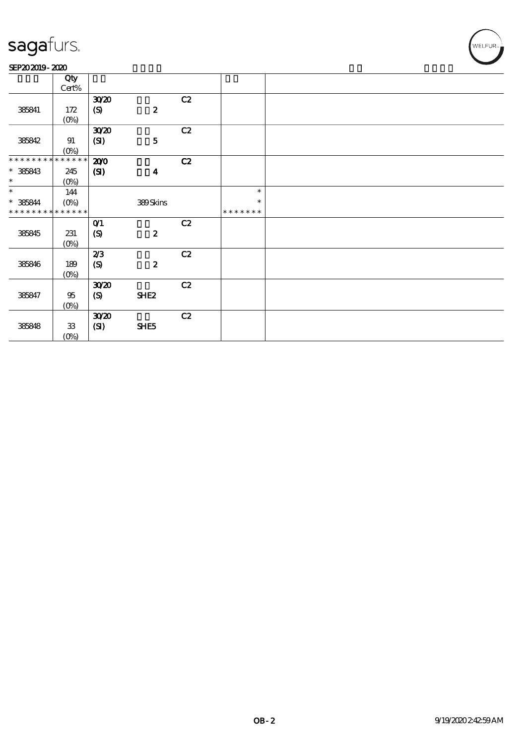| | Qty Cert% | | | | | |
|---|---|---|---|---|---|---|
| 385841 | 172 (0%) | 30/20 (S) | 2 | C2 | | |
| 385842 | 91 (0%) | 30/20 (SI) | 5 | C2 | | |
| * * * * * * * * * * * * * * 385843 * | 245 (0%) | 20/0 (SI) | 4 | C2 | | |
| * * 385844 * * * * * * * * * * * * * * | 144 (0%) | | 389 Skins | | * * * * * * * * * | |
| 385845 | 231 (0%) | 0/1 (S) | 2 | C2 | | |
| 385846 | 189 (0%) | 2/3 (S) | 2 | C2 | | |
| 385847 | 95 (0%) | 30/20 (S) | SHE2 | C2 | | |
| 385848 | 33 (0%) | 30/20 (SI) | SHE5 | C2 | | |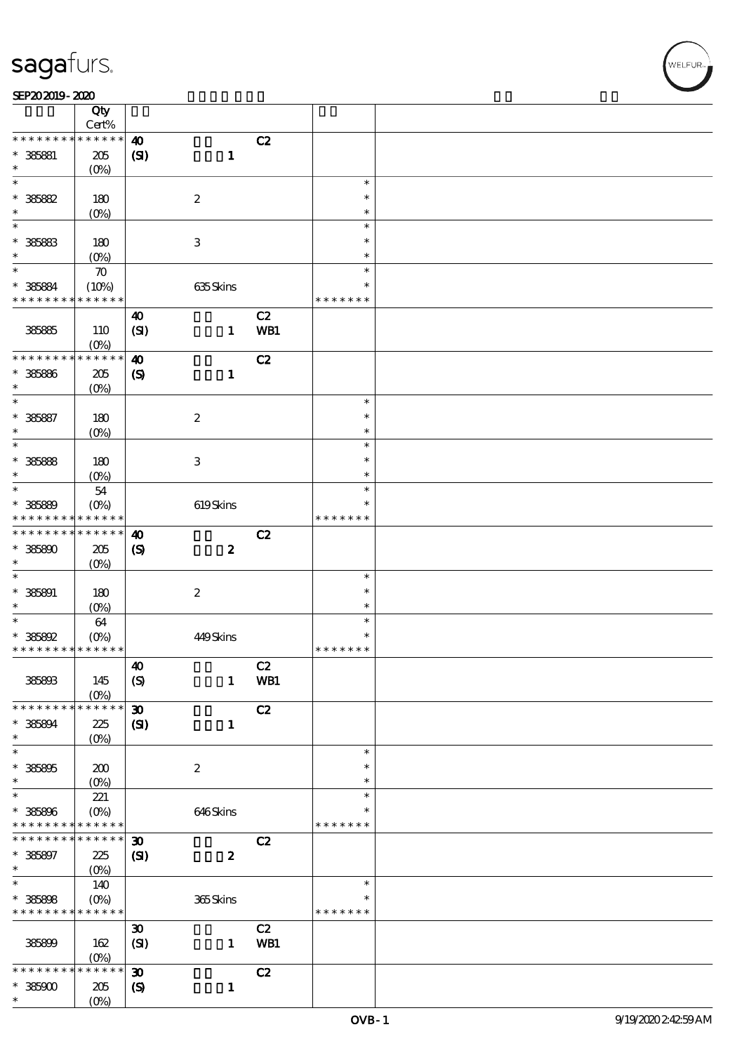| | Qty Cert% | | | | | |
|---|---|---|---|---|---|---|
| * * * * * * * * * * * * * * | | 40 | | C2 | | |
| * 385881 | 205 | (SI) | 1 | | | |
| * | (0%) | | | | | |
| * | | | | | * | |
| * 385882 | 180 | | 2 | | * | |
| * | (0%) | | | | * | |
| * | | | | | * | |
| * 385883 | 180 | | 3 | | * | |
| * | (0%) | | | | * | |
| * | 70 | | | | * | |
| * 385884 | (10%) | | 635 Skins | | * | |
| * * * * * * * * * * * * * * | | | | | * * * * * * * | |
| | | 40 | | C2 | | |
| 385885 | 110 | (SI) | 1 | WB1 | | |
| | (0%) | | | | | |
| * * * * * * * * * * * * * * | | 40 | | C2 | | |
| * 385886 | 205 | (S) | 1 | | | |
| * | (0%) | | | | | |
| * | | | | | * | |
| * 385887 | 180 | | 2 | | * | |
| * | (0%) | | | | * | |
| * | | | | | * | |
| * 385888 | 180 | | 3 | | * | |
| * | (0%) | | | | * | |
| * | 54 | | | | * | |
| * 385889 | (0%) | | 619 Skins | | * | |
| * * * * * * * * * * * * * * | | | | | * * * * * * * | |
| * * * * * * * * * * * * * * | | 40 | | C2 | | |
| * 385890 | 205 | (S) | 2 | | | |
| * | (0%) | | | | | |
| * | | | | | * | |
| * 385891 | 180 | | 2 | | * | |
| * | (0%) | | | | * | |
| * | 64 | | | | * | |
| * 385892 | (0%) | | 449 Skins | | * | |
| * * * * * * * * * * * * * * | | | | | * * * * * * * | |
| | | 40 | | C2 | | |
| 385893 | 145 | (S) | 1 | WB1 | | |
| | (0%) | | | | | |
| * * * * * * * * * * * * * * | | 30 | | C2 | | |
| * 385894 | 225 | (SI) | 1 | | | |
| * | (0%) | | | | | |
| * | | | | | * | |
| * 385895 | 200 | | 2 | | * | |
| * | (0%) | | | | * | |
| * | 221 | | | | * | |
| * 385896 | (0%) | | 646 Skins | | * | |
| * * * * * * * * * * * * * * | | | | | * * * * * * * | |
| * * * * * * * * * * * * * * | | 30 | | C2 | | |
| * 385897 | 225 | (SI) | 2 | | | |
| * | (0%) | | | | | |
| * | 140 | | | | * | |
| * 385898 | (0%) | | 365 Skins | | * | |
| * * * * * * * * * * * * * * | | | | | * * * * * * * | |
| | | 30 | | C2 | | |
| 385899 | 162 | (SI) | 1 | WB1 | | |
| | (0%) | | | | | |
| * * * * * * * * * * * * * * | | 30 | | C2 | | |
| * 385900 | 205 | (S) | 1 | | | |
| * | (0%) | | | | | |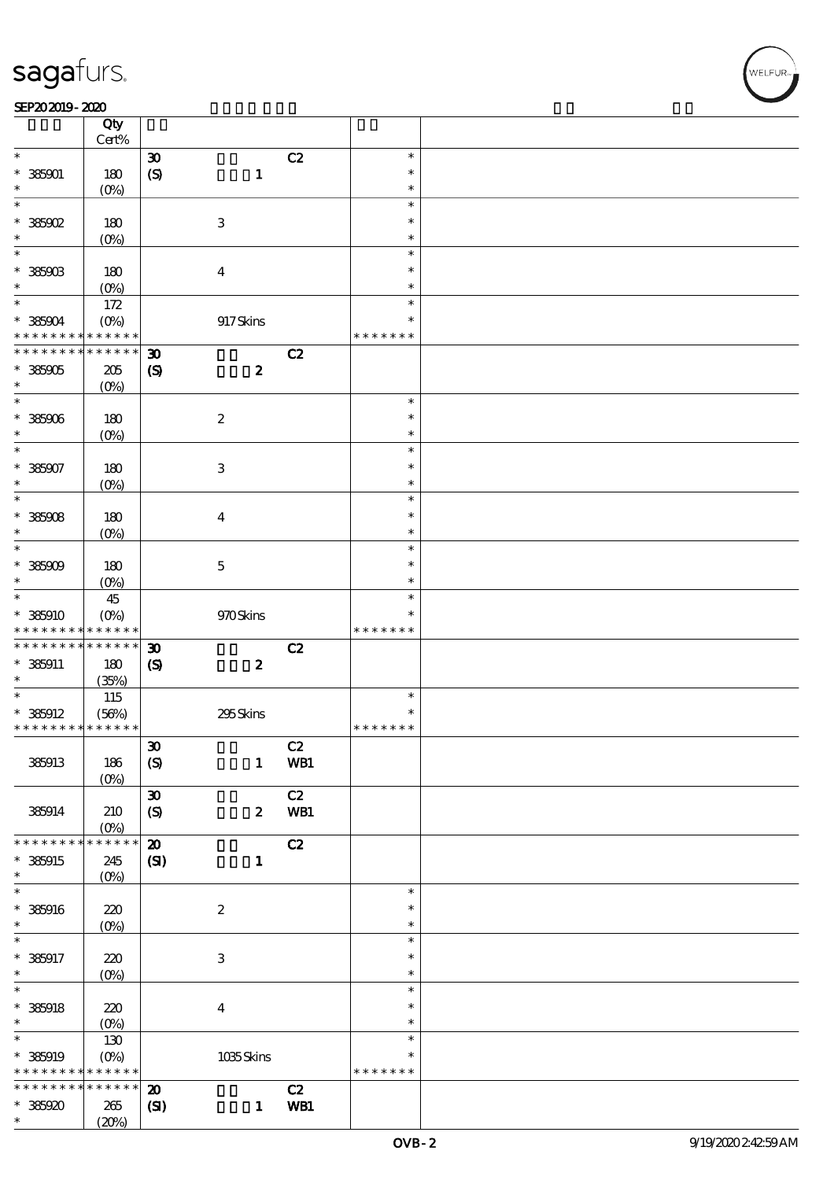# sagafurs.

SEP20 2019 - 2020

| | Qty Cert% | | | | | |
|---|---|---|---|---|---|---|
| * | | 30 | | C2 | * | |
| * 385901 | 180 | (S) | 1 | | * | |
| * | (0%) | | | | * | |
| * | | | | | * | |
| * 385902 | 180 | | 3 | | * | |
| * | (0%) | | | | * | |
| * | | | | | * | |
| * 385903 | 180 | | 4 | | * | |
| * | (0%) | | | | * | |
| * | 172 | | | | * | |
| * 385904 | (0%) | | 917 Skins | | * | |
| * * * * * * * * * * * * * * | | | | | * * * * * * * | |
| * * * * * * * * * * * * * * | | 30 | | C2 | | |
| * 385905 | 205 | (S) | 2 | | | |
| * | (0%) | | | | | |
| * | | | | | * | |
| * 385906 | 180 | | 2 | | * | |
| * | (0%) | | | | * | |
| * | | | | | * | |
| * 385907 | 180 | | 3 | | * | |
| * | (0%) | | | | * | |
| * | | | | | * | |
| * 385908 | 180 | | 4 | | * | |
| * | (0%) | | | | * | |
| * | | | | | * | |
| * 385909 | 180 | | 5 | | * | |
| * | (0%) | | | | * | |
| * | 45 | | | | * | |
| * 385910 | (0%) | | 970 Skins | | * | |
| * * * * * * * * * * * * * * | | | | | * * * * * * * | |
| * * * * * * * * * * * * * * | | 30 | | C2 | | |
| * 385911 | 180 | (S) | 2 | | | |
| * | (35%) | | | | | |
| * | 115 | | | | * | |
| * 385912 | (56%) | | 295 Skins | | * | |
| * * * * * * * * * * * * * * | | | | | * * * * * * * | |
| | | 30 | | C2 | | |
| 385913 | 186 | (S) | 1 | WB1 | | |
| | (0%) | | | | | |
| | | 30 | | C2 | | |
| 385914 | 210 | (S) | 2 | WB1 | | |
| | (0%) | | | | | |
| * * * * * * * * * * * * * * | | 20 | | C2 | | |
| * 385915 | 245 | (SI) | 1 | | | |
| * | (0%) | | | | | |
| * | | | | | * | |
| * 385916 | 220 | | 2 | | * | |
| * | (0%) | | | | * | |
| * | | | | | * | |
| * 385917 | 220 | | 3 | | * | |
| * | (0%) | | | | * | |
| * | | | | | * | |
| * 385918 | 220 | | 4 | | * | |
| * | (0%) | | | | * | |
| * | 130 | | | | * | |
| * 385919 | (0%) | | 1035 Skins | | * | |
| * * * * * * * * * * * * * * | | | | | * * * * * * * | |
| * * * * * * * * * * * * * * | | 20 | | C2 | | |
| * 385920 | 265 | (SI) | 1 | WB1 | | |
| * | (20%) | | | | | |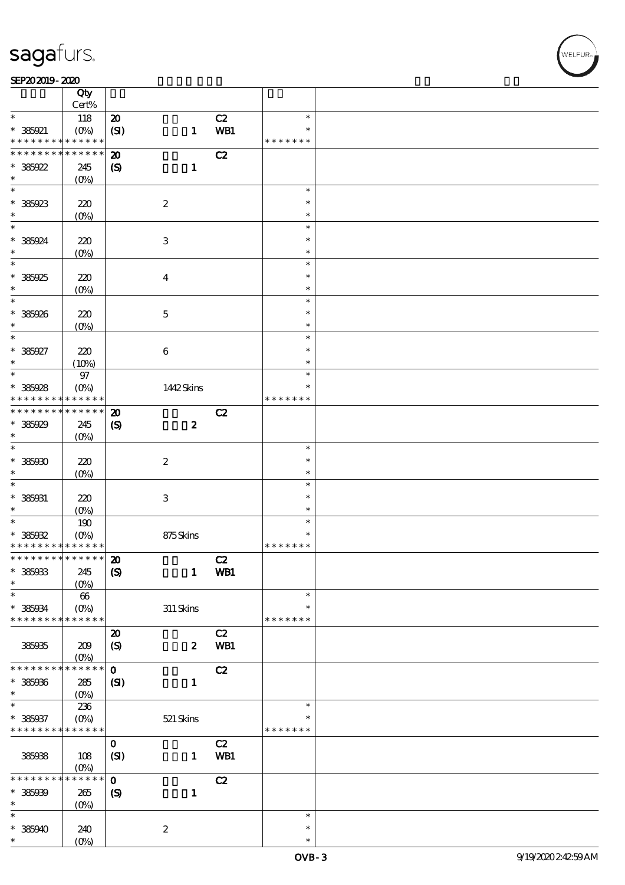| | Qty Cert% | | | | |
|---|---|---|---|---|---|
| * | 118 | 20 | | C2 | * |
| * 385921 | (0%) | (SI) | 1 | WB1 | * |
| * * * * * * * * * * * * * * | | | | | * * * * * * * |
| * * * * * * * * * * * * * * | | 20 | | C2 | |
| * 385922 | 245 | (S) | 1 | | |
| * | (0%) | | | | |
| * | | | | | * |
| * 385923 | 220 | | 2 | | * |
| * | (0%) | | | | * |
| * | | | | | * |
| * 385924 | 220 | | 3 | | * |
| * | (0%) | | | | * |
| * | | | | | * |
| * 385925 | 220 | | 4 | | * |
| * | (0%) | | | | * |
| * | | | | | * |
| * 385926 | 220 | | 5 | | * |
| * | (0%) | | | | * |
| * | | | | | * |
| * 385927 | 220 | | 6 | | * |
| * | (10%) | | | | * |
| * | 97 | | | | * |
| * 385928 | (0%) | | 1442 Skins | | * |
| * * * * * * * * * * * * * * | | | | | * * * * * * * |
| * * * * * * * * * * * * * * | | 20 | | C2 | |
| * 385929 | 245 | (S) | 2 | | |
| * | (0%) | | | | |
| * | | | | | * |
| * 385930 | 220 | | 2 | | * |
| * | (0%) | | | | * |
| * | | | | | * |
| * 385931 | 220 | | 3 | | * |
| * | (0%) | | | | * |
| * | 190 | | | | * |
| * 385932 | (0%) | | 875 Skins | | * |
| * * * * * * * * * * * * * * | | | | | * * * * * * * |
| * * * * * * * * * * * * * * | | 20 | | C2 | |
| * 385933 | 245 | (S) | 1 | WB1 | |
| * | (0%) | | | | |
| * | 66 | | | | * |
| * 385934 | (0%) | | 311 Skins | | * |
| * * * * * * * * * * * * * * | | | | | * * * * * * * |
| | | 20 | | C2 | |
| 385935 | 209 | (S) | 2 | WB1 | |
| | (0%) | | | | |
| * * * * * * * * * * * * * * | | 0 | | C2 | |
| * 385936 | 285 | (SI) | 1 | | |
| * | (0%) | | | | |
| * | 236 | | | | * |
| * 385937 | (0%) | | 521 Skins | | * |
| * * * * * * * * * * * * * * | | | | | * * * * * * * |
| | | 0 | | C2 | |
| 385938 | 108 | (SI) | 1 | WB1 | |
| | (0%) | | | | |
| * * * * * * * * * * * * * * | | 0 | | C2 | |
| * 385939 | 265 | (S) | 1 | | |
| * | (0%) | | | | |
| * | | | | | * |
| * 385940 | 240 | | 2 | | * |
| * | (0%) | | | | * |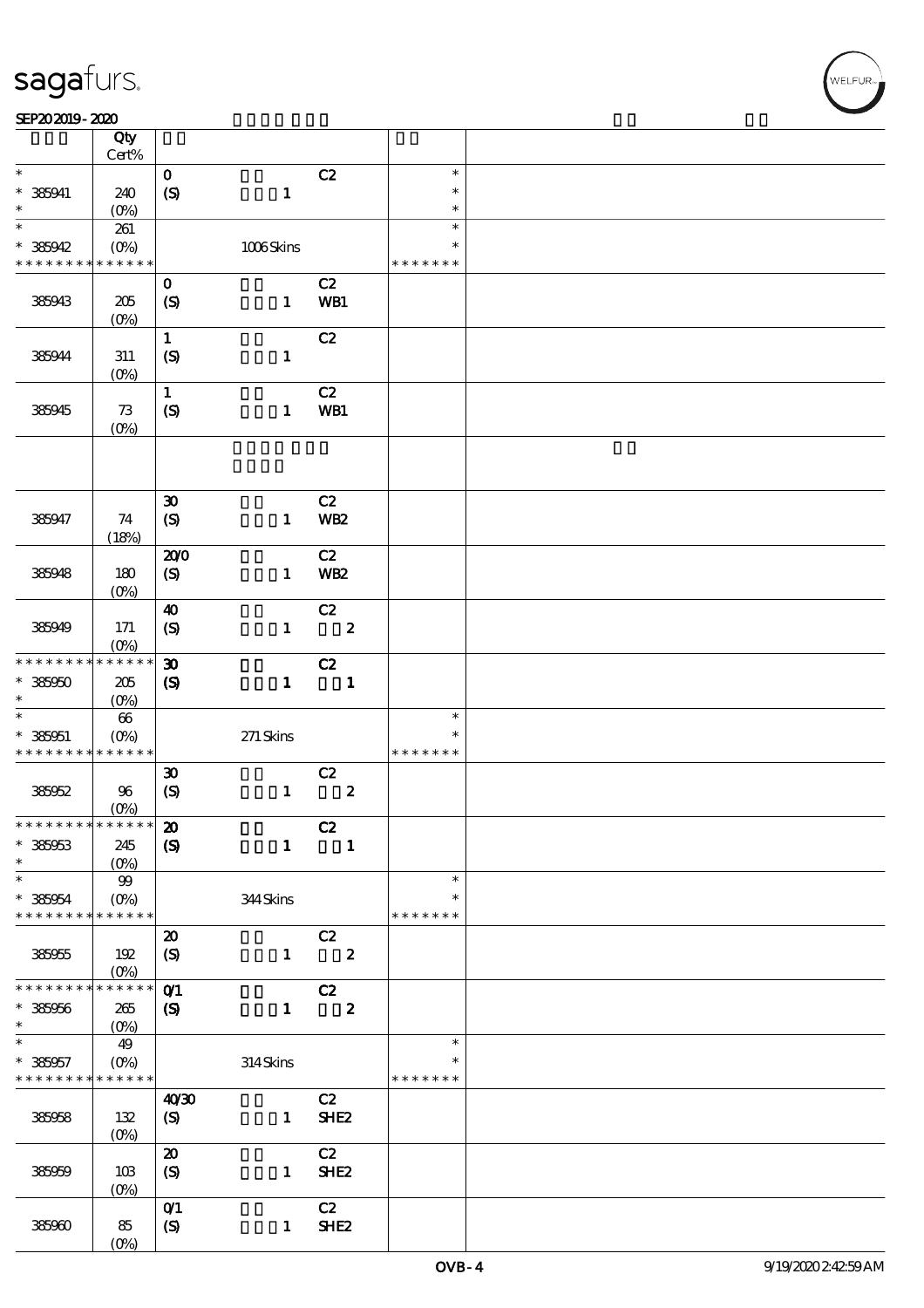sagafurs.

SEP20 2019 - 2020

| | Qty Cert% | | | | |
|---|---|---|---|---|---|
| * | | 0 | C2 | * | |
| * 385941 | 240 | (S) 1 | | * | |
| * | (0%) | | | * | |
| * | 261 | | | * | |
| * 385942 | (0%) | 1006 Skins | | * | |
| * * * * * * * * * * * * * * | | | | * * * * * * * | |
| | | 0 | C2 | | |
| 385943 | 205 (0%) | (S) 1 | WB1 | | |
| | | 1 | C2 | | |
| 385944 | 311 (0%) | (S) 1 | | | |
| | | 1 | C2 | | |
| 385945 | 73 (0%) | (S) 1 | WB1 | | |
| | | | | | |
| | | 30 | C2 | | |
| 385947 | 74 (18%) | (S) 1 | WB2 | | |
| | | 20/0 | C2 | | |
| 385948 | 180 (0%) | (S) 1 | WB2 | | |
| | | 40 | C2 | | |
| 385949 | 171 (0%) | (S) 1 | 2 | | |
| * * * * * * * * * * * * * * | | 30 | C2 | | |
| * 385950 | 205 | (S) 1 | 1 | | |
| * | (0%) | | | | |
| * | 66 | | | * | |
| * 385951 | (0%) | 271 Skins | | * | |
| * * * * * * * * * * * * * * | | | | * * * * * * * | |
| | | 30 | C2 | | |
| 385952 | 96 (0%) | (S) 1 | 2 | | |
| * * * * * * * * * * * * * * | | 20 | C2 | | |
| * 385953 | 245 | (S) 1 | 1 | | |
| * | (0%) | | | | |
| * | 99 | | | * | |
| * 385954 | (0%) | 344 Skins | | * | |
| * * * * * * * * * * * * * * | | | | * * * * * * * | |
| | | 20 | C2 | | |
| 385955 | 192 (0%) | (S) 1 | 2 | | |
| * * * * * * * * * * * * * * | | 0/1 | C2 | | |
| * 385956 | 265 | (S) 1 | 2 | | |
| * | (0%) | | | | |
| * | 49 | | | * | |
| * 385957 | (0%) | 314 Skins | | * | |
| * * * * * * * * * * * * * * | | | | * * * * * * * | |
| | | 40/30 | C2 | | |
| 385958 | 132 (0%) | (S) 1 | SHE2 | | |
| | | 20 | C2 | | |
| 385959 | 103 (0%) | (S) 1 | SHE2 | | |
| | | 0/1 | C2 | | |
| 385960 | 85 (0%) | (S) 1 | SHE2 | | |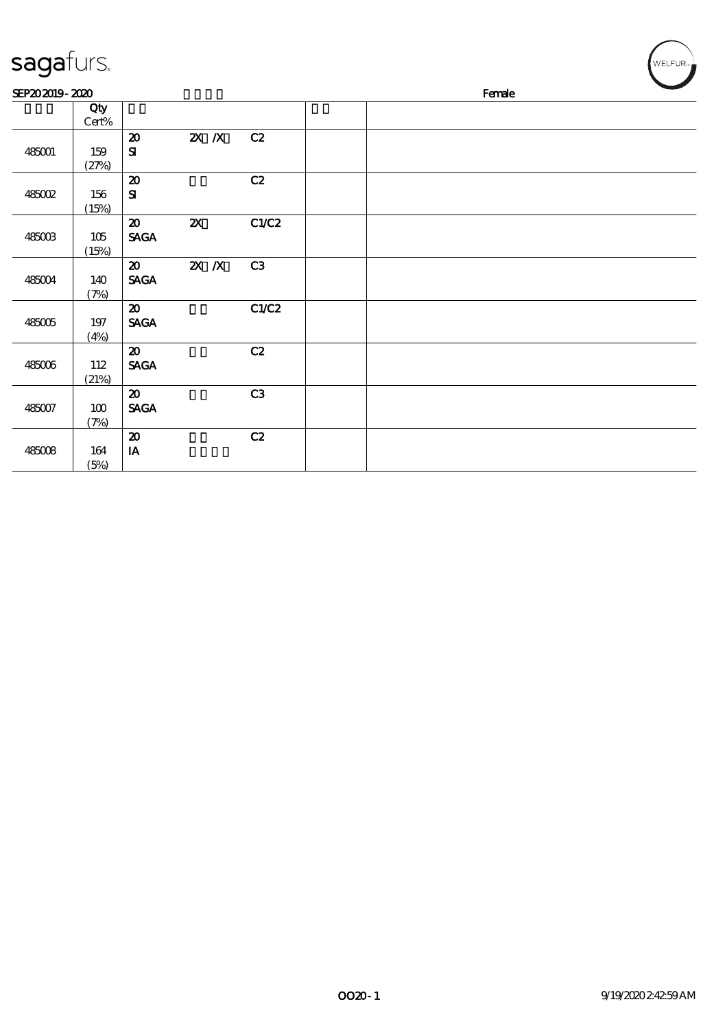sagafurs.

SEP20 2019 - 2020 Female

| | Qty Cert% | | | | | |
|---|---|---|---|---|---|---|
| 485001 | 159 (27%) | 20 SI | 2X /X | C2 | | |
| 485002 | 156 (15%) | 20 SI | | C2 | | |
| 485003 | 105 (15%) | 20 SAGA | 2X | C1/C2 | | |
| 485004 | 140 (7%) | 20 SAGA | 2X /X | C3 | | |
| 485005 | 197 (4%) | 20 SAGA | | C1/C2 | | |
| 485006 | 112 (21%) | 20 SAGA | | C2 | | |
| 485007 | 100 (7%) | 20 SAGA | | C3 | | |
| 485008 | 164 (5%) | 20 IA | | C2 | | |

OO20 - 1 9/19/2020 2:42:59 AM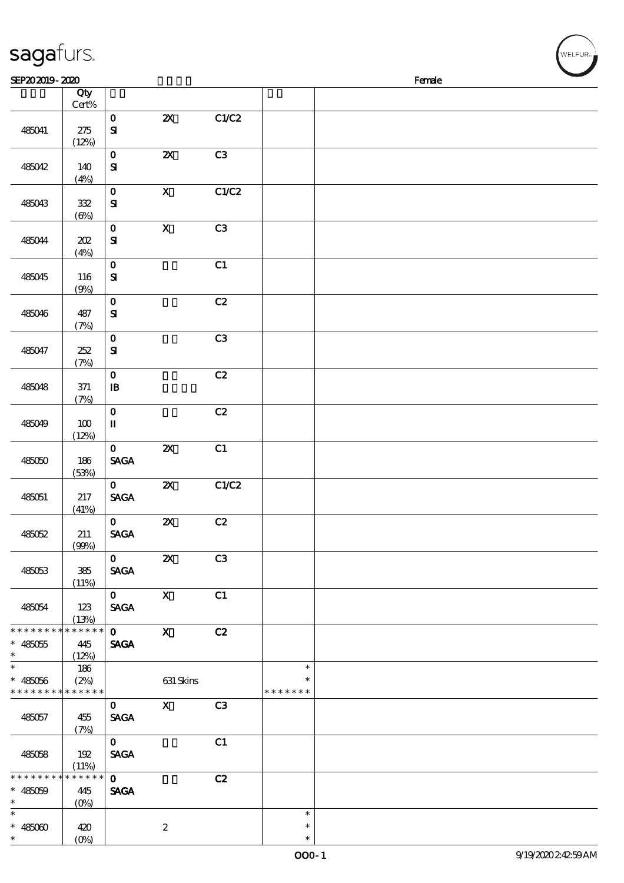| | Qty Cert% | | | | | |
|---|---|---|---|---|---|---|
| 485041 | 275 (12%) | 0 SI | 2X | C1/C2 | | |
| 485042 | 140 (4%) | 0 SI | 2X | C3 | | |
| 485043 | 332 (6%) | 0 SI | X | C1/C2 | | |
| 485044 | 202 (4%) | 0 SI | X | C3 | | |
| 485045 | 116 (9%) | 0 SI | | C1 | | |
| 485046 | 487 (7%) | 0 SI | | C2 | | |
| 485047 | 252 (7%) | 0 SI | | C3 | | |
| 485048 | 371 (7%) | 0 IB | | C2 | | |
| 485049 | 100 (12%) | 0 II | | C2 | | |
| 485050 | 186 (53%) | 0 SAGA | 2X | C1 | | |
| 485051 | 217 (41%) | 0 SAGA | 2X | C1/C2 | | |
| 485052 | 211 (99%) | 0 SAGA | 2X | C2 | | |
| 485053 | 385 (11%) | 0 SAGA | 2X | C3 | | |
| 485054 | 123 (13%) | 0 SAGA | X | C1 | | |
| * * * * * * * * * * * * * * 485055 * | 445 (12%) | 0 SAGA | X | C2 | | |
| * * 485056 * * * * * * * * * * * * * | 186 (2%) | | 631 Skins | | * * * * * * * * * | |
| 485057 | 455 (7%) | 0 SAGA | X | C3 | | |
| 485058 | 192 (11%) | 0 SAGA | | C1 | | |
| * * * * * * * * * * * * * * 485059 * | 445 (0%) | 0 SAGA | | C2 | | |
| * * 485060 * | 420 (0%) | | 2 | | * * * | |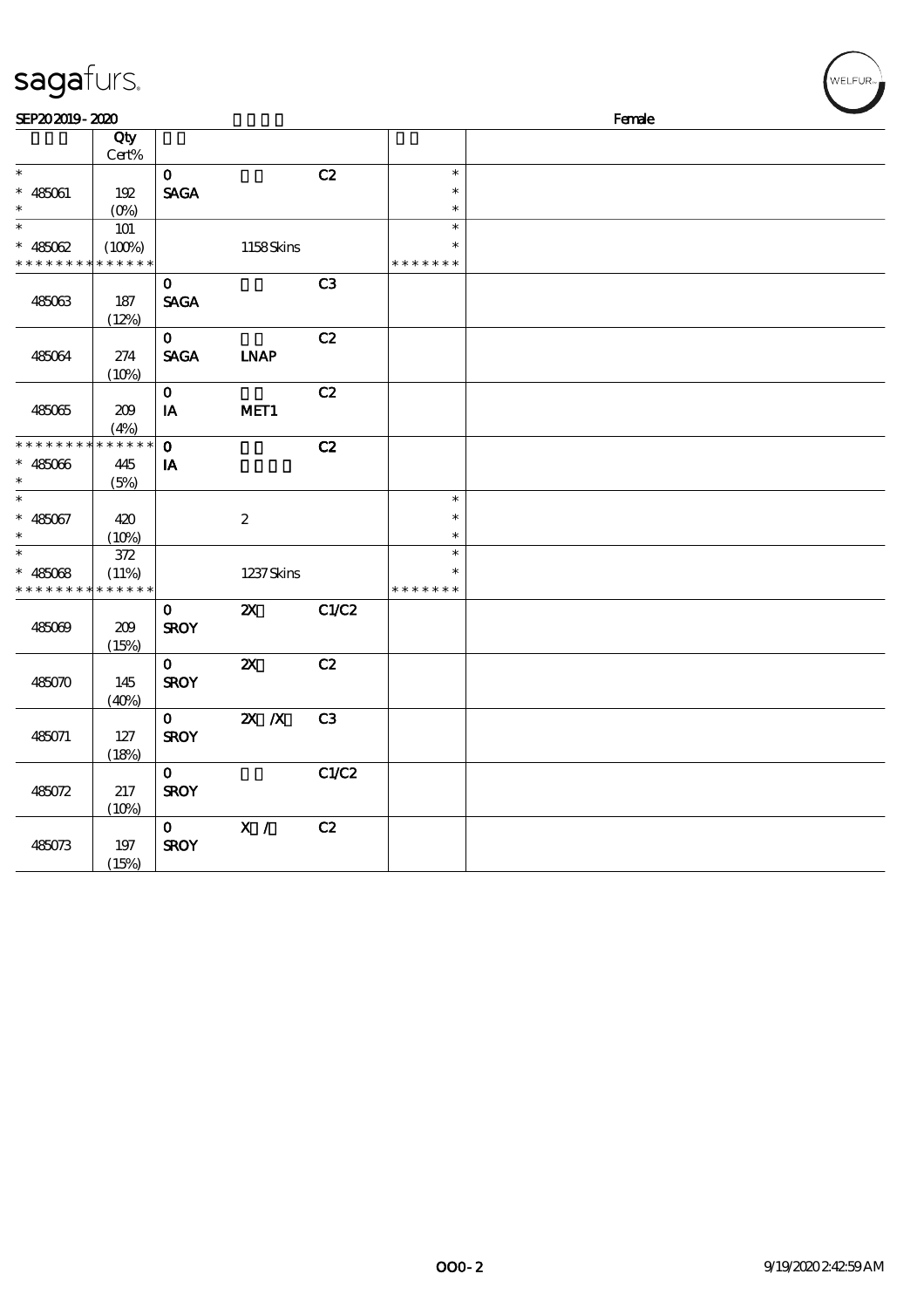SEP20 2019 - 2020 Female

| | Qty Cert% | | | | | |
|---|---|---|---|---|---|---|
| * | | 0 | | C2 | * | |
| * 485061 | 192 | SAGA | | | * | |
| * | (0%) | | | | * | |
| * | 101 | | | | * | |
| * 485062 | (100%) | | 1158 Skins | | * | |
| * * * * * * * * * * * * * * | | | | | * * * * * * * | |
| | | 0 | | C3 | | |
| 485063 | 187 (12%) | SAGA | | | | |
| | | 0 | | C2 | | |
| 485064 | 274 (10%) | SAGA | LNAP | | | |
| | | 0 | | C2 | | |
| 485065 | 209 (4%) | IA | MET1 | | | |
| * * * * * * * * * * * * * * | | 0 | | C2 | | |
| * 485066 | 445 | IA | | | | |
| * | (5%) | | | | | |
| * | | | | | * | |
| * 485067 | 420 | | 2 | | * | |
| * | (10%) | | | | * | |
| * | 372 | | | | * | |
| * 485068 | (11%) | | 1237 Skins | | * | |
| * * * * * * * * * * * * * * | | | | | * * * * * * * | |
| | | 0 | 2X | C1/C2 | | |
| 485069 | 209 (15%) | SROY | | | | |
| | | 0 | 2X | C2 | | |
| 485070 | 145 (40%) | SROY | | | | |
| | | 0 | 2X /X | C3 | | |
| 485071 | 127 (18%) | SROY | | | | |
| | | 0 | | C1/C2 | | |
| 485072 | 217 (10%) | SROY | | | | |
| | | 0 | X / | C2 | | |
| 485073 | 197 (15%) | SROY | | | | |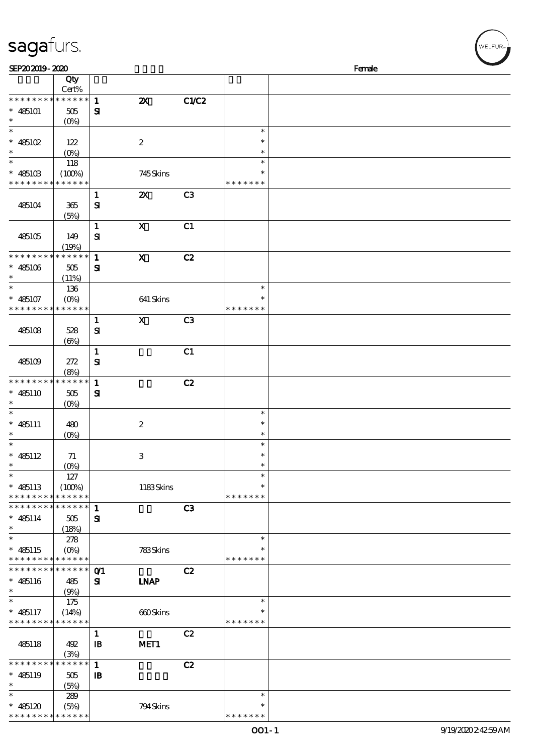SEP20 2019 - 2020 Female

| | Qty Cert% | | | | | |
|---|---|---|---|---|---|---|
| * * * * * * * * * * * * * * | 1 | 2X | C1/C2 | | |
| * 485101 | 505 (0%) | SI | | | | |
| * 485102 | 122 (0%) | | 2 | | * | |
| * 485103 | 118 (100%) | | 745 Skins | | * * * * * * * | |
| 485104 | 365 (5%) | 1 SI | 2X | C3 | | |
| 485105 | 149 (19%) | 1 SI | X | C1 | | |
| * * * * * * * * * * * * * * | | 1 | X | C2 | | |
| * 485106 | 505 (11%) | SI | | | | |
| * 485107 | 136 (0%) | | 641 Skins | | * * * * * * * | |
| 485108 | 528 (6%) | 1 SI | X | C3 | | |
| 485109 | 272 (8%) | 1 SI | | C1 | | |
| * * * * * * * * * * * * * * | | 1 | | C2 | | |
| * 485110 | 505 (0%) | SI | | | | |
| * 485111 | 480 (0%) | | 2 | | * | |
| * 485112 | 71 (0%) | | 3 | | * | |
| * 485113 | 127 (100%) | | 1183 Skins | | * * * * * * * | |
| * * * * * * * * * * * * * * | | 1 | | C3 | | |
| * 485114 | 505 (18%) | SI | | | | |
| * 485115 | 278 (0%) | | 783 Skins | | * * * * * * * | |
| * * * * * * * * * * * * * * | | 0/1 | | C2 | | |
| * 485116 | 485 (9%) | SI | LNAP | | | |
| * 485117 | 175 (14%) | | 660 Skins | | * * * * * * * | |
| 485118 | 492 (3%) | 1 IB | MET1 | C2 | | |
| * * * * * * * * * * * * * * | | 1 | | C2 | | |
| * 485119 | 505 (5%) | IB | | | | |
| * 485120 | 289 (5%) | | 794 Skins | | * * * * * * * | |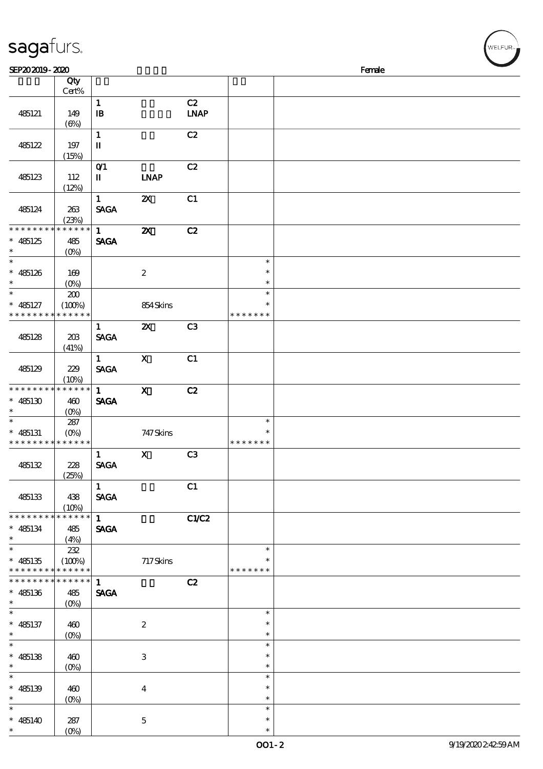# sagafurs.

SEP20 2019 - 2020 Female

| | Qty Cert% | | | | | |
|---|---|---|---|---|---|---|
| 485121 | 149 (6%) | 1 IB | | C2 LNAP | | |
| 485122 | 197 (15%) | 1 II | | C2 | | |
| 485123 | 112 (12%) | 0/1 II | LNAP | C2 | | |
| 485124 | 263 (23%) | 1 SAGA | 2X | C1 | | |
| * * * * * * * * * * * * * * * 485125 * | 485 (0%) | 1 SAGA | 2X | C2 | | |
| * * 485126 * | 169 (0%) | | 2 | | * * * | |
| * * 485127 * * * * * * * * * * * * * | 200 (100%) | | 854 Skins | | * * * * * * * * | |
| 485128 | 203 (41%) | 1 SAGA | 2X | C3 | | |
| 485129 | 229 (10%) | 1 SAGA | X | C1 | | |
| * * * * * * * * * * * * * * * 485130 * | 460 (0%) | 1 SAGA | X | C2 | | |
| * * 485131 * * * * * * * * * * * * * | 287 (0%) | | 747 Skins | | * * * * * * * * | |
| 485132 | 228 (25%) | 1 SAGA | X | C3 | | |
| 485133 | 438 (10%) | 1 SAGA | | C1 | | |
| * * * * * * * * * * * * * * * 485134 * | 485 (4%) | 1 SAGA | | C1/C2 | | |
| * * 485135 * * * * * * * * * * * * * | 232 (100%) | | 717 Skins | | * * * * * * * * | |
| * * * * * * * * * * * * * * * 485136 * | 485 (0%) | 1 SAGA | | C2 | | |
| * * 485137 * | 460 (0%) | | 2 | | * * * | |
| * * 485138 * | 460 (0%) | | 3 | | * * * | |
| * * 485139 * | 460 (0%) | | 4 | | * * * | |
| * * 485140 * | 287 (0%) | | 5 | | * * * | |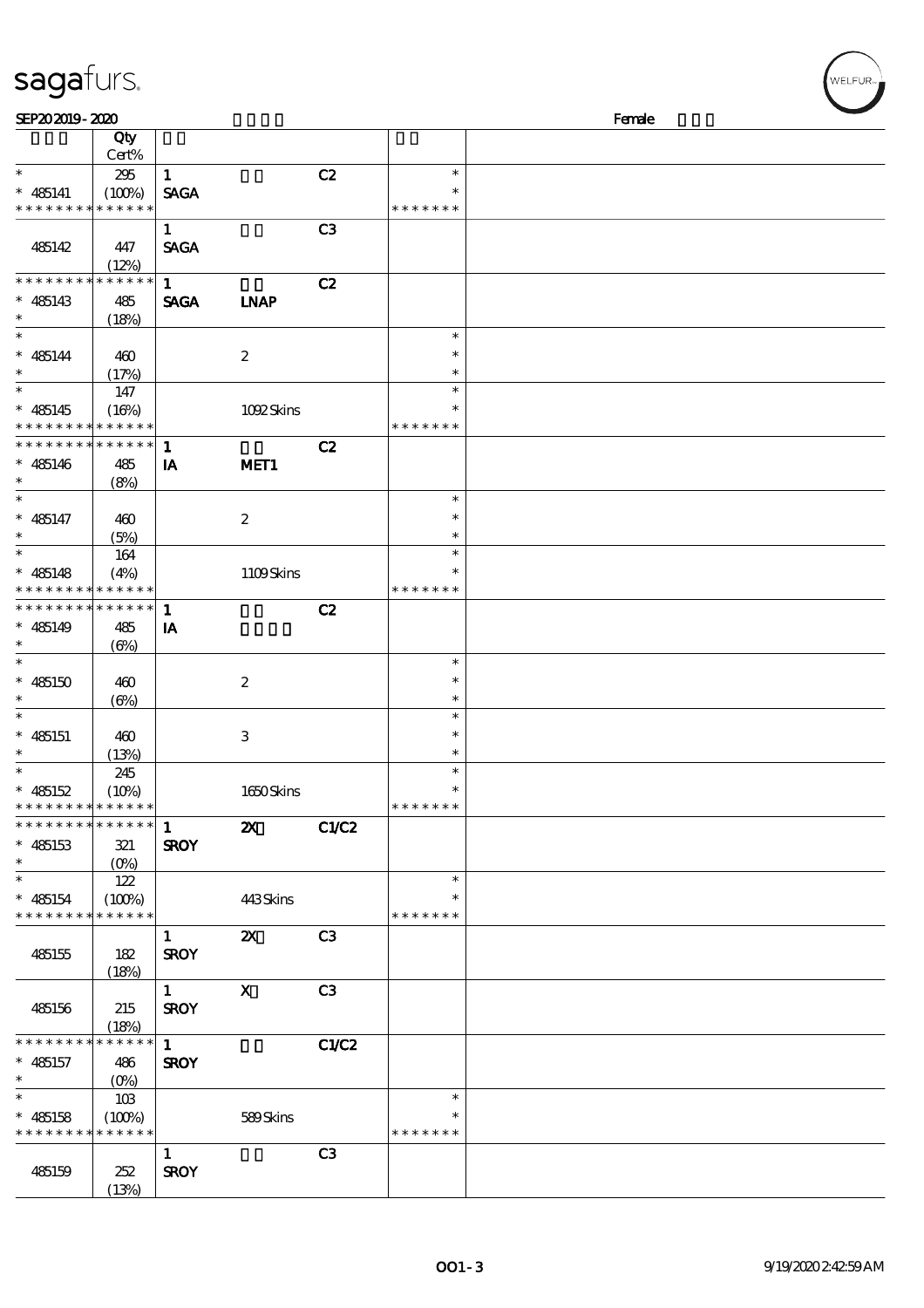sagafurs.

SEP20 2019 - 2020 Female

| | Qty Cert% | | | | | |
|---|---|---|---|---|---|---|
| * | 295 | 1 | | C2 | * | |
| * 485141 | (100%) | SAGA | | | * | |
| * * * * * * * * * * * * * * | | | | | * * * * * * * | |
| | | 1 | | C3 | | |
| 485142 | 447 (12%) | SAGA | | | | |
| * * * * * * * * * * * * * * | | 1 | | C2 | | |
| * 485143 | 485 | SAGA | LNAP | | | |
| * | (18%) | | | | | |
| * | | | | | * | |
| * 485144 | 460 | | 2 | | * | |
| * | (17%) | | | | * | |
| * | 147 | | | | * | |
| * 485145 | (16%) | | 1092 Skins | | * | |
| * * * * * * * * * * * * * * | | | | | * * * * * * * | |
| * * * * * * * * * * * * * * | | 1 | | C2 | | |
| * 485146 | 485 | IA | MET1 | | | |
| * | (8%) | | | | | |
| * | | | | | * | |
| * 485147 | 460 | | 2 | | * | |
| * | (5%) | | | | * | |
| * | 164 | | | | * | |
| * 485148 | (4%) | | 1109 Skins | | * | |
| * * * * * * * * * * * * * * | | | | | * * * * * * * | |
| * * * * * * * * * * * * * * | | 1 | | C2 | | |
| * 485149 | 485 | IA | | | | |
| * | (6%) | | | | | |
| * | | | | | * | |
| * 485150 | 460 | | 2 | | * | |
| * | (6%) | | | | * | |
| * | | | | | * | |
| * 485151 | 460 | | 3 | | * | |
| * | (13%) | | | | * | |
| * | 245 | | | | * | |
| * 485152 | (10%) | | 1650 Skins | | * | |
| * * * * * * * * * * * * * * | | | | | * * * * * * * | |
| * * * * * * * * * * * * * * | | 1 | 2X | C1/C2 | | |
| * 485153 | 321 | SROY | | | | |
| * | (0%) | | | | | |
| * | 122 | | | | * | |
| * 485154 | (100%) | | 443 Skins | | * | |
| * * * * * * * * * * * * * * | | | | | * * * * * * * | |
| | | 1 | 2X | C3 | | |
| 485155 | 182 (18%) | SROY | | | | |
| | | 1 | X | C3 | | |
| 485156 | 215 (18%) | SROY | | | | |
| * * * * * * * * * * * * * * | | 1 | | C1/C2 | | |
| * 485157 | 486 | SROY | | | | |
| * | (0%) | | | | | |
| * | 103 | | | | * | |
| * 485158 | (100%) | | 589 Skins | | * | |
| * * * * * * * * * * * * * * | | | | | * * * * * * * | |
| | | 1 | | C3 | | |
| 485159 | 252 (13%) | SROY | | | | |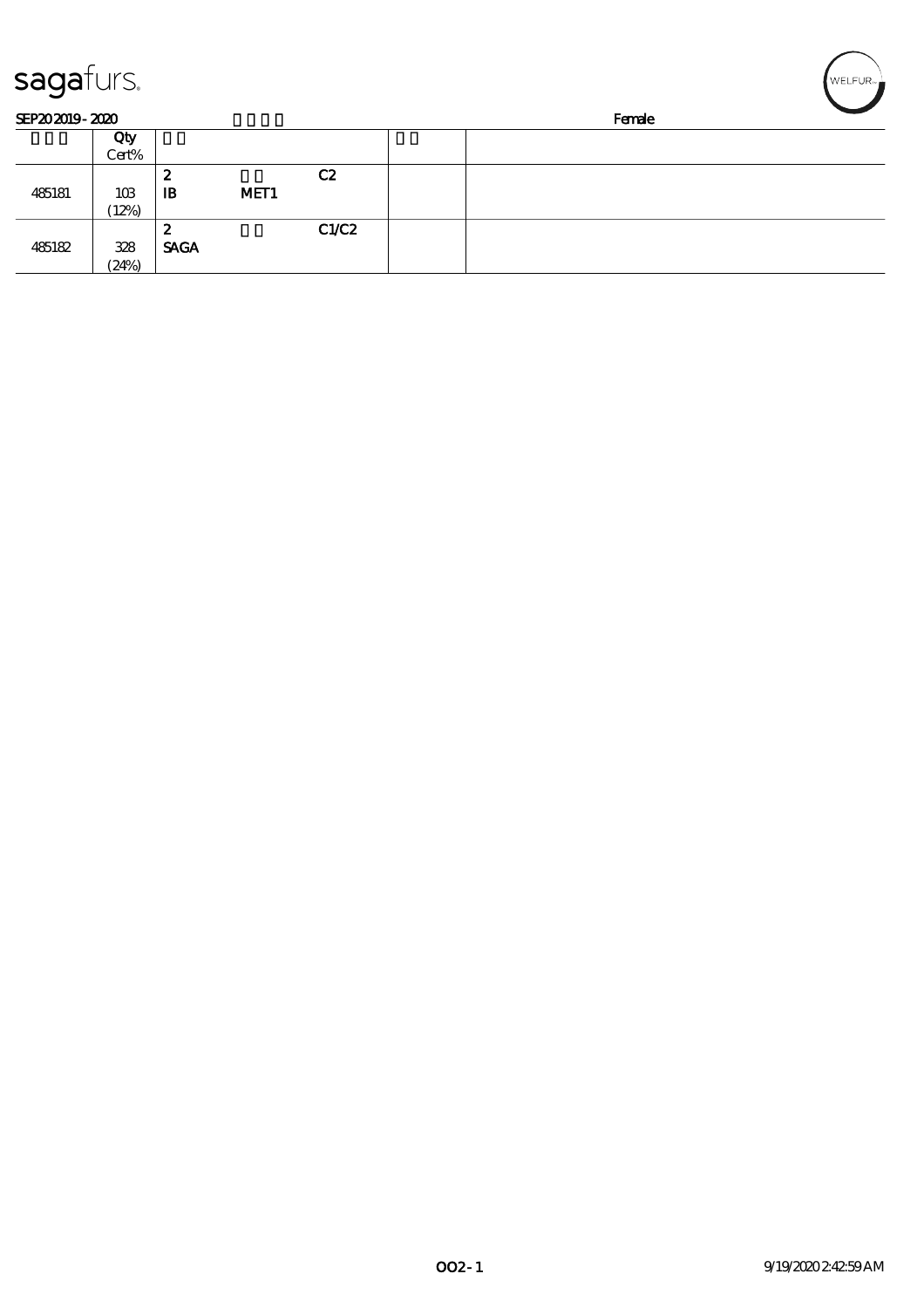SEP20 2019 - 2020 Female

| | Qty Cert% | | | | | |
|---|---|---|---|---|---|---|
| 485181 | 103 (12%) | 2 IB | MET1 | C2 | | |
| 485182 | 328 (24%) | 2 SAGA | | C1/C2 | | |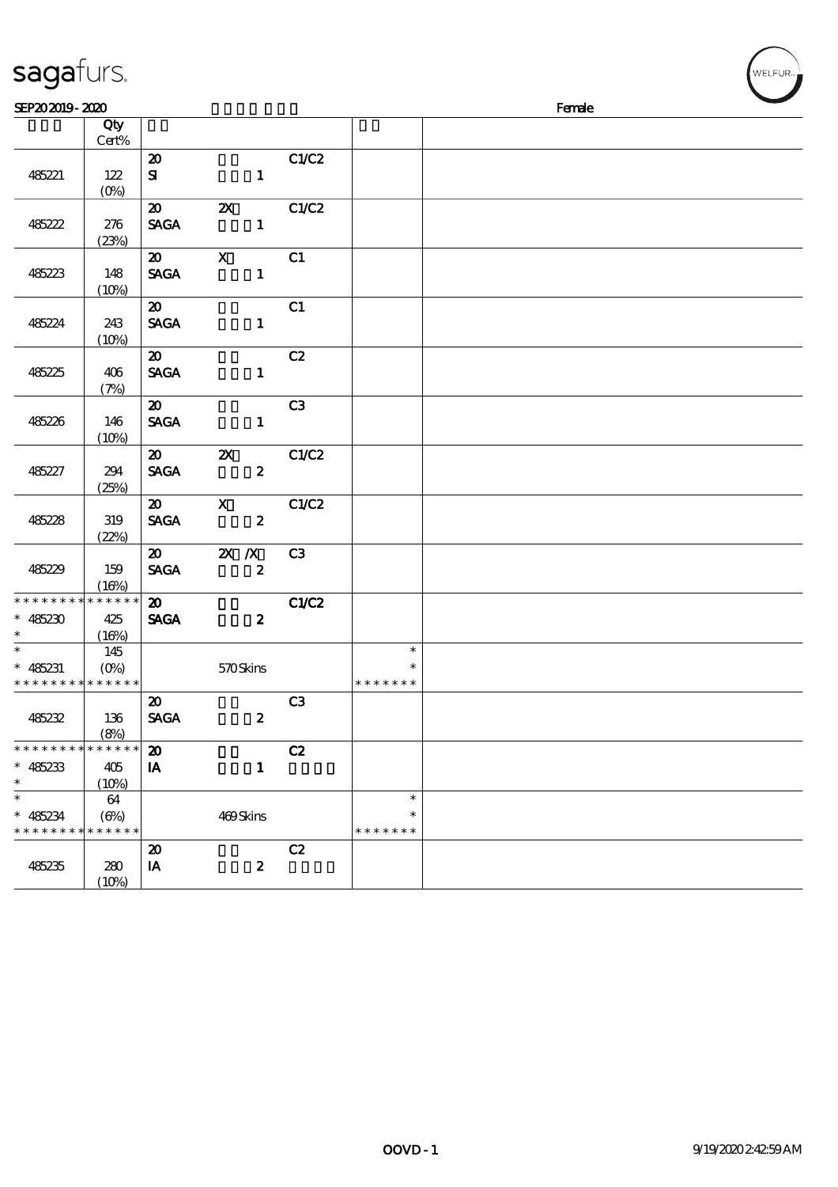SEP20 2019 - 2020 Female

| | Qty Cert% | | | | | |
|---|---|---|---|---|---|---|
| 485221 | 122 (0%) | 20 SI | 1 | C1/C2 | | |
| 485222 | 276 (23%) | 20 SAGA | 2X 1 | C1/C2 | | |
| 485223 | 148 (10%) | 20 SAGA | X 1 | C1 | | |
| 485224 | 243 (10%) | 20 SAGA | 1 | C1 | | |
| 485225 | 406 (7%) | 20 SAGA | 1 | C2 | | |
| 485226 | 146 (10%) | 20 SAGA | 1 | C3 | | |
| 485227 | 294 (25%) | 20 SAGA | 2X 2 | C1/C2 | | |
| 485228 | 319 (22%) | 20 SAGA | X 2 | C1/C2 | | |
| 485229 | 159 (16%) | 20 SAGA | 2X /X 2 | C3 | | |
| * * * * * * * * * * * * * * * 485230 * | 425 (16%) | 20 SAGA | 2 | C1/C2 | | |
| * * 485231 * * * * * * * * * * * * * * | 145 (0%) | | 570 Skins | | * * * * * * * * * | |
| 485232 | 136 (8%) | 20 SAGA | 2 | C3 | | |
| * * * * * * * * * * * * * * * 485233 * | 405 (10%) | 20 IA | 1 | C2 | | |
| * * 485234 * * * * * * * * * * * * * * | 64 (6%) | | 469 Skins | | * * * * * * * * * | |
| 485235 | 280 (10%) | 20 IA | 2 | C2 | | |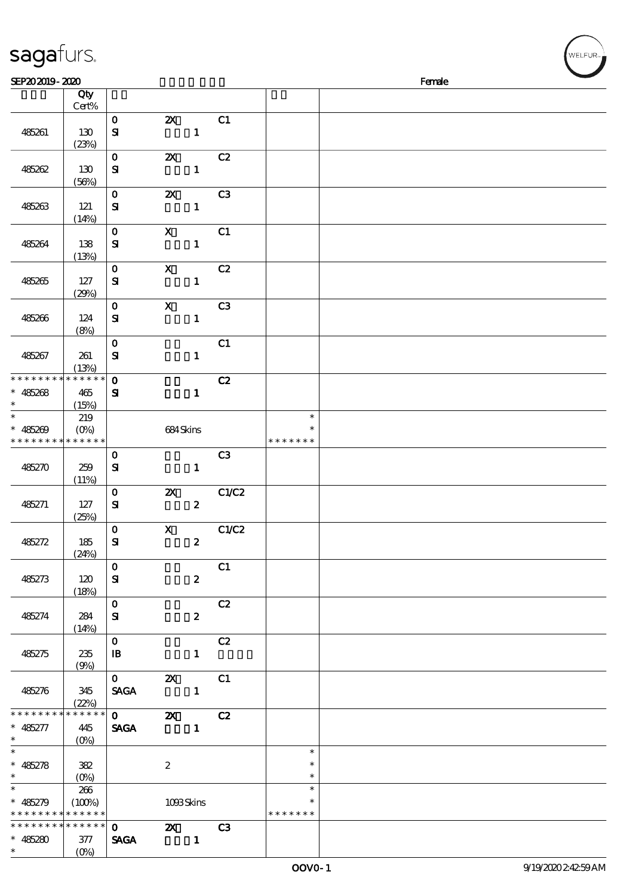sagafurs.

SEP20 2019 - 2020 Female

| | Qty Cert% | | | | | |
|---|---|---|---|---|---|---|
| 485261 | 130 (23%) | 0 SI | 2X 1 | C1 | | |
| 485262 | 130 (56%) | 0 SI | 2X 1 | C2 | | |
| 485263 | 121 (14%) | 0 SI | 2X 1 | C3 | | |
| 485264 | 138 (13%) | 0 SI | X 1 | C1 | | |
| 485265 | 127 (29%) | 0 SI | X 1 | C2 | | |
| 485266 | 124 (8%) | 0 SI | X 1 | C3 | | |
| 485267 | 261 (13%) | 0 SI | 1 | C1 | | |
| * * * * * * * * * * * * * * * 485268 * | 465 (15%) | 0 SI | 1 | C2 | | |
| * * 485269 * * * * * * * * * * * * * | 219 (0%) | | 684 Skins | | * * * * * * * * * | |
| 485270 | 259 (11%) | 0 SI | 1 | C3 | | |
| 485271 | 127 (25%) | 0 SI | 2X 2 | C1/C2 | | |
| 485272 | 185 (24%) | 0 SI | X 2 | C1/C2 | | |
| 485273 | 120 (18%) | 0 SI | 2 | C1 | | |
| 485274 | 284 (14%) | 0 SI | 2 | C2 | | |
| 485275 | 235 (9%) | 0 IB | 1 | C2 | | |
| 485276 | 345 (22%) | 0 SAGA | 2X 1 | C1 | | |
| * * * * * * * * * * * * * * * 485277 * | 445 (0%) | 0 SAGA | 2X 1 | C2 | | |
| * * 485278 * | 382 (0%) | | 2 | | * * * | |
| * * 485279 * * * * * * * * * * * * * | 266 (100%) | | 1093 Skins | | * * * * * * * * * | |
| * * * * * * * * * * * * * * * 485280 * | 377 (0%) | 0 SAGA | 2X 1 | C3 | | |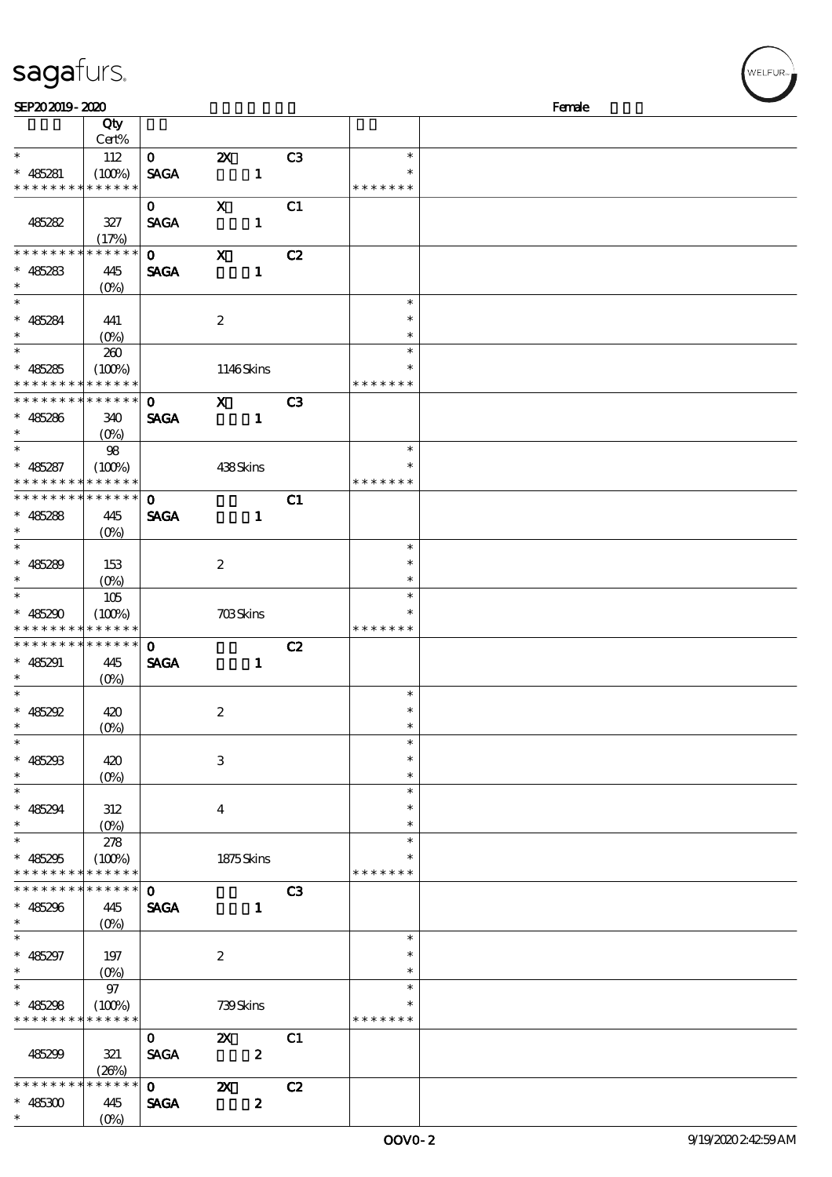sagafurs.

SEP20 2019 - 2020 Female

| | Qty Cert% | | | | | |
|---|---|---|---|---|---|---|
| * | 112 | 0 | 2X | C3 | * | |
| * 485281 | (100%) | SAGA | 1 | | * | |
| * * * * * * * * * * * * * * | | | | | * * * * * * * | |
| | | 0 | X | C1 | | |
| 485282 | 327 (17%) | SAGA | 1 | | | |
| * * * * * * * * * * * * * * | | 0 | X | C2 | | |
| * 485283 | 445 (0%) | SAGA | 1 | | | |
| * | | | | | * | |
| * 485284 | 441 (0%) | | 2 | | * | |
| * | 260 | | | | * | |
| * 485285 | (100%) | | 1146 Skins | | * | |
| * * * * * * * * * * * * * * | | | | | * * * * * * * | |
| * * * * * * * * * * * * * * | | 0 | X | C3 | | |
| * 485286 | 340 (0%) | SAGA | 1 | | | |
| * | 98 | | | | * | |
| * 485287 | (100%) | | 438 Skins | | * | |
| * * * * * * * * * * * * * * | | | | | * * * * * * * | |
| * * * * * * * * * * * * * * | | 0 | | C1 | | |
| * 485288 | 445 (0%) | SAGA | 1 | | | |
| * | | | | | * | |
| * 485289 | 153 (0%) | | 2 | | * | |
| * | 105 | | | | * | |
| * 485290 | (100%) | | 703 Skins | | * | |
| * * * * * * * * * * * * * * | | | | | * * * * * * * | |
| * * * * * * * * * * * * * * | | 0 | | C2 | | |
| * 485291 | 445 (0%) | SAGA | 1 | | | |
| * | | | | | * | |
| * 485292 | 420 (0%) | | 2 | | * | |
| * | | | | | * | |
| * 485293 | 420 (0%) | | 3 | | * | |
| * | | | | | * | |
| * 485294 | 312 (0%) | | 4 | | * | |
| * | 278 | | | | * | |
| * 485295 | (100%) | | 1875 Skins | | * | |
| * * * * * * * * * * * * * * | | | | | * * * * * * * | |
| * * * * * * * * * * * * * * | | 0 | | C3 | | |
| * 485296 | 445 (0%) | SAGA | 1 | | | |
| * | | | | | * | |
| * 485297 | 197 (0%) | | 2 | | * | |
| * | 97 | | | | * | |
| * 485298 | (100%) | | 739 Skins | | * | |
| * * * * * * * * * * * * * * | | | | | * * * * * * * | |
| | | 0 | 2X | C1 | | |
| 485299 | 321 (26%) | SAGA | 2 | | | |
| * * * * * * * * * * * * * * | | 0 | 2X | C2 | | |
| * 485300 | 445 (0%) | SAGA | 2 | | | |

OOV0-2 9/19/2020 2:42:59 AM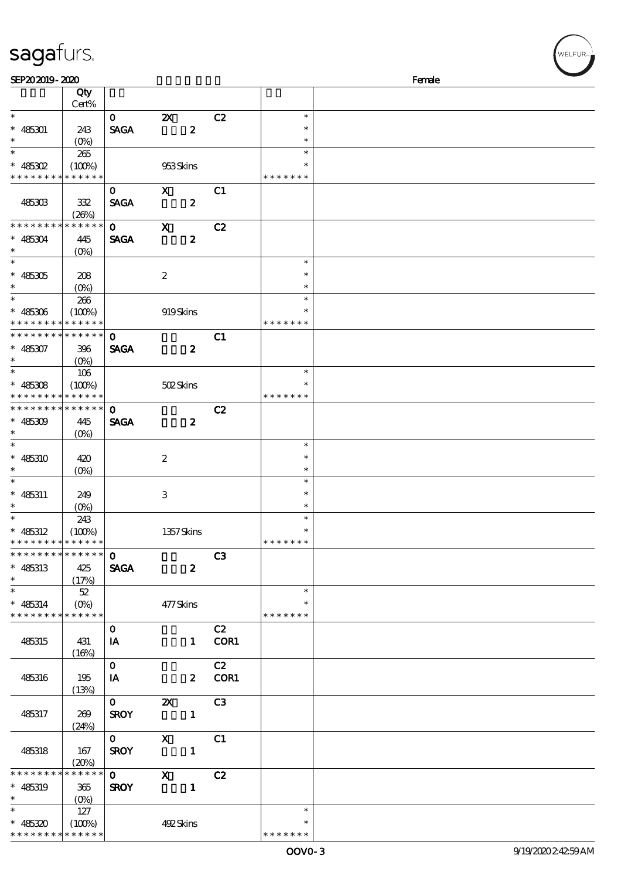SEP20 2019 - 2020 Female

| | Qty Cert% | | | | | |
|---|---|---|---|---|---|---|
| * | | 0 | 2X | C2 | * | |
| * 485301 | 243 | SAGA | 2 | | * | |
| * | (0%) | | | | * | |
| * | 265 | | | | * | |
| * 485302 | (100%) | | 953 Skins | | * | |
| * * * * * * * * * * * * * * | | | | | * * * * * * * | |
| | | 0 | X | C1 | | |
| 485303 | 332 (26%) | SAGA | 2 | | | |
| * * * * * * * * * * * * * * | | 0 | X | C2 | | |
| * 485304 | 445 | SAGA | 2 | | | |
| * | (0%) | | | | | |
| * | | | | | * | |
| * 485305 | 208 | | 2 | | * | |
| * | (0%) | | | | * | |
| * | 266 | | | | * | |
| * 485306 | (100%) | | 919 Skins | | * | |
| * * * * * * * * * * * * * * | | | | | * * * * * * * | |
| * * * * * * * * * * * * * * | | 0 | | C1 | | |
| * 485307 | 396 | SAGA | 2 | | | |
| * | (0%) | | | | | |
| * | 106 | | | | * | |
| * 485308 | (100%) | | 502 Skins | | * | |
| * * * * * * * * * * * * * * | | | | | * * * * * * * | |
| * * * * * * * * * * * * * * | | 0 | | C2 | | |
| * 485309 | 445 | SAGA | 2 | | | |
| * | (0%) | | | | | |
| * | | | | | * | |
| * 485310 | 420 | | 2 | | * | |
| * | (0%) | | | | * | |
| * | | | | | * | |
| * 485311 | 249 | | 3 | | * | |
| * | (0%) | | | | * | |
| * | 243 | | | | * | |
| * 485312 | (100%) | | 1357 Skins | | * | |
| * * * * * * * * * * * * * * | | | | | * * * * * * * | |
| * * * * * * * * * * * * * * | | 0 | | C3 | | |
| * 485313 | 425 | SAGA | 2 | | | |
| * | (17%) | | | | | |
| * | 52 | | | | * | |
| * 485314 | (0%) | | 477 Skins | | * | |
| * * * * * * * * * * * * * * | | | | | * * * * * * * | |
| | | 0 | | C2 | | |
| 485315 | 431 (16%) | IA | 1 | COR1 | | |
| | | 0 | | C2 | | |
| 485316 | 195 (13%) | IA | 2 | COR1 | | |
| | | 0 | 2X | C3 | | |
| 485317 | 269 (24%) | SROY | 1 | | | |
| | | 0 | X | C1 | | |
| 485318 | 167 (20%) | SROY | 1 | | | |
| * * * * * * * * * * * * * * | | 0 | X | C2 | | |
| * 485319 | 365 | SROY | 1 | | | |
| * | (0%) | | | | | |
| * | 127 | | | | * | |
| * 485320 | (100%) | | 492 Skins | | * | |
| * * * * * * * * * * * * * * | | | | | * * * * * * * | |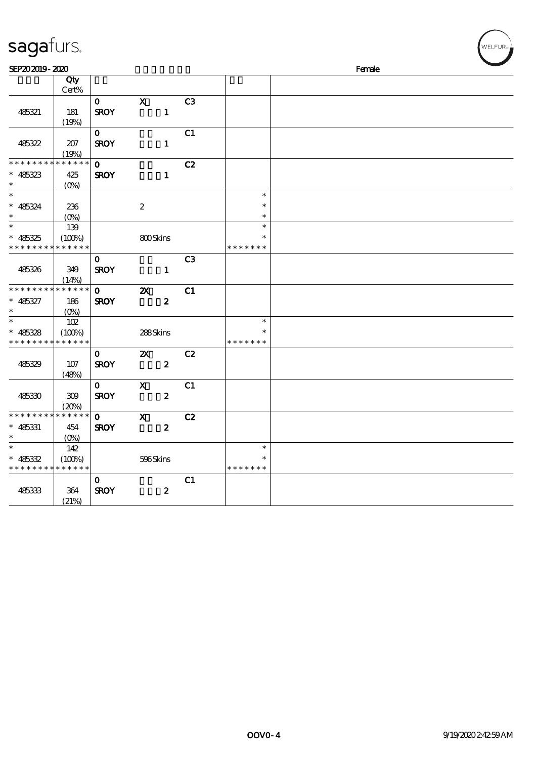sagafurs.

SEP20 2019 - 2020 Female

| | Qty Cert% | | | | | |
|---|---|---|---|---|---|---|
| 485321 | 181 (19%) | O SROY | X 1 | C3 | | |
| 485322 | 207 (19%) | O SROY | 1 | C1 | | |
| * * * * * * * * * * * * * * | | O | | C2 | | |
| * 485323 * | 425 (0%) | SROY | 1 | | | |
| * * 485324 * | 236 (0%) | | 2 | | * * * | |
| * * 485325 * * * * * * * * * * * * * | 139 (100%) | | 800 Skins | | * * * * * * * * * * | |
| 485326 | 349 (14%) | O SROY | 1 | C3 | | |
| * * * * * * * * * * * * * * | | O | 2X | C1 | | |
| * 485327 * | 186 (0%) | SROY | 2 | | | |
| * * 485328 * * * * * * * * * * * * * | 102 (100%) | | 288 Skins | | * * * * * * * * * | |
| 485329 | 107 (48%) | O SROY | 2X 2 | C2 | | |
| 485330 | 309 (20%) | O SROY | X 2 | C1 | | |
| * * * * * * * * * * * * * * | | O | X | C2 | | |
| * 485331 * | 454 (0%) | SROY | 2 | | | |
| * * 485332 * * * * * * * * * * * * * | 142 (100%) | | 596 Skins | | * * * * * * * * * | |
| 485333 | 364 (21%) | O SROY | 2 | C1 | | |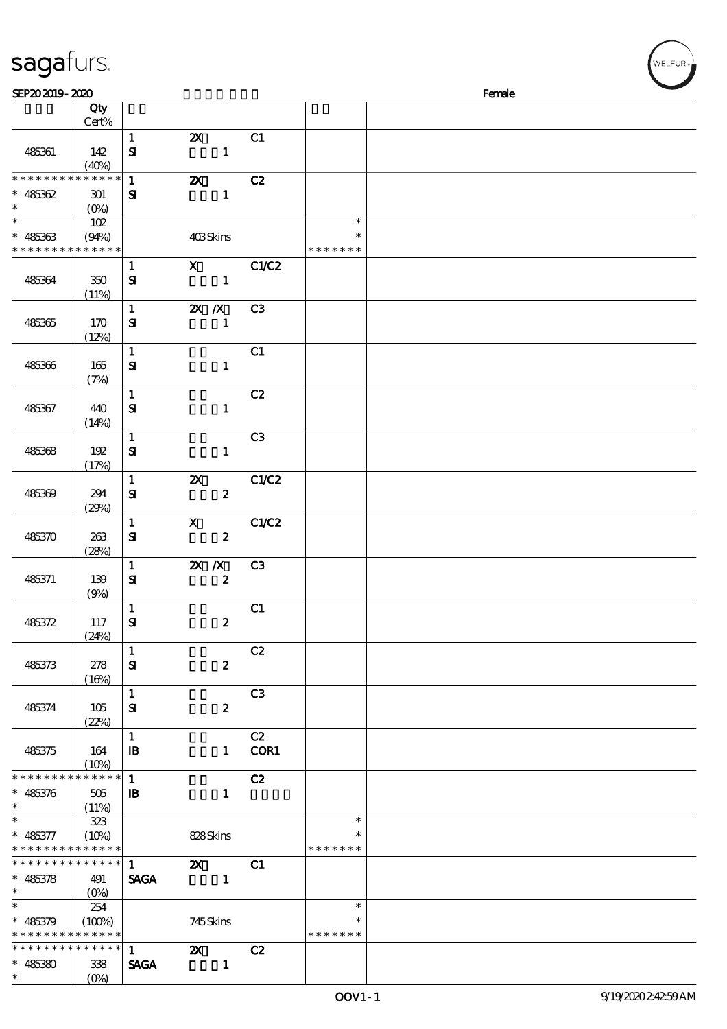sagafurs.

SEP20 2019 - 2020 Female

| | Qty Cert% | | | | | |
|---|---|---|---|---|---|---|
| 485361 | 142 (40%) | 1 SI | 2X 1 | C1 | | |
| * * * * * * * * * * * * * * 485362 * | 301 (0%) | 1 SI | 2X 1 | C2 | | |
| * * 485363 * * * * * * * * * * * * * | 102 (94%) | | 403 Skins | | * * * * * * * * * | |
| 485364 | 350 (11%) | 1 SI | X 1 | C1/C2 | | |
| 485365 | 170 (12%) | 1 SI | 2X /X 1 | C3 | | |
| 485366 | 165 (7%) | 1 SI | 1 | C1 | | |
| 485367 | 440 (14%) | 1 SI | 1 | C2 | | |
| 485368 | 192 (17%) | 1 SI | 1 | C3 | | |
| 485369 | 294 (29%) | 1 SI | 2X 2 | C1/C2 | | |
| 485370 | 263 (28%) | 1 SI | X 2 | C1/C2 | | |
| 485371 | 139 (9%) | 1 SI | 2X /X 2 | C3 | | |
| 485372 | 117 (24%) | 1 SI | 2 | C1 | | |
| 485373 | 278 (16%) | 1 SI | 2 | C2 | | |
| 485374 | 105 (22%) | 1 SI | 2 | C3 | | |
| 485375 | 164 (10%) | 1 IB | 1 | C2 COR1 | | |
| * * * * * * * * * * * * * * 485376 * | 505 (11%) | 1 IB | 1 | C2 | | |
| * * 485377 * * * * * * * * * * * * * | 323 (10%) | | 828 Skins | | * * * * * * * * * | |
| * * * * * * * * * * * * * * 485378 * | 491 (0%) | 1 SAGA | 2X 1 | C1 | | |
| * * 485379 * * * * * * * * * * * * * | 254 (100%) | | 745 Skins | | * * * * * * * * * | |
| * * * * * * * * * * * * * * 485380 * | 338 (0%) | 1 SAGA | 2X 1 | C2 | | |

OOV1-1 9/19/2020 2:42:59 AM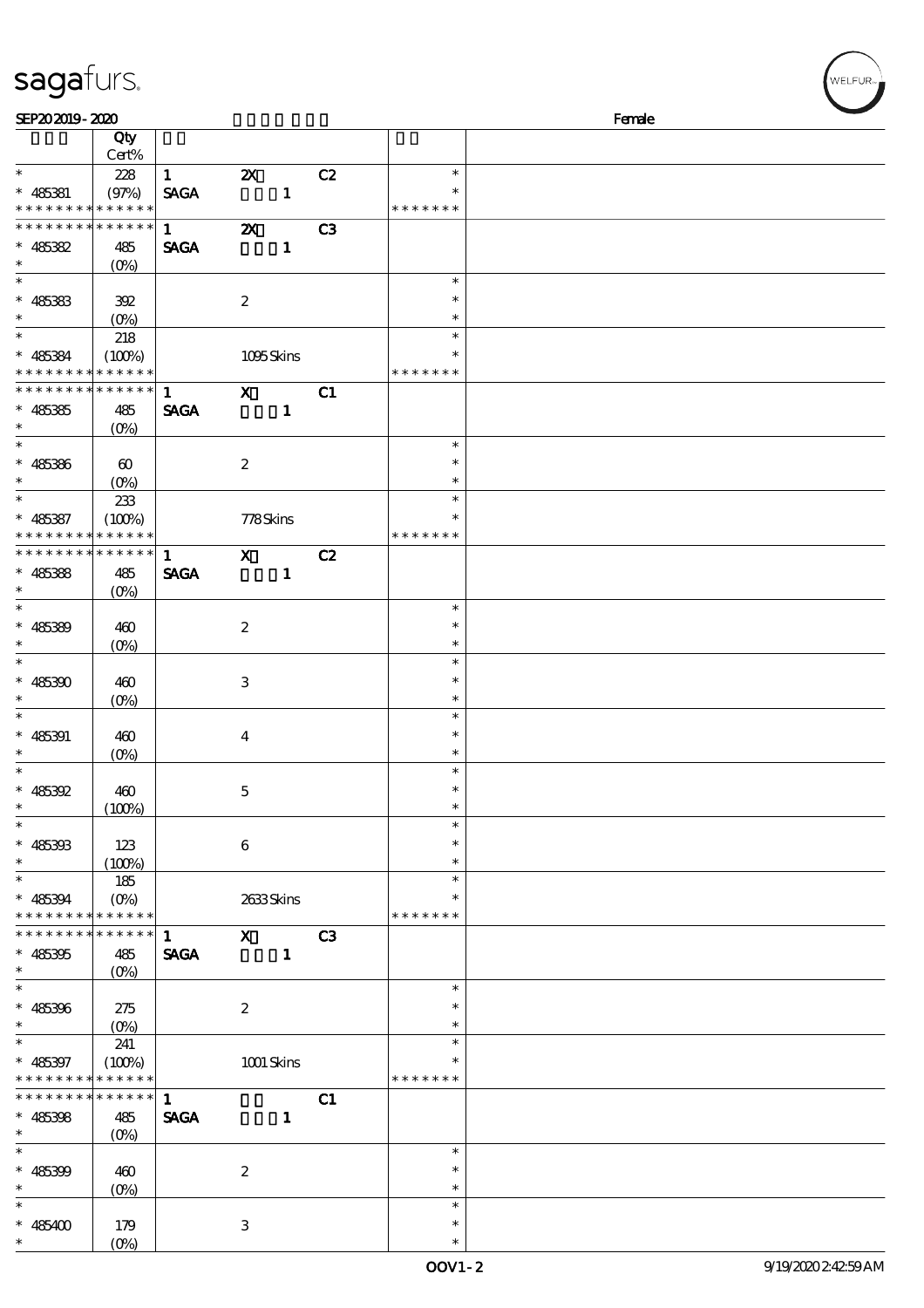| | Qty Cert% | | | | | |
|---|---|---|---|---|---|---|
| * | 228 | 1 | 2X | C2 | * | |
| * 485381 | (97%) | SAGA | 1 | | * | |
| * * * * * * * * * * * * * * | | | | | * * * * * * * | |
| * * * * * * * * * * * * * * | | 1 | 2X | C3 | | |
| * 485382 | 485 | SAGA | 1 | | | |
| * | (0%) | | | | | |
| * | | | | | * | |
| * 485383 | 392 | | 2 | | * | |
| * | (0%) | | | | * | |
| * | 218 | | | | * | |
| * 485384 | (100%) | | 1095 Skins | | * | |
| * * * * * * * * * * * * * * | | | | | * * * * * * * | |
| * * * * * * * * * * * * * * | | 1 | X | C1 | | |
| * 485385 | 485 | SAGA | 1 | | | |
| * | (0%) | | | | | |
| * | | | | | * | |
| * 485386 | 60 | | 2 | | * | |
| * | (0%) | | | | * | |
| * | 233 | | | | * | |
| * 485387 | (100%) | | 778 Skins | | * | |
| * * * * * * * * * * * * * * | | | | | * * * * * * * | |
| * * * * * * * * * * * * * * | | 1 | X | C2 | | |
| * 485388 | 485 | SAGA | 1 | | | |
| * | (0%) | | | | | |
| * | | | | | * | |
| * 485389 | 460 | | 2 | | * | |
| * | (0%) | | | | * | |
| * | | | | | * | |
| * 485390 | 460 | | 3 | | * | |
| * | (0%) | | | | * | |
| * | | | | | * | |
| * 485391 | 460 | | 4 | | * | |
| * | (0%) | | | | * | |
| * | | | | | * | |
| * 485392 | 460 | | 5 | | * | |
| * | (100%) | | | | * | |
| * | | | | | * | |
| * 485393 | 123 | | 6 | | * | |
| * | (100%) | | | | * | |
| * | 185 | | | | * | |
| * 485394 | (0%) | | 2633 Skins | | * | |
| * * * * * * * * * * * * * * | | | | | * * * * * * * | |
| * * * * * * * * * * * * * * | | 1 | X | C3 | | |
| * 485395 | 485 | SAGA | 1 | | | |
| * | (0%) | | | | | |
| * | | | | | * | |
| * 485396 | 275 | | 2 | | * | |
| * | (0%) | | | | * | |
| * | 241 | | | | * | |
| * 485397 | (100%) | | 1001 Skins | | * | |
| * * * * * * * * * * * * * * | | | | | * * * * * * * | |
| * * * * * * * * * * * * * * | | 1 | | C1 | | |
| * 485398 | 485 | SAGA | 1 | | | |
| * | (0%) | | | | | |
| * | | | | | * | |
| * 485399 | 460 | | 2 | | * | |
| * | (0%) | | | | * | |
| * | | | | | * | |
| * 485400 | 179 | | 3 | | * | |
| * | (0%) | | | | * | |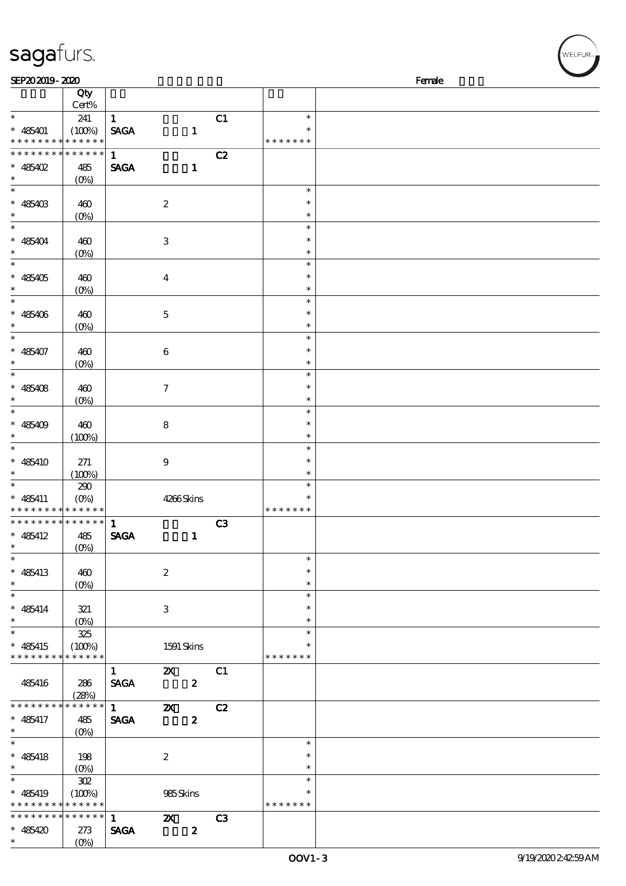sagafurs.

SEP20 2019 - 2020 Female

| | Qty Cert% | | | |
|---|---|---|---|---|
| * | 241 | 1 C1 | * | |
| * 485401 | (100%) | SAGA 1 | * | |
| * * * * * * * * * * * * * * | | | * * * * * * * | |
| * * * * * * * * * * * * * * | | 1 C2 | | |
| * 485402 | 485 | SAGA 1 | | |
| * | (0%) | | | |
| * | | | * | |
| * 485403 | 460 | 2 | * | |
| * | (0%) | | * | |
| * | | | * | |
| * 485404 | 460 | 3 | * | |
| * | (0%) | | * | |
| * | | | * | |
| * 485405 | 460 | 4 | * | |
| * | (0%) | | * | |
| * | | | * | |
| * 485406 | 460 | 5 | * | |
| * | (0%) | | * | |
| * | | | * | |
| * 485407 | 460 | 6 | * | |
| * | (0%) | | * | |
| * | | | * | |
| * 485408 | 460 | 7 | * | |
| * | (0%) | | * | |
| * | | | * | |
| * 485409 | 460 | 8 | * | |
| * | (100%) | | * | |
| * | | | * | |
| * 485410 | 271 | 9 | * | |
| * | (100%) | | * | |
| * | 290 | | * | |
| * 485411 | (0%) | 4266 Skins | * | |
| * * * * * * * * * * * * * * | | | * * * * * * * | |
| * * * * * * * * * * * * * * | | 1 C3 | | |
| * 485412 | 485 | SAGA 1 | | |
| * | (0%) | | | |
| * | | | * | |
| * 485413 | 460 | 2 | * | |
| * | (0%) | | * | |
| * | | | * | |
| * 485414 | 321 | 3 | * | |
| * | (0%) | | * | |
| * | 325 | | * | |
| * 485415 | (100%) | 1591 Skins | * | |
| * * * * * * * * * * * * * * | | | * * * * * * * | |
| | | 1 2X C1 | | |
| 485416 | 286 (28%) | SAGA 2 | | |
| * * * * * * * * * * * * * * | | 1 2X C2 | | |
| * 485417 | 485 | SAGA 2 | | |
| * | (0%) | | | |
| * | | | * | |
| * 485418 | 198 | 2 | * | |
| * | (0%) | | * | |
| * | 302 | | * | |
| * 485419 | (100%) | 985 Skins | * | |
| * * * * * * * * * * * * * * | | | * * * * * * * | |
| * * * * * * * * * * * * * * | | 1 2X C3 | | |
| * 485420 | 273 | SAGA 2 | | |
| * | (0%) | | | |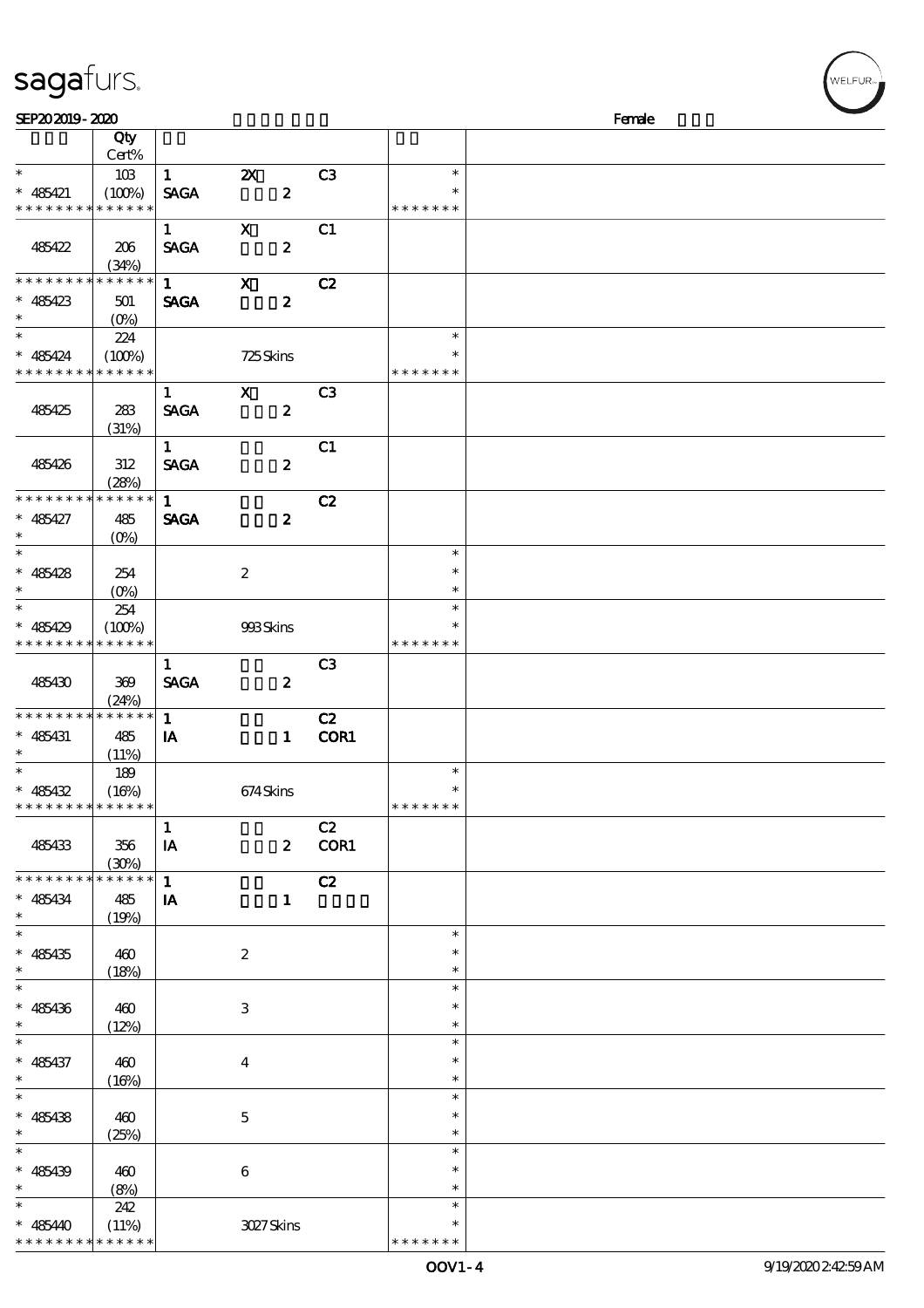| | Qty Cert% | | | | | |
|---|---|---|---|---|---|---|
| * | 103 | 1 | 2X | C3 | * | |
| * 485421 | (100%) | SAGA | 2 | | * | |
| * * * * * * * * * * * * * * | | | | | * * * * * * * | |
| | | 1 | X | C1 | | |
| 485422 | 206 (34%) | SAGA | 2 | | | |
| * * * * * * * * * * * * * * | | 1 | X | C2 | | |
| * 485423 | 501 | SAGA | 2 | | | |
| * | (0%) | | | | | |
| * | 224 | | | | * | |
| * 485424 | (100%) | | 725 Skins | | * | |
| * * * * * * * * * * * * * * | | | | | * * * * * * * | |
| | | 1 | X | C3 | | |
| 485425 | 283 (31%) | SAGA | 2 | | | |
| | | 1 | | C1 | | |
| 485426 | 312 (28%) | SAGA | 2 | | | |
| * * * * * * * * * * * * * * | | 1 | | C2 | | |
| * 485427 | 485 | SAGA | 2 | | | |
| * | (0%) | | | | | |
| * | | | | | * | |
| * 485428 | 254 | | 2 | | * | |
| * | (0%) | | | | * | |
| * | 254 | | | | * | |
| * 485429 | (100%) | | 993 Skins | | * | |
| * * * * * * * * * * * * * * | | | | | * * * * * * * | |
| | | 1 | | C3 | | |
| 485430 | 369 (24%) | SAGA | 2 | | | |
| * * * * * * * * * * * * * * | | 1 | | C2 | | |
| * 485431 | 485 | IA | 1 | COR1 | | |
| * | (11%) | | | | | |
| * | 189 | | | | * | |
| * 485432 | (16%) | | 674 Skins | | * | |
| * * * * * * * * * * * * * * | | | | | * * * * * * * | |
| | | 1 | | C2 | | |
| 485433 | 356 (30%) | IA | 2 | COR1 | | |
| * * * * * * * * * * * * * * | | 1 | | C2 | | |
| * 485434 | 485 | IA | 1 | | | |
| * | (19%) | | | | | |
| * | | | | | * | |
| * 485435 | 460 | | 2 | | * | |
| * | (18%) | | | | * | |
| * | | | | | * | |
| * 485436 | 460 | | 3 | | * | |
| * | (12%) | | | | * | |
| * | | | | | * | |
| * 485437 | 460 | | 4 | | * | |
| * | (16%) | | | | * | |
| * | | | | | * | |
| * 485438 | 460 | | 5 | | * | |
| * | (25%) | | | | * | |
| * | | | | | * | |
| * 485439 | 460 | | 6 | | * | |
| * | (8%) | | | | * | |
| * | 242 | | | | * | |
| * 485440 | (11%) | | 3027 Skins | | * | |
| * * * * * * * * * * * * * * | | | | | * * * * * * * | |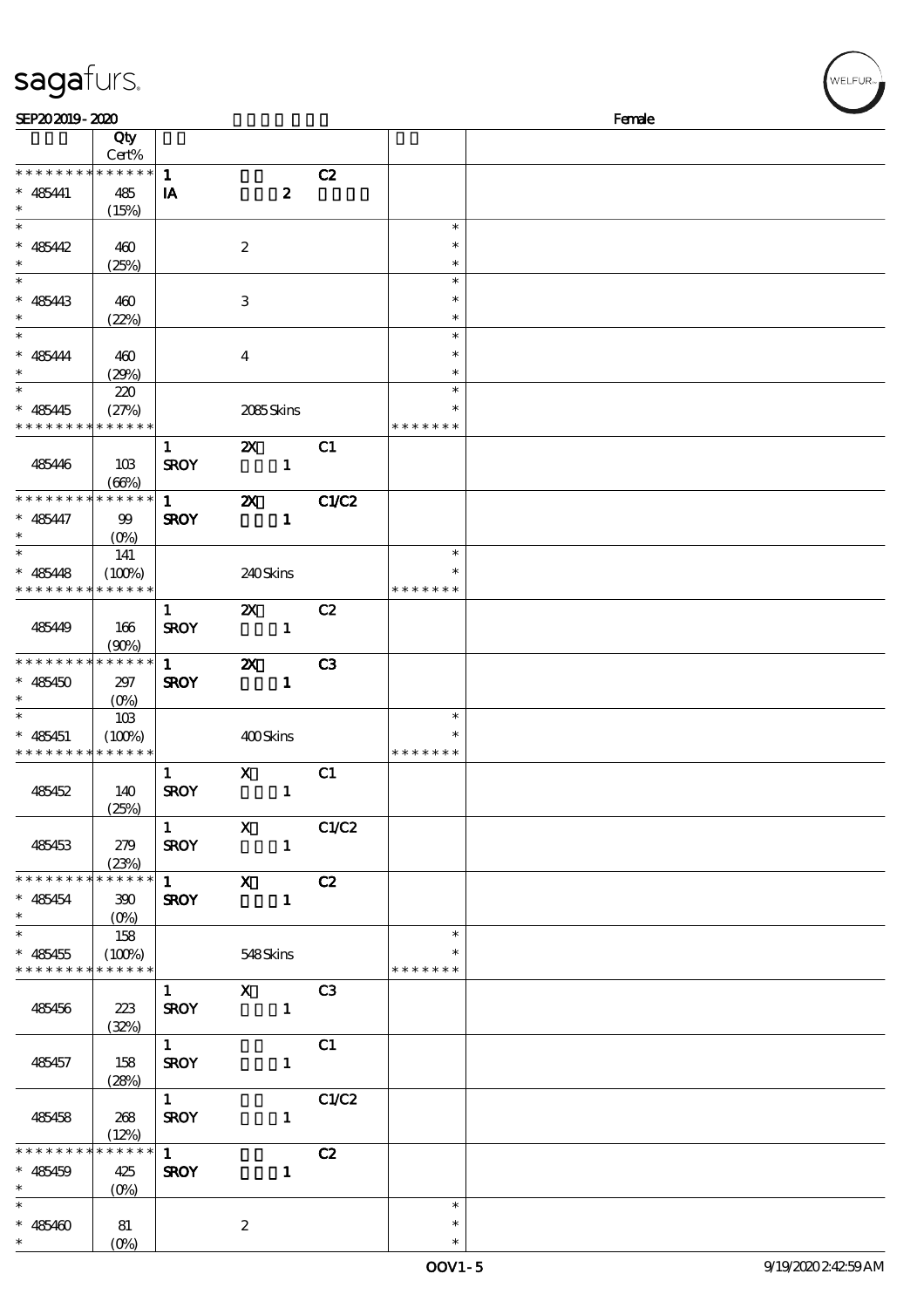| | Qty Cert% | | | | | |
|---|---|---|---|---|---|---|
| * * * * * * * * * * * * * * | | 1 | | C2 | | |
| * 485441 * | 485 (15%) | IA | 2 | | | |
| * * 485442 * | 460 (25%) | | 2 | | * * * | |
| * * 485443 * | 460 (22%) | | 3 | | * * * | |
| * * 485444 * | 460 (29%) | | 4 | | * * * | |
| * * 485445 * * * * * * * * * * * * * * | 220 (27%) | | 2085 Skins | | * * * * * * * * * | |
| 485446 | 103 (66%) | 1 SROY | 2X 1 | C1 | | |
| * * * * * * * * * * * * * * * 485447 * | 99 (0%) | 1 SROY | 2X 1 | C1/C2 | | |
| * * 485448 * * * * * * * * * * * * * * | 141 (100%) | | 240 Skins | | * * * * * * * * | |
| 485449 | 166 (90%) | 1 SROY | 2X 1 | C2 | | |
| * * * * * * * * * * * * * * * 485450 * | 297 (0%) | 1 SROY | 2X 1 | C3 | | |
| * * 485451 * * * * * * * * * * * * * * | 103 (100%) | | 400 Skins | | * * * * * * * * | |
| 485452 | 140 (25%) | 1 SROY | X 1 | C1 | | |
| 485453 | 279 (23%) | 1 SROY | X 1 | C1/C2 | | |
| * * * * * * * * * * * * * * * 485454 * | 390 (0%) | 1 SROY | X 1 | C2 | | |
| * * 485455 * * * * * * * * * * * * * * | 158 (100%) | | 548 Skins | | * * * * * * * * | |
| 485456 | 223 (32%) | 1 SROY | X 1 | C3 | | |
| 485457 | 158 (28%) | 1 SROY | 1 | C1 | | |
| 485458 | 268 (12%) | 1 SROY | 1 | C1/C2 | | |
| * * * * * * * * * * * * * * * 485459 * | 425 (0%) | 1 SROY | 1 | C2 | | |
| * * 485460 * | 81 (0%) | | 2 | | * * * | |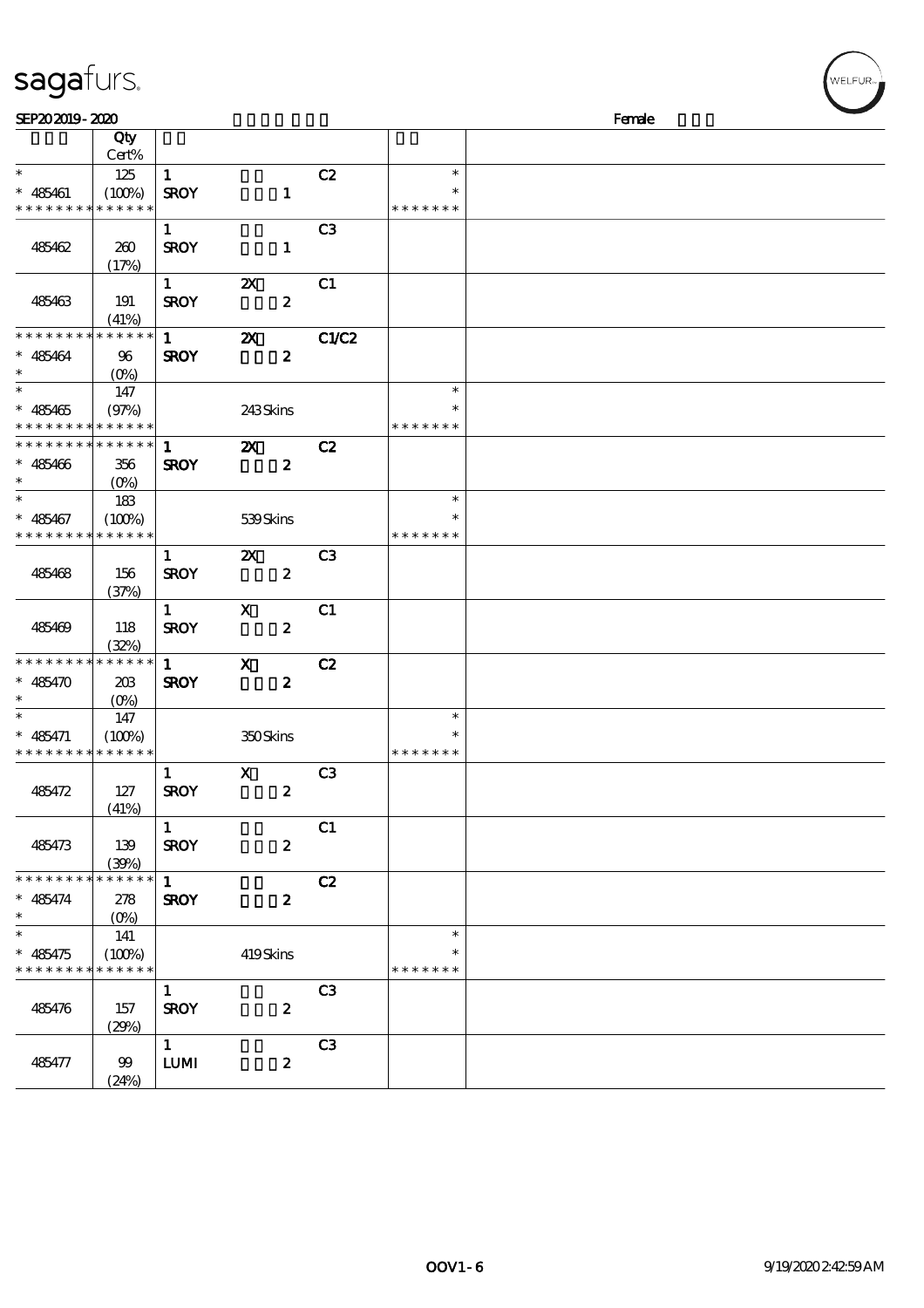sagafurs.

SEP20 2019 - 2020 Female

| | Qty Cert% | | | | | |
|---|---|---|---|---|---|---|
| * | 125 | 1 | | C2 | * | |
| * 485461 | (100%) | SROY | 1 | | * | |
| * * * * * * * * * * * * * * | | | | | * * * * * * * | |
| | | 1 | | C3 | | |
| 485462 | 260 | SROY | 1 | | | |
| | (17%) | | | | | |
| | | 1 | 2X | C1 | | |
| 485463 | 191 | SROY | 2 | | | |
| | (41%) | | | | | |
| * * * * * * * * * * * * * * | | 1 | 2X | C1/C2 | | |
| * 485464 | 96 | SROY | 2 | | | |
| * | (0%) | | | | | |
| * | 147 | | | | * | |
| * 485465 | (97%) | | 243 Skins | | * | |
| * * * * * * * * * * * * * * | | | | | * * * * * * * | |
| * * * * * * * * * * * * * * | | 1 | 2X | C2 | | |
| * 485466 | 356 | SROY | 2 | | | |
| * | (0%) | | | | | |
| * | 183 | | | | * | |
| * 485467 | (100%) | | 539 Skins | | * | |
| * * * * * * * * * * * * * * | | | | | * * * * * * * | |
| | | 1 | 2X | C3 | | |
| 485468 | 156 | SROY | 2 | | | |
| | (37%) | | | | | |
| | | 1 | X | C1 | | |
| 485469 | 118 | SROY | 2 | | | |
| | (32%) | | | | | |
| * * * * * * * * * * * * * * | | 1 | X | C2 | | |
| * 485470 | 203 | SROY | 2 | | | |
| * | (0%) | | | | | |
| * | 147 | | | | * | |
| * 485471 | (100%) | | 350 Skins | | * | |
| * * * * * * * * * * * * * * | | | | | * * * * * * * | |
| | | 1 | X | C3 | | |
| 485472 | 127 | SROY | 2 | | | |
| | (41%) | | | | | |
| | | 1 | | C1 | | |
| 485473 | 139 | SROY | 2 | | | |
| | (39%) | | | | | |
| * * * * * * * * * * * * * * | | 1 | | C2 | | |
| * 485474 | 278 | SROY | 2 | | | |
| * | (0%) | | | | | |
| * | 141 | | | | * | |
| * 485475 | (100%) | | 419 Skins | | * | |
| * * * * * * * * * * * * * * | | | | | * * * * * * * | |
| | | 1 | | C3 | | |
| 485476 | 157 | SROY | 2 | | | |
| | (29%) | | | | | |
| | | 1 | | C3 | | |
| 485477 | 99 | LUMI | 2 | | | |
| | (24%) | | | | | |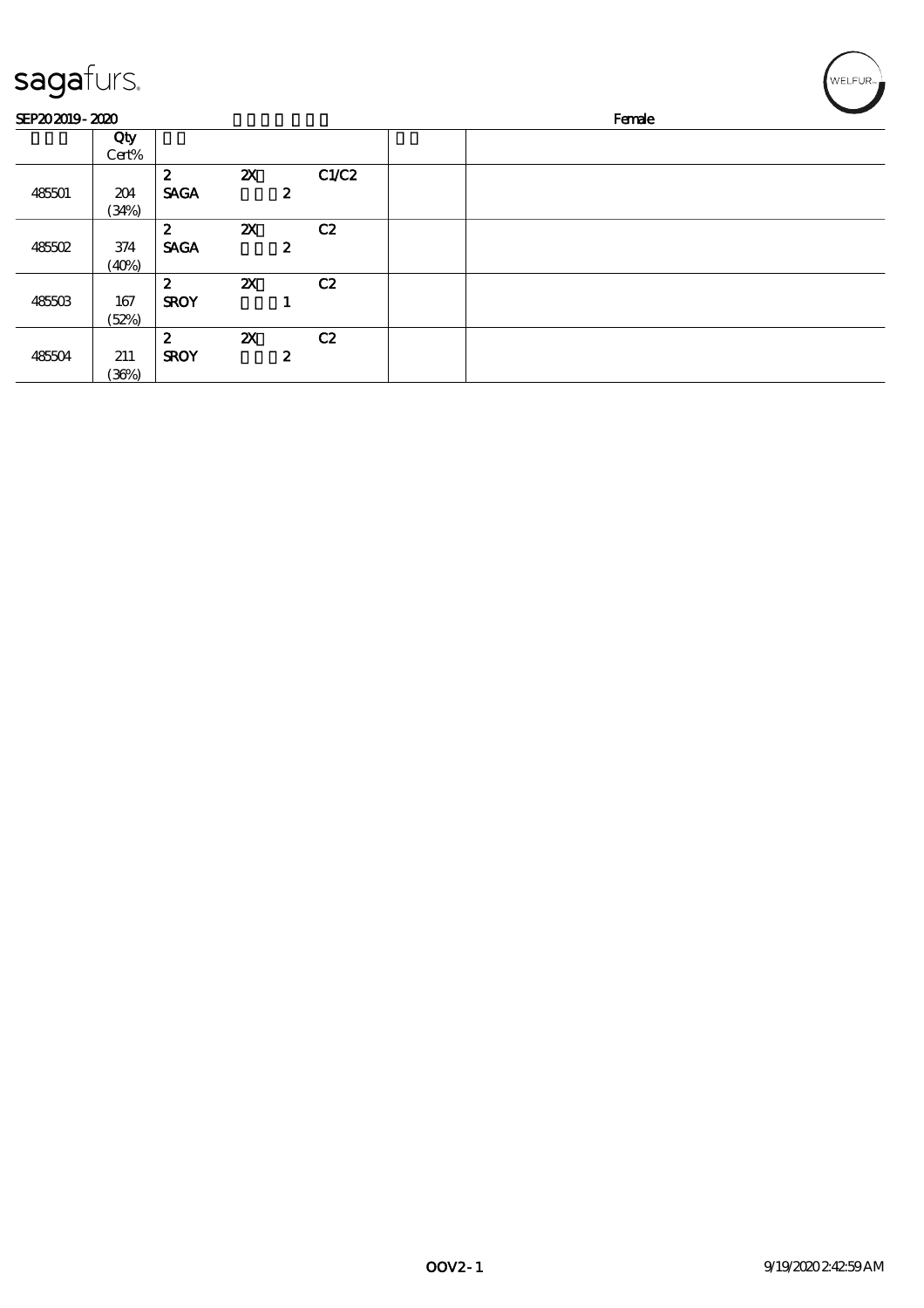SEP20 2019 - 2020 Female

| | Qty Cert% | | | | | |
|---|---|---|---|---|---|---|
| 485501 | 204 (34%) | 2 SAGA | 2X 2 | C1/C2 | | |
| 485502 | 374 (40%) | 2 SAGA | 2X 2 | C2 | | |
| 485503 | 167 (52%) | 2 SROY | 2X 1 | C2 | | |
| 485504 | 211 (36%) | 2 SROY | 2X 2 | C2 | | |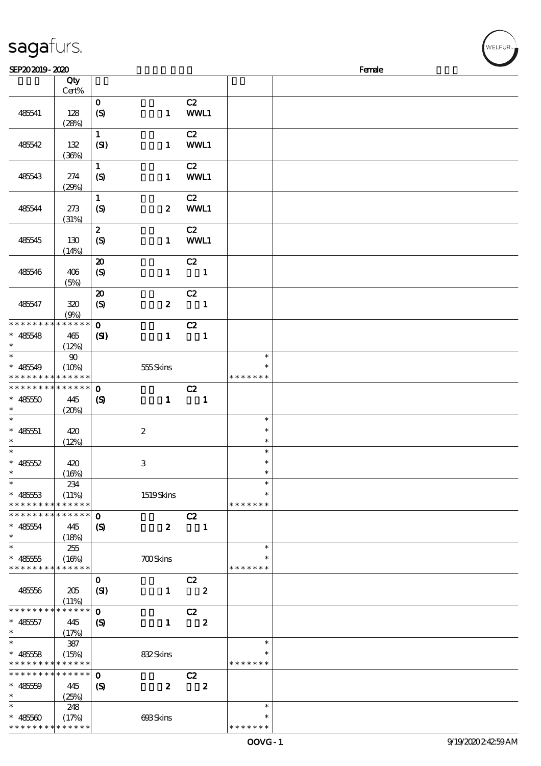sagafurs.

SEP20 2019 - 2020 Female

| | Qty Cert% | | | | |
|---|---|---|---|---|---|
| 485541 | 128 (28%) | 0 (S) 1 | C2 WWL1 | | |
| 485542 | 132 (36%) | 1 (SI) 1 | C2 WWL1 | | |
| 485543 | 274 (29%) | 1 (S) 1 | C2 WWL1 | | |
| 485544 | 273 (31%) | 1 (S) 2 | C2 WWL1 | | |
| 485545 | 130 (14%) | 2 (S) 1 | C2 WWL1 | | |
| 485546 | 406 (5%) | 20 (S) 1 | C2 1 | | |
| 485547 | 320 (9%) | 20 (S) 2 | C2 1 | | |
| * * * * * * * * * * * * * * 485548 * | 465 (12%) | 0 (SI) 1 | C2 1 | | |
| * * 485549 * * * * * * * * * * * * * * | 90 (10%) | 555 Skins | | * * * * * * * * * | |
| * * * * * * * * * * * * * * 485550 * | 445 (20%) | 0 (S) 1 | C2 1 | | |
| * * 485551 * | 420 (12%) | 2 | | * * * | |
| * * 485552 * | 420 (16%) | 3 | | * * * | |
| * * 485553 * * * * * * * * * * * * * * | 234 (11%) | 1519 Skins | | * * * * * * * * * | |
| * * * * * * * * * * * * * * 485554 * | 445 (18%) | 0 (S) 2 | C2 1 | | |
| * * 485555 * * * * * * * * * * * * * * | 255 (16%) | 700 Skins | | * * * * * * * * * | |
| 485556 | 205 (11%) | 0 (SI) 1 | C2 2 | | |
| * * * * * * * * * * * * * * 485557 * | 445 (17%) | 0 (S) 1 | C2 2 | | |
| * * 485558 * * * * * * * * * * * * * * | 387 (15%) | 832 Skins | | * * * * * * * * * | |
| * * * * * * * * * * * * * * 485559 * | 445 (25%) | 0 (S) 2 | C2 2 | | |
| * * 485560 * * * * * * * * * * * * * * | 248 (17%) | 693 Skins | | * * * * * * * * * | |

OOVG - 1 9/19/2020 2:42:59 AM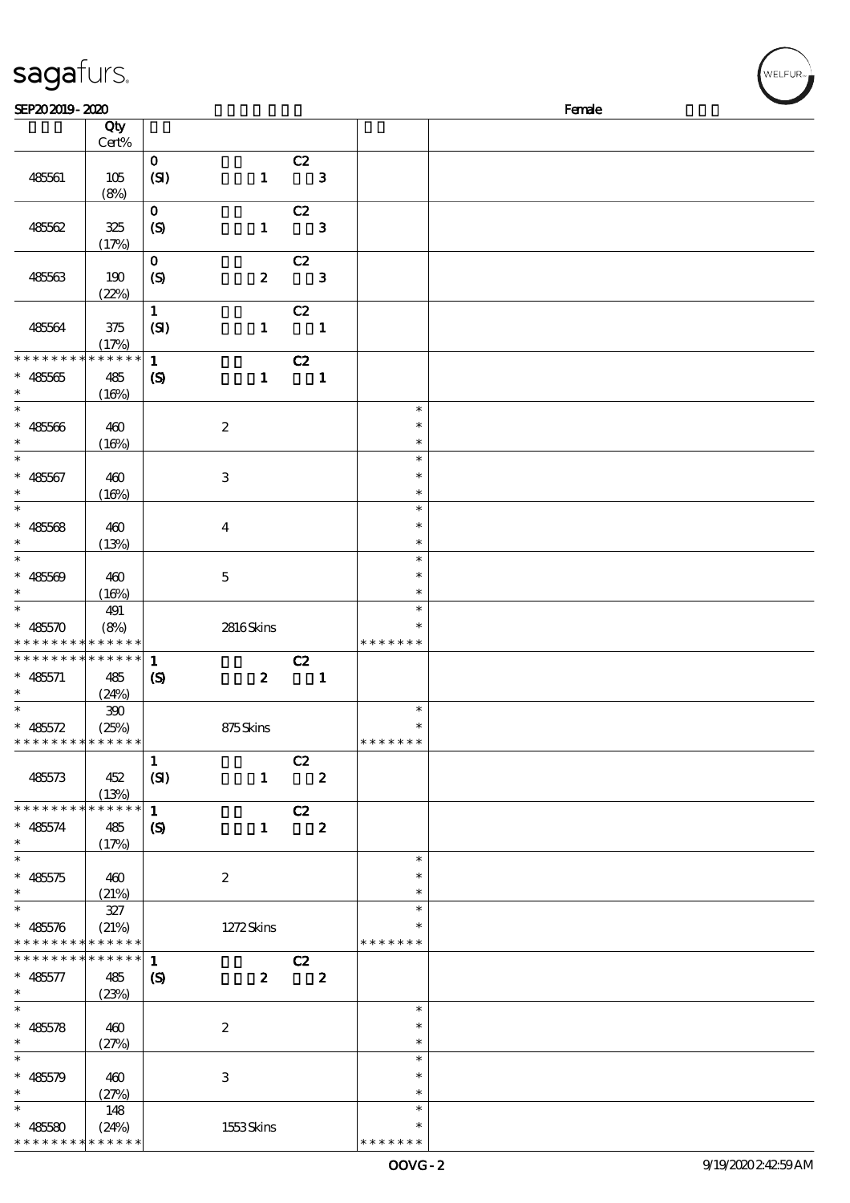sagafurs.

SEP20 2019 - 2020 Female

| | Qty Cert% | | |
|---|---|---|---|
| 485561 | 105 (8%) | 0 (SI) 1 C2 3 | |
| 485562 | 325 (17%) | 0 (S) 1 C2 3 | |
| 485563 | 190 (22%) | 0 (S) 2 C2 3 | |
| 485564 | 375 (17%) | 1 (SI) 1 C2 1 | |
| * * * * * * * * * * * * * * | * * * * * * | 1 C2 | |
| * 485565 * | 485 (16%) | (S) 1 1 | |
| * 485566 * | 460 (16%) | 2 | * * * |
| * 485567 * | 460 (16%) | 3 | * * * |
| * 485568 * | 460 (13%) | 4 | * * * |
| * 485569 * | 460 (16%) | 5 | * * * |
| * 485570 * * * * * * * * * * * * * | 491 (8%) * * * * * * | 2816 Skins | * * * * * * * * * |
| * * * * * * * * * * * * * * | * * * * * * | 1 C2 | |
| * 485571 * | 485 (24%) | (S) 2 1 | |
| * 485572 * * * * * * * * * * * * * | 390 (25%) * * * * * * | 875 Skins | * * * * * * * * |
| 485573 | 452 (13%) | 1 (SI) 1 C2 2 | |
| * * * * * * * * * * * * * * | * * * * * * | 1 C2 | |
| * 485574 * | 485 (17%) | (S) 1 2 | |
| * 485575 * | 460 (21%) | 2 | * * * |
| * 485576 * * * * * * * * * * * * * | 327 (21%) * * * * * * | 1272 Skins | * * * * * * * * * |
| * * * * * * * * * * * * * * | * * * * * * | 1 C2 | |
| * 485577 * | 485 (23%) | (S) 2 2 | |
| * 485578 * | 460 (27%) | 2 | * * * |
| * 485579 * | 460 (27%) | 3 | * * * |
| * 485580 * * * * * * * * * * * * * | 148 (24%) * * * * * * | 1553 Skins | * * * * * * * * * |

OOVG - 2 9/19/2020 2:42:59 AM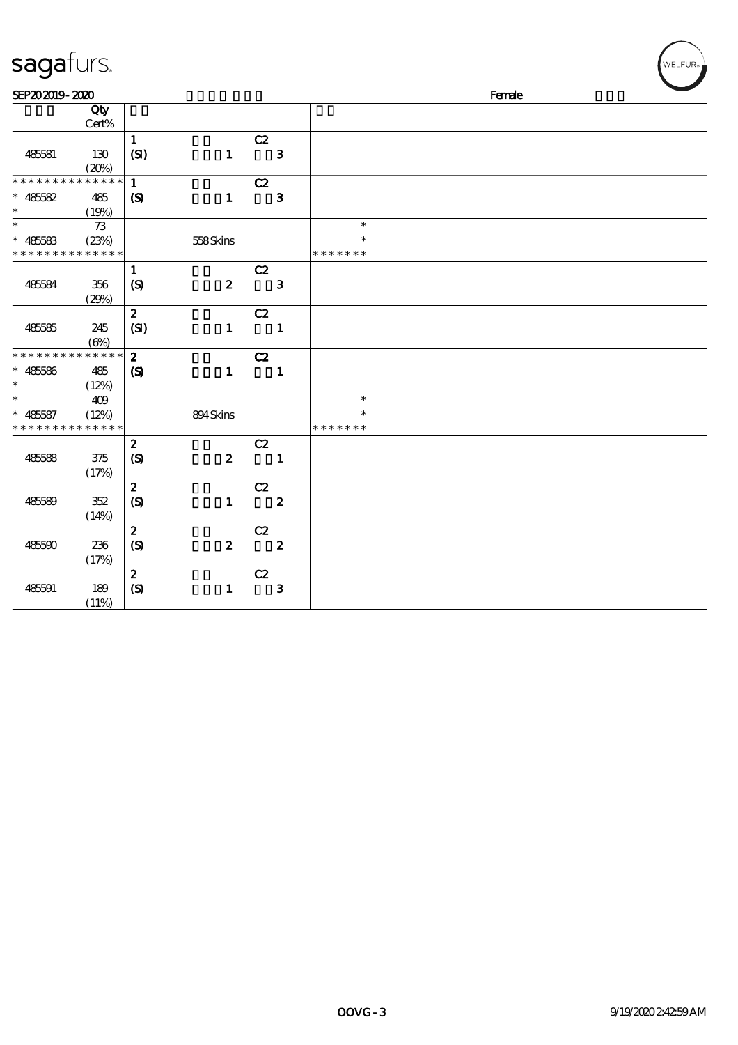# sagafurs.

SEP20 2019 - 2020 Female

| | Qty Cert% | | | | |
|---|---|---|---|---|---|
| 485581 | 130 (20%) | 1 (SI) | 1 | C2 3 | |
| * * * * * * * * * * * * * * 485582 * | 485 (19%) | 1 (S) | 1 | C2 3 | |
| * * 485583 * * * * * * * * * * * * * * | 73 (23%) | | 558 Skins | | * * * * * * * * * |
| 485584 | 356 (29%) | 1 (S) | 2 | C2 3 | |
| 485585 | 245 (6%) | 2 (SI) | 1 | C2 1 | |
| * * * * * * * * * * * * * * 485586 * | 485 (12%) | 2 (S) | 1 | C2 1 | |
| * * 485587 * * * * * * * * * * * * * * | 409 (12%) | | 894 Skins | | * * * * * * * * * |
| 485588 | 375 (17%) | 2 (S) | 2 | C2 1 | |
| 485589 | 352 (14%) | 2 (S) | 1 | C2 2 | |
| 485590 | 236 (17%) | 2 (S) | 2 | C2 2 | |
| 485591 | 189 (11%) | 2 (S) | 1 | C2 3 | |

OOVG - 3 9/19/2020 2:42:59 AM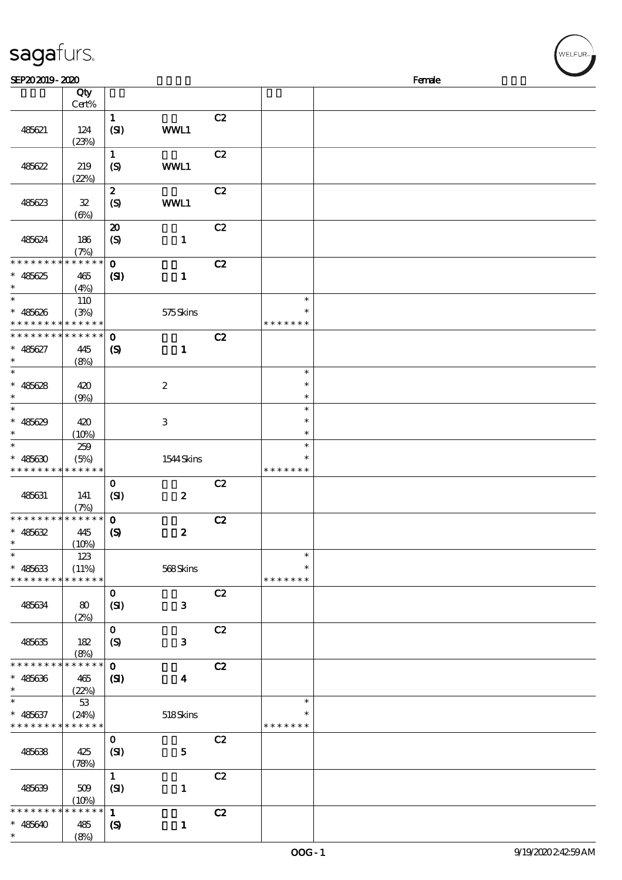| | Qty Cert% | | | | | |
|---|---|---|---|---|---|---|
| 485621 | 124 (23%) | 1 (SI) | WWL1 | C2 | | |
| 485622 | 219 (22%) | 1 (S) | WWL1 | C2 | | |
| 485623 | 32 (6%) | 2 (S) | WWL1 | C2 | | |
| 485624 | 186 (7%) | 20 (S) | 1 | C2 | | |
| * * * * * * * * * * * * * * * 485625 * | 465 (4%) | 0 (SI) | 1 | C2 | | |
| * * 485626 * * * * * * * * * * * * * * | 110 (3%) | | 575 Skins | | * * * * * * * * * | |
| * * * * * * * * * * * * * * * 485627 * | 445 (8%) | 0 (S) | 1 | C2 | | |
| * * 485628 * | 420 (9%) | | 2 | | * * * | |
| * * 485629 * | 420 (10%) | | 3 | | * * * | |
| * * 485630 * * * * * * * * * * * * * * | 259 (5%) | | 1544 Skins | | * * * * * * * * * | |
| 485631 | 141 (7%) | 0 (SI) | 2 | C2 | | |
| * * * * * * * * * * * * * * * 485632 * | 445 (10%) | 0 (S) | 2 | C2 | | |
| * * 485633 * * * * * * * * * * * * * * | 123 (11%) | | 568 Skins | | * * * * * * * * * | |
| 485634 | 80 (2%) | 0 (SI) | 3 | C2 | | |
| 485635 | 182 (8%) | 0 (S) | 3 | C2 | | |
| * * * * * * * * * * * * * * * 485636 * | 465 (22%) | 0 (SI) | 4 | C2 | | |
| * * 485637 * * * * * * * * * * * * * * | 53 (24%) | | 518 Skins | | * * * * * * * * * | |
| 485638 | 425 (78%) | 0 (SI) | 5 | C2 | | |
| 485639 | 509 (10%) | 1 (SI) | 1 | C2 | | |
| * * * * * * * * * * * * * * * 485640 * | 485 (8%) | 1 (S) | 1 | C2 | | |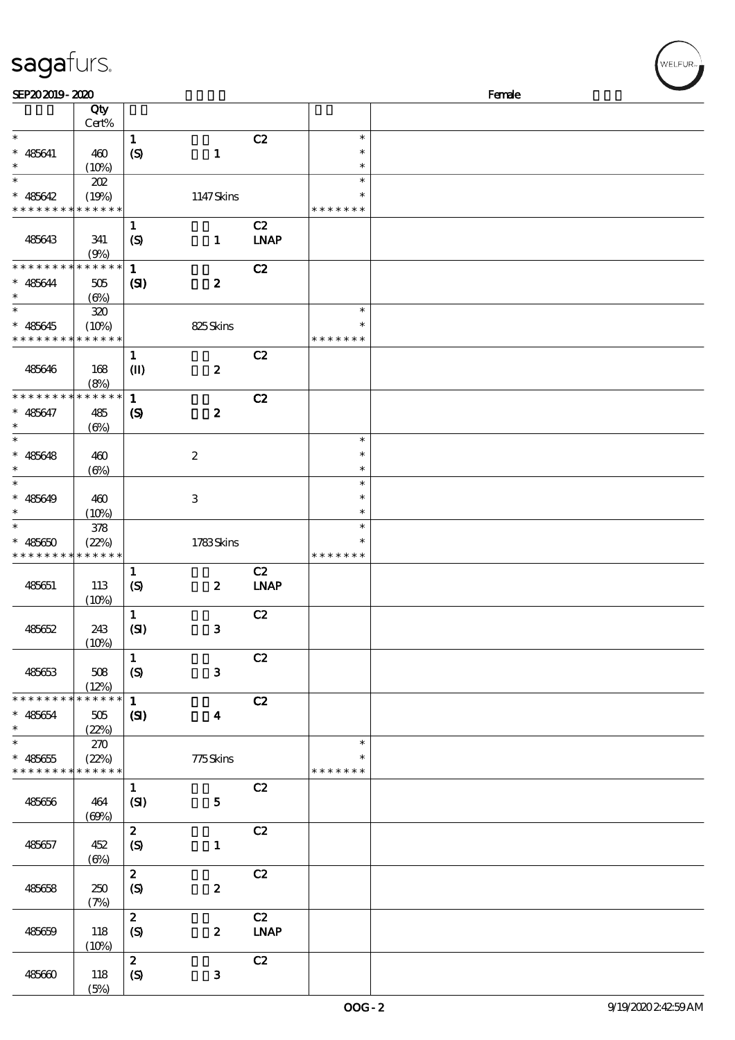sagafurs.

SEP20 2019 - 2020 Female

| | Qty Cert% | | | | | |
|---|---|---|---|---|---|---|
| * <br> * 485641 <br> * | 460 <br> (10%) | 1 <br> (S) | 1 | C2 | * <br> * <br> * | |
| * <br> * 485642 <br> * * * * * * * * * * * * * * | 202 <br> (19%) | | 1147 Skins | | * <br> * <br> * * * * * * * | |
| 485643 | 341 <br> (9%) | 1 <br> (S) | 1 | C2 <br> LNAP | | |
| * * * * * * * * * * * * * * <br> * 485644 <br> * | 505 <br> (6%) | 1 <br> (SI) | 2 | C2 | | |
| * <br> * 485645 <br> * * * * * * * * * * * * * * | 320 <br> (10%) | | 825 Skins | | * <br> * <br> * * * * * * * | |
| 485646 | 168 <br> (8%) | 1 <br> (II) | 2 | C2 | | |
| * * * * * * * * * * * * * * <br> * 485647 <br> * | 485 <br> (6%) | 1 <br> (S) | 2 | C2 | | |
| * <br> * 485648 <br> * | 460 <br> (6%) | | 2 | | * <br> * <br> * | |
| * <br> * 485649 <br> * | 460 <br> (10%) | | 3 | | * <br> * <br> * | |
| * <br> * 485650 <br> * * * * * * * * * * * * * * | 378 <br> (22%) | | 1783 Skins | | * <br> * <br> * * * * * * * | |
| 485651 | 113 <br> (10%) | 1 <br> (S) | 2 | C2 <br> LNAP | | |
| 485652 | 243 <br> (10%) | 1 <br> (SI) | 3 | C2 | | |
| 485653 | 508 <br> (12%) | 1 <br> (S) | 3 | C2 | | |
| * * * * * * * * * * * * * * <br> * 485654 <br> * | 505 <br> (22%) | 1 <br> (SI) | 4 | C2 | | |
| * <br> * 485655 <br> * * * * * * * * * * * * * * | 270 <br> (22%) | | 775 Skins | | * <br> * <br> * * * * * * * | |
| 485656 | 464 <br> (69%) | 1 <br> (SI) | 5 | C2 | | |
| 485657 | 452 <br> (6%) | 2 <br> (S) | 1 | C2 | | |
| 485658 | 250 <br> (7%) | 2 <br> (S) | 2 | C2 | | |
| 485659 | 118 <br> (10%) | 2 <br> (S) | 2 | C2 <br> LNAP | | |
| 485660 | 118 <br> (5%) | 2 <br> (S) | 3 | C2 | | |

OOG - 2 9/19/2020 2:42:59 AM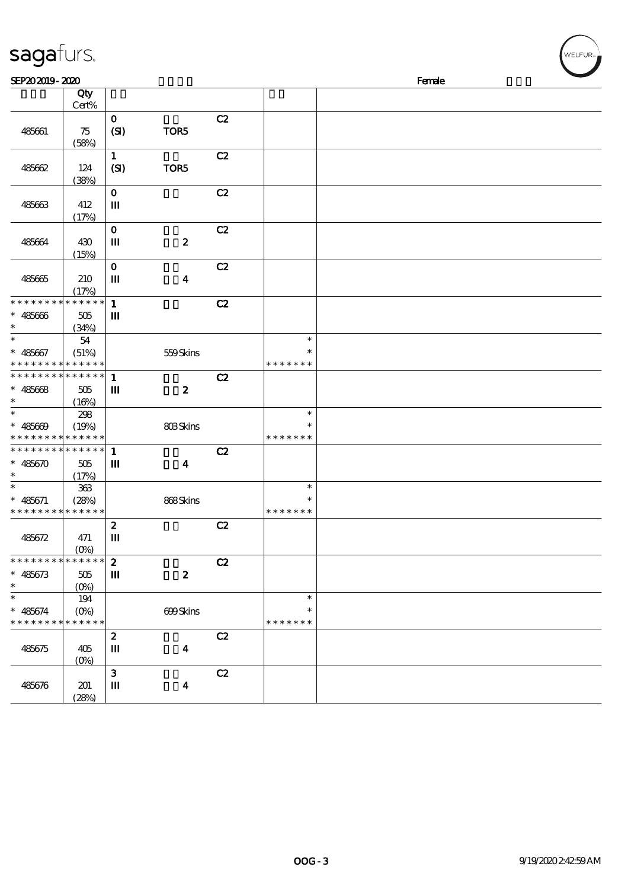SEP20 2019 - 2020 Female

| | Qty Cert% | | | | | |
|---|---|---|---|---|---|---|
| 485661 | 75 (58%) | 0 (SI) | TOR5 | C2 | | |
| 485662 | 124 (38%) | 1 (SI) | TOR5 | C2 | | |
| 485663 | 412 (17%) | 0 III | | C2 | | |
| 485664 | 430 (15%) | 0 III | 2 | C2 | | |
| 485665 | 210 (17%) | 0 III | 4 | C2 | | |
| * * * * * * * * * * * * * * * 485666 * | 505 (34%) | 1 III | | C2 | | |
| * * 485667 * * * * * * * * * * * * * * | 54 (51%) | | 559 Skins | | * * * * * * * * * | |
| * * * * * * * * * * * * * * * 485668 * | 505 (16%) | 1 III | 2 | C2 | | |
| * * 485669 * * * * * * * * * * * * * * | 298 (19%) | | 803 Skins | | * * * * * * * * * | |
| * * * * * * * * * * * * * * * 485670 * | 505 (17%) | 1 III | 4 | C2 | | |
| * * 485671 * * * * * * * * * * * * * * | 363 (28%) | | 868 Skins | | * * * * * * * * * | |
| 485672 | 471 (0%) | 2 III | | C2 | | |
| * * * * * * * * * * * * * * * 485673 * | 505 (0%) | 2 III | 2 | C2 | | |
| * * 485674 * * * * * * * * * * * * * * | 194 (0%) | | 699 Skins | | * * * * * * * * * | |
| 485675 | 405 (0%) | 2 III | 4 | C2 | | |
| 485676 | 201 (28%) | 3 III | 4 | C2 | | |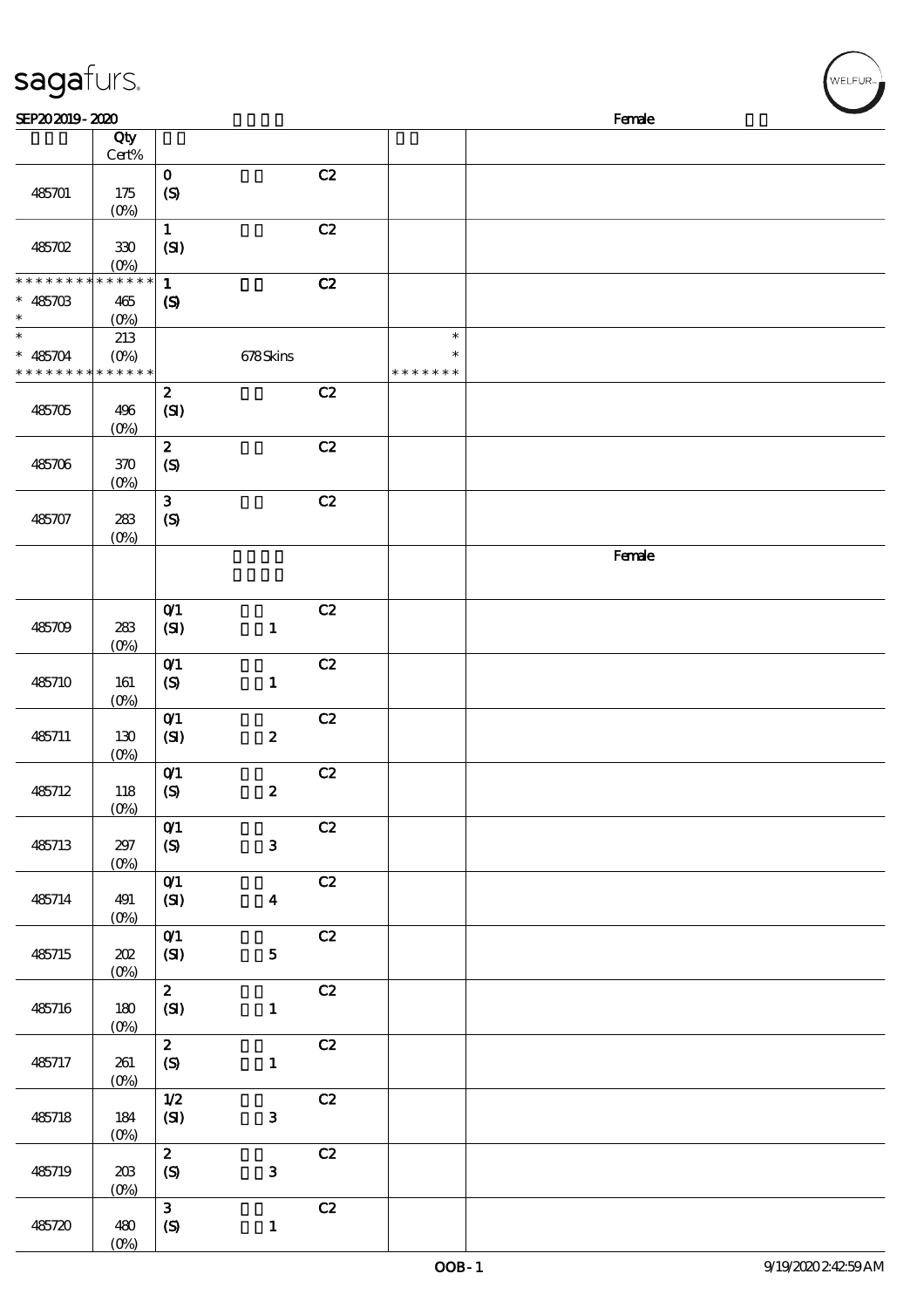| | Qty Cert% | | | | | Female |
|---|---|---|---|---|---|---|
| 485701 | 175 (0%) | 0 (S) | | C2 | | |
| 485702 | 330 (0%) | 1 (SI) | | C2 | | |
| * * * * * * * * * * * * * * 485703 * | 465 (0%) | 1 (S) | | C2 | | |
| * * 485704 * * * * * * * * * * * * * * | 213 (0%) | | 678 Skins | | * * * * * * * * * | |
| 485705 | 496 (0%) | 2 (SI) | | C2 | | |
| 485706 | 370 (0%) | 2 (S) | | C2 | | |
| 485707 | 283 (0%) | 3 (S) | | C2 | | |
| | | | | | | Female |
| 485709 | 283 (0%) | 0/1 (SI) | 1 | C2 | | |
| 485710 | 161 (0%) | 0/1 (S) | 1 | C2 | | |
| 485711 | 130 (0%) | 0/1 (SI) | 2 | C2 | | |
| 485712 | 118 (0%) | 0/1 (S) | 2 | C2 | | |
| 485713 | 297 (0%) | 0/1 (S) | 3 | C2 | | |
| 485714 | 491 (0%) | 0/1 (SI) | 4 | C2 | | |
| 485715 | 202 (0%) | 0/1 (SI) | 5 | C2 | | |
| 485716 | 180 (0%) | 2 (SI) | 1 | C2 | | |
| 485717 | 261 (0%) | 2 (S) | 1 | C2 | | |
| 485718 | 184 (0%) | 1/2 (SI) | 3 | C2 | | |
| 485719 | 203 (0%) | 2 (S) | 3 | C2 | | |
| 485720 | 480 (0%) | 3 (S) | 1 | C2 | | |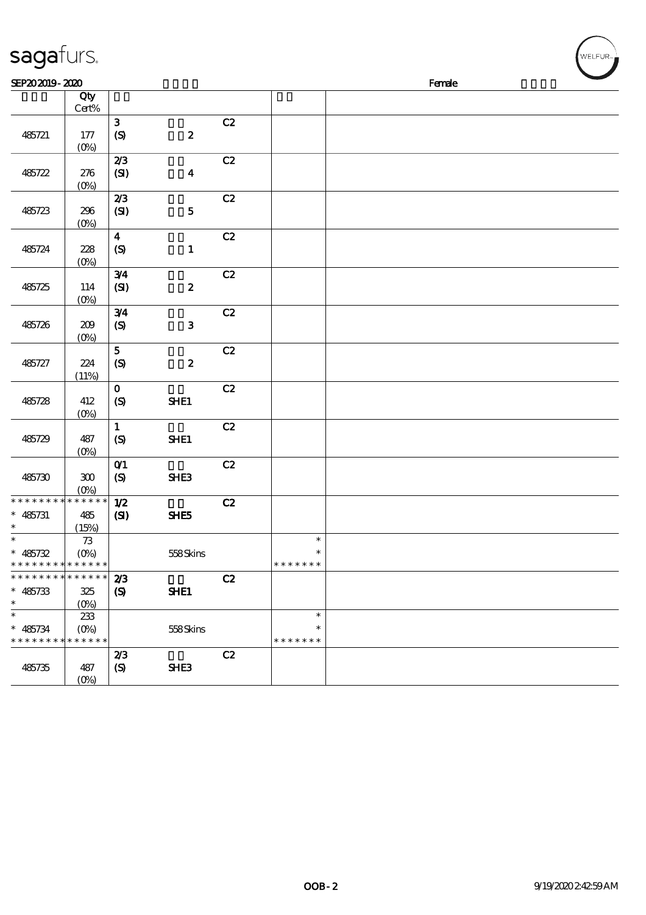| | Qty Cert% | | | | | |
|---|---|---|---|---|---|---|
| 485721 | 177 (0%) | 3 (S) | 2 | C2 | | |
| 485722 | 276 (0%) | 2/3 (SI) | 4 | C2 | | |
| 485723 | 296 (0%) | 2/3 (SI) | 5 | C2 | | |
| 485724 | 228 (0%) | 4 (S) | 1 | C2 | | |
| 485725 | 114 (0%) | 3/4 (SI) | 2 | C2 | | |
| 485726 | 209 (0%) | 3/4 (S) | 3 | C2 | | |
| 485727 | 224 (11%) | 5 (S) | 2 | C2 | | |
| 485728 | 412 (0%) | 0 (S) | SHE1 | C2 | | |
| 485729 | 487 (0%) | 1 (S) | SHE1 | C2 | | |
| 485730 | 300 (0%) | 0/1 (S) | SHE3 | C2 | | |
| * 485731 | 485 (15%) | 1/2 (SI) | SHE5 | C2 | | |
| * 485732 | 73 (0%) | | 558 Skins | | * | |
| * 485733 | 325 (0%) | 2/3 (S) | SHE1 | C2 | | |
| * 485734 | 233 (0%) | | 558 Skins | | * | |
| 485735 | 487 (0%) | 2/3 (S) | SHE3 | C2 | | |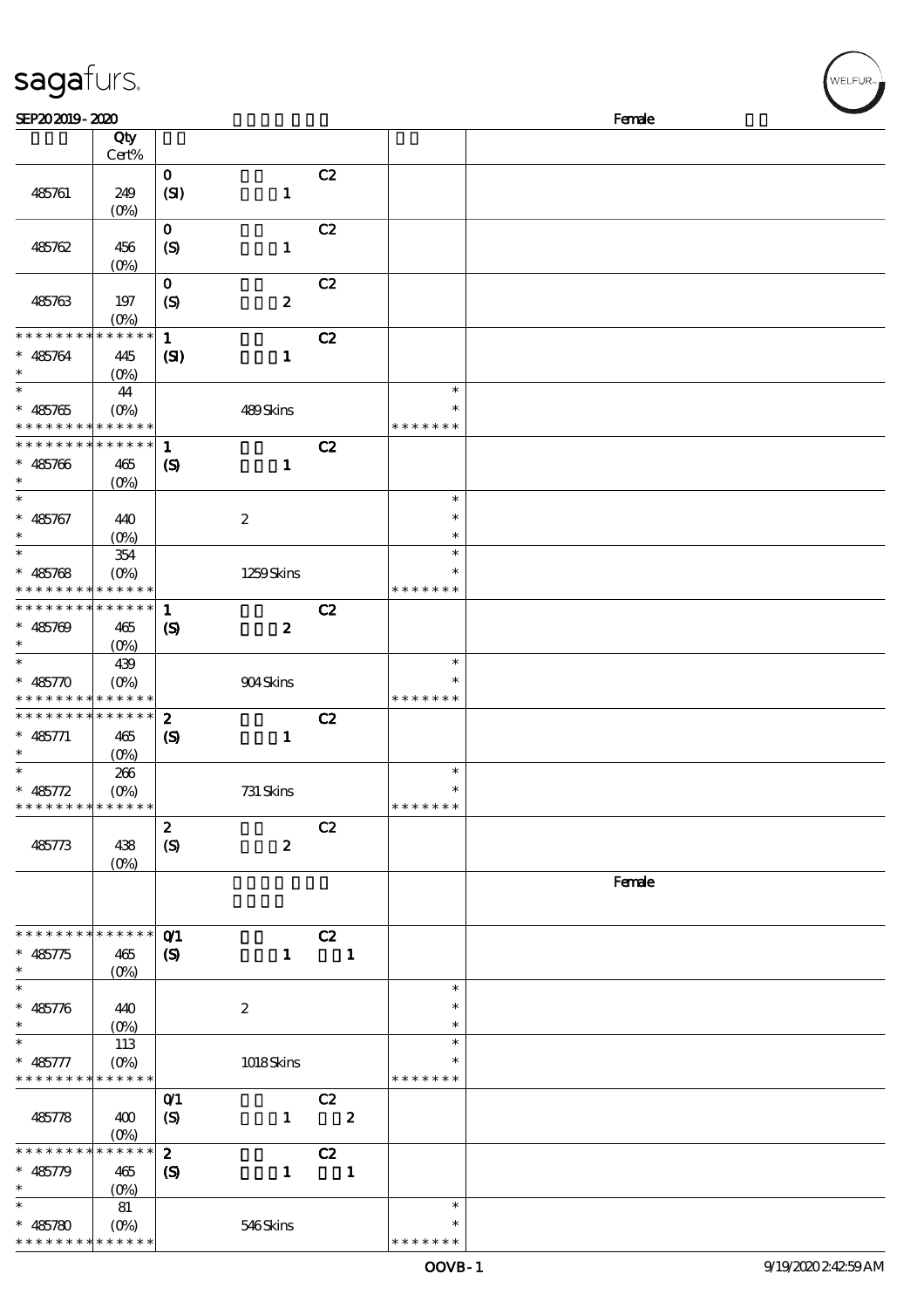| | Qty Cert% | | | |
|---|---|---|---|---|
| 485761 | 249 (0%) | 0 (SI) 1 C2 | | |
| 485762 | 456 (0%) | 0 (S) 1 C2 | | |
| 485763 | 197 (0%) | 0 (S) 2 C2 | | |
| * * * * * * * * * * * * * * | | 1 | C2 | |
| * 485764 * | 445 (0%) | (SI) 1 | | |
| * | 44 | | | * |
| * 485765 | (0%) | 489 Skins | | * |
| * * * * * * * * * * * * * * | | | | * * * * * * * |
| * * * * * * * * * * * * * * | | 1 | C2 | |
| * 485766 * | 465 (0%) | (S) 1 | | |
| * | | | | * |
| * 485767 * | 440 (0%) | 2 | | * * |
| * | 354 | | | * |
| * 485768 | (0%) | 1259 Skins | | * |
| * * * * * * * * * * * * * * | | | | * * * * * * * |
| * * * * * * * * * * * * * * | | 1 | C2 | |
| * 485769 * | 465 (0%) | (S) 2 | | |
| * | 439 | | | * |
| * 485770 | (0%) | 904 Skins | | * |
| * * * * * * * * * * * * * * | | | | * * * * * * * |
| * * * * * * * * * * * * * * | | 2 | C2 | |
| * 485771 * | 465 (0%) | (S) 1 | | |
| * | 266 | | | * |
| * 485772 | (0%) | 731 Skins | | * |
| * * * * * * * * * * * * * * | | | | * * * * * * * |
| 485773 | 438 (0%) | 2 (S) 2 C2 | | |
| | | | | Female |
| * * * * * * * * * * * * * * | | 0/1 | C2 | |
| * 485775 * | 465 (0%) | (S) 1 1 | | |
| * | | | | * |
| * 485776 * | 440 (0%) | 2 | | * * |
| * | 113 | | | * |
| * 485777 | (0%) | 1018 Skins | | * |
| * * * * * * * * * * * * * * | | | | * * * * * * * |
| 485778 | 400 (0%) | 0/1 (S) 1 2 C2 | | |
| * * * * * * * * * * * * * * | | 2 | C2 | |
| * 485779 * | 465 (0%) | (S) 1 1 | | |
| * | 81 | | | * |
| * 485780 | (0%) | 546 Skins | | * |
| * * * * * * * * * * * * * * | | | | * * * * * * * |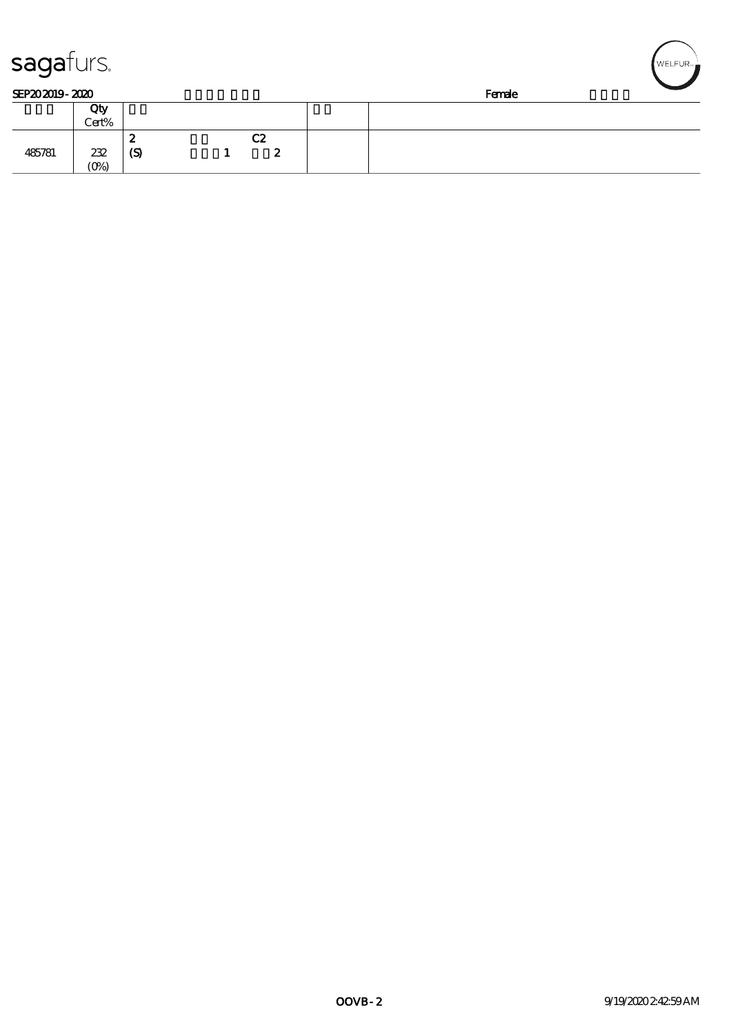sagafurs.

SEP20 2019 - 2020 Female

| | Qty Cert% | | | |
|---|---|---|---|---|
| 485781 | 232 (0%) | 2 (S) 1 C2 2 | | |

OOVB - 2